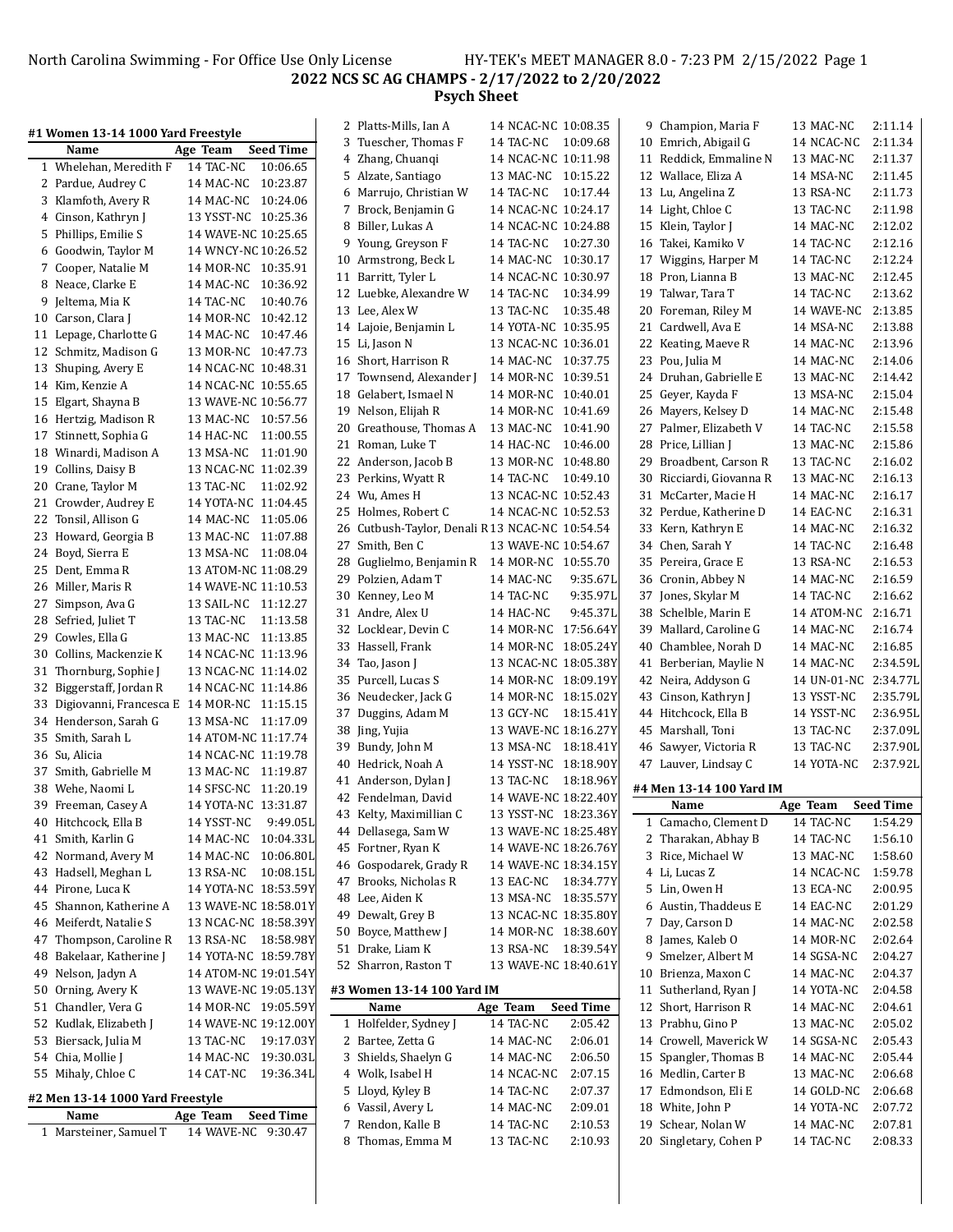North Carolina Swimming - For Office Use Only License HY-TEK's MEET MANAGER 8.0 - 7:23 PM 2/15/2022 Page 1

# 2022 NCS SC AG CHAMPS - 2/17/2022 to 2/20/2022

## Psych Sheet

### #1 Women 13-14 1000 Yard Freestyle

| | Name | Age | Team | Seed Time |
|---|---|---|---|---|
| 1 | Whelehan, Meredith F | 14 | TAC-NC | 10:06.65 |
| 2 | Pardue, Audrey C | 14 | MAC-NC | 10:23.87 |
| 3 | Klamfoth, Avery R | 14 | MAC-NC | 10:24.06 |
| 4 | Cinson, Kathryn J | 13 | YSST-NC | 10:25.36 |
| 5 | Phillips, Emilie S | 14 | WAVE-NC | 10:25.65 |
| 6 | Goodwin, Taylor M | 14 | WNCY-NC | 10:26.52 |
| 7 | Cooper, Natalie M | 14 | MOR-NC | 10:35.91 |
| 8 | Neace, Clarke E | 14 | MAC-NC | 10:36.92 |
| 9 | Jeltema, Mia K | 14 | TAC-NC | 10:40.76 |
| 10 | Carson, Clara J | 14 | MOR-NC | 10:42.12 |
| 11 | Lepage, Charlotte G | 14 | MAC-NC | 10:47.46 |
| 12 | Schmitz, Madison G | 13 | MOR-NC | 10:47.73 |
| 13 | Shuping, Avery E | 14 | NCAC-NC | 10:48.31 |
| 14 | Kim, Kenzie A | 14 | NCAC-NC | 10:55.65 |
| 15 | Elgart, Shayna B | 13 | WAVE-NC | 10:56.77 |
| 16 | Hertzig, Madison R | 13 | MAC-NC | 10:57.56 |
| 17 | Stinnett, Sophia G | 14 | HAC-NC | 11:00.55 |
| 18 | Winardi, Madison A | 13 | MSA-NC | 11:01.90 |
| 19 | Collins, Daisy B | 13 | NCAC-NC | 11:02.39 |
| 20 | Crane, Taylor M | 13 | TAC-NC | 11:02.92 |
| 21 | Crowder, Audrey E | 14 | YOTA-NC | 11:04.45 |
| 22 | Tonsil, Allison G | 14 | MAC-NC | 11:05.06 |
| 23 | Howard, Georgia B | 13 | MAC-NC | 11:07.88 |
| 24 | Boyd, Sierra E | 13 | MSA-NC | 11:08.04 |
| 25 | Dent, Emma R | 13 | ATOM-NC | 11:08.29 |
| 26 | Miller, Maris R | 14 | WAVE-NC | 11:10.53 |
| 27 | Simpson, Ava G | 13 | SAIL-NC | 11:12.27 |
| 28 | Sefried, Juliet T | 13 | TAC-NC | 11:13.58 |
| 29 | Cowles, Ella G | 13 | MAC-NC | 11:13.85 |
| 30 | Collins, Mackenzie K | 14 | NCAC-NC | 11:13.96 |
| 31 | Thornburg, Sophie J | 13 | NCAC-NC | 11:14.02 |
| 32 | Biggerstaff, Jordan R | 14 | NCAC-NC | 11:14.86 |
| 33 | Digiovanni, Francesca E | 14 | MOR-NC | 11:15.15 |
| 34 | Henderson, Sarah G | 13 | MSA-NC | 11:17.09 |
| 35 | Smith, Sarah L | 14 | ATOM-NC | 11:17.74 |
| 36 | Su, Alicia | 14 | NCAC-NC | 11:19.78 |
| 37 | Smith, Gabrielle M | 13 | MAC-NC | 11:19.87 |
| 38 | Wehe, Naomi L | 14 | SFSC-NC | 11:20.19 |
| 39 | Freeman, Casey A | 14 | YOTA-NC | 13:31.87 |
| 40 | Hitchcock, Ella B | 14 | YSST-NC | 9:49.05L |
| 41 | Smith, Karlin G | 14 | MAC-NC | 10:04.33L |
| 42 | Normand, Avery M | 14 | MAC-NC | 10:06.80L |
| 43 | Hadsell, Meghan L | 13 | RSA-NC | 10:08.15L |
| 44 | Pirone, Luca K | 14 | YOTA-NC | 18:53.59Y |
| 45 | Shannon, Katherine A | 13 | WAVE-NC | 18:58.01Y |
| 46 | Meiferdt, Natalie S | 13 | NCAC-NC | 18:58.39Y |
| 47 | Thompson, Caroline R | 13 | RSA-NC | 18:58.98Y |
| 48 | Bakelaar, Katherine J | 14 | YOTA-NC | 18:59.78Y |
| 49 | Nelson, Jadyn A | 14 | ATOM-NC | 19:01.54Y |
| 50 | Orning, Avery K | 13 | WAVE-NC | 19:05.13Y |
| 51 | Chandler, Vera G | 14 | MOR-NC | 19:05.59Y |
| 52 | Kudlak, Elizabeth J | 14 | WAVE-NC | 19:12.00Y |
| 53 | Biersack, Julia M | 13 | TAC-NC | 19:17.03Y |
| 54 | Chia, Mollie J | 14 | MAC-NC | 19:30.03L |
| 55 | Mihaly, Chloe C | 14 | CAT-NC | 19:36.34L |

### #2 Men 13-14 1000 Yard Freestyle

| | Name | Age | Team | Seed Time |
|---|---|---|---|---|
| 1 | Marsteiner, Samuel T | 14 | WAVE-NC | 9:30.47 |
| 2 | Platts-Mills, Ian A | 14 | NCAC-NC | 10:08.35 |
| 3 | Tuescher, Thomas F | 14 | TAC-NC | 10:09.68 |
| 4 | Zhang, Chuanqi | 14 | NCAC-NC | 10:11.98 |
| 5 | Alzate, Santiago | 13 | MAC-NC | 10:15.22 |
| 6 | Marrujo, Christian W | 14 | TAC-NC | 10:17.44 |
| 7 | Brock, Benjamin G | 14 | NCAC-NC | 10:24.17 |
| 8 | Biller, Lukas A | 14 | NCAC-NC | 10:24.88 |
| 9 | Young, Greyson F | 14 | TAC-NC | 10:27.30 |
| 10 | Armstrong, Beck L | 14 | MAC-NC | 10:30.17 |
| 11 | Barritt, Tyler L | 14 | NCAC-NC | 10:30.97 |
| 12 | Luebke, Alexandre W | 14 | TAC-NC | 10:34.99 |
| 13 | Lee, Alex W | 13 | TAC-NC | 10:35.48 |
| 14 | Lajoie, Benjamin L | 14 | YOTA-NC | 10:35.95 |
| 15 | Li, Jason N | 13 | NCAC-NC | 10:36.01 |
| 16 | Short, Harrison R | 14 | MAC-NC | 10:37.75 |
| 17 | Townsend, Alexander J | 14 | MOR-NC | 10:39.51 |
| 18 | Gelabert, Ismael N | 14 | MOR-NC | 10:40.01 |
| 19 | Nelson, Elijah R | 14 | MOR-NC | 10:41.69 |
| 20 | Greathouse, Thomas A | 13 | MAC-NC | 10:41.90 |
| 21 | Roman, Luke T | 14 | HAC-NC | 10:46.00 |
| 22 | Anderson, Jacob B | 13 | MOR-NC | 10:48.80 |
| 23 | Perkins, Wyatt R | 14 | TAC-NC | 10:49.10 |
| 24 | Wu, Ames H | 13 | NCAC-NC | 10:52.43 |
| 25 | Holmes, Robert C | 14 | NCAC-NC | 10:52.53 |
| 26 | Cutbush-Taylor, Denali R | 13 | NCAC-NC | 10:54.54 |
| 27 | Smith, Ben C | 13 | WAVE-NC | 10:54.67 |
| 28 | Guglielmo, Benjamin R | 14 | MOR-NC | 10:55.70 |
| 29 | Polzien, Adam T | 14 | MAC-NC | 9:35.67L |
| 30 | Kenney, Leo M | 14 | TAC-NC | 9:35.97L |
| 31 | Andre, Alex U | 14 | HAC-NC | 9:45.37L |
| 32 | Locklear, Devin C | 14 | MOR-NC | 17:56.64Y |
| 33 | Hassell, Frank | 14 | MOR-NC | 18:05.24Y |
| 34 | Tao, Jason J | 13 | NCAC-NC | 18:05.38Y |
| 35 | Purcell, Lucas S | 14 | MOR-NC | 18:09.19Y |
| 36 | Neudecker, Jack G | 14 | MOR-NC | 18:15.02Y |
| 37 | Duggins, Adam M | 13 | GCY-NC | 18:15.41Y |
| 38 | Jing, Yujia | 13 | WAVE-NC | 18:16.27Y |
| 39 | Bundy, John M | 13 | MSA-NC | 18:18.41Y |
| 40 | Hedrick, Noah A | 14 | YSST-NC | 18:18.90Y |
| 41 | Anderson, Dylan J | 13 | TAC-NC | 18:18.96Y |
| 42 | Fendelman, David | 14 | WAVE-NC | 18:22.40Y |
| 43 | Kelty, Maximillian C | 13 | YSST-NC | 18:23.36Y |
| 44 | Dellasega, Sam W | 13 | WAVE-NC | 18:25.48Y |
| 45 | Fortner, Ryan K | 14 | WAVE-NC | 18:26.76Y |
| 46 | Gospodarek, Grady R | 14 | WAVE-NC | 18:34.15Y |
| 47 | Brooks, Nicholas R | 13 | EAC-NC | 18:34.77Y |
| 48 | Lee, Aiden K | 13 | MSA-NC | 18:35.57Y |
| 49 | Dewalt, Grey B | 13 | NCAC-NC | 18:35.80Y |
| 50 | Boyce, Matthew J | 14 | MOR-NC | 18:38.60Y |
| 51 | Drake, Liam K | 13 | RSA-NC | 18:39.54Y |
| 52 | Sharron, Raston T | 13 | WAVE-NC | 18:40.61Y |

### #3 Women 13-14 100 Yard IM

| | Name | Age | Team | Seed Time |
|---|---|---|---|---|
| 1 | Holfelder, Sydney J | 14 | TAC-NC | 2:05.42 |
| 2 | Bartee, Zetta G | 14 | MAC-NC | 2:06.01 |
| 3 | Shields, Shaelyn G | 14 | MAC-NC | 2:06.50 |
| 4 | Wolk, Isabel H | 14 | NCAC-NC | 2:07.15 |
| 5 | Lloyd, Kyley B | 14 | TAC-NC | 2:07.37 |
| 6 | Vassil, Avery L | 14 | MAC-NC | 2:09.01 |
| 7 | Rendon, Kalle B | 14 | TAC-NC | 2:10.53 |
| 8 | Thomas, Emma M | 13 | TAC-NC | 2:10.93 |
| 9 | Champion, Maria F | 13 | MAC-NC | 2:11.14 |
| 10 | Emrich, Abigail G | 14 | NCAC-NC | 2:11.34 |
| 11 | Reddick, Emmaline N | 13 | MAC-NC | 2:11.37 |
| 12 | Wallace, Eliza A | 14 | MSA-NC | 2:11.45 |
| 13 | Lu, Angelina Z | 13 | RSA-NC | 2:11.73 |
| 14 | Light, Chloe C | 13 | TAC-NC | 2:11.98 |
| 15 | Klein, Taylor J | 14 | MAC-NC | 2:12.02 |
| 16 | Takei, Kamiko V | 14 | TAC-NC | 2:12.16 |
| 17 | Wiggins, Harper M | 14 | TAC-NC | 2:12.24 |
| 18 | Pron, Lianna B | 13 | MAC-NC | 2:12.45 |
| 19 | Talwar, Tara T | 14 | TAC-NC | 2:13.62 |
| 20 | Foreman, Riley M | 14 | WAVE-NC | 2:13.85 |
| 21 | Cardwell, Ava E | 14 | MSA-NC | 2:13.88 |
| 22 | Keating, Maeve R | 14 | MAC-NC | 2:13.96 |
| 23 | Pou, Julia M | 14 | MAC-NC | 2:14.06 |
| 24 | Druhan, Gabrielle E | 13 | MAC-NC | 2:14.42 |
| 25 | Geyer, Kayda F | 13 | MSA-NC | 2:15.04 |
| 26 | Mayers, Kelsey D | 14 | MAC-NC | 2:15.48 |
| 27 | Palmer, Elizabeth V | 14 | TAC-NC | 2:15.58 |
| 28 | Price, Lillian J | 13 | MAC-NC | 2:15.86 |
| 29 | Broadbent, Carson R | 13 | TAC-NC | 2:16.02 |
| 30 | Ricciardi, Giovanna R | 13 | MAC-NC | 2:16.13 |
| 31 | McCarter, Macie H | 14 | MAC-NC | 2:16.17 |
| 32 | Perdue, Katherine D | 14 | EAC-NC | 2:16.31 |
| 33 | Kern, Kathryn E | 14 | MAC-NC | 2:16.32 |
| 34 | Chen, Sarah Y | 14 | TAC-NC | 2:16.48 |
| 35 | Pereira, Grace E | 13 | RSA-NC | 2:16.53 |
| 36 | Cronin, Abbey N | 14 | MAC-NC | 2:16.59 |
| 37 | Jones, Skylar M | 14 | TAC-NC | 2:16.62 |
| 38 | Schelble, Marin E | 14 | ATOM-NC | 2:16.71 |
| 39 | Mallard, Caroline G | 14 | MAC-NC | 2:16.74 |
| 40 | Chamblee, Norah D | 14 | MAC-NC | 2:16.85 |
| 41 | Berberian, Maylie N | 14 | MAC-NC | 2:34.59L |
| 42 | Neira, Addyson G | 14 | UN-01-NC | 2:34.77L |
| 43 | Cinson, Kathryn J | 13 | YSST-NC | 2:35.79L |
| 44 | Hitchcock, Ella B | 14 | YSST-NC | 2:36.95L |
| 45 | Marshall, Toni | 13 | TAC-NC | 2:37.09L |
| 46 | Sawyer, Victoria R | 13 | TAC-NC | 2:37.90L |
| 47 | Lauver, Lindsay C | 14 | YOTA-NC | 2:37.92L |

### #4 Men 13-14 100 Yard IM

| | Name | Age | Team | Seed Time |
|---|---|---|---|---|
| 1 | Camacho, Clement D | 14 | TAC-NC | 1:54.29 |
| 2 | Tharakan, Abhay B | 14 | TAC-NC | 1:56.10 |
| 3 | Rice, Michael W | 13 | MAC-NC | 1:58.60 |
| 4 | Li, Lucas Z | 14 | NCAC-NC | 1:59.78 |
| 5 | Lin, Owen H | 13 | ECA-NC | 2:00.95 |
| 6 | Austin, Thaddeus E | 14 | EAC-NC | 2:01.29 |
| 7 | Day, Carson D | 14 | MAC-NC | 2:02.58 |
| 8 | James, Kaleb O | 14 | MOR-NC | 2:02.64 |
| 9 | Smelzer, Albert M | 14 | SGSA-NC | 2:04.27 |
| 10 | Brienza, Maxon C | 14 | MAC-NC | 2:04.37 |
| 11 | Sutherland, Ryan J | 14 | YOTA-NC | 2:04.58 |
| 12 | Short, Harrison R | 14 | MAC-NC | 2:04.61 |
| 13 | Prabhu, Gino P | 13 | MAC-NC | 2:05.02 |
| 14 | Crowell, Maverick W | 14 | SGSA-NC | 2:05.43 |
| 15 | Spangler, Thomas B | 14 | MAC-NC | 2:05.44 |
| 16 | Medlin, Carter B | 13 | MAC-NC | 2:06.68 |
| 17 | Edmondson, Eli E | 14 | GOLD-NC | 2:06.68 |
| 18 | White, John P | 14 | YOTA-NC | 2:07.72 |
| 19 | Schear, Nolan W | 14 | MAC-NC | 2:07.81 |
| 20 | Singletary, Cohen P | 14 | TAC-NC | 2:08.33 |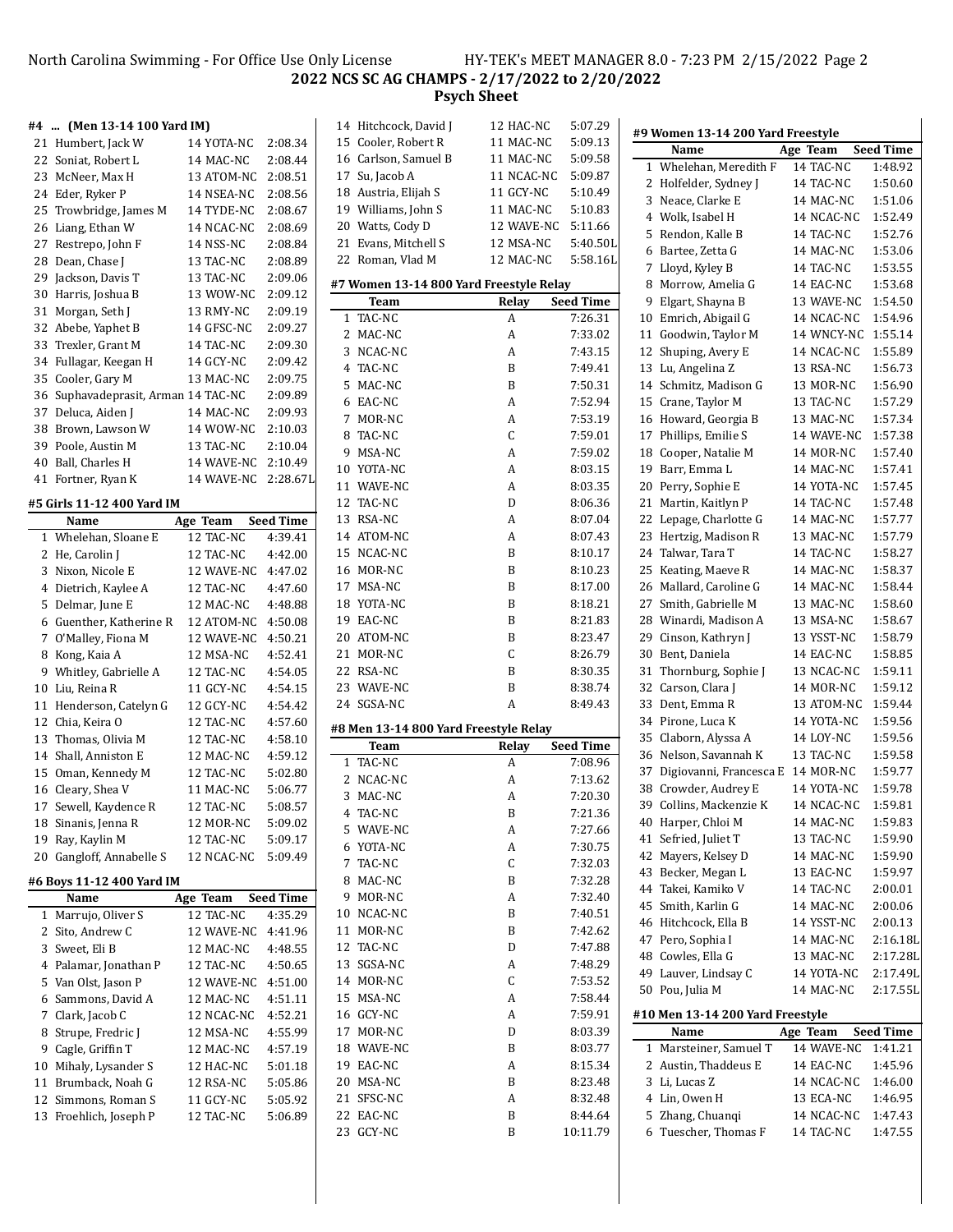# 2022 NCS SC AG CHAMPS - 2/17/2022 to 2/20/2022

## Psych Sheet

#### #4 ... (Men 13-14 100 Yard IM)

| | Name | Age | Team | Seed Time |
|---|---|---|---|---|
| 21 | Humbert, Jack W | 14 | YOTA-NC | 2:08.34 |
| 22 | Soniat, Robert L | 14 | MAC-NC | 2:08.44 |
| 23 | McNeer, Max H | 13 | ATOM-NC | 2:08.51 |
| 24 | Eder, Ryker P | 14 | NSEA-NC | 2:08.56 |
| 25 | Trowbridge, James M | 14 | TYDE-NC | 2:08.67 |
| 26 | Liang, Ethan W | 14 | NCAC-NC | 2:08.69 |
| 27 | Restrepo, John F | 14 | NSS-NC | 2:08.84 |
| 28 | Dean, Chase J | 13 | TAC-NC | 2:08.89 |
| 29 | Jackson, Davis T | 13 | TAC-NC | 2:09.06 |
| 30 | Harris, Joshua B | 13 | WOW-NC | 2:09.12 |
| 31 | Morgan, Seth J | 13 | RMY-NC | 2:09.19 |
| 32 | Abebe, Yaphet B | 14 | GFSC-NC | 2:09.27 |
| 33 | Trexler, Grant M | 14 | TAC-NC | 2:09.30 |
| 34 | Fullagar, Keegan H | 14 | GCY-NC | 2:09.42 |
| 35 | Cooler, Gary M | 13 | MAC-NC | 2:09.75 |
| 36 | Suphavadeprasit, Arman | 14 | TAC-NC | 2:09.89 |
| 37 | Deluca, Aiden J | 14 | MAC-NC | 2:09.93 |
| 38 | Brown, Lawson W | 14 | WOW-NC | 2:10.03 |
| 39 | Poole, Austin M | 13 | TAC-NC | 2:10.04 |
| 40 | Ball, Charles H | 14 | WAVE-NC | 2:10.49 |
| 41 | Fortner, Ryan K | 14 | WAVE-NC | 2:28.67L |

#### #5 Girls 11-12 400 Yard IM

| | Name | Age | Team | Seed Time |
|---|---|---|---|---|
| 1 | Whelehan, Sloane E | 12 | TAC-NC | 4:39.41 |
| 2 | He, Carolin J | 12 | TAC-NC | 4:42.00 |
| 3 | Nixon, Nicole E | 12 | WAVE-NC | 4:47.02 |
| 4 | Dietrich, Kaylee A | 12 | TAC-NC | 4:47.60 |
| 5 | Delmar, June E | 12 | MAC-NC | 4:48.88 |
| 6 | Guenther, Katherine R | 12 | ATOM-NC | 4:50.08 |
| 7 | O'Malley, Fiona M | 12 | WAVE-NC | 4:50.21 |
| 8 | Kong, Kaia A | 12 | MSA-NC | 4:52.41 |
| 9 | Whitley, Gabrielle A | 12 | TAC-NC | 4:54.05 |
| 10 | Liu, Reina R | 11 | GCY-NC | 4:54.15 |
| 11 | Henderson, Catelyn G | 12 | GCY-NC | 4:54.42 |
| 12 | Chia, Keira O | 12 | TAC-NC | 4:57.60 |
| 13 | Thomas, Olivia M | 12 | TAC-NC | 4:58.10 |
| 14 | Shall, Anniston E | 12 | MAC-NC | 4:59.12 |
| 15 | Oman, Kennedy M | 12 | TAC-NC | 5:02.80 |
| 16 | Cleary, Shea V | 11 | MAC-NC | 5:06.77 |
| 17 | Sewell, Kaydence R | 12 | TAC-NC | 5:08.57 |
| 18 | Sinanis, Jenna R | 12 | MOR-NC | 5:09.02 |
| 19 | Ray, Kaylin M | 12 | TAC-NC | 5:09.17 |
| 20 | Gangloff, Annabelle S | 12 | NCAC-NC | 5:09.49 |

#### #6 Boys 11-12 400 Yard IM

| | Name | Age | Team | Seed Time |
|---|---|---|---|---|
| 1 | Marrujo, Oliver S | 12 | TAC-NC | 4:35.29 |
| 2 | Sito, Andrew C | 12 | WAVE-NC | 4:41.96 |
| 3 | Sweet, Eli B | 12 | MAC-NC | 4:48.55 |
| 4 | Palamar, Jonathan P | 12 | TAC-NC | 4:50.65 |
| 5 | Van Olst, Jason P | 12 | WAVE-NC | 4:51.00 |
| 6 | Sammons, David A | 12 | MAC-NC | 4:51.11 |
| 7 | Clark, Jacob C | 12 | NCAC-NC | 4:52.21 |
| 8 | Strupe, Fredric J | 12 | MSA-NC | 4:55.99 |
| 9 | Cagle, Griffin T | 12 | MAC-NC | 4:57.19 |
| 10 | Mihaly, Lysander S | 12 | HAC-NC | 5:01.18 |
| 11 | Brumback, Noah G | 12 | RSA-NC | 5:05.86 |
| 12 | Simmons, Roman S | 11 | GCY-NC | 5:05.92 |
| 13 | Froehlich, Joseph P | 12 | TAC-NC | 5:06.89 |
| 14 | Hitchcock, David J | 12 | HAC-NC | 5:07.29 |
| 15 | Cooler, Robert R | 11 | MAC-NC | 5:09.13 |
| 16 | Carlson, Samuel B | 11 | MAC-NC | 5:09.58 |
| 17 | Su, Jacob A | 11 | NCAC-NC | 5:09.87 |
| 18 | Austria, Elijah S | 11 | GCY-NC | 5:10.49 |
| 19 | Williams, John S | 11 | MAC-NC | 5:10.83 |
| 20 | Watts, Cody D | 12 | WAVE-NC | 5:11.66 |
| 21 | Evans, Mitchell S | 12 | MSA-NC | 5:40.50L |
| 22 | Roman, Vlad M | 12 | MAC-NC | 5:58.16L |

#### #7 Women 13-14 800 Yard Freestyle Relay

| | Team | Relay | Seed Time |
|---|---|---|---|
| 1 | TAC-NC | A | 7:26.31 |
| 2 | MAC-NC | A | 7:33.02 |
| 3 | NCAC-NC | A | 7:43.15 |
| 4 | TAC-NC | B | 7:49.41 |
| 5 | MAC-NC | B | 7:50.31 |
| 6 | EAC-NC | A | 7:52.94 |
| 7 | MOR-NC | A | 7:53.19 |
| 8 | TAC-NC | C | 7:59.01 |
| 9 | MSA-NC | A | 7:59.02 |
| 10 | YOTA-NC | A | 8:03.15 |
| 11 | WAVE-NC | A | 8:03.35 |
| 12 | TAC-NC | D | 8:06.36 |
| 13 | RSA-NC | A | 8:07.04 |
| 14 | ATOM-NC | A | 8:07.43 |
| 15 | NCAC-NC | B | 8:10.17 |
| 16 | MOR-NC | B | 8:10.23 |
| 17 | MSA-NC | B | 8:17.00 |
| 18 | YOTA-NC | B | 8:18.21 |
| 19 | EAC-NC | B | 8:21.83 |
| 20 | ATOM-NC | B | 8:23.47 |
| 21 | MOR-NC | C | 8:26.79 |
| 22 | RSA-NC | B | 8:30.35 |
| 23 | WAVE-NC | B | 8:38.74 |
| 24 | SGSA-NC | A | 8:49.43 |

#### #8 Men 13-14 800 Yard Freestyle Relay

| | Team | Relay | Seed Time |
|---|---|---|---|
| 1 | TAC-NC | A | 7:08.96 |
| 2 | NCAC-NC | A | 7:13.62 |
| 3 | MAC-NC | A | 7:20.30 |
| 4 | TAC-NC | B | 7:21.36 |
| 5 | WAVE-NC | A | 7:27.66 |
| 6 | YOTA-NC | A | 7:30.75 |
| 7 | TAC-NC | C | 7:32.03 |
| 8 | MAC-NC | B | 7:32.28 |
| 9 | MOR-NC | A | 7:32.40 |
| 10 | NCAC-NC | B | 7:40.51 |
| 11 | MOR-NC | B | 7:42.62 |
| 12 | TAC-NC | D | 7:47.88 |
| 13 | SGSA-NC | A | 7:48.29 |
| 14 | MOR-NC | C | 7:53.52 |
| 15 | MSA-NC | A | 7:58.44 |
| 16 | GCY-NC | A | 7:59.91 |
| 17 | MOR-NC | D | 8:03.39 |
| 18 | WAVE-NC | B | 8:03.77 |
| 19 | EAC-NC | A | 8:15.34 |
| 20 | MSA-NC | B | 8:23.48 |
| 21 | SFSC-NC | A | 8:32.48 |
| 22 | EAC-NC | B | 8:44.64 |
| 23 | GCY-NC | B | 10:11.79 |

#### #9 Women 13-14 200 Yard Freestyle

| | Name | Age | Team | Seed Time |
|---|---|---|---|---|
| 1 | Whelehan, Meredith F | 14 | TAC-NC | 1:48.92 |
| 2 | Holfelder, Sydney J | 14 | TAC-NC | 1:50.60 |
| 3 | Neace, Clarke E | 14 | MAC-NC | 1:51.06 |
| 4 | Wolk, Isabel H | 14 | NCAC-NC | 1:52.49 |
| 5 | Rendon, Kalle B | 14 | TAC-NC | 1:52.76 |
| 6 | Bartee, Zetta G | 14 | MAC-NC | 1:53.06 |
| 7 | Lloyd, Kyley B | 14 | TAC-NC | 1:53.55 |
| 8 | Morrow, Amelia G | 14 | EAC-NC | 1:53.68 |
| 9 | Elgart, Shayna B | 13 | WAVE-NC | 1:54.50 |
| 10 | Emrich, Abigail G | 14 | NCAC-NC | 1:54.96 |
| 11 | Goodwin, Taylor M | 14 | WNCY-NC | 1:55.14 |
| 12 | Shuping, Avery E | 14 | NCAC-NC | 1:55.89 |
| 13 | Lu, Angelina Z | 13 | RSA-NC | 1:56.73 |
| 14 | Schmitz, Madison G | 13 | MOR-NC | 1:56.90 |
| 15 | Crane, Taylor M | 13 | TAC-NC | 1:57.29 |
| 16 | Howard, Georgia B | 13 | MAC-NC | 1:57.34 |
| 17 | Phillips, Emilie S | 14 | WAVE-NC | 1:57.38 |
| 18 | Cooper, Natalie M | 14 | MOR-NC | 1:57.40 |
| 19 | Barr, Emma L | 14 | MAC-NC | 1:57.41 |
| 20 | Perry, Sophie E | 14 | YOTA-NC | 1:57.45 |
| 21 | Martin, Kaitlyn P | 14 | TAC-NC | 1:57.48 |
| 22 | Lepage, Charlotte G | 14 | MAC-NC | 1:57.77 |
| 23 | Hertzig, Madison R | 13 | MAC-NC | 1:57.79 |
| 24 | Talwar, Tara T | 14 | TAC-NC | 1:58.27 |
| 25 | Keating, Maeve R | 14 | MAC-NC | 1:58.37 |
| 26 | Mallard, Caroline G | 14 | MAC-NC | 1:58.44 |
| 27 | Smith, Gabrielle M | 13 | MAC-NC | 1:58.60 |
| 28 | Winardi, Madison A | 13 | MSA-NC | 1:58.67 |
| 29 | Cinson, Kathryn J | 13 | YSST-NC | 1:58.79 |
| 30 | Bent, Daniela | 14 | EAC-NC | 1:58.85 |
| 31 | Thornburg, Sophie J | 13 | NCAC-NC | 1:59.11 |
| 32 | Carson, Clara J | 14 | MOR-NC | 1:59.12 |
| 33 | Dent, Emma R | 13 | ATOM-NC | 1:59.44 |
| 34 | Pirone, Luca K | 14 | YOTA-NC | 1:59.56 |
| 35 | Claborn, Alyssa A | 14 | LOY-NC | 1:59.56 |
| 36 | Nelson, Savannah K | 13 | TAC-NC | 1:59.58 |
| 37 | Digiovanni, Francesca E | 14 | MOR-NC | 1:59.77 |
| 38 | Crowder, Audrey E | 14 | YOTA-NC | 1:59.78 |
| 39 | Collins, Mackenzie K | 14 | NCAC-NC | 1:59.81 |
| 40 | Harper, Chloi M | 14 | MAC-NC | 1:59.83 |
| 41 | Sefried, Juliet T | 13 | TAC-NC | 1:59.90 |
| 42 | Mayers, Kelsey D | 14 | MAC-NC | 1:59.90 |
| 43 | Becker, Megan L | 13 | EAC-NC | 1:59.97 |
| 44 | Takei, Kamiko V | 14 | TAC-NC | 2:00.01 |
| 45 | Smith, Karlin G | 14 | MAC-NC | 2:00.06 |
| 46 | Hitchcock, Ella B | 14 | YSST-NC | 2:00.13 |
| 47 | Pero, Sophia I | 14 | MAC-NC | 2:16.18L |
| 48 | Cowles, Ella G | 13 | MAC-NC | 2:17.28L |
| 49 | Lauver, Lindsay C | 14 | YOTA-NC | 2:17.49L |
| 50 | Pou, Julia M | 14 | MAC-NC | 2:17.55L |

#### #10 Men 13-14 200 Yard Freestyle

| | Name | Age | Team | Seed Time |
|---|---|---|---|---|
| 1 | Marsteiner, Samuel T | 14 | WAVE-NC | 1:41.21 |
| 2 | Austin, Thaddeus E | 14 | EAC-NC | 1:45.96 |
| 3 | Li, Lucas Z | 14 | NCAC-NC | 1:46.00 |
| 4 | Lin, Owen H | 13 | ECA-NC | 1:46.95 |
| 5 | Zhang, Chuanqi | 14 | NCAC-NC | 1:47.43 |
| 6 | Tuescher, Thomas F | 14 | TAC-NC | 1:47.55 |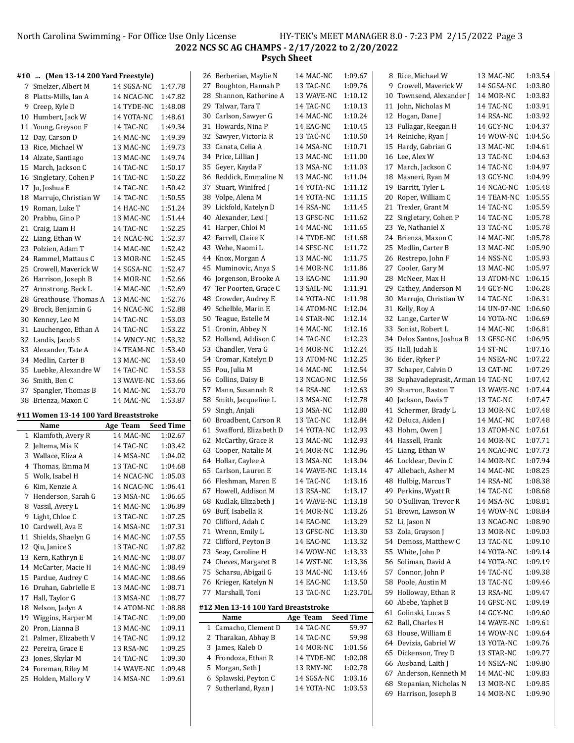# 2022 NCS SC AG CHAMPS - 2/17/2022 to 2/20/2022

## Psych Sheet

### #10 ... (Men 13-14 200 Yard Freestyle)

| | Name | Age | Team | Seed Time |
|---|---|---|---|---|
| 7 | Smelzer, Albert M | 14 | SGSA-NC | 1:47.78 |
| 8 | Platts-Mills, Ian A | 14 | NCAC-NC | 1:47.82 |
| 9 | Creep, Kyle D | 14 | TYDE-NC | 1:48.08 |
| 10 | Humbert, Jack W | 14 | YOTA-NC | 1:48.61 |
| 11 | Young, Greyson F | 14 | TAC-NC | 1:49.34 |
| 12 | Day, Carson D | 14 | MAC-NC | 1:49.39 |
| 13 | Rice, Michael W | 13 | MAC-NC | 1:49.73 |
| 14 | Alzate, Santiago | 13 | MAC-NC | 1:49.74 |
| 15 | March, Jackson C | 14 | TAC-NC | 1:50.17 |
| 16 | Singletary, Cohen P | 14 | TAC-NC | 1:50.22 |
| 17 | Ju, Joshua E | 14 | TAC-NC | 1:50.42 |
| 18 | Marrujo, Christian W | 14 | TAC-NC | 1:50.55 |
| 19 | Roman, Luke T | 14 | HAC-NC | 1:51.24 |
| 20 | Prabhu, Gino P | 13 | MAC-NC | 1:51.44 |
| 21 | Craig, Liam H | 14 | TAC-NC | 1:52.25 |
| 22 | Liang, Ethan W | 14 | NCAC-NC | 1:52.37 |
| 23 | Polzien, Adam T | 14 | MAC-NC | 1:52.42 |
| 24 | Rammel, Mattaus C | 13 | MOR-NC | 1:52.45 |
| 25 | Crowell, Maverick W | 14 | SGSA-NC | 1:52.47 |
| 26 | Harrison, Joseph B | 14 | MOR-NC | 1:52.66 |
| 27 | Armstrong, Beck L | 14 | MAC-NC | 1:52.69 |
| 28 | Greathouse, Thomas A | 13 | MAC-NC | 1:52.76 |
| 29 | Brock, Benjamin G | 14 | NCAC-NC | 1:52.88 |
| 30 | Kenney, Leo M | 14 | TAC-NC | 1:53.03 |
| 31 | Lauchengco, Ethan A | 14 | TAC-NC | 1:53.22 |
| 32 | Landis, Jacob S | 14 | WNCY-NC | 1:53.32 |
| 33 | Alexander, Tate A | 14 | TEAM-NC | 1:53.40 |
| 34 | Medlin, Carter B | 13 | MAC-NC | 1:53.40 |
| 35 | Luebke, Alexandre W | 14 | TAC-NC | 1:53.53 |
| 36 | Smith, Ben C | 13 | WAVE-NC | 1:53.66 |
| 37 | Spangler, Thomas B | 14 | MAC-NC | 1:53.70 |
| 38 | Brienza, Maxon C | 14 | MAC-NC | 1:53.87 |

### #11 Women 13-14 100 Yard Breaststroke

| | Name | Age | Team | Seed Time |
|---|---|---|---|---|
| 1 | Klamfoth, Avery R | 14 | MAC-NC | 1:02.67 |
| 2 | Jeltema, Mia K | 14 | TAC-NC | 1:03.42 |
| 3 | Wallace, Eliza A | 14 | MSA-NC | 1:04.02 |
| 4 | Thomas, Emma M | 13 | TAC-NC | 1:04.68 |
| 5 | Wolk, Isabel H | 14 | NCAC-NC | 1:05.03 |
| 6 | Kim, Kenzie A | 14 | NCAC-NC | 1:06.41 |
| 7 | Henderson, Sarah G | 13 | MSA-NC | 1:06.65 |
| 8 | Vassil, Avery L | 14 | MAC-NC | 1:06.89 |
| 9 | Light, Chloe C | 13 | TAC-NC | 1:07.25 |
| 10 | Cardwell, Ava E | 14 | MSA-NC | 1:07.31 |
| 11 | Shields, Shaelyn G | 14 | MAC-NC | 1:07.55 |
| 12 | Qiu, Janice S | 13 | TAC-NC | 1:07.82 |
| 13 | Kern, Kathryn E | 14 | MAC-NC | 1:08.07 |
| 14 | McCarter, Macie H | 14 | MAC-NC | 1:08.49 |
| 15 | Pardue, Audrey C | 14 | MAC-NC | 1:08.66 |
| 16 | Druhan, Gabrielle E | 13 | MAC-NC | 1:08.71 |
| 17 | Hall, Taylor G | 13 | MSA-NC | 1:08.77 |
| 18 | Nelson, Jadyn A | 14 | ATOM-NC | 1:08.88 |
| 19 | Wiggins, Harper M | 14 | TAC-NC | 1:09.00 |
| 20 | Pron, Lianna B | 13 | MAC-NC | 1:09.11 |
| 21 | Palmer, Elizabeth V | 14 | TAC-NC | 1:09.12 |
| 22 | Pereira, Grace E | 13 | RSA-NC | 1:09.25 |
| 23 | Jones, Skylar M | 14 | TAC-NC | 1:09.30 |
| 24 | Foreman, Riley M | 14 | WAVE-NC | 1:09.48 |
| 25 | Holden, Mallory V | 14 | MSA-NC | 1:09.61 |
| 26 | Berberian, Maylie N | 14 | MAC-NC | 1:09.67 |
| 27 | Boughton, Hannah P | 13 | TAC-NC | 1:09.76 |
| 28 | Shannon, Katherine A | 13 | WAVE-NC | 1:10.12 |
| 29 | Talwar, Tara T | 14 | TAC-NC | 1:10.13 |
| 30 | Carlson, Sawyer G | 14 | MAC-NC | 1:10.24 |
| 31 | Howards, Nina P | 14 | EAC-NC | 1:10.45 |
| 32 | Sawyer, Victoria R | 13 | TAC-NC | 1:10.50 |
| 33 | Canata, Celia A | 14 | MSA-NC | 1:10.71 |
| 34 | Price, Lillian J | 13 | MAC-NC | 1:11.00 |
| 35 | Geyer, Kayda F | 13 | MSA-NC | 1:11.03 |
| 36 | Reddick, Emmaline N | 13 | MAC-NC | 1:11.04 |
| 37 | Stuart, Winifred J | 14 | YOTA-NC | 1:11.12 |
| 38 | Volpe, Alena M | 14 | YOTA-NC | 1:11.15 |
| 39 | Lickfold, Katelyn D | 14 | RSA-NC | 1:11.45 |
| 40 | Alexander, Lexi J | 13 | GFSC-NC | 1:11.62 |
| 41 | Harper, Chloi M | 14 | MAC-NC | 1:11.65 |
| 42 | Farrell, Claire K | 14 | TYDE-NC | 1:11.68 |
| 43 | Wehe, Naomi L | 14 | SFSC-NC | 1:11.72 |
| 44 | Knox, Morgan A | 13 | MAC-NC | 1:11.75 |
| 45 | Muminovic, Anya S | 14 | MOR-NC | 1:11.86 |
| 46 | Jorgenson, Brooke A | 13 | EAC-NC | 1:11.90 |
| 47 | Ter Poorten, Grace C | 13 | SAIL-NC | 1:11.91 |
| 48 | Crowder, Audrey E | 14 | YOTA-NC | 1:11.98 |
| 49 | Schelble, Marin E | 14 | ATOM-NC | 1:12.04 |
| 50 | Teague, Estelle M | 14 | STAR-NC | 1:12.14 |
| 51 | Cronin, Abbey N | 14 | MAC-NC | 1:12.16 |
| 52 | Holland, Addison C | 14 | TAC-NC | 1:12.23 |
| 53 | Chandler, Vera G | 14 | MOR-NC | 1:12.24 |
| 54 | Cromar, Katelyn D | 13 | ATOM-NC | 1:12.25 |
| 55 | Pou, Julia M | 14 | MAC-NC | 1:12.54 |
| 56 | Collins, Daisy B | 13 | NCAC-NC | 1:12.56 |
| 57 | Mann, Susannah R | 14 | RSA-NC | 1:12.63 |
| 58 | Smith, Jacqueline L | 13 | MSA-NC | 1:12.78 |
| 59 | Singh, Anjali | 13 | MSA-NC | 1:12.80 |
| 60 | Broadbent, Carson R | 13 | TAC-NC | 1:12.84 |
| 61 | Swafford, Elizabeth D | 14 | YOTA-NC | 1:12.93 |
| 62 | McCarthy, Grace R | 13 | MAC-NC | 1:12.93 |
| 63 | Cooper, Natalie M | 14 | MOR-NC | 1:12.96 |
| 64 | Hollar, Caylee A | 13 | MSA-NC | 1:13.04 |
| 65 | Carlson, Lauren E | 14 | WAVE-NC | 1:13.14 |
| 66 | Fleshman, Maren E | 14 | TAC-NC | 1:13.16 |
| 67 | Howell, Addison M | 13 | RSA-NC | 1:13.17 |
| 68 | Kudlak, Elizabeth J | 14 | WAVE-NC | 1:13.18 |
| 69 | Buff, Isabella R | 14 | MOR-NC | 1:13.26 |
| 70 | Clifford, Adah C | 14 | EAC-NC | 1:13.29 |
| 71 | Wrenn, Emily L | 13 | GFSC-NC | 1:13.30 |
| 72 | Clifford, Peyton B | 14 | EAC-NC | 1:13.32 |
| 73 | Seay, Caroline H | 14 | WOW-NC | 1:13.33 |
| 74 | Cheves, Margaret B | 14 | WST-NC | 1:13.36 |
| 75 | Scharsu, Abigail G | 13 | MAC-NC | 1:13.46 |
| 76 | Krieger, Katelyn N | 14 | EAC-NC | 1:13.50 |
| 77 | Marshall, Toni | 13 | TAC-NC | 1:23.70L |

### #12 Men 13-14 100 Yard Breaststroke

| | Name | Age | Team | Seed Time |
|---|---|---|---|---|
| 1 | Camacho, Clement D | 14 | TAC-NC | 59.97 |
| 2 | Tharakan, Abhay B | 14 | TAC-NC | 59.98 |
| 3 | James, Kaleb O | 14 | MOR-NC | 1:01.56 |
| 4 | Frondoza, Ethan R | 14 | TYDE-NC | 1:02.08 |
| 5 | Morgan, Seth J | 13 | RMY-NC | 1:02.78 |
| 6 | Splawski, Peyton C | 14 | SGSA-NC | 1:03.16 |
| 7 | Sutherland, Ryan J | 14 | YOTA-NC | 1:03.53 |
| 8 | Rice, Michael W | 13 | MAC-NC | 1:03.54 |
| 9 | Crowell, Maverick W | 14 | SGSA-NC | 1:03.80 |
| 10 | Townsend, Alexander J | 14 | MOR-NC | 1:03.83 |
| 11 | John, Nicholas M | 14 | TAC-NC | 1:03.91 |
| 12 | Hogan, Dane J | 14 | RSA-NC | 1:03.92 |
| 13 | Fullagar, Keegan H | 14 | GCY-NC | 1:04.37 |
| 14 | Reiniche, Ryan J | 14 | WOW-NC | 1:04.56 |
| 15 | Hardy, Gabrian G | 13 | MAC-NC | 1:04.61 |
| 16 | Lee, Alex W | 13 | TAC-NC | 1:04.63 |
| 17 | March, Jackson C | 14 | TAC-NC | 1:04.97 |
| 18 | Masneri, Ryan M | 13 | GCY-NC | 1:04.99 |
| 19 | Barritt, Tyler L | 14 | NCAC-NC | 1:05.48 |
| 20 | Roper, William C | 14 | TEAM-NC | 1:05.55 |
| 21 | Trexler, Grant M | 14 | TAC-NC | 1:05.59 |
| 22 | Singletary, Cohen P | 14 | TAC-NC | 1:05.78 |
| 23 | Ye, Nathaniel X | 13 | TAC-NC | 1:05.78 |
| 24 | Brienza, Maxon C | 14 | MAC-NC | 1:05.78 |
| 25 | Medlin, Carter B | 13 | MAC-NC | 1:05.90 |
| 26 | Restrepo, John F | 14 | NSS-NC | 1:05.93 |
| 27 | Cooler, Gary M | 13 | MAC-NC | 1:05.97 |
| 28 | McNeer, Max H | 13 | ATOM-NC | 1:06.15 |
| 29 | Cathey, Anderson M | 14 | GCY-NC | 1:06.28 |
| 30 | Marrujo, Christian W | 14 | TAC-NC | 1:06.31 |
| 31 | Kelly, Roy A | 14 | UN-07-NC | 1:06.60 |
| 32 | Lange, Carter W | 14 | YOTA-NC | 1:06.69 |
| 33 | Soniat, Robert L | 14 | MAC-NC | 1:06.81 |
| 34 | Delos Santos, Joshua B | 13 | GFSC-NC | 1:06.95 |
| 35 | Hall, Judah E | 14 | ST-NC | 1:07.16 |
| 36 | Eder, Ryker P | 14 | NSEA-NC | 1:07.22 |
| 37 | Schaper, Calvin O | 13 | CAT-NC | 1:07.29 |
| 38 | Suphavadeprasit, Arman | 14 | TAC-NC | 1:07.42 |
| 39 | Sharron, Raston T | 13 | WAVE-NC | 1:07.44 |
| 40 | Jackson, Davis T | 13 | TAC-NC | 1:07.47 |
| 41 | Schermer, Brady L | 13 | MOR-NC | 1:07.48 |
| 42 | Deluca, Aiden J | 14 | MAC-NC | 1:07.48 |
| 43 | Hohm, Owen J | 13 | ATOM-NC | 1:07.61 |
| 44 | Hassell, Frank | 14 | MOR-NC | 1:07.71 |
| 45 | Liang, Ethan W | 14 | NCAC-NC | 1:07.73 |
| 46 | Locklear, Devin C | 14 | MOR-NC | 1:07.94 |
| 47 | Allebach, Asher M | 14 | MAC-NC | 1:08.25 |
| 48 | Hulbig, Marcus T | 14 | RSA-NC | 1:08.38 |
| 49 | Perkins, Wyatt R | 14 | TAC-NC | 1:08.68 |
| 50 | O'Sullivan, Trevor R | 14 | MSA-NC | 1:08.81 |
| 51 | Brown, Lawson W | 14 | WOW-NC | 1:08.84 |
| 52 | Li, Jason N | 13 | NCAC-NC | 1:08.90 |
| 53 | Zola, Grayson J | 13 | MOR-NC | 1:09.03 |
| 54 | Demoss, Matthew C | 13 | TAC-NC | 1:09.10 |
| 55 | White, John P | 14 | YOTA-NC | 1:09.14 |
| 56 | Soliman, David A | 14 | YOTA-NC | 1:09.19 |
| 57 | Connor, John P | 14 | TAC-NC | 1:09.38 |
| 58 | Poole, Austin M | 13 | TAC-NC | 1:09.46 |
| 59 | Holloway, Ethan R | 13 | RSA-NC | 1:09.47 |
| 60 | Abebe, Yaphet B | 14 | GFSC-NC | 1:09.49 |
| 61 | Golinski, Lucas S | 14 | GCY-NC | 1:09.60 |
| 62 | Ball, Charles H | 14 | WAVE-NC | 1:09.61 |
| 63 | House, William E | 14 | WOW-NC | 1:09.64 |
| 64 | Devizia, Gabriel W | 13 | YOTA-NC | 1:09.76 |
| 65 | Dickenson, Trey D | 13 | STAR-NC | 1:09.77 |
| 66 | Ausband, Laith J | 14 | NSEA-NC | 1:09.80 |
| 67 | Anderson, Kenneth M | 14 | MAC-NC | 1:09.83 |
| 68 | Stepanian, Nicholas N | 13 | MOR-NC | 1:09.85 |
| 69 | Harrison, Joseph B | 14 | MOR-NC | 1:09.90 |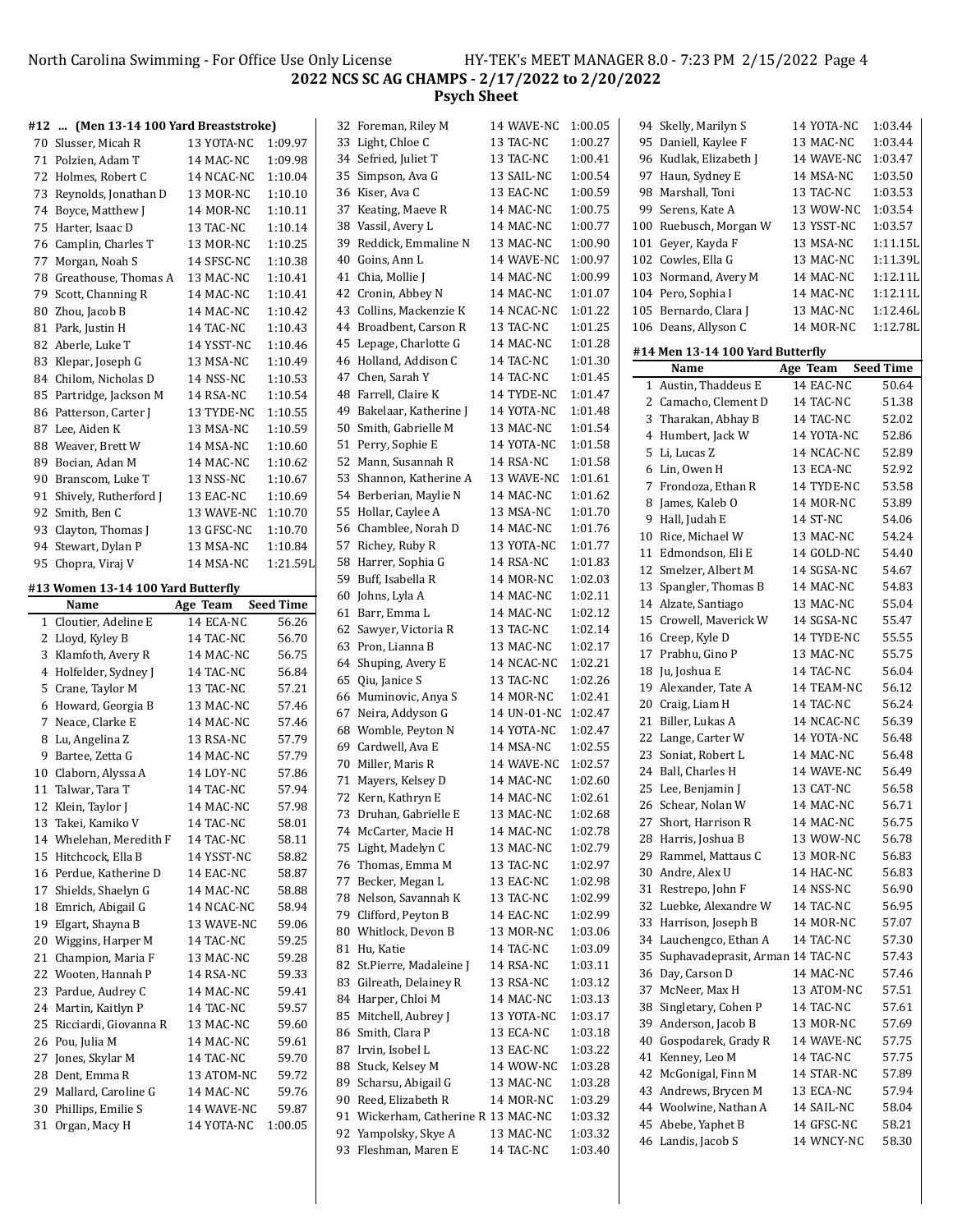**2022 NCS SC AG CHAMPS - 2/17/2022 to 2/20/2022**

**Psych Sheet**

#### #12 ... (Men 13-14 100 Yard Breaststroke)

| | Name | Age | Team | Seed Time |
|---|---|---|---|---|
| 70 | Slusser, Micah R | 13 | YOTA-NC | 1:09.97 |
| 71 | Polzien, Adam T | 14 | MAC-NC | 1:09.98 |
| 72 | Holmes, Robert C | 14 | NCAC-NC | 1:10.04 |
| 73 | Reynolds, Jonathan D | 13 | MOR-NC | 1:10.10 |
| 74 | Boyce, Matthew J | 14 | MOR-NC | 1:10.11 |
| 75 | Harter, Isaac D | 13 | TAC-NC | 1:10.14 |
| 76 | Camplin, Charles T | 13 | MOR-NC | 1:10.25 |
| 77 | Morgan, Noah S | 14 | SFSC-NC | 1:10.38 |
| 78 | Greathouse, Thomas A | 13 | MAC-NC | 1:10.41 |
| 79 | Scott, Channing R | 14 | MAC-NC | 1:10.41 |
| 80 | Zhou, Jacob B | 14 | MAC-NC | 1:10.42 |
| 81 | Park, Justin H | 14 | TAC-NC | 1:10.43 |
| 82 | Aberle, Luke T | 14 | YSST-NC | 1:10.46 |
| 83 | Klepar, Joseph G | 13 | MSA-NC | 1:10.49 |
| 84 | Chilom, Nicholas D | 14 | NSS-NC | 1:10.53 |
| 85 | Partridge, Jackson M | 14 | RSA-NC | 1:10.54 |
| 86 | Patterson, Carter J | 13 | TYDE-NC | 1:10.55 |
| 87 | Lee, Aiden K | 13 | MSA-NC | 1:10.59 |
| 88 | Weaver, Brett W | 14 | MSA-NC | 1:10.60 |
| 89 | Bocian, Adam M | 14 | MAC-NC | 1:10.62 |
| 90 | Branscom, Luke T | 13 | NSS-NC | 1:10.67 |
| 91 | Shively, Rutherford J | 13 | EAC-NC | 1:10.69 |
| 92 | Smith, Ben C | 13 | WAVE-NC | 1:10.70 |
| 93 | Clayton, Thomas J | 13 | GFSC-NC | 1:10.70 |
| 94 | Stewart, Dylan P | 13 | MSA-NC | 1:10.84 |
| 95 | Chopra, Viraj V | 14 | MSA-NC | 1:21.59L |

#### #13 Women 13-14 100 Yard Butterfly

| | Name | Age | Team | Seed Time |
|---|---|---|---|---|
| 1 | Cloutier, Adeline E | 14 | ECA-NC | 56.26 |
| 2 | Lloyd, Kyley B | 14 | TAC-NC | 56.70 |
| 3 | Klamfoth, Avery R | 14 | MAC-NC | 56.75 |
| 4 | Holfelder, Sydney J | 14 | TAC-NC | 56.84 |
| 5 | Crane, Taylor M | 13 | TAC-NC | 57.21 |
| 6 | Howard, Georgia B | 13 | MAC-NC | 57.46 |
| 7 | Neace, Clarke E | 14 | MAC-NC | 57.46 |
| 8 | Lu, Angelina Z | 13 | RSA-NC | 57.79 |
| 9 | Bartee, Zetta G | 14 | MAC-NC | 57.79 |
| 10 | Claborn, Alyssa A | 14 | LOY-NC | 57.86 |
| 11 | Talwar, Tara T | 14 | TAC-NC | 57.94 |
| 12 | Klein, Taylor J | 14 | MAC-NC | 57.98 |
| 13 | Takei, Kamiko V | 14 | TAC-NC | 58.01 |
| 14 | Whelehan, Meredith F | 14 | TAC-NC | 58.11 |
| 15 | Hitchcock, Ella B | 14 | YSST-NC | 58.82 |
| 16 | Perdue, Katherine D | 14 | EAC-NC | 58.87 |
| 17 | Shields, Shaelyn G | 14 | MAC-NC | 58.88 |
| 18 | Emrich, Abigail G | 14 | NCAC-NC | 58.94 |
| 19 | Elgart, Shayna B | 13 | WAVE-NC | 59.06 |
| 20 | Wiggins, Harper M | 14 | TAC-NC | 59.25 |
| 21 | Champion, Maria F | 13 | MAC-NC | 59.28 |
| 22 | Wooten, Hannah P | 14 | RSA-NC | 59.33 |
| 23 | Pardue, Audrey C | 14 | MAC-NC | 59.41 |
| 24 | Martin, Kaitlyn P | 14 | TAC-NC | 59.57 |
| 25 | Ricciardi, Giovanna R | 13 | MAC-NC | 59.60 |
| 26 | Pou, Julia M | 14 | MAC-NC | 59.61 |
| 27 | Jones, Skylar M | 14 | TAC-NC | 59.70 |
| 28 | Dent, Emma R | 13 | ATOM-NC | 59.72 |
| 29 | Mallard, Caroline G | 14 | MAC-NC | 59.76 |
| 30 | Phillips, Emilie S | 14 | WAVE-NC | 59.87 |
| 31 | Organ, Macy H | 14 | YOTA-NC | 1:00.05 |
| 32 | Foreman, Riley M | 14 | WAVE-NC | 1:00.05 |
| 33 | Light, Chloe C | 13 | TAC-NC | 1:00.27 |
| 34 | Sefried, Juliet T | 13 | TAC-NC | 1:00.41 |
| 35 | Simpson, Ava G | 13 | SAIL-NC | 1:00.54 |
| 36 | Kiser, Ava C | 13 | EAC-NC | 1:00.59 |
| 37 | Keating, Maeve R | 14 | MAC-NC | 1:00.75 |
| 38 | Vassil, Avery L | 14 | MAC-NC | 1:00.77 |
| 39 | Reddick, Emmaline N | 13 | MAC-NC | 1:00.90 |
| 40 | Goins, Ann L | 14 | WAVE-NC | 1:00.97 |
| 41 | Chia, Mollie J | 14 | MAC-NC | 1:00.99 |
| 42 | Cronin, Abbey N | 14 | MAC-NC | 1:01.07 |
| 43 | Collins, Mackenzie K | 14 | NCAC-NC | 1:01.22 |
| 44 | Broadbent, Carson R | 13 | TAC-NC | 1:01.25 |
| 45 | Lepage, Charlotte G | 14 | MAC-NC | 1:01.28 |
| 46 | Holland, Addison C | 14 | TAC-NC | 1:01.30 |
| 47 | Chen, Sarah Y | 14 | TAC-NC | 1:01.45 |
| 48 | Farrell, Claire K | 14 | TYDE-NC | 1:01.47 |
| 49 | Bakelaar, Katherine J | 14 | YOTA-NC | 1:01.48 |
| 50 | Smith, Gabrielle M | 13 | MAC-NC | 1:01.54 |
| 51 | Perry, Sophie E | 14 | YOTA-NC | 1:01.58 |
| 52 | Mann, Susannah R | 14 | RSA-NC | 1:01.58 |
| 53 | Shannon, Katherine A | 13 | WAVE-NC | 1:01.61 |
| 54 | Berberian, Maylie N | 14 | MAC-NC | 1:01.62 |
| 55 | Hollar, Caylee A | 13 | MSA-NC | 1:01.70 |
| 56 | Chamblee, Norah D | 14 | MAC-NC | 1:01.76 |
| 57 | Richey, Ruby R | 13 | YOTA-NC | 1:01.77 |
| 58 | Harrer, Sophia G | 14 | RSA-NC | 1:01.83 |
| 59 | Buff, Isabella R | 14 | MOR-NC | 1:02.03 |
| 60 | Johns, Lyla A | 14 | MAC-NC | 1:02.11 |
| 61 | Barr, Emma L | 14 | MAC-NC | 1:02.12 |
| 62 | Sawyer, Victoria R | 13 | TAC-NC | 1:02.14 |
| 63 | Pron, Lianna B | 13 | MAC-NC | 1:02.17 |
| 64 | Shuping, Avery E | 14 | NCAC-NC | 1:02.21 |
| 65 | Qiu, Janice S | 13 | TAC-NC | 1:02.26 |
| 66 | Muminovic, Anya S | 14 | MOR-NC | 1:02.41 |
| 67 | Neira, Addyson G | 14 | UN-01-NC | 1:02.47 |
| 68 | Womble, Peyton N | 14 | YOTA-NC | 1:02.47 |
| 69 | Cardwell, Ava E | 14 | MSA-NC | 1:02.55 |
| 70 | Miller, Maris R | 14 | WAVE-NC | 1:02.57 |
| 71 | Mayers, Kelsey D | 14 | MAC-NC | 1:02.60 |
| 72 | Kern, Kathryn E | 14 | MAC-NC | 1:02.61 |
| 73 | Druhan, Gabrielle E | 13 | MAC-NC | 1:02.68 |
| 74 | McCarter, Macie H | 14 | MAC-NC | 1:02.78 |
| 75 | Light, Madelyn C | 13 | MAC-NC | 1:02.79 |
| 76 | Thomas, Emma M | 13 | TAC-NC | 1:02.97 |
| 77 | Becker, Megan L | 13 | EAC-NC | 1:02.98 |
| 78 | Nelson, Savannah K | 13 | TAC-NC | 1:02.99 |
| 79 | Clifford, Peyton B | 14 | EAC-NC | 1:02.99 |
| 80 | Whitlock, Devon B | 13 | MOR-NC | 1:03.06 |
| 81 | Hu, Katie | 14 | TAC-NC | 1:03.09 |
| 82 | St.Pierre, Madaleine J | 14 | RSA-NC | 1:03.11 |
| 83 | Gilreath, Delainey R | 13 | RSA-NC | 1:03.12 |
| 84 | Harper, Chloi M | 14 | MAC-NC | 1:03.13 |
| 85 | Mitchell, Aubrey J | 13 | YOTA-NC | 1:03.17 |
| 86 | Smith, Clara P | 13 | ECA-NC | 1:03.18 |
| 87 | Irvin, Isobel L | 13 | EAC-NC | 1:03.22 |
| 88 | Stuck, Kelsey M | 14 | WOW-NC | 1:03.28 |
| 89 | Scharsu, Abigail G | 13 | MAC-NC | 1:03.28 |
| 90 | Reed, Elizabeth R | 14 | MOR-NC | 1:03.29 |
| 91 | Wickerham, Catherine R | 13 | MAC-NC | 1:03.32 |
| 92 | Yampolsky, Skye A | 13 | MAC-NC | 1:03.32 |
| 93 | Fleshman, Maren E | 14 | TAC-NC | 1:03.40 |
| 94 | Skelly, Marilyn S | 14 | YOTA-NC | 1:03.44 |
| 95 | Daniell, Kaylee F | 13 | MAC-NC | 1:03.44 |
| 96 | Kudlak, Elizabeth J | 14 | WAVE-NC | 1:03.47 |
| 97 | Haun, Sydney E | 14 | MSA-NC | 1:03.50 |
| 98 | Marshall, Toni | 13 | TAC-NC | 1:03.53 |
| 99 | Serens, Kate A | 13 | WOW-NC | 1:03.54 |
| 100 | Ruebusch, Morgan W | 13 | YSST-NC | 1:03.57 |
| 101 | Geyer, Kayda F | 13 | MSA-NC | 1:11.15L |
| 102 | Cowles, Ella G | 13 | MAC-NC | 1:11.39L |
| 103 | Normand, Avery M | 14 | MAC-NC | 1:12.11L |
| 104 | Pero, Sophia I | 14 | MAC-NC | 1:12.11L |
| 105 | Bernardo, Clara J | 13 | MAC-NC | 1:12.46L |
| 106 | Deans, Allyson C | 14 | MOR-NC | 1:12.78L |

#### #14 Men 13-14 100 Yard Butterfly

| | Name | Age | Team | Seed Time |
|---|---|---|---|---|
| 1 | Austin, Thaddeus E | 14 | EAC-NC | 50.64 |
| 2 | Camacho, Clement D | 14 | TAC-NC | 51.38 |
| 3 | Tharakan, Abhay B | 14 | TAC-NC | 52.02 |
| 4 | Humbert, Jack W | 14 | YOTA-NC | 52.86 |
| 5 | Li, Lucas Z | 14 | NCAC-NC | 52.89 |
| 6 | Lin, Owen H | 13 | ECA-NC | 52.92 |
| 7 | Frondoza, Ethan R | 14 | TYDE-NC | 53.58 |
| 8 | James, Kaleb O | 14 | MOR-NC | 53.89 |
| 9 | Hall, Judah E | 14 | ST-NC | 54.06 |
| 10 | Rice, Michael W | 13 | MAC-NC | 54.24 |
| 11 | Edmondson, Eli E | 14 | GOLD-NC | 54.40 |
| 12 | Smelzer, Albert M | 14 | SGSA-NC | 54.67 |
| 13 | Spangler, Thomas B | 14 | MAC-NC | 54.83 |
| 14 | Alzate, Santiago | 13 | MAC-NC | 55.04 |
| 15 | Crowell, Maverick W | 14 | SGSA-NC | 55.47 |
| 16 | Creep, Kyle D | 14 | TYDE-NC | 55.55 |
| 17 | Prabhu, Gino P | 13 | MAC-NC | 55.75 |
| 18 | Ju, Joshua E | 14 | TAC-NC | 56.04 |
| 19 | Alexander, Tate A | 14 | TEAM-NC | 56.12 |
| 20 | Craig, Liam H | 14 | TAC-NC | 56.24 |
| 21 | Biller, Lukas A | 14 | NCAC-NC | 56.39 |
| 22 | Lange, Carter W | 14 | YOTA-NC | 56.48 |
| 23 | Soniat, Robert L | 14 | MAC-NC | 56.48 |
| 24 | Ball, Charles H | 14 | WAVE-NC | 56.49 |
| 25 | Lee, Benjamin J | 13 | CAT-NC | 56.58 |
| 26 | Schear, Nolan W | 14 | MAC-NC | 56.71 |
| 27 | Short, Harrison R | 14 | MAC-NC | 56.75 |
| 28 | Harris, Joshua B | 13 | WOW-NC | 56.78 |
| 29 | Rammel, Mattaus C | 13 | MOR-NC | 56.83 |
| 30 | Andre, Alex U | 14 | HAC-NC | 56.83 |
| 31 | Restrepo, John F | 14 | NSS-NC | 56.90 |
| 32 | Luebke, Alexandre W | 14 | TAC-NC | 56.95 |
| 33 | Harrison, Joseph B | 14 | MOR-NC | 57.07 |
| 34 | Lauchengco, Ethan A | 14 | TAC-NC | 57.30 |
| 35 | Suphavadeprasit, Arman | 14 | TAC-NC | 57.43 |
| 36 | Day, Carson D | 14 | MAC-NC | 57.46 |
| 37 | McNeer, Max H | 13 | ATOM-NC | 57.51 |
| 38 | Singletary, Cohen P | 14 | TAC-NC | 57.61 |
| 39 | Anderson, Jacob B | 13 | MOR-NC | 57.69 |
| 40 | Gospodarek, Grady R | 14 | WAVE-NC | 57.75 |
| 41 | Kenney, Leo M | 14 | TAC-NC | 57.75 |
| 42 | McGonigal, Finn M | 14 | STAR-NC | 57.89 |
| 43 | Andrews, Brycen M | 13 | ECA-NC | 57.94 |
| 44 | Woolwine, Nathan A | 14 | SAIL-NC | 58.04 |
| 45 | Abebe, Yaphet B | 14 | GFSC-NC | 58.21 |
| 46 | Landis, Jacob S | 14 | WNCY-NC | 58.30 |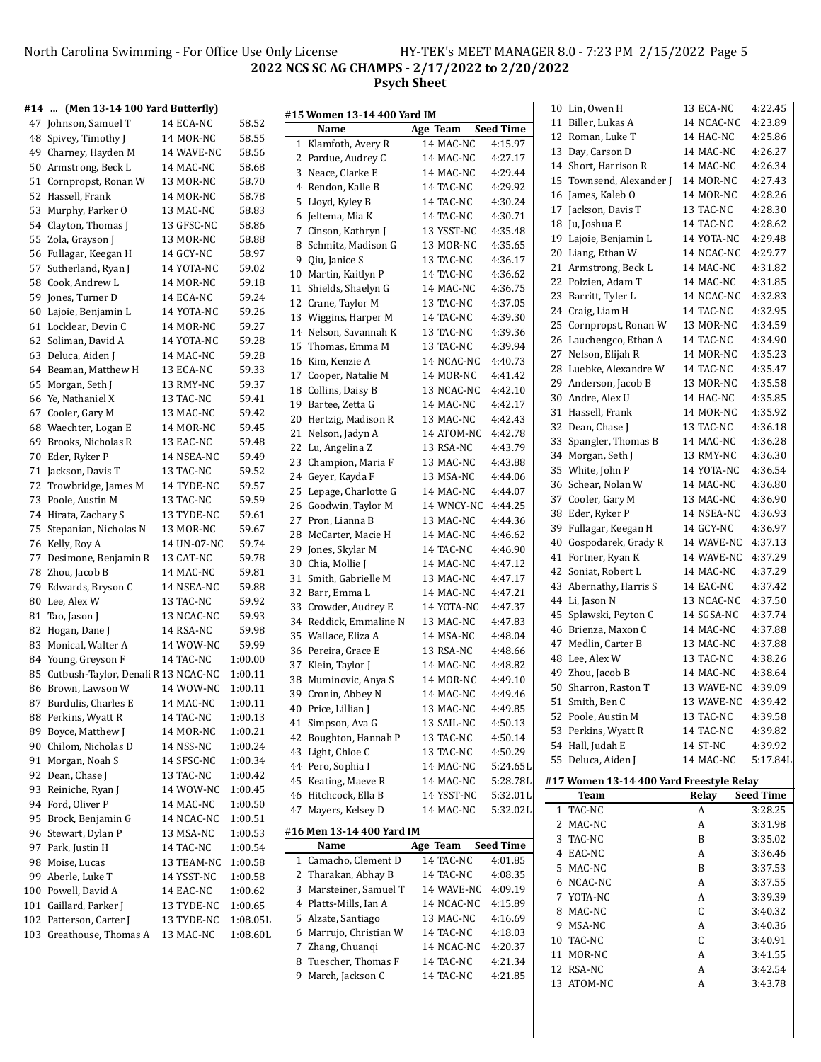## #14 ... (Men 13-14 100 Yard Butterfly)

| # | Name | Age | Team | Seed Time |
|---|---|---|---|---|
| 47 | Johnson, Samuel T | 14 | ECA-NC | 58.52 |
| 48 | Spivey, Timothy J | 14 | MOR-NC | 58.55 |
| 49 | Charney, Hayden M | 14 | WAVE-NC | 58.56 |
| 50 | Armstrong, Beck L | 14 | MAC-NC | 58.68 |
| 51 | Cornpropst, Ronan W | 13 | MOR-NC | 58.70 |
| 52 | Hassell, Frank | 14 | MOR-NC | 58.78 |
| 53 | Murphy, Parker O | 13 | MAC-NC | 58.83 |
| 54 | Clayton, Thomas J | 13 | GFSC-NC | 58.86 |
| 55 | Zola, Grayson J | 13 | MOR-NC | 58.88 |
| 56 | Fullagar, Keegan H | 14 | GCY-NC | 58.97 |
| 57 | Sutherland, Ryan J | 14 | YOTA-NC | 59.02 |
| 58 | Cook, Andrew L | 14 | MOR-NC | 59.18 |
| 59 | Jones, Turner D | 14 | ECA-NC | 59.24 |
| 60 | Lajoie, Benjamin L | 14 | YOTA-NC | 59.26 |
| 61 | Locklear, Devin C | 14 | MOR-NC | 59.27 |
| 62 | Soliman, David A | 14 | YOTA-NC | 59.28 |
| 63 | Deluca, Aiden J | 14 | MAC-NC | 59.28 |
| 64 | Beaman, Matthew H | 13 | ECA-NC | 59.33 |
| 65 | Morgan, Seth J | 13 | RMY-NC | 59.37 |
| 66 | Ye, Nathaniel X | 13 | TAC-NC | 59.41 |
| 67 | Cooler, Gary M | 13 | MAC-NC | 59.42 |
| 68 | Waechter, Logan E | 14 | MOR-NC | 59.45 |
| 69 | Brooks, Nicholas R | 13 | EAC-NC | 59.48 |
| 70 | Eder, Ryker P | 14 | NSEA-NC | 59.49 |
| 71 | Jackson, Davis T | 13 | TAC-NC | 59.52 |
| 72 | Trowbridge, James M | 14 | TYDE-NC | 59.57 |
| 73 | Poole, Austin M | 13 | TAC-NC | 59.59 |
| 74 | Hirata, Zachary S | 13 | TYDE-NC | 59.61 |
| 75 | Stepanian, Nicholas N | 13 | MOR-NC | 59.67 |
| 76 | Kelly, Roy A | 14 | UN-07-NC | 59.74 |
| 77 | Desimone, Benjamin R | 13 | CAT-NC | 59.78 |
| 78 | Zhou, Jacob B | 14 | MAC-NC | 59.81 |
| 79 | Edwards, Bryson C | 14 | NSEA-NC | 59.88 |
| 80 | Lee, Alex W | 13 | TAC-NC | 59.92 |
| 81 | Tao, Jason J | 13 | NCAC-NC | 59.93 |
| 82 | Hogan, Dane J | 14 | RSA-NC | 59.98 |
| 83 | Monical, Walter A | 14 | WOW-NC | 59.99 |
| 84 | Young, Greyson F | 14 | TAC-NC | 1:00.00 |
| 85 | Cutbush-Taylor, Denali R | 13 | NCAC-NC | 1:00.11 |
| 86 | Brown, Lawson W | 14 | WOW-NC | 1:00.11 |
| 87 | Burdulis, Charles E | 14 | MAC-NC | 1:00.11 |
| 88 | Perkins, Wyatt R | 14 | TAC-NC | 1:00.13 |
| 89 | Boyce, Matthew J | 14 | MOR-NC | 1:00.21 |
| 90 | Chilom, Nicholas D | 14 | NSS-NC | 1:00.24 |
| 91 | Morgan, Noah S | 14 | SFSC-NC | 1:00.34 |
| 92 | Dean, Chase J | 13 | TAC-NC | 1:00.42 |
| 93 | Reiniche, Ryan J | 14 | WOW-NC | 1:00.45 |
| 94 | Ford, Oliver P | 14 | MAC-NC | 1:00.50 |
| 95 | Brock, Benjamin G | 14 | NCAC-NC | 1:00.51 |
| 96 | Stewart, Dylan P | 13 | MSA-NC | 1:00.53 |
| 97 | Park, Justin H | 14 | TAC-NC | 1:00.54 |
| 98 | Moise, Lucas | 13 | TEAM-NC | 1:00.58 |
| 99 | Aberle, Luke T | 14 | YSST-NC | 1:00.58 |
| 100 | Powell, David A | 14 | EAC-NC | 1:00.62 |
| 101 | Gaillard, Parker J | 13 | TYDE-NC | 1:00.65 |
| 102 | Patterson, Carter J | 13 | TYDE-NC | 1:08.05L |
| 103 | Greathouse, Thomas A | 13 | MAC-NC | 1:08.60L |

## #15 Women 13-14 400 Yard IM

| # | Name | Age | Team | Seed Time |
|---|---|---|---|---|
| 1 | Klamfoth, Avery R | 14 | MAC-NC | 4:15.97 |
| 2 | Pardue, Audrey C | 14 | MAC-NC | 4:27.17 |
| 3 | Neace, Clarke E | 14 | MAC-NC | 4:29.44 |
| 4 | Rendon, Kalle B | 14 | TAC-NC | 4:29.92 |
| 5 | Lloyd, Kyley B | 14 | TAC-NC | 4:30.24 |
| 6 | Jeltema, Mia K | 14 | TAC-NC | 4:30.71 |
| 7 | Cinson, Kathryn J | 13 | YSST-NC | 4:35.48 |
| 8 | Schmitz, Madison G | 13 | MOR-NC | 4:35.65 |
| 9 | Qiu, Janice S | 13 | TAC-NC | 4:36.17 |
| 10 | Martin, Kaitlyn P | 14 | TAC-NC | 4:36.62 |
| 11 | Shields, Shaelyn G | 14 | MAC-NC | 4:36.75 |
| 12 | Crane, Taylor M | 13 | TAC-NC | 4:37.05 |
| 13 | Wiggins, Harper M | 14 | TAC-NC | 4:39.30 |
| 14 | Nelson, Savannah K | 13 | TAC-NC | 4:39.36 |
| 15 | Thomas, Emma M | 13 | TAC-NC | 4:39.94 |
| 16 | Kim, Kenzie A | 14 | NCAC-NC | 4:40.73 |
| 17 | Cooper, Natalie M | 14 | MOR-NC | 4:41.42 |
| 18 | Collins, Daisy B | 13 | NCAC-NC | 4:42.10 |
| 19 | Bartee, Zetta G | 14 | MAC-NC | 4:42.17 |
| 20 | Hertzig, Madison R | 13 | MAC-NC | 4:42.43 |
| 21 | Nelson, Jadyn A | 14 | ATOM-NC | 4:42.78 |
| 22 | Lu, Angelina Z | 13 | RSA-NC | 4:43.79 |
| 23 | Champion, Maria F | 13 | MAC-NC | 4:43.88 |
| 24 | Geyer, Kayda F | 13 | MSA-NC | 4:44.06 |
| 25 | Lepage, Charlotte G | 14 | MAC-NC | 4:44.07 |
| 26 | Goodwin, Taylor M | 14 | WNCY-NC | 4:44.25 |
| 27 | Pron, Lianna B | 13 | MAC-NC | 4:44.36 |
| 28 | McCarter, Macie H | 14 | MAC-NC | 4:46.62 |
| 29 | Jones, Skylar M | 14 | TAC-NC | 4:46.90 |
| 30 | Chia, Mollie J | 14 | MAC-NC | 4:47.12 |
| 31 | Smith, Gabrielle M | 13 | MAC-NC | 4:47.17 |
| 32 | Barr, Emma L | 14 | MAC-NC | 4:47.21 |
| 33 | Crowder, Audrey E | 14 | YOTA-NC | 4:47.37 |
| 34 | Reddick, Emmaline N | 13 | MAC-NC | 4:47.83 |
| 35 | Wallace, Eliza A | 14 | MSA-NC | 4:48.04 |
| 36 | Pereira, Grace E | 13 | RSA-NC | 4:48.66 |
| 37 | Klein, Taylor J | 14 | MAC-NC | 4:48.82 |
| 38 | Muminovic, Anya S | 14 | MOR-NC | 4:49.10 |
| 39 | Cronin, Abbey N | 14 | MAC-NC | 4:49.46 |
| 40 | Price, Lillian J | 13 | MAC-NC | 4:49.85 |
| 41 | Simpson, Ava G | 13 | SAIL-NC | 4:50.13 |
| 42 | Boughton, Hannah P | 13 | TAC-NC | 4:50.14 |
| 43 | Light, Chloe C | 13 | TAC-NC | 4:50.29 |
| 44 | Pero, Sophia I | 14 | MAC-NC | 5:24.65L |
| 45 | Keating, Maeve R | 14 | MAC-NC | 5:28.78L |
| 46 | Hitchcock, Ella B | 14 | YSST-NC | 5:32.01L |
| 47 | Mayers, Kelsey D | 14 | MAC-NC | 5:32.02L |

## #16 Men 13-14 400 Yard IM

| # | Name | Age | Team | Seed Time |
|---|---|---|---|---|
| 1 | Camacho, Clement D | 14 | TAC-NC | 4:01.85 |
| 2 | Tharakan, Abhay B | 14 | TAC-NC | 4:08.35 |
| 3 | Marsteiner, Samuel T | 14 | WAVE-NC | 4:09.19 |
| 4 | Platts-Mills, Ian A | 14 | NCAC-NC | 4:15.89 |
| 5 | Alzate, Santiago | 13 | MAC-NC | 4:16.69 |
| 6 | Marrujo, Christian W | 14 | TAC-NC | 4:18.03 |
| 7 | Zhang, Chuanqi | 14 | NCAC-NC | 4:20.37 |
| 8 | Tuescher, Thomas F | 14 | TAC-NC | 4:21.34 |
| 9 | March, Jackson C | 14 | TAC-NC | 4:21.85 |
| 10 | Lin, Owen H | 13 | ECA-NC | 4:22.45 |
| 11 | Biller, Lukas A | 14 | NCAC-NC | 4:23.89 |
| 12 | Roman, Luke T | 14 | HAC-NC | 4:25.86 |
| 13 | Day, Carson D | 14 | MAC-NC | 4:26.27 |
| 14 | Short, Harrison R | 14 | MAC-NC | 4:26.34 |
| 15 | Townsend, Alexander J | 14 | MOR-NC | 4:27.43 |
| 16 | James, Kaleb O | 14 | MOR-NC | 4:28.26 |
| 17 | Jackson, Davis T | 13 | TAC-NC | 4:28.30 |
| 18 | Ju, Joshua E | 14 | TAC-NC | 4:28.62 |
| 19 | Lajoie, Benjamin L | 14 | YOTA-NC | 4:29.48 |
| 20 | Liang, Ethan W | 14 | NCAC-NC | 4:29.77 |
| 21 | Armstrong, Beck L | 14 | MAC-NC | 4:31.82 |
| 22 | Polzien, Adam T | 14 | MAC-NC | 4:31.85 |
| 23 | Barritt, Tyler L | 14 | NCAC-NC | 4:32.83 |
| 24 | Craig, Liam H | 14 | TAC-NC | 4:32.95 |
| 25 | Cornpropst, Ronan W | 13 | MOR-NC | 4:34.59 |
| 26 | Lauchengco, Ethan A | 14 | TAC-NC | 4:34.90 |
| 27 | Nelson, Elijah R | 14 | MOR-NC | 4:35.23 |
| 28 | Luebke, Alexandre W | 14 | TAC-NC | 4:35.47 |
| 29 | Anderson, Jacob B | 13 | MOR-NC | 4:35.58 |
| 30 | Andre, Alex U | 14 | HAC-NC | 4:35.85 |
| 31 | Hassell, Frank | 14 | MOR-NC | 4:35.92 |
| 32 | Dean, Chase J | 13 | TAC-NC | 4:36.18 |
| 33 | Spangler, Thomas B | 14 | MAC-NC | 4:36.28 |
| 34 | Morgan, Seth J | 13 | RMY-NC | 4:36.30 |
| 35 | White, John P | 14 | YOTA-NC | 4:36.54 |
| 36 | Schear, Nolan W | 14 | MAC-NC | 4:36.80 |
| 37 | Cooler, Gary M | 13 | MAC-NC | 4:36.90 |
| 38 | Eder, Ryker P | 14 | NSEA-NC | 4:36.93 |
| 39 | Fullagar, Keegan H | 14 | GCY-NC | 4:36.97 |
| 40 | Gospodarek, Grady R | 14 | WAVE-NC | 4:37.13 |
| 41 | Fortner, Ryan K | 14 | WAVE-NC | 4:37.29 |
| 42 | Soniat, Robert L | 14 | MAC-NC | 4:37.29 |
| 43 | Abernathy, Harris S | 14 | EAC-NC | 4:37.42 |
| 44 | Li, Jason N | 13 | NCAC-NC | 4:37.50 |
| 45 | Splawski, Peyton C | 14 | SGSA-NC | 4:37.74 |
| 46 | Brienza, Maxon C | 14 | MAC-NC | 4:37.88 |
| 47 | Medlin, Carter B | 13 | MAC-NC | 4:37.88 |
| 48 | Lee, Alex W | 13 | TAC-NC | 4:38.26 |
| 49 | Zhou, Jacob B | 14 | MAC-NC | 4:38.64 |
| 50 | Sharron, Raston T | 13 | WAVE-NC | 4:39.09 |
| 51 | Smith, Ben C | 13 | WAVE-NC | 4:39.42 |
| 52 | Poole, Austin M | 13 | TAC-NC | 4:39.58 |
| 53 | Perkins, Wyatt R | 14 | TAC-NC | 4:39.82 |
| 54 | Hall, Judah E | 14 | ST-NC | 4:39.92 |
| 55 | Deluca, Aiden J | 14 | MAC-NC | 5:17.84L |

## #17 Women 13-14 400 Yard Freestyle Relay

| # | Team | Relay | Seed Time |
|---|---|---|---|
| 1 | TAC-NC | A | 3:28.25 |
| 2 | MAC-NC | A | 3:31.98 |
| 3 | TAC-NC | B | 3:35.02 |
| 4 | EAC-NC | A | 3:36.46 |
| 5 | MAC-NC | B | 3:37.53 |
| 6 | NCAC-NC | A | 3:37.55 |
| 7 | YOTA-NC | A | 3:39.39 |
| 8 | MAC-NC | C | 3:40.32 |
| 9 | MSA-NC | A | 3:40.36 |
| 10 | TAC-NC | C | 3:40.91 |
| 11 | MOR-NC | A | 3:41.55 |
| 12 | RSA-NC | A | 3:42.54 |
| 13 | ATOM-NC | A | 3:43.78 |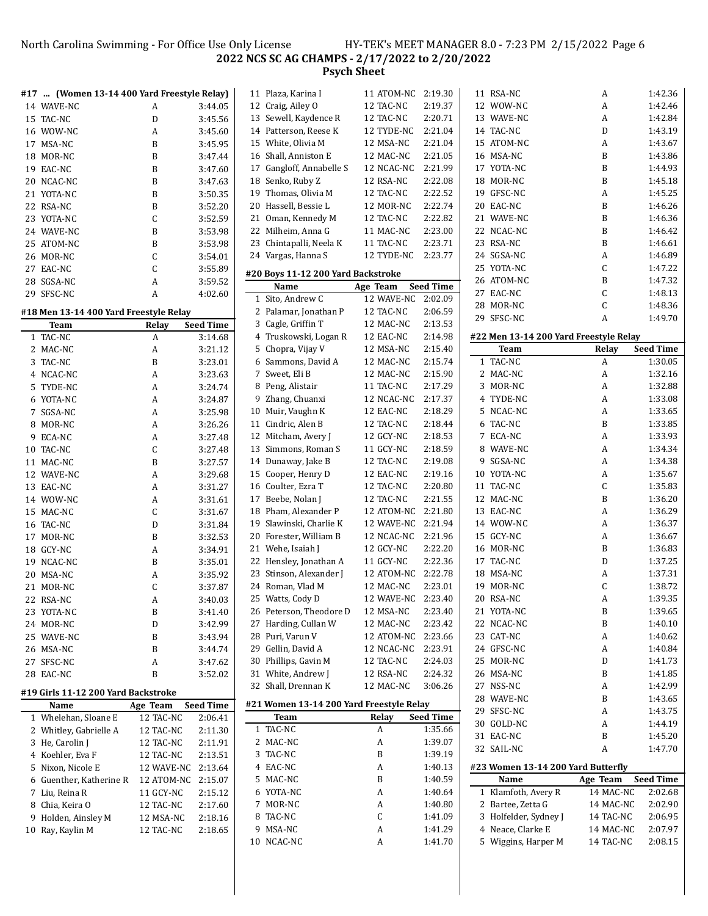## #17 ... (Women 13-14 400 Yard Freestyle Relay)

| | Team | Relay | Seed Time |
|---|---|---|---|
| 14 | WAVE-NC | A | 3:44.05 |
| 15 | TAC-NC | D | 3:45.56 |
| 16 | WOW-NC | A | 3:45.60 |
| 17 | MSA-NC | B | 3:45.95 |
| 18 | MOR-NC | B | 3:47.44 |
| 19 | EAC-NC | B | 3:47.60 |
| 20 | NCAC-NC | B | 3:47.63 |
| 21 | YOTA-NC | B | 3:50.35 |
| 22 | RSA-NC | B | 3:52.20 |
| 23 | YOTA-NC | C | 3:52.59 |
| 24 | WAVE-NC | B | 3:53.98 |
| 25 | ATOM-NC | B | 3:53.98 |
| 26 | MOR-NC | C | 3:54.01 |
| 27 | EAC-NC | C | 3:55.89 |
| 28 | SGSA-NC | A | 3:59.52 |
| 29 | SFSC-NC | A | 4:02.60 |

## #18 Men 13-14 400 Yard Freestyle Relay

| | Team | Relay | Seed Time |
|---|---|---|---|
| 1 | TAC-NC | A | 3:14.68 |
| 2 | MAC-NC | A | 3:21.12 |
| 3 | TAC-NC | B | 3:23.01 |
| 4 | NCAC-NC | A | 3:23.63 |
| 5 | TYDE-NC | A | 3:24.74 |
| 6 | YOTA-NC | A | 3:24.87 |
| 7 | SGSA-NC | A | 3:25.98 |
| 8 | MOR-NC | A | 3:26.26 |
| 9 | ECA-NC | A | 3:27.48 |
| 10 | TAC-NC | C | 3:27.48 |
| 11 | MAC-NC | B | 3:27.57 |
| 12 | WAVE-NC | A | 3:29.68 |
| 13 | EAC-NC | A | 3:31.27 |
| 14 | WOW-NC | A | 3:31.61 |
| 15 | MAC-NC | C | 3:31.67 |
| 16 | TAC-NC | D | 3:31.84 |
| 17 | MOR-NC | B | 3:32.53 |
| 18 | GCY-NC | A | 3:34.91 |
| 19 | NCAC-NC | B | 3:35.01 |
| 20 | MSA-NC | A | 3:35.92 |
| 21 | MOR-NC | C | 3:37.87 |
| 22 | RSA-NC | A | 3:40.03 |
| 23 | YOTA-NC | B | 3:41.40 |
| 24 | MOR-NC | D | 3:42.99 |
| 25 | WAVE-NC | B | 3:43.94 |
| 26 | MSA-NC | B | 3:44.74 |
| 27 | SFSC-NC | A | 3:47.62 |
| 28 | EAC-NC | B | 3:52.02 |

## #19 Girls 11-12 200 Yard Backstroke

| | Name | Age | Team | Seed Time |
|---|---|---|---|---|
| 1 | Whelehan, Sloane E | 12 | TAC-NC | 2:06.41 |
| 2 | Whitley, Gabrielle A | 12 | TAC-NC | 2:11.30 |
| 3 | He, Carolin J | 12 | TAC-NC | 2:11.91 |
| 4 | Koehler, Eva F | 12 | TAC-NC | 2:13.51 |
| 5 | Nixon, Nicole E | 12 | WAVE-NC | 2:13.64 |
| 6 | Guenther, Katherine R | 12 | ATOM-NC | 2:15.07 |
| 7 | Liu, Reina R | 11 | GCY-NC | 2:15.12 |
| 8 | Chia, Keira O | 12 | TAC-NC | 2:17.60 |
| 9 | Holden, Ainsley M | 12 | MSA-NC | 2:18.16 |
| 10 | Ray, Kaylin M | 12 | TAC-NC | 2:18.65 |
| 11 | Plaza, Karina I | 11 | ATOM-NC | 2:19.30 |
| 12 | Craig, Ailey O | 12 | TAC-NC | 2:19.37 |
| 13 | Sewell, Kaydence R | 12 | TAC-NC | 2:20.71 |
| 14 | Patterson, Reese K | 12 | TYDE-NC | 2:21.04 |
| 15 | White, Olivia M | 12 | MSA-NC | 2:21.04 |
| 16 | Shall, Anniston E | 12 | MAC-NC | 2:21.05 |
| 17 | Gangloff, Annabelle S | 12 | NCAC-NC | 2:21.99 |
| 18 | Senko, Ruby Z | 12 | RSA-NC | 2:22.08 |
| 19 | Thomas, Olivia M | 12 | TAC-NC | 2:22.52 |
| 20 | Hassell, Bessie L | 12 | MOR-NC | 2:22.74 |
| 21 | Oman, Kennedy M | 12 | TAC-NC | 2:22.82 |
| 22 | Milheim, Anna G | 11 | MAC-NC | 2:23.00 |
| 23 | Chintapalli, Neela K | 11 | TAC-NC | 2:23.71 |
| 24 | Vargas, Hanna S | 12 | TYDE-NC | 2:23.77 |

## #20 Boys 11-12 200 Yard Backstroke

| | Name | Age | Team | Seed Time |
|---|---|---|---|---|
| 1 | Sito, Andrew C | 12 | WAVE-NC | 2:02.09 |
| 2 | Palamar, Jonathan P | 12 | TAC-NC | 2:06.59 |
| 3 | Cagle, Griffin T | 12 | MAC-NC | 2:13.53 |
| 4 | Truskowski, Logan R | 12 | EAC-NC | 2:14.98 |
| 5 | Chopra, Vijay V | 12 | MSA-NC | 2:15.40 |
| 6 | Sammons, David A | 12 | MAC-NC | 2:15.74 |
| 7 | Sweet, Eli B | 12 | MAC-NC | 2:15.90 |
| 8 | Peng, Alistair | 11 | TAC-NC | 2:17.29 |
| 9 | Zhang, Chuanxi | 12 | NCAC-NC | 2:17.37 |
| 10 | Muir, Vaughn K | 12 | EAC-NC | 2:18.29 |
| 11 | Cindric, Alen B | 12 | TAC-NC | 2:18.44 |
| 12 | Mitcham, Avery J | 12 | GCY-NC | 2:18.53 |
| 13 | Simmons, Roman S | 11 | GCY-NC | 2:18.59 |
| 14 | Dunaway, Jake B | 12 | TAC-NC | 2:19.08 |
| 15 | Cooper, Henry D | 12 | EAC-NC | 2:19.16 |
| 16 | Coulter, Ezra T | 12 | TAC-NC | 2:20.80 |
| 17 | Beebe, Nolan J | 12 | TAC-NC | 2:21.55 |
| 18 | Pham, Alexander P | 12 | ATOM-NC | 2:21.80 |
| 19 | Slawinski, Charlie K | 12 | WAVE-NC | 2:21.94 |
| 20 | Forester, William B | 12 | NCAC-NC | 2:21.96 |
| 21 | Wehe, Isaiah J | 12 | GCY-NC | 2:22.20 |
| 22 | Hensley, Jonathan A | 11 | GCY-NC | 2:22.36 |
| 23 | Stinson, Alexander J | 12 | ATOM-NC | 2:22.78 |
| 24 | Roman, Vlad M | 12 | MAC-NC | 2:23.01 |
| 25 | Watts, Cody D | 12 | WAVE-NC | 2:23.40 |
| 26 | Peterson, Theodore D | 12 | MSA-NC | 2:23.40 |
| 27 | Harding, Cullan W | 12 | MAC-NC | 2:23.42 |
| 28 | Puri, Varun V | 12 | ATOM-NC | 2:23.66 |
| 29 | Gellin, David A | 12 | NCAC-NC | 2:23.91 |
| 30 | Phillips, Gavin M | 12 | TAC-NC | 2:24.03 |
| 31 | White, Andrew J | 12 | RSA-NC | 2:24.32 |
| 32 | Shall, Drennan K | 12 | MAC-NC | 3:06.26 |

## #21 Women 13-14 200 Yard Freestyle Relay

| | Team | Relay | Seed Time |
|---|---|---|---|
| 1 | TAC-NC | A | 1:35.66 |
| 2 | MAC-NC | A | 1:39.07 |
| 3 | TAC-NC | B | 1:39.19 |
| 4 | EAC-NC | A | 1:40.13 |
| 5 | MAC-NC | B | 1:40.59 |
| 6 | YOTA-NC | A | 1:40.64 |
| 7 | MOR-NC | A | 1:40.80 |
| 8 | TAC-NC | C | 1:41.09 |
| 9 | MSA-NC | A | 1:41.29 |
| 10 | NCAC-NC | A | 1:41.70 |
| 11 | RSA-NC | A | 1:42.36 |
| 12 | WOW-NC | A | 1:42.46 |
| 13 | WAVE-NC | A | 1:42.84 |
| 14 | TAC-NC | D | 1:43.19 |
| 15 | ATOM-NC | A | 1:43.67 |
| 16 | MSA-NC | B | 1:43.86 |
| 17 | YOTA-NC | B | 1:44.93 |
| 18 | MOR-NC | B | 1:45.18 |
| 19 | GFSC-NC | A | 1:45.25 |
| 20 | EAC-NC | B | 1:46.26 |
| 21 | WAVE-NC | B | 1:46.36 |
| 22 | NCAC-NC | B | 1:46.42 |
| 23 | RSA-NC | B | 1:46.61 |
| 24 | SGSA-NC | A | 1:46.89 |
| 25 | YOTA-NC | C | 1:47.22 |
| 26 | ATOM-NC | B | 1:47.32 |
| 27 | EAC-NC | C | 1:48.13 |
| 28 | MOR-NC | C | 1:48.36 |
| 29 | SFSC-NC | A | 1:49.70 |

## #22 Men 13-14 200 Yard Freestyle Relay

| | Team | Relay | Seed Time |
|---|---|---|---|
| 1 | TAC-NC | A | 1:30.05 |
| 2 | MAC-NC | A | 1:32.16 |
| 3 | MOR-NC | A | 1:32.88 |
| 4 | TYDE-NC | A | 1:33.08 |
| 5 | NCAC-NC | A | 1:33.65 |
| 6 | TAC-NC | B | 1:33.85 |
| 7 | ECA-NC | A | 1:33.93 |
| 8 | WAVE-NC | A | 1:34.34 |
| 9 | SGSA-NC | A | 1:34.38 |
| 10 | YOTA-NC | A | 1:35.67 |
| 11 | TAC-NC | C | 1:35.83 |
| 12 | MAC-NC | B | 1:36.20 |
| 13 | EAC-NC | A | 1:36.29 |
| 14 | WOW-NC | A | 1:36.37 |
| 15 | GCY-NC | A | 1:36.67 |
| 16 | MOR-NC | B | 1:36.83 |
| 17 | TAC-NC | D | 1:37.25 |
| 18 | MSA-NC | A | 1:37.31 |
| 19 | MOR-NC | C | 1:38.72 |
| 20 | RSA-NC | A | 1:39.35 |
| 21 | YOTA-NC | B | 1:39.65 |
| 22 | NCAC-NC | B | 1:40.10 |
| 23 | CAT-NC | A | 1:40.62 |
| 24 | GFSC-NC | A | 1:40.84 |
| 25 | MOR-NC | D | 1:41.73 |
| 26 | MSA-NC | B | 1:41.85 |
| 27 | NSS-NC | A | 1:42.99 |
| 28 | WAVE-NC | B | 1:43.65 |
| 29 | SFSC-NC | A | 1:43.75 |
| 30 | GOLD-NC | A | 1:44.19 |
| 31 | EAC-NC | B | 1:45.20 |
| 32 | SAIL-NC | A | 1:47.70 |

## #23 Women 13-14 200 Yard Butterfly

| | Name | Age | Team | Seed Time |
|---|---|---|---|---|
| 1 | Klamfoth, Avery R | 14 | MAC-NC | 2:02.68 |
| 2 | Bartee, Zetta G | 14 | MAC-NC | 2:02.90 |
| 3 | Holfelder, Sydney J | 14 | TAC-NC | 2:06.95 |
| 4 | Neace, Clarke E | 14 | MAC-NC | 2:07.97 |
| 5 | Wiggins, Harper M | 14 | TAC-NC | 2:08.15 |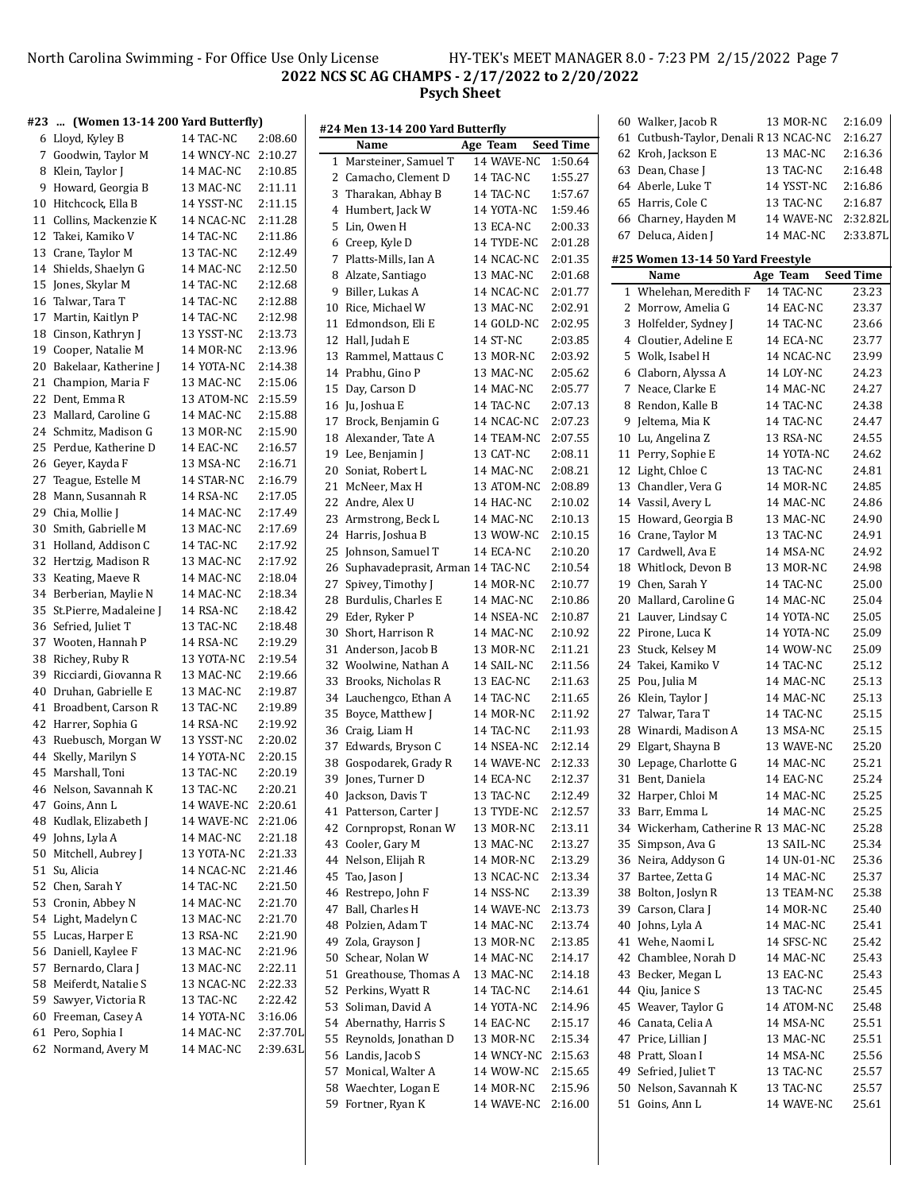**2022 NCS SC AG CHAMPS - 2/17/2022 to 2/20/2022**

**Psych Sheet**

#### #23 ... (Women 13-14 200 Yard Butterfly)

| | Name | Age | Team | Seed Time |
|---|---|---|---|---|
| 6 | Lloyd, Kyley B | 14 | TAC-NC | 2:08.60 |
| 7 | Goodwin, Taylor M | 14 | WNCY-NC | 2:10.27 |
| 8 | Klein, Taylor J | 14 | MAC-NC | 2:10.85 |
| 9 | Howard, Georgia B | 13 | MAC-NC | 2:11.11 |
| 10 | Hitchcock, Ella B | 14 | YSST-NC | 2:11.15 |
| 11 | Collins, Mackenzie K | 14 | NCAC-NC | 2:11.28 |
| 12 | Takei, Kamiko V | 14 | TAC-NC | 2:11.86 |
| 13 | Crane, Taylor M | 13 | TAC-NC | 2:12.49 |
| 14 | Shields, Shaelyn G | 14 | MAC-NC | 2:12.50 |
| 15 | Jones, Skylar M | 14 | TAC-NC | 2:12.68 |
| 16 | Talwar, Tara T | 14 | TAC-NC | 2:12.88 |
| 17 | Martin, Kaitlyn P | 14 | TAC-NC | 2:12.98 |
| 18 | Cinson, Kathryn J | 13 | YSST-NC | 2:13.73 |
| 19 | Cooper, Natalie M | 14 | MOR-NC | 2:13.96 |
| 20 | Bakelaar, Katherine J | 14 | YOTA-NC | 2:14.38 |
| 21 | Champion, Maria F | 13 | MAC-NC | 2:15.06 |
| 22 | Dent, Emma R | 13 | ATOM-NC | 2:15.59 |
| 23 | Mallard, Caroline G | 14 | MAC-NC | 2:15.88 |
| 24 | Schmitz, Madison G | 13 | MOR-NC | 2:15.90 |
| 25 | Perdue, Katherine D | 14 | EAC-NC | 2:16.57 |
| 26 | Geyer, Kayda F | 13 | MSA-NC | 2:16.71 |
| 27 | Teague, Estelle M | 14 | STAR-NC | 2:16.79 |
| 28 | Mann, Susannah R | 14 | RSA-NC | 2:17.05 |
| 29 | Chia, Mollie J | 14 | MAC-NC | 2:17.49 |
| 30 | Smith, Gabrielle M | 13 | MAC-NC | 2:17.69 |
| 31 | Holland, Addison C | 14 | TAC-NC | 2:17.92 |
| 32 | Hertzig, Madison R | 13 | MAC-NC | 2:17.92 |
| 33 | Keating, Maeve R | 14 | MAC-NC | 2:18.04 |
| 34 | Berberian, Maylie N | 14 | MAC-NC | 2:18.34 |
| 35 | St.Pierre, Madaleine J | 14 | RSA-NC | 2:18.42 |
| 36 | Sefried, Juliet T | 13 | TAC-NC | 2:18.48 |
| 37 | Wooten, Hannah P | 14 | RSA-NC | 2:19.29 |
| 38 | Richey, Ruby R | 13 | YOTA-NC | 2:19.54 |
| 39 | Ricciardi, Giovanna R | 13 | MAC-NC | 2:19.66 |
| 40 | Druhan, Gabrielle E | 13 | MAC-NC | 2:19.87 |
| 41 | Broadbent, Carson R | 13 | TAC-NC | 2:19.89 |
| 42 | Harrer, Sophia G | 14 | RSA-NC | 2:19.92 |
| 43 | Ruebusch, Morgan W | 13 | YSST-NC | 2:20.02 |
| 44 | Skelly, Marilyn S | 14 | YOTA-NC | 2:20.15 |
| 45 | Marshall, Toni | 13 | TAC-NC | 2:20.19 |
| 46 | Nelson, Savannah K | 13 | TAC-NC | 2:20.21 |
| 47 | Goins, Ann L | 14 | WAVE-NC | 2:20.61 |
| 48 | Kudlak, Elizabeth J | 14 | WAVE-NC | 2:21.06 |
| 49 | Johns, Lyla A | 14 | MAC-NC | 2:21.18 |
| 50 | Mitchell, Aubrey J | 13 | YOTA-NC | 2:21.33 |
| 51 | Su, Alicia | 14 | NCAC-NC | 2:21.46 |
| 52 | Chen, Sarah Y | 14 | TAC-NC | 2:21.50 |
| 53 | Cronin, Abbey N | 14 | MAC-NC | 2:21.70 |
| 54 | Light, Madelyn C | 13 | MAC-NC | 2:21.70 |
| 55 | Lucas, Harper E | 13 | RSA-NC | 2:21.90 |
| 56 | Daniell, Kaylee F | 13 | MAC-NC | 2:21.96 |
| 57 | Bernardo, Clara J | 13 | MAC-NC | 2:22.11 |
| 58 | Meiferdt, Natalie S | 13 | NCAC-NC | 2:22.33 |
| 59 | Sawyer, Victoria R | 13 | TAC-NC | 2:22.42 |
| 60 | Freeman, Casey A | 14 | YOTA-NC | 3:16.06 |
| 61 | Pero, Sophia I | 14 | MAC-NC | 2:37.70L |
| 62 | Normand, Avery M | 14 | MAC-NC | 2:39.63L |

#### #24 Men 13-14 200 Yard Butterfly

| | Name | Age | Team | Seed Time |
|---|---|---|---|---|
| 1 | Marsteiner, Samuel T | 14 | WAVE-NC | 1:50.64 |
| 2 | Camacho, Clement D | 14 | TAC-NC | 1:55.27 |
| 3 | Tharakan, Abhay B | 14 | TAC-NC | 1:57.67 |
| 4 | Humbert, Jack W | 14 | YOTA-NC | 1:59.46 |
| 5 | Lin, Owen H | 13 | ECA-NC | 2:00.33 |
| 6 | Creep, Kyle D | 14 | TYDE-NC | 2:01.28 |
| 7 | Platts-Mills, Ian A | 14 | NCAC-NC | 2:01.35 |
| 8 | Alzate, Santiago | 13 | MAC-NC | 2:01.68 |
| 9 | Biller, Lukas A | 14 | NCAC-NC | 2:01.77 |
| 10 | Rice, Michael W | 13 | MAC-NC | 2:02.91 |
| 11 | Edmondson, Eli E | 14 | GOLD-NC | 2:02.95 |
| 12 | Hall, Judah E | 14 | ST-NC | 2:03.85 |
| 13 | Rammel, Mattaus C | 13 | MOR-NC | 2:03.92 |
| 14 | Prabhu, Gino P | 13 | MAC-NC | 2:05.62 |
| 15 | Day, Carson D | 14 | MAC-NC | 2:05.77 |
| 16 | Ju, Joshua E | 14 | TAC-NC | 2:07.13 |
| 17 | Brock, Benjamin G | 14 | NCAC-NC | 2:07.23 |
| 18 | Alexander, Tate A | 14 | TEAM-NC | 2:07.55 |
| 19 | Lee, Benjamin J | 13 | CAT-NC | 2:08.11 |
| 20 | Soniat, Robert L | 14 | MAC-NC | 2:08.21 |
| 21 | McNeer, Max H | 13 | ATOM-NC | 2:08.89 |
| 22 | Andre, Alex U | 14 | HAC-NC | 2:10.02 |
| 23 | Armstrong, Beck L | 14 | MAC-NC | 2:10.13 |
| 24 | Harris, Joshua B | 13 | WOW-NC | 2:10.15 |
| 25 | Johnson, Samuel T | 14 | ECA-NC | 2:10.20 |
| 26 | Suphavadeprasit, Arman | 14 | TAC-NC | 2:10.54 |
| 27 | Spivey, Timothy J | 14 | MOR-NC | 2:10.77 |
| 28 | Burdulis, Charles E | 14 | MAC-NC | 2:10.86 |
| 29 | Eder, Ryker P | 14 | NSEA-NC | 2:10.87 |
| 30 | Short, Harrison R | 14 | MAC-NC | 2:10.92 |
| 31 | Anderson, Jacob B | 13 | MOR-NC | 2:11.21 |
| 32 | Woolwine, Nathan A | 14 | SAIL-NC | 2:11.56 |
| 33 | Brooks, Nicholas R | 13 | EAC-NC | 2:11.63 |
| 34 | Lauchengco, Ethan A | 14 | TAC-NC | 2:11.65 |
| 35 | Boyce, Matthew J | 14 | MOR-NC | 2:11.92 |
| 36 | Craig, Liam H | 14 | TAC-NC | 2:11.93 |
| 37 | Edwards, Bryson C | 14 | NSEA-NC | 2:12.14 |
| 38 | Gospodarek, Grady R | 14 | WAVE-NC | 2:12.33 |
| 39 | Jones, Turner D | 14 | ECA-NC | 2:12.37 |
| 40 | Jackson, Davis T | 13 | TAC-NC | 2:12.49 |
| 41 | Patterson, Carter J | 13 | TYDE-NC | 2:12.57 |
| 42 | Cornpropst, Ronan W | 13 | MOR-NC | 2:13.11 |
| 43 | Cooler, Gary M | 13 | MAC-NC | 2:13.27 |
| 44 | Nelson, Elijah R | 14 | MOR-NC | 2:13.29 |
| 45 | Tao, Jason J | 13 | NCAC-NC | 2:13.34 |
| 46 | Restrepo, John F | 14 | NSS-NC | 2:13.39 |
| 47 | Ball, Charles H | 14 | WAVE-NC | 2:13.73 |
| 48 | Polzien, Adam T | 14 | MAC-NC | 2:13.74 |
| 49 | Zola, Grayson J | 13 | MOR-NC | 2:13.85 |
| 50 | Schear, Nolan W | 14 | MAC-NC | 2:14.17 |
| 51 | Greathouse, Thomas A | 13 | MAC-NC | 2:14.18 |
| 52 | Perkins, Wyatt R | 14 | TAC-NC | 2:14.61 |
| 53 | Soliman, David A | 14 | YOTA-NC | 2:14.96 |
| 54 | Abernathy, Harris S | 14 | EAC-NC | 2:15.17 |
| 55 | Reynolds, Jonathan D | 13 | MOR-NC | 2:15.34 |
| 56 | Landis, Jacob S | 14 | WNCY-NC | 2:15.63 |
| 57 | Monical, Walter A | 14 | WOW-NC | 2:15.65 |
| 58 | Waechter, Logan E | 14 | MOR-NC | 2:15.96 |
| 59 | Fortner, Ryan K | 14 | WAVE-NC | 2:16.00 |
| 60 | Walker, Jacob R | 13 | MOR-NC | 2:16.09 |
| 61 | Cutbush-Taylor, Denali R | 13 | NCAC-NC | 2:16.27 |
| 62 | Kroh, Jackson E | 13 | MAC-NC | 2:16.36 |
| 63 | Dean, Chase J | 13 | TAC-NC | 2:16.48 |
| 64 | Aberle, Luke T | 14 | YSST-NC | 2:16.86 |
| 65 | Harris, Cole C | 13 | TAC-NC | 2:16.87 |
| 66 | Charney, Hayden M | 14 | WAVE-NC | 2:32.82L |
| 67 | Deluca, Aiden J | 14 | MAC-NC | 2:33.87L |

#### #25 Women 13-14 50 Yard Freestyle

| | Name | Age | Team | Seed Time |
|---|---|---|---|---|
| 1 | Whelehan, Meredith F | 14 | TAC-NC | 23.23 |
| 2 | Morrow, Amelia G | 14 | EAC-NC | 23.37 |
| 3 | Holfelder, Sydney J | 14 | TAC-NC | 23.66 |
| 4 | Cloutier, Adeline E | 14 | ECA-NC | 23.77 |
| 5 | Wolk, Isabel H | 14 | NCAC-NC | 23.99 |
| 6 | Claborn, Alyssa A | 14 | LOY-NC | 24.23 |
| 7 | Neace, Clarke E | 14 | MAC-NC | 24.27 |
| 8 | Rendon, Kalle B | 14 | TAC-NC | 24.38 |
| 9 | Jeltema, Mia K | 14 | TAC-NC | 24.47 |
| 10 | Lu, Angelina Z | 13 | RSA-NC | 24.55 |
| 11 | Perry, Sophie E | 14 | YOTA-NC | 24.62 |
| 12 | Light, Chloe C | 13 | TAC-NC | 24.81 |
| 13 | Chandler, Vera G | 14 | MOR-NC | 24.85 |
| 14 | Vassil, Avery L | 14 | MAC-NC | 24.86 |
| 15 | Howard, Georgia B | 13 | MAC-NC | 24.90 |
| 16 | Crane, Taylor M | 13 | TAC-NC | 24.91 |
| 17 | Cardwell, Ava E | 14 | MSA-NC | 24.92 |
| 18 | Whitlock, Devon B | 13 | MOR-NC | 24.98 |
| 19 | Chen, Sarah Y | 14 | TAC-NC | 25.00 |
| 20 | Mallard, Caroline G | 14 | MAC-NC | 25.04 |
| 21 | Lauver, Lindsay C | 14 | YOTA-NC | 25.05 |
| 22 | Pirone, Luca K | 14 | YOTA-NC | 25.09 |
| 23 | Stuck, Kelsey M | 14 | WOW-NC | 25.09 |
| 24 | Takei, Kamiko V | 14 | TAC-NC | 25.12 |
| 25 | Pou, Julia M | 14 | MAC-NC | 25.13 |
| 26 | Klein, Taylor J | 14 | MAC-NC | 25.13 |
| 27 | Talwar, Tara T | 14 | TAC-NC | 25.15 |
| 28 | Winardi, Madison A | 13 | MSA-NC | 25.15 |
| 29 | Elgart, Shayna B | 13 | WAVE-NC | 25.20 |
| 30 | Lepage, Charlotte G | 14 | MAC-NC | 25.21 |
| 31 | Bent, Daniela | 14 | EAC-NC | 25.24 |
| 32 | Harper, Chloi M | 14 | MAC-NC | 25.25 |
| 33 | Barr, Emma L | 14 | MAC-NC | 25.25 |
| 34 | Wickerham, Catherine R | 13 | MAC-NC | 25.28 |
| 35 | Simpson, Ava G | 13 | SAIL-NC | 25.34 |
| 36 | Neira, Addyson G | 14 | UN-01-NC | 25.36 |
| 37 | Bartee, Zetta G | 14 | MAC-NC | 25.37 |
| 38 | Bolton, Joslyn R | 13 | TEAM-NC | 25.38 |
| 39 | Carson, Clara J | 14 | MOR-NC | 25.40 |
| 40 | Johns, Lyla A | 14 | MAC-NC | 25.41 |
| 41 | Wehe, Naomi L | 14 | SFSC-NC | 25.42 |
| 42 | Chamblee, Norah D | 14 | MAC-NC | 25.43 |
| 43 | Becker, Megan L | 13 | EAC-NC | 25.43 |
| 44 | Qiu, Janice S | 13 | TAC-NC | 25.45 |
| 45 | Weaver, Taylor G | 14 | ATOM-NC | 25.48 |
| 46 | Canata, Celia A | 14 | MSA-NC | 25.51 |
| 47 | Price, Lillian J | 13 | MAC-NC | 25.51 |
| 48 | Pratt, Sloan I | 14 | MSA-NC | 25.56 |
| 49 | Sefried, Juliet T | 13 | TAC-NC | 25.57 |
| 50 | Nelson, Savannah K | 13 | TAC-NC | 25.57 |
| 51 | Goins, Ann L | 14 | WAVE-NC | 25.61 |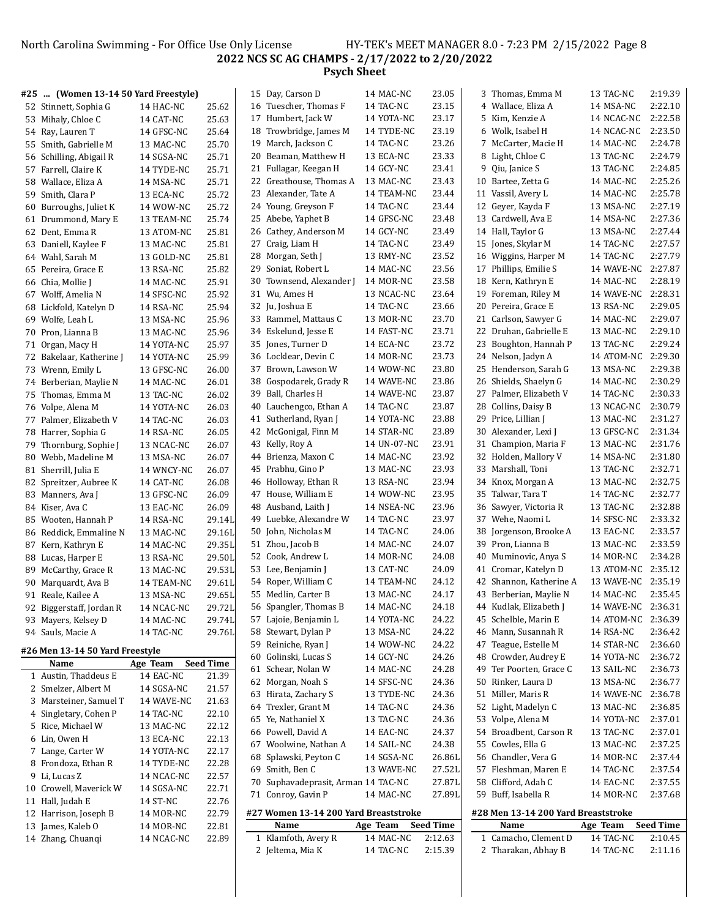## #25 ... (Women 13-14 50 Yard Freestyle)

| # | Name | Age | Team | Seed Time |
|---|---|---|---|---|
| 52 | Stinnett, Sophia G | 14 | HAC-NC | 25.62 |
| 53 | Mihaly, Chloe C | 14 | CAT-NC | 25.63 |
| 54 | Ray, Lauren T | 14 | GFSC-NC | 25.64 |
| 55 | Smith, Gabrielle M | 13 | MAC-NC | 25.70 |
| 56 | Schilling, Abigail R | 14 | SGSA-NC | 25.71 |
| 57 | Farrell, Claire K | 14 | TYDE-NC | 25.71 |
| 58 | Wallace, Eliza A | 14 | MSA-NC | 25.71 |
| 59 | Smith, Clara P | 13 | ECA-NC | 25.72 |
| 60 | Burroughs, Juliet K | 14 | WOW-NC | 25.72 |
| 61 | Drummond, Mary E | 13 | TEAM-NC | 25.74 |
| 62 | Dent, Emma R | 13 | ATOM-NC | 25.81 |
| 63 | Daniell, Kaylee F | 13 | MAC-NC | 25.81 |
| 64 | Wahl, Sarah M | 13 | GOLD-NC | 25.81 |
| 65 | Pereira, Grace E | 13 | RSA-NC | 25.82 |
| 66 | Chia, Mollie J | 14 | MAC-NC | 25.91 |
| 67 | Wolff, Amelia N | 14 | SFSC-NC | 25.92 |
| 68 | Lickfold, Katelyn D | 14 | RSA-NC | 25.94 |
| 69 | Wolfe, Leah L | 13 | MSA-NC | 25.96 |
| 70 | Pron, Lianna B | 13 | MAC-NC | 25.96 |
| 71 | Organ, Macy H | 14 | YOTA-NC | 25.97 |
| 72 | Bakelaar, Katherine J | 14 | YOTA-NC | 25.99 |
| 73 | Wrenn, Emily L | 13 | GFSC-NC | 26.00 |
| 74 | Berberian, Maylie N | 14 | MAC-NC | 26.01 |
| 75 | Thomas, Emma M | 13 | TAC-NC | 26.02 |
| 76 | Volpe, Alena M | 14 | YOTA-NC | 26.03 |
| 77 | Palmer, Elizabeth V | 14 | TAC-NC | 26.03 |
| 78 | Harrer, Sophia G | 14 | RSA-NC | 26.05 |
| 79 | Thornburg, Sophie J | 13 | NCAC-NC | 26.07 |
| 80 | Webb, Madeline M | 13 | MSA-NC | 26.07 |
| 81 | Sherrill, Julia E | 14 | WNCY-NC | 26.07 |
| 82 | Spreitzer, Aubree K | 14 | CAT-NC | 26.08 |
| 83 | Manners, Ava J | 13 | GFSC-NC | 26.09 |
| 84 | Kiser, Ava C | 13 | EAC-NC | 26.09 |
| 85 | Wooten, Hannah P | 14 | RSA-NC | 29.14L |
| 86 | Reddick, Emmaline N | 13 | MAC-NC | 29.16L |
| 87 | Kern, Kathryn E | 14 | MAC-NC | 29.35L |
| 88 | Lucas, Harper E | 13 | RSA-NC | 29.50L |
| 89 | McCarthy, Grace R | 13 | MAC-NC | 29.53L |
| 90 | Marquardt, Ava B | 14 | TEAM-NC | 29.61L |
| 91 | Reale, Kailee A | 13 | MSA-NC | 29.65L |
| 92 | Biggerstaff, Jordan R | 14 | NCAC-NC | 29.72L |
| 93 | Mayers, Kelsey D | 14 | MAC-NC | 29.74L |
| 94 | Sauls, Macie A | 14 | TAC-NC | 29.76L |

## #26 Men 13-14 50 Yard Freestyle

| # | Name | Age | Team | Seed Time |
|---|---|---|---|---|
| 1 | Austin, Thaddeus E | 14 | EAC-NC | 21.39 |
| 2 | Smelzer, Albert M | 14 | SGSA-NC | 21.57 |
| 3 | Marsteiner, Samuel T | 14 | WAVE-NC | 21.63 |
| 4 | Singletary, Cohen P | 14 | TAC-NC | 22.10 |
| 5 | Rice, Michael W | 13 | MAC-NC | 22.12 |
| 6 | Lin, Owen H | 13 | ECA-NC | 22.13 |
| 7 | Lange, Carter W | 14 | YOTA-NC | 22.17 |
| 8 | Frondoza, Ethan R | 14 | TYDE-NC | 22.28 |
| 9 | Li, Lucas Z | 14 | NCAC-NC | 22.57 |
| 10 | Crowell, Maverick W | 14 | SGSA-NC | 22.71 |
| 11 | Hall, Judah E | 14 | ST-NC | 22.76 |
| 12 | Harrison, Joseph B | 14 | MOR-NC | 22.79 |
| 13 | James, Kaleb O | 14 | MOR-NC | 22.81 |
| 14 | Zhang, Chuanqi | 14 | NCAC-NC | 22.89 |
| 15 | Day, Carson D | 14 | MAC-NC | 23.05 |
| 16 | Tuescher, Thomas F | 14 | TAC-NC | 23.15 |
| 17 | Humbert, Jack W | 14 | YOTA-NC | 23.17 |
| 18 | Trowbridge, James M | 14 | TYDE-NC | 23.19 |
| 19 | March, Jackson C | 14 | TAC-NC | 23.26 |
| 20 | Beaman, Matthew H | 13 | ECA-NC | 23.33 |
| 21 | Fullagar, Keegan H | 14 | GCY-NC | 23.41 |
| 22 | Greathouse, Thomas A | 13 | MAC-NC | 23.43 |
| 23 | Alexander, Tate A | 14 | TEAM-NC | 23.44 |
| 24 | Young, Greyson F | 14 | TAC-NC | 23.44 |
| 25 | Abebe, Yaphet B | 14 | GFSC-NC | 23.48 |
| 26 | Cathey, Anderson M | 14 | GCY-NC | 23.49 |
| 27 | Craig, Liam H | 14 | TAC-NC | 23.49 |
| 28 | Morgan, Seth J | 13 | RMY-NC | 23.52 |
| 29 | Soniat, Robert L | 14 | MAC-NC | 23.56 |
| 30 | Townsend, Alexander J | 14 | MOR-NC | 23.58 |
| 31 | Wu, Ames H | 13 | NCAC-NC | 23.64 |
| 32 | Ju, Joshua E | 14 | TAC-NC | 23.66 |
| 33 | Rammel, Mattaus C | 13 | MOR-NC | 23.70 |
| 34 | Eskelund, Jesse E | 14 | FAST-NC | 23.71 |
| 35 | Jones, Turner D | 14 | ECA-NC | 23.72 |
| 36 | Locklear, Devin C | 14 | MOR-NC | 23.73 |
| 37 | Brown, Lawson W | 14 | WOW-NC | 23.80 |
| 38 | Gospodarek, Grady R | 14 | WAVE-NC | 23.86 |
| 39 | Ball, Charles H | 14 | WAVE-NC | 23.87 |
| 40 | Lauchengco, Ethan A | 14 | TAC-NC | 23.87 |
| 41 | Sutherland, Ryan J | 14 | YOTA-NC | 23.88 |
| 42 | McGonigal, Finn M | 14 | STAR-NC | 23.89 |
| 43 | Kelly, Roy A | 14 | UN-07-NC | 23.91 |
| 44 | Brienza, Maxon C | 14 | MAC-NC | 23.92 |
| 45 | Prabhu, Gino P | 13 | MAC-NC | 23.93 |
| 46 | Holloway, Ethan R | 13 | RSA-NC | 23.94 |
| 47 | House, William E | 14 | WOW-NC | 23.95 |
| 48 | Ausband, Laith J | 14 | NSEA-NC | 23.96 |
| 49 | Luebke, Alexandre W | 14 | TAC-NC | 23.97 |
| 50 | John, Nicholas M | 14 | TAC-NC | 24.06 |
| 51 | Zhou, Jacob B | 14 | MAC-NC | 24.07 |
| 52 | Cook, Andrew L | 14 | MOR-NC | 24.08 |
| 53 | Lee, Benjamin J | 13 | CAT-NC | 24.09 |
| 54 | Roper, William C | 14 | TEAM-NC | 24.12 |
| 55 | Medlin, Carter B | 13 | MAC-NC | 24.17 |
| 56 | Spangler, Thomas B | 14 | MAC-NC | 24.18 |
| 57 | Lajoie, Benjamin L | 14 | YOTA-NC | 24.22 |
| 58 | Stewart, Dylan P | 13 | MSA-NC | 24.22 |
| 59 | Reiniche, Ryan J | 14 | WOW-NC | 24.22 |
| 60 | Golinski, Lucas S | 14 | GCY-NC | 24.26 |
| 61 | Schear, Nolan W | 14 | MAC-NC | 24.28 |
| 62 | Morgan, Noah S | 14 | SFSC-NC | 24.36 |
| 63 | Hirata, Zachary S | 13 | TYDE-NC | 24.36 |
| 64 | Trexler, Grant M | 14 | TAC-NC | 24.36 |
| 65 | Ye, Nathaniel X | 13 | TAC-NC | 24.36 |
| 66 | Powell, David A | 14 | EAC-NC | 24.37 |
| 67 | Woolwine, Nathan A | 14 | SAIL-NC | 24.38 |
| 68 | Splawski, Peyton C | 14 | SGSA-NC | 26.86L |
| 69 | Smith, Ben C | 13 | WAVE-NC | 27.52L |
| 70 | Suphavadeprasit, Arman | 14 | TAC-NC | 27.87L |
| 71 | Conroy, Gavin P | 14 | MAC-NC | 27.89L |

## #27 Women 13-14 200 Yard Breaststroke

| # | Name | Age | Team | Seed Time |
|---|---|---|---|---|
| 1 | Klamfoth, Avery R | 14 | MAC-NC | 2:12.63 |
| 2 | Jeltema, Mia K | 14 | TAC-NC | 2:15.39 |
| 3 | Thomas, Emma M | 13 | TAC-NC | 2:19.39 |
| 4 | Wallace, Eliza A | 14 | MSA-NC | 2:22.10 |
| 5 | Kim, Kenzie A | 14 | NCAC-NC | 2:22.58 |
| 6 | Wolk, Isabel H | 14 | NCAC-NC | 2:23.50 |
| 7 | McCarter, Macie H | 14 | MAC-NC | 2:24.78 |
| 8 | Light, Chloe C | 13 | TAC-NC | 2:24.79 |
| 9 | Qiu, Janice S | 13 | TAC-NC | 2:24.85 |
| 10 | Bartee, Zetta G | 14 | MAC-NC | 2:25.26 |
| 11 | Vassil, Avery L | 14 | MAC-NC | 2:25.78 |
| 12 | Geyer, Kayda F | 13 | MSA-NC | 2:27.19 |
| 13 | Cardwell, Ava E | 14 | MSA-NC | 2:27.36 |
| 14 | Hall, Taylor G | 13 | MSA-NC | 2:27.44 |
| 15 | Jones, Skylar M | 14 | TAC-NC | 2:27.57 |
| 16 | Wiggins, Harper M | 14 | TAC-NC | 2:27.79 |
| 17 | Phillips, Emilie S | 14 | WAVE-NC | 2:27.87 |
| 18 | Kern, Kathryn E | 14 | MAC-NC | 2:28.19 |
| 19 | Foreman, Riley M | 14 | WAVE-NC | 2:28.31 |
| 20 | Pereira, Grace E | 13 | RSA-NC | 2:29.05 |
| 21 | Carlson, Sawyer G | 14 | MAC-NC | 2:29.07 |
| 22 | Druhan, Gabrielle E | 13 | MAC-NC | 2:29.10 |
| 23 | Boughton, Hannah P | 13 | TAC-NC | 2:29.24 |
| 24 | Nelson, Jadyn A | 14 | ATOM-NC | 2:29.30 |
| 25 | Henderson, Sarah G | 13 | MSA-NC | 2:29.38 |
| 26 | Shields, Shaelyn G | 14 | MAC-NC | 2:30.29 |
| 27 | Palmer, Elizabeth V | 14 | TAC-NC | 2:30.33 |
| 28 | Collins, Daisy B | 13 | NCAC-NC | 2:30.79 |
| 29 | Price, Lillian J | 13 | MAC-NC | 2:31.27 |
| 30 | Alexander, Lexi J | 13 | GFSC-NC | 2:31.34 |
| 31 | Champion, Maria F | 13 | MAC-NC | 2:31.76 |
| 32 | Holden, Mallory V | 14 | MSA-NC | 2:31.80 |
| 33 | Marshall, Toni | 13 | TAC-NC | 2:32.71 |
| 34 | Knox, Morgan A | 13 | MAC-NC | 2:32.75 |
| 35 | Talwar, Tara T | 14 | TAC-NC | 2:32.77 |
| 36 | Sawyer, Victoria R | 13 | TAC-NC | 2:32.88 |
| 37 | Wehe, Naomi L | 14 | SFSC-NC | 2:33.32 |
| 38 | Jorgenson, Brooke A | 13 | EAC-NC | 2:33.57 |
| 39 | Pron, Lianna B | 13 | MAC-NC | 2:33.59 |
| 40 | Muminovic, Anya S | 14 | MOR-NC | 2:34.28 |
| 41 | Cromar, Katelyn D | 13 | ATOM-NC | 2:35.12 |
| 42 | Shannon, Katherine A | 13 | WAVE-NC | 2:35.19 |
| 43 | Berberian, Maylie N | 14 | MAC-NC | 2:35.45 |
| 44 | Kudlak, Elizabeth J | 14 | WAVE-NC | 2:36.31 |
| 45 | Schelble, Marin E | 14 | ATOM-NC | 2:36.39 |
| 46 | Mann, Susannah R | 14 | RSA-NC | 2:36.42 |
| 47 | Teague, Estelle M | 14 | STAR-NC | 2:36.60 |
| 48 | Crowder, Audrey E | 14 | YOTA-NC | 2:36.72 |
| 49 | Ter Poorten, Grace C | 13 | SAIL-NC | 2:36.73 |
| 50 | Rinker, Laura D | 13 | MSA-NC | 2:36.77 |
| 51 | Miller, Maris R | 14 | WAVE-NC | 2:36.78 |
| 52 | Light, Madelyn C | 13 | MAC-NC | 2:36.85 |
| 53 | Volpe, Alena M | 14 | YOTA-NC | 2:37.01 |
| 54 | Broadbent, Carson R | 13 | TAC-NC | 2:37.01 |
| 55 | Cowles, Ella G | 13 | MAC-NC | 2:37.25 |
| 56 | Chandler, Vera G | 14 | MOR-NC | 2:37.44 |
| 57 | Fleshman, Maren E | 14 | TAC-NC | 2:37.54 |
| 58 | Clifford, Adah C | 14 | EAC-NC | 2:37.55 |
| 59 | Buff, Isabella R | 14 | MOR-NC | 2:37.68 |

## #28 Men 13-14 200 Yard Breaststroke

| # | Name | Age | Team | Seed Time |
|---|---|---|---|---|
| 1 | Camacho, Clement D | 14 | TAC-NC | 2:10.45 |
| 2 | Tharakan, Abhay B | 14 | TAC-NC | 2:11.16 |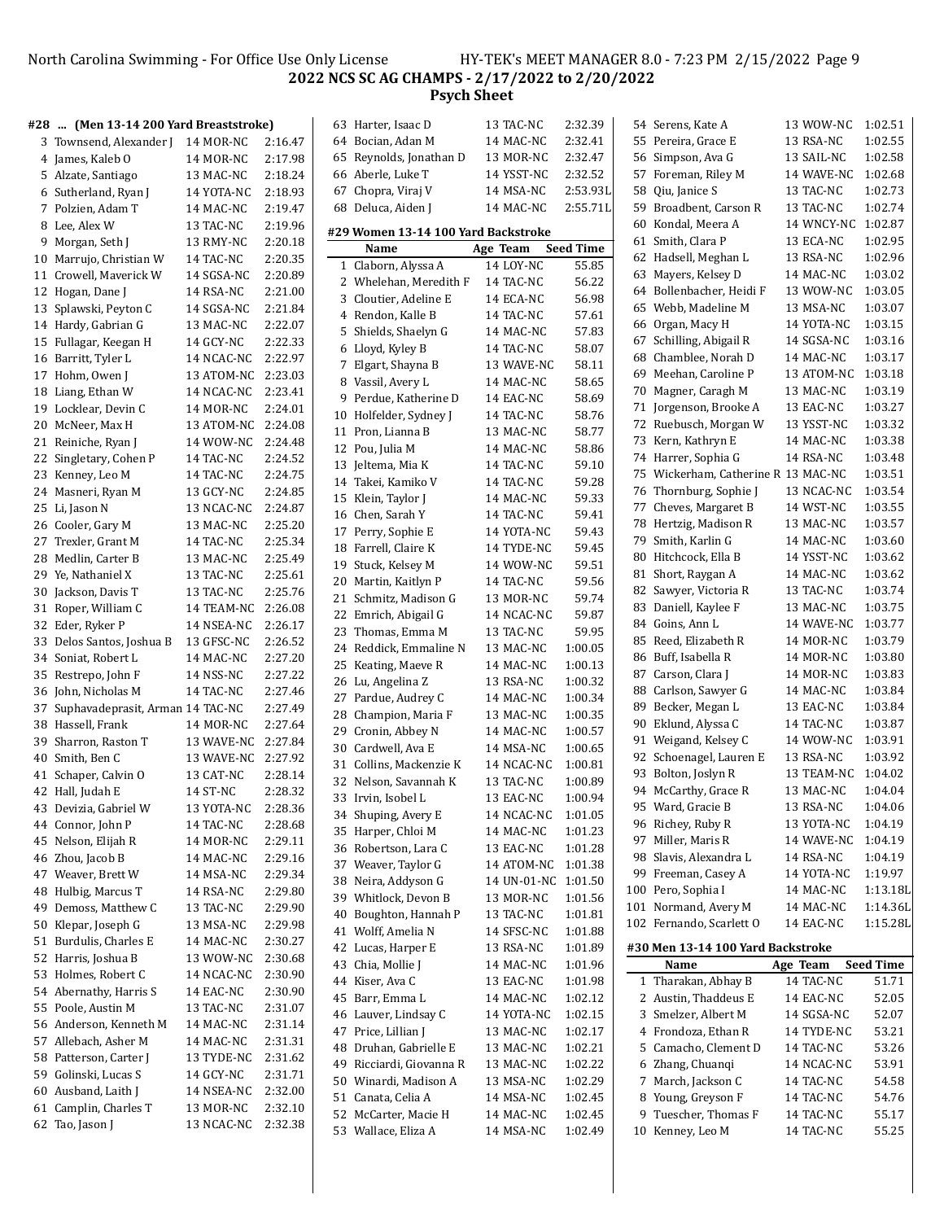## 2022 NCS SC AG CHAMPS - 2/17/2022 to 2/20/2022

### Psych Sheet

#### #28 ... (Men 13-14 200 Yard Breaststroke)

| # | Name | Age | Team | Seed Time |
|---|---|---|---|---|
| 3 | Townsend, Alexander J | 14 | MOR-NC | 2:16.47 |
| 4 | James, Kaleb O | 14 | MOR-NC | 2:17.98 |
| 5 | Alzate, Santiago | 13 | MAC-NC | 2:18.24 |
| 6 | Sutherland, Ryan J | 14 | YOTA-NC | 2:18.93 |
| 7 | Polzien, Adam T | 14 | MAC-NC | 2:19.47 |
| 8 | Lee, Alex W | 13 | TAC-NC | 2:19.96 |
| 9 | Morgan, Seth J | 13 | RMY-NC | 2:20.18 |
| 10 | Marrujo, Christian W | 14 | TAC-NC | 2:20.35 |
| 11 | Crowell, Maverick W | 14 | SGSA-NC | 2:20.89 |
| 12 | Hogan, Dane J | 14 | RSA-NC | 2:21.00 |
| 13 | Splawski, Peyton C | 14 | SGSA-NC | 2:21.84 |
| 14 | Hardy, Gabrian G | 13 | MAC-NC | 2:22.07 |
| 15 | Fullagar, Keegan H | 14 | GCY-NC | 2:22.33 |
| 16 | Barritt, Tyler L | 14 | NCAC-NC | 2:22.97 |
| 17 | Hohm, Owen J | 13 | ATOM-NC | 2:23.03 |
| 18 | Liang, Ethan W | 14 | NCAC-NC | 2:23.41 |
| 19 | Locklear, Devin C | 14 | MOR-NC | 2:24.01 |
| 20 | McNeer, Max H | 13 | ATOM-NC | 2:24.08 |
| 21 | Reiniche, Ryan J | 14 | WOW-NC | 2:24.48 |
| 22 | Singletary, Cohen P | 14 | TAC-NC | 2:24.52 |
| 23 | Kenney, Leo M | 14 | TAC-NC | 2:24.75 |
| 24 | Masneri, Ryan M | 13 | GCY-NC | 2:24.85 |
| 25 | Li, Jason N | 13 | NCAC-NC | 2:24.87 |
| 26 | Cooler, Gary M | 13 | MAC-NC | 2:25.20 |
| 27 | Trexler, Grant M | 14 | TAC-NC | 2:25.34 |
| 28 | Medlin, Carter B | 13 | MAC-NC | 2:25.49 |
| 29 | Ye, Nathaniel X | 13 | TAC-NC | 2:25.61 |
| 30 | Jackson, Davis T | 13 | TAC-NC | 2:25.76 |
| 31 | Roper, William C | 14 | TEAM-NC | 2:26.08 |
| 32 | Eder, Ryker P | 14 | NSEA-NC | 2:26.17 |
| 33 | Delos Santos, Joshua B | 13 | GFSC-NC | 2:26.52 |
| 34 | Soniat, Robert L | 14 | MAC-NC | 2:27.20 |
| 35 | Restrepo, John F | 14 | NSS-NC | 2:27.22 |
| 36 | John, Nicholas M | 14 | TAC-NC | 2:27.46 |
| 37 | Suphavadeprasit, Arman | 14 | TAC-NC | 2:27.49 |
| 38 | Hassell, Frank | 14 | MOR-NC | 2:27.64 |
| 39 | Sharron, Raston T | 13 | WAVE-NC | 2:27.84 |
| 40 | Smith, Ben C | 13 | WAVE-NC | 2:27.92 |
| 41 | Schaper, Calvin O | 13 | CAT-NC | 2:28.14 |
| 42 | Hall, Judah E | 14 | ST-NC | 2:28.32 |
| 43 | Devizia, Gabriel W | 13 | YOTA-NC | 2:28.36 |
| 44 | Connor, John P | 14 | TAC-NC | 2:28.68 |
| 45 | Nelson, Elijah R | 14 | MOR-NC | 2:29.11 |
| 46 | Zhou, Jacob B | 14 | MAC-NC | 2:29.16 |
| 47 | Weaver, Brett W | 14 | MSA-NC | 2:29.34 |
| 48 | Hulbig, Marcus T | 14 | RSA-NC | 2:29.80 |
| 49 | Demoss, Matthew C | 13 | TAC-NC | 2:29.90 |
| 50 | Klepar, Joseph G | 13 | MSA-NC | 2:29.98 |
| 51 | Burdulis, Charles E | 14 | MAC-NC | 2:30.27 |
| 52 | Harris, Joshua B | 13 | WOW-NC | 2:30.68 |
| 53 | Holmes, Robert C | 14 | NCAC-NC | 2:30.90 |
| 54 | Abernathy, Harris S | 14 | EAC-NC | 2:30.90 |
| 55 | Poole, Austin M | 13 | TAC-NC | 2:31.07 |
| 56 | Anderson, Kenneth M | 14 | MAC-NC | 2:31.14 |
| 57 | Allebach, Asher M | 14 | MAC-NC | 2:31.31 |
| 58 | Patterson, Carter J | 13 | TYDE-NC | 2:31.62 |
| 59 | Golinski, Lucas S | 14 | GCY-NC | 2:31.71 |
| 60 | Ausband, Laith J | 14 | NSEA-NC | 2:32.00 |
| 61 | Camplin, Charles T | 13 | MOR-NC | 2:32.10 |
| 62 | Tao, Jason J | 13 | NCAC-NC | 2:32.38 |
| 63 | Harter, Isaac D | 13 | TAC-NC | 2:32.39 |
| 64 | Bocian, Adan M | 14 | MAC-NC | 2:32.41 |
| 65 | Reynolds, Jonathan D | 13 | MOR-NC | 2:32.47 |
| 66 | Aberle, Luke T | 14 | YSST-NC | 2:32.52 |
| 67 | Chopra, Viraj V | 14 | MSA-NC | 2:53.93L |
| 68 | Deluca, Aiden J | 14 | MAC-NC | 2:55.71L |

#### #29 Women 13-14 100 Yard Backstroke

| # | Name | Age | Team | Seed Time |
|---|---|---|---|---|
| 1 | Claborn, Alyssa A | 14 | LOY-NC | 55.85 |
| 2 | Whelehan, Meredith F | 14 | TAC-NC | 56.22 |
| 3 | Cloutier, Adeline E | 14 | ECA-NC | 56.98 |
| 4 | Rendon, Kalle B | 14 | TAC-NC | 57.61 |
| 5 | Shields, Shaelyn G | 14 | MAC-NC | 57.83 |
| 6 | Lloyd, Kyley B | 14 | TAC-NC | 58.07 |
| 7 | Elgart, Shayna B | 13 | WAVE-NC | 58.11 |
| 8 | Vassil, Avery L | 14 | MAC-NC | 58.65 |
| 9 | Perdue, Katherine D | 14 | EAC-NC | 58.69 |
| 10 | Holfelder, Sydney J | 14 | TAC-NC | 58.76 |
| 11 | Pron, Lianna B | 13 | MAC-NC | 58.77 |
| 12 | Pou, Julia M | 14 | MAC-NC | 58.86 |
| 13 | Jeltema, Mia K | 14 | TAC-NC | 59.10 |
| 14 | Takei, Kamiko V | 14 | TAC-NC | 59.28 |
| 15 | Klein, Taylor J | 14 | MAC-NC | 59.33 |
| 16 | Chen, Sarah Y | 14 | TAC-NC | 59.41 |
| 17 | Perry, Sophie E | 14 | YOTA-NC | 59.43 |
| 18 | Farrell, Claire K | 14 | TYDE-NC | 59.45 |
| 19 | Stuck, Kelsey M | 14 | WOW-NC | 59.51 |
| 20 | Martin, Kaitlyn P | 14 | TAC-NC | 59.56 |
| 21 | Schmitz, Madison G | 13 | MOR-NC | 59.74 |
| 22 | Emrich, Abigail G | 14 | NCAC-NC | 59.87 |
| 23 | Thomas, Emma M | 13 | TAC-NC | 59.95 |
| 24 | Reddick, Emmaline N | 13 | MAC-NC | 1:00.05 |
| 25 | Keating, Maeve R | 14 | MAC-NC | 1:00.13 |
| 26 | Lu, Angelina Z | 13 | RSA-NC | 1:00.32 |
| 27 | Pardue, Audrey C | 14 | MAC-NC | 1:00.34 |
| 28 | Champion, Maria F | 13 | MAC-NC | 1:00.35 |
| 29 | Cronin, Abbey N | 14 | MAC-NC | 1:00.57 |
| 30 | Cardwell, Ava E | 14 | MSA-NC | 1:00.65 |
| 31 | Collins, Mackenzie K | 14 | NCAC-NC | 1:00.81 |
| 32 | Nelson, Savannah K | 13 | TAC-NC | 1:00.89 |
| 33 | Irvin, Isobel L | 13 | EAC-NC | 1:00.94 |
| 34 | Shuping, Avery E | 14 | NCAC-NC | 1:01.05 |
| 35 | Harper, Chloi M | 14 | MAC-NC | 1:01.23 |
| 36 | Robertson, Lara C | 13 | EAC-NC | 1:01.28 |
| 37 | Weaver, Taylor G | 14 | ATOM-NC | 1:01.38 |
| 38 | Neira, Addyson G | 14 | UN-01-NC | 1:01.50 |
| 39 | Whitlock, Devon B | 13 | MOR-NC | 1:01.56 |
| 40 | Boughton, Hannah P | 13 | TAC-NC | 1:01.81 |
| 41 | Wolff, Amelia N | 14 | SFSC-NC | 1:01.88 |
| 42 | Lucas, Harper E | 13 | RSA-NC | 1:01.89 |
| 43 | Chia, Mollie J | 14 | MAC-NC | 1:01.96 |
| 44 | Kiser, Ava C | 13 | EAC-NC | 1:01.98 |
| 45 | Barr, Emma L | 14 | MAC-NC | 1:02.12 |
| 46 | Lauver, Lindsay C | 14 | YOTA-NC | 1:02.15 |
| 47 | Price, Lillian J | 13 | MAC-NC | 1:02.17 |
| 48 | Druhan, Gabrielle E | 13 | MAC-NC | 1:02.21 |
| 49 | Ricciardi, Giovanna R | 13 | MAC-NC | 1:02.22 |
| 50 | Winardi, Madison A | 13 | MSA-NC | 1:02.29 |
| 51 | Canata, Celia A | 14 | MSA-NC | 1:02.45 |
| 52 | McCarter, Macie H | 14 | MAC-NC | 1:02.45 |
| 53 | Wallace, Eliza A | 14 | MSA-NC | 1:02.49 |
| 54 | Serens, Kate A | 13 | WOW-NC | 1:02.51 |
| 55 | Pereira, Grace E | 13 | RSA-NC | 1:02.55 |
| 56 | Simpson, Ava G | 13 | SAIL-NC | 1:02.58 |
| 57 | Foreman, Riley M | 14 | WAVE-NC | 1:02.68 |
| 58 | Qiu, Janice S | 13 | TAC-NC | 1:02.73 |
| 59 | Broadbent, Carson R | 13 | TAC-NC | 1:02.74 |
| 60 | Kondal, Meera A | 14 | WNCY-NC | 1:02.87 |
| 61 | Smith, Clara P | 13 | ECA-NC | 1:02.95 |
| 62 | Hadsell, Meghan L | 13 | RSA-NC | 1:02.96 |
| 63 | Mayers, Kelsey D | 14 | MAC-NC | 1:03.02 |
| 64 | Bollenbacher, Heidi F | 13 | WOW-NC | 1:03.05 |
| 65 | Webb, Madeline M | 13 | MSA-NC | 1:03.07 |
| 66 | Organ, Macy H | 14 | YOTA-NC | 1:03.15 |
| 67 | Schilling, Abigail R | 14 | SGSA-NC | 1:03.16 |
| 68 | Chamblee, Norah D | 14 | MAC-NC | 1:03.17 |
| 69 | Meehan, Caroline P | 13 | ATOM-NC | 1:03.18 |
| 70 | Magner, Caragh M | 13 | MAC-NC | 1:03.19 |
| 71 | Jorgenson, Brooke A | 13 | EAC-NC | 1:03.27 |
| 72 | Ruebusch, Morgan W | 13 | YSST-NC | 1:03.32 |
| 73 | Kern, Kathryn E | 14 | MAC-NC | 1:03.38 |
| 74 | Harrer, Sophia G | 14 | RSA-NC | 1:03.48 |
| 75 | Wickerham, Catherine R | 13 | MAC-NC | 1:03.51 |
| 76 | Thornburg, Sophie J | 13 | NCAC-NC | 1:03.54 |
| 77 | Cheves, Margaret B | 14 | WST-NC | 1:03.55 |
| 78 | Hertzig, Madison R | 13 | MAC-NC | 1:03.57 |
| 79 | Smith, Karlin G | 14 | MAC-NC | 1:03.60 |
| 80 | Hitchcock, Ella B | 14 | YSST-NC | 1:03.62 |
| 81 | Short, Raygan A | 14 | MAC-NC | 1:03.62 |
| 82 | Sawyer, Victoria R | 13 | TAC-NC | 1:03.74 |
| 83 | Daniell, Kaylee F | 13 | MAC-NC | 1:03.75 |
| 84 | Goins, Ann L | 14 | WAVE-NC | 1:03.77 |
| 85 | Reed, Elizabeth R | 14 | MOR-NC | 1:03.79 |
| 86 | Buff, Isabella R | 14 | MOR-NC | 1:03.80 |
| 87 | Carson, Clara J | 14 | MOR-NC | 1:03.83 |
| 88 | Carlson, Sawyer G | 14 | MAC-NC | 1:03.84 |
| 89 | Becker, Megan L | 13 | EAC-NC | 1:03.84 |
| 90 | Eklund, Alyssa C | 14 | TAC-NC | 1:03.87 |
| 91 | Weigand, Kelsey C | 14 | WOW-NC | 1:03.91 |
| 92 | Schoenagel, Lauren E | 13 | RSA-NC | 1:03.92 |
| 93 | Bolton, Joslyn R | 13 | TEAM-NC | 1:04.02 |
| 94 | McCarthy, Grace R | 13 | MAC-NC | 1:04.04 |
| 95 | Ward, Gracie B | 13 | RSA-NC | 1:04.06 |
| 96 | Richey, Ruby R | 13 | YOTA-NC | 1:04.19 |
| 97 | Miller, Maris R | 14 | WAVE-NC | 1:04.19 |
| 98 | Slavis, Alexandra L | 14 | RSA-NC | 1:04.19 |
| 99 | Freeman, Casey A | 14 | YOTA-NC | 1:19.97 |
| 100 | Pero, Sophia I | 14 | MAC-NC | 1:13.18L |
| 101 | Normand, Avery M | 14 | MAC-NC | 1:14.36L |
| 102 | Fernando, Scarlett O | 14 | EAC-NC | 1:15.28L |

#### #30 Men 13-14 100 Yard Backstroke

| # | Name | Age | Team | Seed Time |
|---|---|---|---|---|
| 1 | Tharakan, Abhay B | 14 | TAC-NC | 51.71 |
| 2 | Austin, Thaddeus E | 14 | EAC-NC | 52.05 |
| 3 | Smelzer, Albert M | 14 | SGSA-NC | 52.07 |
| 4 | Frondoza, Ethan R | 14 | TYDE-NC | 53.21 |
| 5 | Camacho, Clement D | 14 | TAC-NC | 53.26 |
| 6 | Zhang, Chuanqi | 14 | NCAC-NC | 53.91 |
| 7 | March, Jackson C | 14 | TAC-NC | 54.58 |
| 8 | Young, Greyson F | 14 | TAC-NC | 54.76 |
| 9 | Tuescher, Thomas F | 14 | TAC-NC | 55.17 |
| 10 | Kenney, Leo M | 14 | TAC-NC | 55.25 |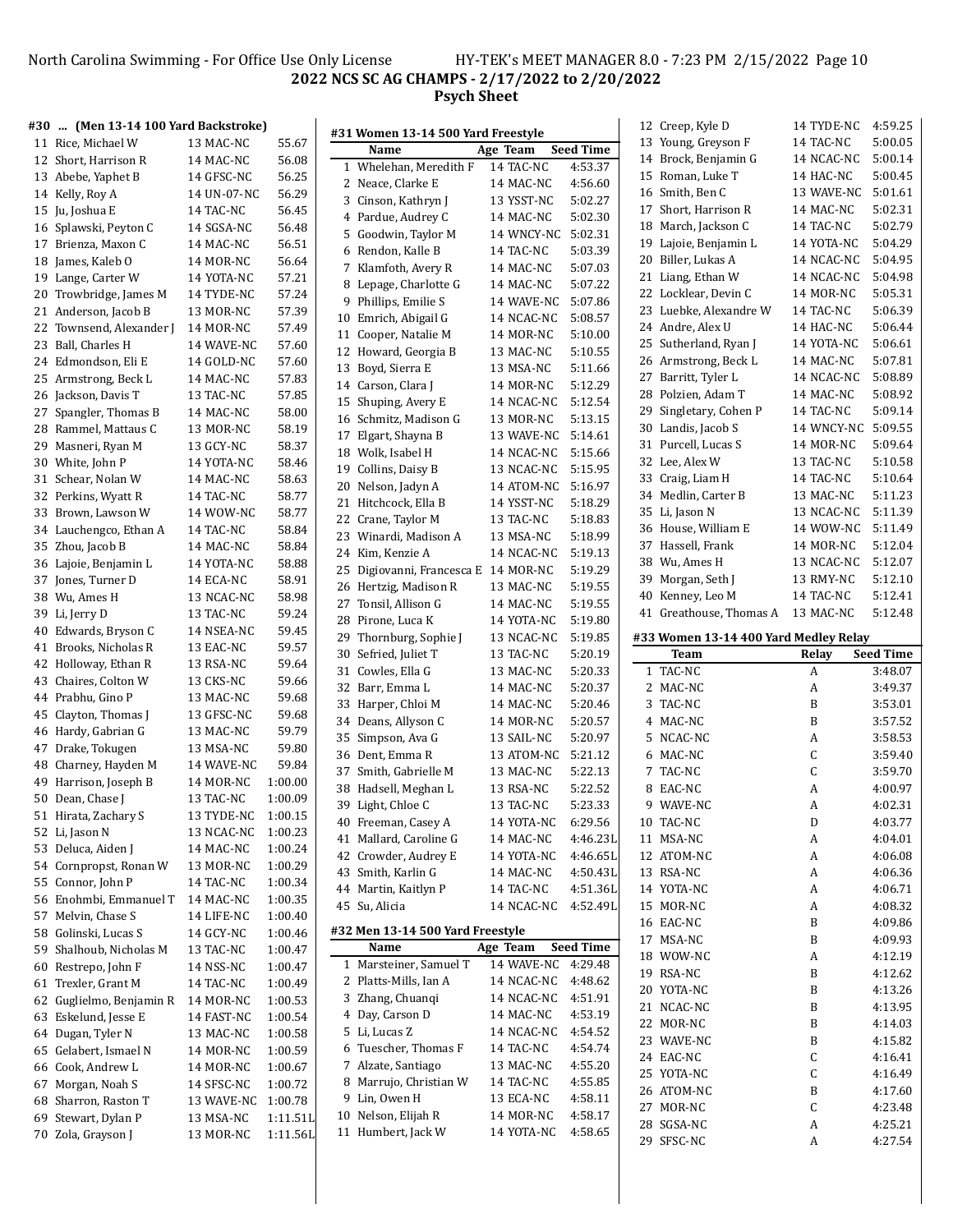North Carolina Swimming - For Office Use Only License HY-TEK's MEET MANAGER 8.0 - 7:23 PM 2/15/2022 Page 10

**2022 NCS SC AG CHAMPS - 2/17/2022 to 2/20/2022**

**Psych Sheet**

### #30 ... (Men 13-14 100 Yard Backstroke)

| # | Name | Age Team | Seed Time |
|---|---|---|---|
| 11 | Rice, Michael W | 13 MAC-NC | 55.67 |
| 12 | Short, Harrison R | 14 MAC-NC | 56.08 |
| 13 | Abebe, Yaphet B | 14 GFSC-NC | 56.25 |
| 14 | Kelly, Roy A | 14 UN-07-NC | 56.29 |
| 15 | Ju, Joshua E | 14 TAC-NC | 56.45 |
| 16 | Splawski, Peyton C | 14 SGSA-NC | 56.48 |
| 17 | Brienza, Maxon C | 14 MAC-NC | 56.51 |
| 18 | James, Kaleb O | 14 MOR-NC | 56.64 |
| 19 | Lange, Carter W | 14 YOTA-NC | 57.21 |
| 20 | Trowbridge, James M | 14 TYDE-NC | 57.24 |
| 21 | Anderson, Jacob B | 13 MOR-NC | 57.39 |
| 22 | Townsend, Alexander J | 14 MOR-NC | 57.49 |
| 23 | Ball, Charles H | 14 WAVE-NC | 57.60 |
| 24 | Edmondson, Eli E | 14 GOLD-NC | 57.60 |
| 25 | Armstrong, Beck L | 14 MAC-NC | 57.83 |
| 26 | Jackson, Davis T | 13 TAC-NC | 57.85 |
| 27 | Spangler, Thomas B | 14 MAC-NC | 58.00 |
| 28 | Rammel, Mattaus C | 13 MOR-NC | 58.19 |
| 29 | Masneri, Ryan M | 13 GCY-NC | 58.37 |
| 30 | White, John P | 14 YOTA-NC | 58.46 |
| 31 | Schear, Nolan W | 14 MAC-NC | 58.63 |
| 32 | Perkins, Wyatt R | 14 TAC-NC | 58.77 |
| 33 | Brown, Lawson W | 14 WOW-NC | 58.77 |
| 34 | Lauchengco, Ethan A | 14 TAC-NC | 58.84 |
| 35 | Zhou, Jacob B | 14 MAC-NC | 58.84 |
| 36 | Lajoie, Benjamin L | 14 YOTA-NC | 58.88 |
| 37 | Jones, Turner D | 14 ECA-NC | 58.91 |
| 38 | Wu, Ames H | 13 NCAC-NC | 58.98 |
| 39 | Li, Jerry D | 13 TAC-NC | 59.24 |
| 40 | Edwards, Bryson C | 14 NSEA-NC | 59.45 |
| 41 | Brooks, Nicholas R | 13 EAC-NC | 59.57 |
| 42 | Holloway, Ethan R | 13 RSA-NC | 59.64 |
| 43 | Chaires, Colton W | 13 CKS-NC | 59.66 |
| 44 | Prabhu, Gino P | 13 MAC-NC | 59.68 |
| 45 | Clayton, Thomas J | 13 GFSC-NC | 59.68 |
| 46 | Hardy, Gabrian G | 13 MAC-NC | 59.79 |
| 47 | Drake, Tokugen | 13 MSA-NC | 59.80 |
| 48 | Charney, Hayden M | 14 WAVE-NC | 59.84 |
| 49 | Harrison, Joseph B | 14 MOR-NC | 1:00.00 |
| 50 | Dean, Chase J | 13 TAC-NC | 1:00.09 |
| 51 | Hirata, Zachary S | 13 TYDE-NC | 1:00.15 |
| 52 | Li, Jason N | 13 NCAC-NC | 1:00.23 |
| 53 | Deluca, Aiden J | 14 MAC-NC | 1:00.24 |
| 54 | Cornpropst, Ronan W | 13 MOR-NC | 1:00.29 |
| 55 | Connor, John P | 14 TAC-NC | 1:00.34 |
| 56 | Enohmbi, Emmanuel T | 14 MAC-NC | 1:00.35 |
| 57 | Melvin, Chase S | 14 LIFE-NC | 1:00.40 |
| 58 | Golinski, Lucas S | 14 GCY-NC | 1:00.46 |
| 59 | Shalhoub, Nicholas M | 13 TAC-NC | 1:00.47 |
| 60 | Restrepo, John F | 14 NSS-NC | 1:00.47 |
| 61 | Trexler, Grant M | 14 TAC-NC | 1:00.49 |
| 62 | Guglielmo, Benjamin R | 14 MOR-NC | 1:00.53 |
| 63 | Eskelund, Jesse E | 14 FAST-NC | 1:00.54 |
| 64 | Dugan, Tyler N | 13 MAC-NC | 1:00.58 |
| 65 | Gelabert, Ismael N | 14 MOR-NC | 1:00.59 |
| 66 | Cook, Andrew L | 14 MOR-NC | 1:00.67 |
| 67 | Morgan, Noah S | 14 SFSC-NC | 1:00.72 |
| 68 | Sharron, Raston T | 13 WAVE-NC | 1:00.78 |
| 69 | Stewart, Dylan P | 13 MSA-NC | 1:11.51L |
| 70 | Zola, Grayson J | 13 MOR-NC | 1:11.56L |

### #31 Women 13-14 500 Yard Freestyle

| # | Name | Age Team | Seed Time |
|---|---|---|---|
| 1 | Whelehan, Meredith F | 14 TAC-NC | 4:53.37 |
| 2 | Neace, Clarke E | 14 MAC-NC | 4:56.60 |
| 3 | Cinson, Kathryn J | 13 YSST-NC | 5:02.27 |
| 4 | Pardue, Audrey C | 14 MAC-NC | 5:02.30 |
| 5 | Goodwin, Taylor M | 14 WNCY-NC | 5:02.31 |
| 6 | Rendon, Kalle B | 14 TAC-NC | 5:03.39 |
| 7 | Klamfoth, Avery R | 14 MAC-NC | 5:07.03 |
| 8 | Lepage, Charlotte G | 14 MAC-NC | 5:07.22 |
| 9 | Phillips, Emilie S | 14 WAVE-NC | 5:07.86 |
| 10 | Emrich, Abigail G | 14 NCAC-NC | 5:08.57 |
| 11 | Cooper, Natalie M | 14 MOR-NC | 5:10.00 |
| 12 | Howard, Georgia B | 13 MAC-NC | 5:10.55 |
| 13 | Boyd, Sierra E | 13 MSA-NC | 5:11.66 |
| 14 | Carson, Clara J | 14 MOR-NC | 5:12.29 |
| 15 | Shuping, Avery E | 14 NCAC-NC | 5:12.54 |
| 16 | Schmitz, Madison G | 13 MOR-NC | 5:13.15 |
| 17 | Elgart, Shayna B | 13 WAVE-NC | 5:14.61 |
| 18 | Wolk, Isabel H | 14 NCAC-NC | 5:15.66 |
| 19 | Collins, Daisy B | 13 NCAC-NC | 5:15.95 |
| 20 | Nelson, Jadyn A | 14 ATOM-NC | 5:16.97 |
| 21 | Hitchcock, Ella B | 14 YSST-NC | 5:18.29 |
| 22 | Crane, Taylor M | 13 TAC-NC | 5:18.83 |
| 23 | Winardi, Madison A | 13 MSA-NC | 5:18.99 |
| 24 | Kim, Kenzie A | 14 NCAC-NC | 5:19.13 |
| 25 | Digiovanni, Francesca E | 14 MOR-NC | 5:19.29 |
| 26 | Hertzig, Madison R | 13 MAC-NC | 5:19.55 |
| 27 | Tonsil, Allison G | 14 MAC-NC | 5:19.55 |
| 28 | Pirone, Luca K | 14 YOTA-NC | 5:19.80 |
| 29 | Thornburg, Sophie J | 13 NCAC-NC | 5:19.85 |
| 30 | Sefried, Juliet T | 13 TAC-NC | 5:20.19 |
| 31 | Cowles, Ella G | 13 MAC-NC | 5:20.33 |
| 32 | Barr, Emma L | 14 MAC-NC | 5:20.37 |
| 33 | Harper, Chloi M | 14 MAC-NC | 5:20.46 |
| 34 | Deans, Allyson C | 14 MOR-NC | 5:20.57 |
| 35 | Simpson, Ava G | 13 SAIL-NC | 5:20.97 |
| 36 | Dent, Emma R | 13 ATOM-NC | 5:21.12 |
| 37 | Smith, Gabrielle M | 13 MAC-NC | 5:22.13 |
| 38 | Hadsell, Meghan L | 13 RSA-NC | 5:22.52 |
| 39 | Light, Chloe C | 13 TAC-NC | 5:23.33 |
| 40 | Freeman, Casey A | 14 YOTA-NC | 6:29.56 |
| 41 | Mallard, Caroline G | 14 MAC-NC | 4:46.23L |
| 42 | Crowder, Audrey E | 14 YOTA-NC | 4:46.65L |
| 43 | Smith, Karlin G | 14 MAC-NC | 4:50.43L |
| 44 | Martin, Kaitlyn P | 14 TAC-NC | 4:51.36L |
| 45 | Su, Alicia | 14 NCAC-NC | 4:52.49L |

### #32 Men 13-14 500 Yard Freestyle

| # | Name | Age Team | Seed Time |
|---|---|---|---|
| 1 | Marsteiner, Samuel T | 14 WAVE-NC | 4:29.48 |
| 2 | Platts-Mills, Ian A | 14 NCAC-NC | 4:48.62 |
| 3 | Zhang, Chuanqi | 14 NCAC-NC | 4:51.91 |
| 4 | Day, Carson D | 14 MAC-NC | 4:53.19 |
| 5 | Li, Lucas Z | 14 NCAC-NC | 4:54.52 |
| 6 | Tuescher, Thomas F | 14 TAC-NC | 4:54.74 |
| 7 | Alzate, Santiago | 13 MAC-NC | 4:55.20 |
| 8 | Marrujo, Christian W | 14 TAC-NC | 4:55.85 |
| 9 | Lin, Owen H | 13 ECA-NC | 4:58.11 |
| 10 | Nelson, Elijah R | 14 MOR-NC | 4:58.17 |
| 11 | Humbert, Jack W | 14 YOTA-NC | 4:58.65 |
| 12 | Creep, Kyle D | 14 TYDE-NC | 4:59.25 |
| 13 | Young, Greyson F | 14 TAC-NC | 5:00.05 |
| 14 | Brock, Benjamin G | 14 NCAC-NC | 5:00.14 |
| 15 | Roman, Luke T | 14 HAC-NC | 5:00.45 |
| 16 | Smith, Ben C | 13 WAVE-NC | 5:01.61 |
| 17 | Short, Harrison R | 14 MAC-NC | 5:02.31 |
| 18 | March, Jackson C | 14 TAC-NC | 5:02.79 |
| 19 | Lajoie, Benjamin L | 14 YOTA-NC | 5:04.29 |
| 20 | Biller, Lukas A | 14 NCAC-NC | 5:04.95 |
| 21 | Liang, Ethan W | 14 NCAC-NC | 5:04.98 |
| 22 | Locklear, Devin C | 14 MOR-NC | 5:05.31 |
| 23 | Luebke, Alexandre W | 14 TAC-NC | 5:06.39 |
| 24 | Andre, Alex U | 14 HAC-NC | 5:06.44 |
| 25 | Sutherland, Ryan J | 14 YOTA-NC | 5:06.61 |
| 26 | Armstrong, Beck L | 14 MAC-NC | 5:07.81 |
| 27 | Barritt, Tyler L | 14 NCAC-NC | 5:08.89 |
| 28 | Polzien, Adam T | 14 MAC-NC | 5:08.92 |
| 29 | Singletary, Cohen P | 14 TAC-NC | 5:09.14 |
| 30 | Landis, Jacob S | 14 WNCY-NC | 5:09.55 |
| 31 | Purcell, Lucas S | 14 MOR-NC | 5:09.64 |
| 32 | Lee, Alex W | 13 TAC-NC | 5:10.58 |
| 33 | Craig, Liam H | 14 TAC-NC | 5:10.64 |
| 34 | Medlin, Carter B | 13 MAC-NC | 5:11.23 |
| 35 | Li, Jason N | 13 NCAC-NC | 5:11.39 |
| 36 | House, William E | 14 WOW-NC | 5:11.49 |
| 37 | Hassell, Frank | 14 MOR-NC | 5:12.04 |
| 38 | Wu, Ames H | 13 NCAC-NC | 5:12.07 |
| 39 | Morgan, Seth J | 13 RMY-NC | 5:12.10 |
| 40 | Kenney, Leo M | 14 TAC-NC | 5:12.41 |
| 41 | Greathouse, Thomas A | 13 MAC-NC | 5:12.48 |

### #33 Women 13-14 400 Yard Medley Relay

| # | Team | Relay | Seed Time |
|---|---|---|---|
| 1 | TAC-NC | A | 3:48.07 |
| 2 | MAC-NC | A | 3:49.37 |
| 3 | TAC-NC | B | 3:53.01 |
| 4 | MAC-NC | B | 3:57.52 |
| 5 | NCAC-NC | A | 3:58.53 |
| 6 | MAC-NC | C | 3:59.40 |
| 7 | TAC-NC | C | 3:59.70 |
| 8 | EAC-NC | A | 4:00.97 |
| 9 | WAVE-NC | A | 4:02.31 |
| 10 | TAC-NC | D | 4:03.77 |
| 11 | MSA-NC | A | 4:04.01 |
| 12 | ATOM-NC | A | 4:06.08 |
| 13 | RSA-NC | A | 4:06.36 |
| 14 | YOTA-NC | A | 4:06.71 |
| 15 | MOR-NC | A | 4:08.32 |
| 16 | EAC-NC | B | 4:09.86 |
| 17 | MSA-NC | B | 4:09.93 |
| 18 | WOW-NC | A | 4:12.19 |
| 19 | RSA-NC | B | 4:12.62 |
| 20 | YOTA-NC | B | 4:13.26 |
| 21 | NCAC-NC | B | 4:13.95 |
| 22 | MOR-NC | B | 4:14.03 |
| 23 | WAVE-NC | B | 4:15.82 |
| 24 | EAC-NC | C | 4:16.41 |
| 25 | YOTA-NC | C | 4:16.49 |
| 26 | ATOM-NC | B | 4:17.60 |
| 27 | MOR-NC | C | 4:23.48 |
| 28 | SGSA-NC | A | 4:25.21 |
| 29 | SFSC-NC | A | 4:27.54 |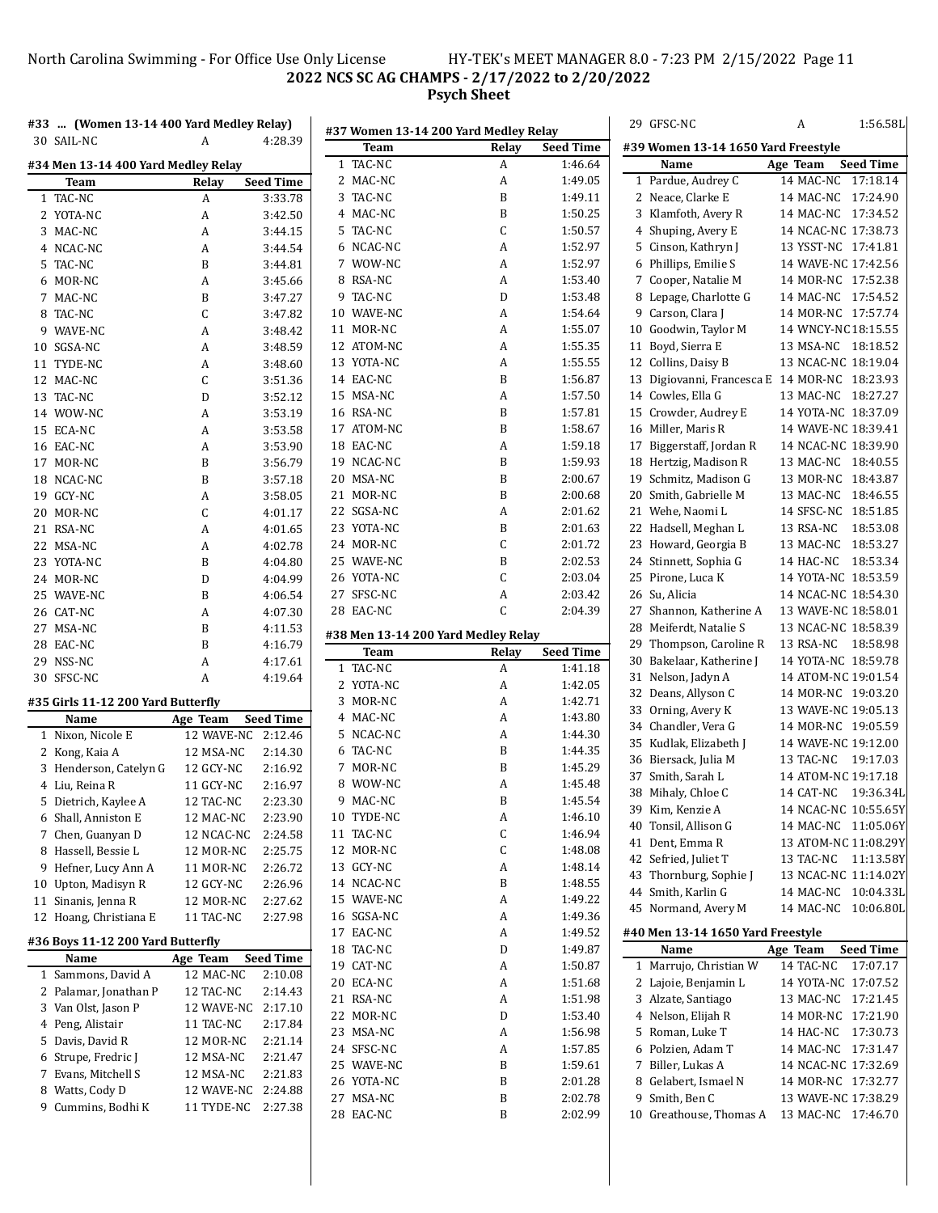North Carolina Swimming - For Office Use Only License HY-TEK's MEET MANAGER 8.0 - 7:23 PM 2/15/2022 Page 11

**2022 NCS SC AG CHAMPS - 2/17/2022 to 2/20/2022**

**Psych Sheet**

#### #33 ... (Women 13-14 400 Yard Medley Relay)

| | Team | Relay | Seed Time |
|---|---|---|---|
| 30 | SAIL-NC | A | 4:28.39 |

#### #34 Men 13-14 400 Yard Medley Relay

| | Team | Relay | Seed Time |
|---|---|---|---|
| 1 | TAC-NC | A | 3:33.78 |
| 2 | YOTA-NC | A | 3:42.50 |
| 3 | MAC-NC | A | 3:44.15 |
| 4 | NCAC-NC | A | 3:44.54 |
| 5 | TAC-NC | B | 3:44.81 |
| 6 | MOR-NC | A | 3:45.66 |
| 7 | MAC-NC | B | 3:47.27 |
| 8 | TAC-NC | C | 3:47.82 |
| 9 | WAVE-NC | A | 3:48.42 |
| 10 | SGSA-NC | A | 3:48.59 |
| 11 | TYDE-NC | A | 3:48.60 |
| 12 | MAC-NC | C | 3:51.36 |
| 13 | TAC-NC | D | 3:52.12 |
| 14 | WOW-NC | A | 3:53.19 |
| 15 | ECA-NC | A | 3:53.58 |
| 16 | EAC-NC | A | 3:53.90 |
| 17 | MOR-NC | B | 3:56.79 |
| 18 | NCAC-NC | B | 3:57.18 |
| 19 | GCY-NC | A | 3:58.05 |
| 20 | MOR-NC | C | 4:01.17 |
| 21 | RSA-NC | A | 4:01.65 |
| 22 | MSA-NC | A | 4:02.78 |
| 23 | YOTA-NC | B | 4:04.80 |
| 24 | MOR-NC | D | 4:04.99 |
| 25 | WAVE-NC | B | 4:06.54 |
| 26 | CAT-NC | A | 4:07.30 |
| 27 | MSA-NC | B | 4:11.53 |
| 28 | EAC-NC | B | 4:16.79 |
| 29 | NSS-NC | A | 4:17.61 |
| 30 | SFSC-NC | A | 4:19.64 |

#### #35 Girls 11-12 200 Yard Butterfly

| | Name | Age | Team | Seed Time |
|---|---|---|---|---|
| 1 | Nixon, Nicole E | 12 | WAVE-NC | 2:12.46 |
| 2 | Kong, Kaia A | 12 | MSA-NC | 2:14.30 |
| 3 | Henderson, Catelyn G | 12 | GCY-NC | 2:16.92 |
| 4 | Liu, Reina R | 11 | GCY-NC | 2:16.97 |
| 5 | Dietrich, Kaylee A | 12 | TAC-NC | 2:23.30 |
| 6 | Shall, Anniston E | 12 | MAC-NC | 2:23.90 |
| 7 | Chen, Guanyan D | 12 | NCAC-NC | 2:24.58 |
| 8 | Hassell, Bessie L | 12 | MOR-NC | 2:25.75 |
| 9 | Hefner, Lucy Ann A | 11 | MOR-NC | 2:26.72 |
| 10 | Upton, Madisyn R | 12 | GCY-NC | 2:26.96 |
| 11 | Sinanis, Jenna R | 12 | MOR-NC | 2:27.62 |
| 12 | Hoang, Christiana E | 11 | TAC-NC | 2:27.98 |

#### #36 Boys 11-12 200 Yard Butterfly

| | Name | Age | Team | Seed Time |
|---|---|---|---|---|
| 1 | Sammons, David A | 12 | MAC-NC | 2:10.08 |
| 2 | Palamar, Jonathan P | 12 | TAC-NC | 2:14.43 |
| 3 | Van Olst, Jason P | 12 | WAVE-NC | 2:17.10 |
| 4 | Peng, Alistair | 11 | TAC-NC | 2:17.84 |
| 5 | Davis, David R | 12 | MOR-NC | 2:21.14 |
| 6 | Strupe, Fredric J | 12 | MSA-NC | 2:21.47 |
| 7 | Evans, Mitchell S | 12 | MSA-NC | 2:21.83 |
| 8 | Watts, Cody D | 12 | WAVE-NC | 2:24.88 |
| 9 | Cummins, Bodhi K | 11 | TYDE-NC | 2:27.38 |

#### #37 Women 13-14 200 Yard Medley Relay

| | Team | Relay | Seed Time |
|---|---|---|---|
| 1 | TAC-NC | A | 1:46.64 |
| 2 | MAC-NC | A | 1:49.05 |
| 3 | TAC-NC | B | 1:49.11 |
| 4 | MAC-NC | B | 1:50.25 |
| 5 | TAC-NC | C | 1:50.57 |
| 6 | NCAC-NC | A | 1:52.97 |
| 7 | WOW-NC | A | 1:52.97 |
| 8 | RSA-NC | A | 1:53.40 |
| 9 | TAC-NC | D | 1:53.48 |
| 10 | WAVE-NC | A | 1:54.64 |
| 11 | MOR-NC | A | 1:55.07 |
| 12 | ATOM-NC | A | 1:55.35 |
| 13 | YOTA-NC | A | 1:55.55 |
| 14 | EAC-NC | B | 1:56.87 |
| 15 | MSA-NC | A | 1:57.50 |
| 16 | RSA-NC | B | 1:57.81 |
| 17 | ATOM-NC | B | 1:58.67 |
| 18 | EAC-NC | A | 1:59.18 |
| 19 | NCAC-NC | B | 1:59.93 |
| 20 | MSA-NC | B | 2:00.67 |
| 21 | MOR-NC | B | 2:00.68 |
| 22 | SGSA-NC | A | 2:01.62 |
| 23 | YOTA-NC | B | 2:01.63 |
| 24 | MOR-NC | C | 2:01.72 |
| 25 | WAVE-NC | B | 2:02.53 |
| 26 | YOTA-NC | C | 2:03.04 |
| 27 | SFSC-NC | A | 2:03.42 |
| 28 | EAC-NC | C | 2:04.39 |

#### #38 Men 13-14 200 Yard Medley Relay

| | Team | Relay | Seed Time |
|---|---|---|---|
| 1 | TAC-NC | A | 1:41.18 |
| 2 | YOTA-NC | A | 1:42.05 |
| 3 | MOR-NC | A | 1:42.71 |
| 4 | MAC-NC | A | 1:43.80 |
| 5 | NCAC-NC | A | 1:44.30 |
| 6 | TAC-NC | B | 1:44.35 |
| 7 | MOR-NC | B | 1:45.29 |
| 8 | WOW-NC | A | 1:45.48 |
| 9 | MAC-NC | B | 1:45.54 |
| 10 | TYDE-NC | A | 1:46.10 |
| 11 | TAC-NC | C | 1:46.94 |
| 12 | MOR-NC | C | 1:48.08 |
| 13 | GCY-NC | A | 1:48.14 |
| 14 | NCAC-NC | B | 1:48.55 |
| 15 | WAVE-NC | A | 1:49.22 |
| 16 | SGSA-NC | A | 1:49.36 |
| 17 | EAC-NC | A | 1:49.52 |
| 18 | TAC-NC | D | 1:49.87 |
| 19 | CAT-NC | A | 1:50.87 |
| 20 | ECA-NC | A | 1:51.68 |
| 21 | RSA-NC | A | 1:51.98 |
| 22 | MOR-NC | D | 1:53.40 |
| 23 | MSA-NC | A | 1:56.98 |
| 24 | SFSC-NC | A | 1:57.85 |
| 25 | WAVE-NC | B | 1:59.61 |
| 26 | YOTA-NC | B | 2:01.28 |
| 27 | MSA-NC | B | 2:02.78 |
| 28 | EAC-NC | B | 2:02.99 |
| 29 | GFSC-NC | A | 1:56.58L |

#### #39 Women 13-14 1650 Yard Freestyle

| | Name | Age | Team | Seed Time |
|---|---|---|---|---|
| 1 | Pardue, Audrey C | 14 | MAC-NC | 17:18.14 |
| 2 | Neace, Clarke E | 14 | MAC-NC | 17:24.90 |
| 3 | Klamfoth, Avery R | 14 | MAC-NC | 17:34.52 |
| 4 | Shuping, Avery E | 14 | NCAC-NC | 17:38.73 |
| 5 | Cinson, Kathryn J | 13 | YSST-NC | 17:41.81 |
| 6 | Phillips, Emilie S | 14 | WAVE-NC | 17:42.56 |
| 7 | Cooper, Natalie M | 14 | MOR-NC | 17:52.38 |
| 8 | Lepage, Charlotte G | 14 | MAC-NC | 17:54.52 |
| 9 | Carson, Clara J | 14 | MOR-NC | 17:57.74 |
| 10 | Goodwin, Taylor M | 14 | WNCY-NC | 18:15.55 |
| 11 | Boyd, Sierra E | 13 | MSA-NC | 18:18.52 |
| 12 | Collins, Daisy B | 13 | NCAC-NC | 18:19.04 |
| 13 | Digiovanni, Francesca E | 14 | MOR-NC | 18:23.93 |
| 14 | Cowles, Ella G | 13 | MAC-NC | 18:27.27 |
| 15 | Crowder, Audrey E | 14 | YOTA-NC | 18:37.09 |
| 16 | Miller, Maris R | 14 | WAVE-NC | 18:39.41 |
| 17 | Biggerstaff, Jordan R | 14 | NCAC-NC | 18:39.90 |
| 18 | Hertzig, Madison R | 13 | MAC-NC | 18:40.55 |
| 19 | Schmitz, Madison G | 13 | MOR-NC | 18:43.87 |
| 20 | Smith, Gabrielle M | 13 | MAC-NC | 18:46.55 |
| 21 | Wehe, Naomi L | 14 | SFSC-NC | 18:51.85 |
| 22 | Hadsell, Meghan L | 13 | RSA-NC | 18:53.08 |
| 23 | Howard, Georgia B | 13 | MAC-NC | 18:53.27 |
| 24 | Stinnett, Sophia G | 14 | HAC-NC | 18:53.34 |
| 25 | Pirone, Luca K | 14 | YOTA-NC | 18:53.59 |
| 26 | Su, Alicia | 14 | NCAC-NC | 18:54.30 |
| 27 | Shannon, Katherine A | 13 | WAVE-NC | 18:58.01 |
| 28 | Meiferdt, Natalie S | 13 | NCAC-NC | 18:58.39 |
| 29 | Thompson, Caroline R | 13 | RSA-NC | 18:58.98 |
| 30 | Bakelaar, Katherine J | 14 | YOTA-NC | 18:59.78 |
| 31 | Nelson, Jadyn A | 14 | ATOM-NC | 19:01.54 |
| 32 | Deans, Allyson C | 14 | MOR-NC | 19:03.20 |
| 33 | Orning, Avery K | 13 | WAVE-NC | 19:05.13 |
| 34 | Chandler, Vera G | 14 | MOR-NC | 19:05.59 |
| 35 | Kudlak, Elizabeth J | 14 | WAVE-NC | 19:12.00 |
| 36 | Biersack, Julia M | 13 | TAC-NC | 19:17.03 |
| 37 | Smith, Sarah L | 14 | ATOM-NC | 19:17.18 |
| 38 | Mihaly, Chloe C | 14 | CAT-NC | 19:36.34L |
| 39 | Kim, Kenzie A | 14 | NCAC-NC | 10:55.65Y |
| 40 | Tonsil, Allison G | 14 | MAC-NC | 11:05.06Y |
| 41 | Dent, Emma R | 13 | ATOM-NC | 11:08.29Y |
| 42 | Sefried, Juliet T | 13 | TAC-NC | 11:13.58Y |
| 43 | Thornburg, Sophie J | 13 | NCAC-NC | 11:14.02Y |
| 44 | Smith, Karlin G | 14 | MAC-NC | 10:04.33L |
| 45 | Normand, Avery M | 14 | MAC-NC | 10:06.80L |

#### #40 Men 13-14 1650 Yard Freestyle

| | Name | Age | Team | Seed Time |
|---|---|---|---|---|
| 1 | Marrujo, Christian W | 14 | TAC-NC | 17:07.17 |
| 2 | Lajoie, Benjamin L | 14 | YOTA-NC | 17:07.52 |
| 3 | Alzate, Santiago | 13 | MAC-NC | 17:21.45 |
| 4 | Nelson, Elijah R | 14 | MOR-NC | 17:21.90 |
| 5 | Roman, Luke T | 14 | HAC-NC | 17:30.73 |
| 6 | Polzien, Adam T | 14 | MAC-NC | 17:31.47 |
| 7 | Biller, Lukas A | 14 | NCAC-NC | 17:32.69 |
| 8 | Gelabert, Ismael N | 14 | MOR-NC | 17:32.77 |
| 9 | Smith, Ben C | 13 | WAVE-NC | 17:38.29 |
| 10 | Greathouse, Thomas A | 13 | MAC-NC | 17:46.70 |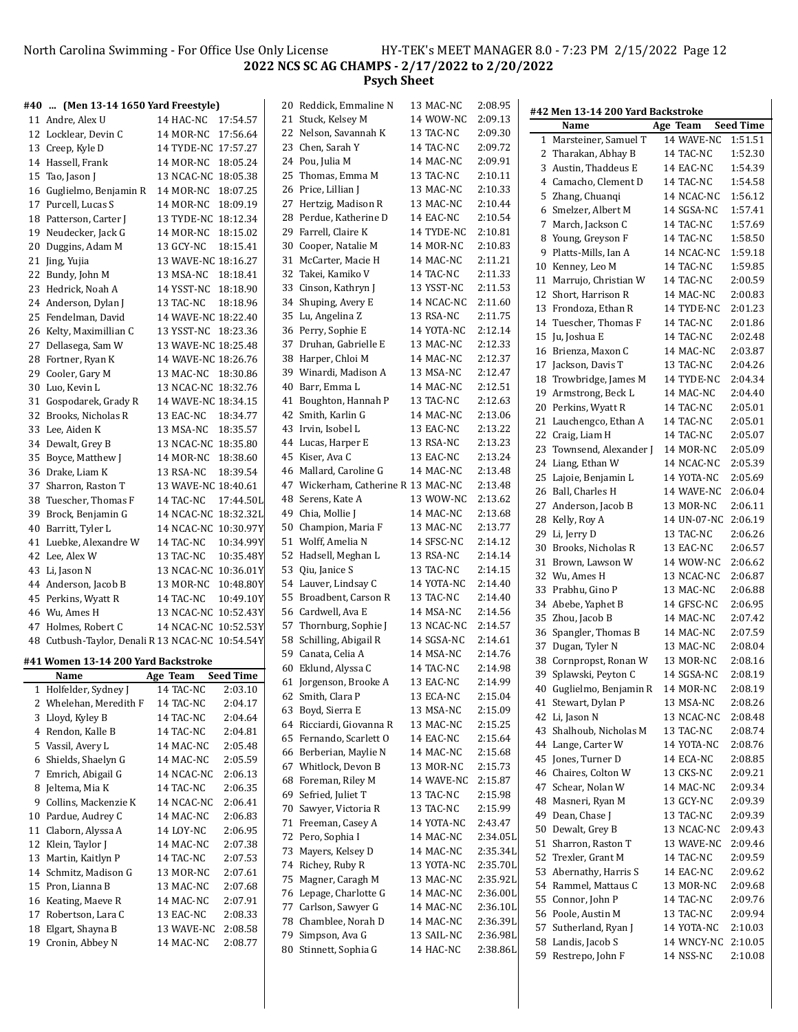## 2022 NCS SC AG CHAMPS - 2/17/2022 to 2/20/2022

### Psych Sheet

#### #40 ... (Men 13-14 1650 Yard Freestyle)

| | Name | Age | Team | Seed Time |
|---|---|---|---|---|
| 11 | Andre, Alex U | 14 | HAC-NC | 17:54.57 |
| 12 | Locklear, Devin C | 14 | MOR-NC | 17:56.64 |
| 13 | Creep, Kyle D | 14 | TYDE-NC | 17:57.27 |
| 14 | Hassell, Frank | 14 | MOR-NC | 18:05.24 |
| 15 | Tao, Jason J | 13 | NCAC-NC | 18:05.38 |
| 16 | Guglielmo, Benjamin R | 14 | MOR-NC | 18:07.25 |
| 17 | Purcell, Lucas S | 14 | MOR-NC | 18:09.19 |
| 18 | Patterson, Carter J | 13 | TYDE-NC | 18:12.34 |
| 19 | Neudecker, Jack G | 14 | MOR-NC | 18:15.02 |
| 20 | Duggins, Adam M | 13 | GCY-NC | 18:15.41 |
| 21 | Jing, Yujia | 13 | WAVE-NC | 18:16.27 |
| 22 | Bundy, John M | 13 | MSA-NC | 18:18.41 |
| 23 | Hedrick, Noah A | 14 | YSST-NC | 18:18.90 |
| 24 | Anderson, Dylan J | 13 | TAC-NC | 18:18.96 |
| 25 | Fendelman, David | 14 | WAVE-NC | 18:22.40 |
| 26 | Kelty, Maximillian C | 13 | YSST-NC | 18:23.36 |
| 27 | Dellasega, Sam W | 13 | WAVE-NC | 18:25.48 |
| 28 | Fortner, Ryan K | 14 | WAVE-NC | 18:26.76 |
| 29 | Cooler, Gary M | 13 | MAC-NC | 18:30.86 |
| 30 | Luo, Kevin L | 13 | NCAC-NC | 18:32.76 |
| 31 | Gospodarek, Grady R | 14 | WAVE-NC | 18:34.15 |
| 32 | Brooks, Nicholas R | 13 | EAC-NC | 18:34.77 |
| 33 | Lee, Aiden K | 13 | MSA-NC | 18:35.57 |
| 34 | Dewalt, Grey B | 13 | NCAC-NC | 18:35.80 |
| 35 | Boyce, Matthew J | 14 | MOR-NC | 18:38.60 |
| 36 | Drake, Liam K | 13 | RSA-NC | 18:39.54 |
| 37 | Sharron, Raston T | 13 | WAVE-NC | 18:40.61 |
| 38 | Tuescher, Thomas F | 14 | TAC-NC | 17:44.50L |
| 39 | Brock, Benjamin G | 14 | NCAC-NC | 18:32.32L |
| 40 | Barritt, Tyler L | 14 | NCAC-NC | 10:30.97Y |
| 41 | Luebke, Alexandre W | 14 | TAC-NC | 10:34.99Y |
| 42 | Lee, Alex W | 13 | TAC-NC | 10:35.48Y |
| 43 | Li, Jason N | 13 | NCAC-NC | 10:36.01Y |
| 44 | Anderson, Jacob B | 13 | MOR-NC | 10:48.80Y |
| 45 | Perkins, Wyatt R | 14 | TAC-NC | 10:49.10Y |
| 46 | Wu, Ames H | 13 | NCAC-NC | 10:52.43Y |
| 47 | Holmes, Robert C | 14 | NCAC-NC | 10:52.53Y |
| 48 | Cutbush-Taylor, Denali R | 13 | NCAC-NC | 10:54.54Y |

#### #41 Women 13-14 200 Yard Backstroke

| | Name | Age | Team | Seed Time |
|---|---|---|---|---|
| 1 | Holfelder, Sydney J | 14 | TAC-NC | 2:03.10 |
| 2 | Whelehan, Meredith F | 14 | TAC-NC | 2:04.17 |
| 3 | Lloyd, Kyley B | 14 | TAC-NC | 2:04.64 |
| 4 | Rendon, Kalle B | 14 | TAC-NC | 2:04.81 |
| 5 | Vassil, Avery L | 14 | MAC-NC | 2:05.48 |
| 6 | Shields, Shaelyn G | 14 | MAC-NC | 2:05.59 |
| 7 | Emrich, Abigail G | 14 | NCAC-NC | 2:06.13 |
| 8 | Jeltema, Mia K | 14 | TAC-NC | 2:06.35 |
| 9 | Collins, Mackenzie K | 14 | NCAC-NC | 2:06.41 |
| 10 | Pardue, Audrey C | 14 | MAC-NC | 2:06.83 |
| 11 | Claborn, Alyssa A | 14 | LOY-NC | 2:06.95 |
| 12 | Klein, Taylor J | 14 | MAC-NC | 2:07.38 |
| 13 | Martin, Kaitlyn P | 14 | TAC-NC | 2:07.53 |
| 14 | Schmitz, Madison G | 13 | MOR-NC | 2:07.61 |
| 15 | Pron, Lianna B | 13 | MAC-NC | 2:07.68 |
| 16 | Keating, Maeve R | 14 | MAC-NC | 2:07.91 |
| 17 | Robertson, Lara C | 13 | EAC-NC | 2:08.33 |
| 18 | Elgart, Shayna B | 13 | WAVE-NC | 2:08.58 |
| 19 | Cronin, Abbey N | 14 | MAC-NC | 2:08.77 |
| 20 | Reddick, Emmaline N | 13 | MAC-NC | 2:08.95 |
| 21 | Stuck, Kelsey M | 14 | WOW-NC | 2:09.13 |
| 22 | Nelson, Savannah K | 13 | TAC-NC | 2:09.30 |
| 23 | Chen, Sarah Y | 14 | TAC-NC | 2:09.72 |
| 24 | Pou, Julia M | 14 | MAC-NC | 2:09.91 |
| 25 | Thomas, Emma M | 13 | TAC-NC | 2:10.11 |
| 26 | Price, Lillian J | 13 | MAC-NC | 2:10.33 |
| 27 | Hertzig, Madison R | 13 | MAC-NC | 2:10.44 |
| 28 | Perdue, Katherine D | 14 | EAC-NC | 2:10.54 |
| 29 | Farrell, Claire K | 14 | TYDE-NC | 2:10.81 |
| 30 | Cooper, Natalie M | 14 | MOR-NC | 2:10.83 |
| 31 | McCarter, Macie H | 14 | MAC-NC | 2:11.21 |
| 32 | Takei, Kamiko V | 14 | TAC-NC | 2:11.33 |
| 33 | Cinson, Kathryn J | 13 | YSST-NC | 2:11.53 |
| 34 | Shuping, Avery E | 14 | NCAC-NC | 2:11.60 |
| 35 | Lu, Angelina Z | 13 | RSA-NC | 2:11.75 |
| 36 | Perry, Sophie E | 14 | YOTA-NC | 2:12.14 |
| 37 | Druhan, Gabrielle E | 13 | MAC-NC | 2:12.33 |
| 38 | Harper, Chloi M | 14 | MAC-NC | 2:12.37 |
| 39 | Winardi, Madison A | 13 | MSA-NC | 2:12.47 |
| 40 | Barr, Emma L | 14 | MAC-NC | 2:12.51 |
| 41 | Boughton, Hannah P | 13 | TAC-NC | 2:12.63 |
| 42 | Smith, Karlin G | 14 | MAC-NC | 2:13.06 |
| 43 | Irvin, Isobel L | 13 | EAC-NC | 2:13.22 |
| 44 | Lucas, Harper E | 13 | RSA-NC | 2:13.23 |
| 45 | Kiser, Ava C | 13 | EAC-NC | 2:13.24 |
| 46 | Mallard, Caroline G | 14 | MAC-NC | 2:13.48 |
| 47 | Wickerham, Catherine R | 13 | MAC-NC | 2:13.48 |
| 48 | Serens, Kate A | 13 | WOW-NC | 2:13.62 |
| 49 | Chia, Mollie J | 14 | MAC-NC | 2:13.68 |
| 50 | Champion, Maria F | 13 | MAC-NC | 2:13.77 |
| 51 | Wolff, Amelia N | 14 | SFSC-NC | 2:14.12 |
| 52 | Hadsell, Meghan L | 13 | RSA-NC | 2:14.14 |
| 53 | Qiu, Janice S | 13 | TAC-NC | 2:14.15 |
| 54 | Lauver, Lindsay C | 14 | YOTA-NC | 2:14.40 |
| 55 | Broadbent, Carson R | 13 | TAC-NC | 2:14.40 |
| 56 | Cardwell, Ava E | 14 | MSA-NC | 2:14.56 |
| 57 | Thornburg, Sophie J | 13 | NCAC-NC | 2:14.57 |
| 58 | Schilling, Abigail R | 14 | SGSA-NC | 2:14.61 |
| 59 | Canata, Celia A | 14 | MSA-NC | 2:14.76 |
| 60 | Eklund, Alyssa C | 14 | TAC-NC | 2:14.98 |
| 61 | Jorgenson, Brooke A | 13 | EAC-NC | 2:14.99 |
| 62 | Smith, Clara P | 13 | ECA-NC | 2:15.04 |
| 63 | Boyd, Sierra E | 13 | MSA-NC | 2:15.09 |
| 64 | Ricciardi, Giovanna R | 13 | MAC-NC | 2:15.25 |
| 65 | Fernando, Scarlett O | 14 | EAC-NC | 2:15.64 |
| 66 | Berberian, Maylie N | 14 | MAC-NC | 2:15.68 |
| 67 | Whitlock, Devon B | 13 | MOR-NC | 2:15.73 |
| 68 | Foreman, Riley M | 14 | WAVE-NC | 2:15.87 |
| 69 | Sefried, Juliet T | 13 | TAC-NC | 2:15.98 |
| 70 | Sawyer, Victoria R | 13 | TAC-NC | 2:15.99 |
| 71 | Freeman, Casey A | 14 | YOTA-NC | 2:43.47 |
| 72 | Pero, Sophia I | 14 | MAC-NC | 2:34.05L |
| 73 | Mayers, Kelsey D | 14 | MAC-NC | 2:35.34L |
| 74 | Richey, Ruby R | 13 | YOTA-NC | 2:35.70L |
| 75 | Magner, Caragh M | 13 | MAC-NC | 2:35.92L |
| 76 | Lepage, Charlotte G | 14 | MAC-NC | 2:36.00L |
| 77 | Carlson, Sawyer G | 14 | MAC-NC | 2:36.10L |
| 78 | Chamblee, Norah D | 14 | MAC-NC | 2:36.39L |
| 79 | Simpson, Ava G | 13 | SAIL-NC | 2:36.98L |
| 80 | Stinnett, Sophia G | 14 | HAC-NC | 2:38.86L |

#### #42 Men 13-14 200 Yard Backstroke

| | Name | Age | Team | Seed Time |
|---|---|---|---|---|
| 1 | Marsteiner, Samuel T | 14 | WAVE-NC | 1:51.51 |
| 2 | Tharakan, Abhay B | 14 | TAC-NC | 1:52.30 |
| 3 | Austin, Thaddeus E | 14 | EAC-NC | 1:54.39 |
| 4 | Camacho, Clement D | 14 | TAC-NC | 1:54.58 |
| 5 | Zhang, Chuanqi | 14 | NCAC-NC | 1:56.12 |
| 6 | Smelzer, Albert M | 14 | SGSA-NC | 1:57.41 |
| 7 | March, Jackson C | 14 | TAC-NC | 1:57.69 |
| 8 | Young, Greyson F | 14 | TAC-NC | 1:58.50 |
| 9 | Platts-Mills, Ian A | 14 | NCAC-NC | 1:59.18 |
| 10 | Kenney, Leo M | 14 | TAC-NC | 1:59.85 |
| 11 | Marrujo, Christian W | 14 | TAC-NC | 2:00.59 |
| 12 | Short, Harrison R | 14 | MAC-NC | 2:00.83 |
| 13 | Frondoza, Ethan R | 14 | TYDE-NC | 2:01.23 |
| 14 | Tuescher, Thomas F | 14 | TAC-NC | 2:01.86 |
| 15 | Ju, Joshua E | 14 | TAC-NC | 2:02.48 |
| 16 | Brienza, Maxon C | 14 | MAC-NC | 2:03.87 |
| 17 | Jackson, Davis T | 13 | TAC-NC | 2:04.26 |
| 18 | Trowbridge, James M | 14 | TYDE-NC | 2:04.34 |
| 19 | Armstrong, Beck L | 14 | MAC-NC | 2:04.40 |
| 20 | Perkins, Wyatt R | 14 | TAC-NC | 2:05.01 |
| 21 | Lauchengco, Ethan A | 14 | TAC-NC | 2:05.01 |
| 22 | Craig, Liam H | 14 | TAC-NC | 2:05.07 |
| 23 | Townsend, Alexander J | 14 | MOR-NC | 2:05.09 |
| 24 | Liang, Ethan W | 14 | NCAC-NC | 2:05.39 |
| 25 | Lajoie, Benjamin L | 14 | YOTA-NC | 2:05.69 |
| 26 | Ball, Charles H | 14 | WAVE-NC | 2:06.04 |
| 27 | Anderson, Jacob B | 13 | MOR-NC | 2:06.11 |
| 28 | Kelly, Roy A | 14 | UN-07-NC | 2:06.19 |
| 29 | Li, Jerry D | 13 | TAC-NC | 2:06.26 |
| 30 | Brooks, Nicholas R | 13 | EAC-NC | 2:06.57 |
| 31 | Brown, Lawson W | 14 | WOW-NC | 2:06.62 |
| 32 | Wu, Ames H | 13 | NCAC-NC | 2:06.87 |
| 33 | Prabhu, Gino P | 13 | MAC-NC | 2:06.88 |
| 34 | Abebe, Yaphet B | 14 | GFSC-NC | 2:06.95 |
| 35 | Zhou, Jacob B | 14 | MAC-NC | 2:07.42 |
| 36 | Spangler, Thomas B | 14 | MAC-NC | 2:07.59 |
| 37 | Dugan, Tyler N | 13 | MAC-NC | 2:08.04 |
| 38 | Cornpropst, Ronan W | 13 | MOR-NC | 2:08.16 |
| 39 | Splawski, Peyton C | 14 | SGSA-NC | 2:08.19 |
| 40 | Guglielmo, Benjamin R | 14 | MOR-NC | 2:08.19 |
| 41 | Stewart, Dylan P | 13 | MSA-NC | 2:08.26 |
| 42 | Li, Jason N | 13 | NCAC-NC | 2:08.48 |
| 43 | Shalhoub, Nicholas M | 13 | TAC-NC | 2:08.74 |
| 44 | Lange, Carter W | 14 | YOTA-NC | 2:08.76 |
| 45 | Jones, Turner D | 14 | ECA-NC | 2:08.85 |
| 46 | Chaires, Colton W | 13 | CKS-NC | 2:09.21 |
| 47 | Schear, Nolan W | 14 | MAC-NC | 2:09.34 |
| 48 | Masneri, Ryan M | 13 | GCY-NC | 2:09.39 |
| 49 | Dean, Chase J | 13 | TAC-NC | 2:09.39 |
| 50 | Dewalt, Grey B | 13 | NCAC-NC | 2:09.43 |
| 51 | Sharron, Raston T | 13 | WAVE-NC | 2:09.46 |
| 52 | Trexler, Grant M | 14 | TAC-NC | 2:09.59 |
| 53 | Abernathy, Harris S | 14 | EAC-NC | 2:09.62 |
| 54 | Rammel, Mattaus C | 13 | MOR-NC | 2:09.68 |
| 55 | Connor, John P | 14 | TAC-NC | 2:09.76 |
| 56 | Poole, Austin M | 13 | TAC-NC | 2:09.94 |
| 57 | Sutherland, Ryan J | 14 | YOTA-NC | 2:10.03 |
| 58 | Landis, Jacob S | 14 | WNCY-NC | 2:10.05 |
| 59 | Restrepo, John F | 14 | NSS-NC | 2:10.08 |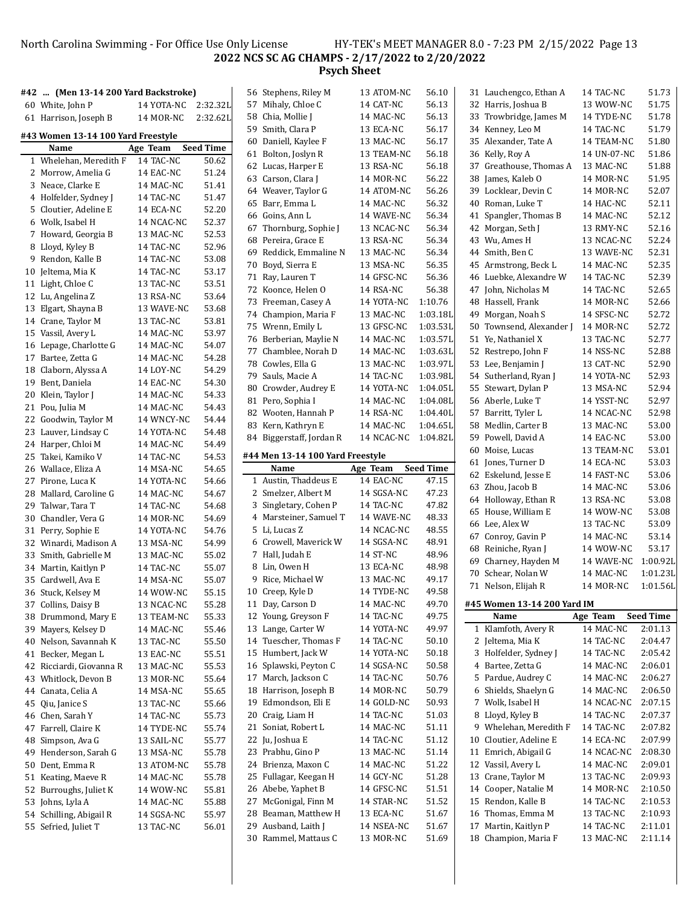North Carolina Swimming - For Office Use Only License HY-TEK's MEET MANAGER 8.0 - 7:23 PM 2/15/2022

## 2022 NCS SC AG CHAMPS - 2/17/2022 to 2/20/2022

## Psych Sheet

### #42 ... (Men 13-14 200 Yard Backstroke)

| | Name | Age | Team | Seed Time |
|---|---|---|---|---|
| 60 | White, John P | 14 | YOTA-NC | 2:32.32L |
| 61 | Harrison, Joseph B | 14 | MOR-NC | 2:32.62L |

### #43 Women 13-14 100 Yard Freestyle

| | Name | Age | Team | Seed Time |
|---|---|---|---|---|
| 1 | Whelehan, Meredith F | 14 | TAC-NC | 50.62 |
| 2 | Morrow, Amelia G | 14 | EAC-NC | 51.24 |
| 3 | Neace, Clarke E | 14 | MAC-NC | 51.41 |
| 4 | Holfelder, Sydney J | 14 | TAC-NC | 51.47 |
| 5 | Cloutier, Adeline E | 14 | ECA-NC | 52.20 |
| 6 | Wolk, Isabel H | 14 | NCAC-NC | 52.37 |
| 7 | Howard, Georgia B | 13 | MAC-NC | 52.53 |
| 8 | Lloyd, Kyley B | 14 | TAC-NC | 52.96 |
| 9 | Rendon, Kalle B | 14 | TAC-NC | 53.08 |
| 10 | Jeltema, Mia K | 14 | TAC-NC | 53.17 |
| 11 | Light, Chloe C | 13 | TAC-NC | 53.51 |
| 12 | Lu, Angelina Z | 13 | RSA-NC | 53.64 |
| 13 | Elgart, Shayna B | 13 | WAVE-NC | 53.68 |
| 14 | Crane, Taylor M | 13 | TAC-NC | 53.81 |
| 15 | Vassil, Avery L | 14 | MAC-NC | 53.97 |
| 16 | Lepage, Charlotte G | 14 | MAC-NC | 54.07 |
| 17 | Bartee, Zetta G | 14 | MAC-NC | 54.28 |
| 18 | Claborn, Alyssa A | 14 | LOY-NC | 54.29 |
| 19 | Bent, Daniela | 14 | EAC-NC | 54.30 |
| 20 | Klein, Taylor J | 14 | MAC-NC | 54.33 |
| 21 | Pou, Julia M | 14 | MAC-NC | 54.43 |
| 22 | Goodwin, Taylor M | 14 | WNCY-NC | 54.44 |
| 23 | Lauver, Lindsay C | 14 | YOTA-NC | 54.48 |
| 24 | Harper, Chloi M | 14 | MAC-NC | 54.49 |
| 25 | Takei, Kamiko V | 14 | TAC-NC | 54.53 |
| 26 | Wallace, Eliza A | 14 | MSA-NC | 54.65 |
| 27 | Pirone, Luca K | 14 | YOTA-NC | 54.66 |
| 28 | Mallard, Caroline G | 14 | MAC-NC | 54.67 |
| 29 | Talwar, Tara T | 14 | TAC-NC | 54.68 |
| 30 | Chandler, Vera G | 14 | MOR-NC | 54.69 |
| 31 | Perry, Sophie E | 14 | YOTA-NC | 54.76 |
| 32 | Winardi, Madison A | 13 | MSA-NC | 54.99 |
| 33 | Smith, Gabrielle M | 13 | MAC-NC | 55.02 |
| 34 | Martin, Kaitlyn P | 14 | TAC-NC | 55.07 |
| 35 | Cardwell, Ava E | 14 | MSA-NC | 55.07 |
| 36 | Stuck, Kelsey M | 14 | WOW-NC | 55.15 |
| 37 | Collins, Daisy B | 13 | NCAC-NC | 55.28 |
| 38 | Drummond, Mary E | 13 | TEAM-NC | 55.33 |
| 39 | Mayers, Kelsey D | 14 | MAC-NC | 55.46 |
| 40 | Nelson, Savannah K | 13 | TAC-NC | 55.50 |
| 41 | Becker, Megan L | 13 | EAC-NC | 55.51 |
| 42 | Ricciardi, Giovanna R | 13 | MAC-NC | 55.53 |
| 43 | Whitlock, Devon B | 13 | MOR-NC | 55.64 |
| 44 | Canata, Celia A | 14 | MSA-NC | 55.65 |
| 45 | Qiu, Janice S | 13 | TAC-NC | 55.66 |
| 46 | Chen, Sarah Y | 14 | TAC-NC | 55.73 |
| 47 | Farrell, Claire K | 14 | TYDE-NC | 55.74 |
| 48 | Simpson, Ava G | 13 | SAIL-NC | 55.77 |
| 49 | Henderson, Sarah G | 13 | MSA-NC | 55.78 |
| 50 | Dent, Emma R | 13 | ATOM-NC | 55.78 |
| 51 | Keating, Maeve R | 14 | MAC-NC | 55.78 |
| 52 | Burroughs, Juliet K | 14 | WOW-NC | 55.81 |
| 53 | Johns, Lyla A | 14 | MAC-NC | 55.88 |
| 54 | Schilling, Abigail R | 14 | SGSA-NC | 55.97 |
| 55 | Sefried, Juliet T | 13 | TAC-NC | 56.01 |
| 56 | Stephens, Riley M | 13 | ATOM-NC | 56.10 |
| 57 | Mihaly, Chloe C | 14 | CAT-NC | 56.13 |
| 58 | Chia, Mollie J | 14 | MAC-NC | 56.13 |
| 59 | Smith, Clara P | 13 | ECA-NC | 56.17 |
| 60 | Daniell, Kaylee F | 13 | MAC-NC | 56.17 |
| 61 | Bolton, Joslyn R | 13 | TEAM-NC | 56.18 |
| 62 | Lucas, Harper E | 13 | RSA-NC | 56.18 |
| 63 | Carson, Clara J | 14 | MOR-NC | 56.22 |
| 64 | Weaver, Taylor G | 14 | ATOM-NC | 56.26 |
| 65 | Barr, Emma L | 14 | MAC-NC | 56.32 |
| 66 | Goins, Ann L | 14 | WAVE-NC | 56.34 |
| 67 | Thornburg, Sophie J | 13 | NCAC-NC | 56.34 |
| 68 | Pereira, Grace E | 13 | RSA-NC | 56.34 |
| 69 | Reddick, Emmaline N | 13 | MAC-NC | 56.34 |
| 70 | Boyd, Sierra E | 13 | MSA-NC | 56.35 |
| 71 | Ray, Lauren T | 14 | GFSC-NC | 56.36 |
| 72 | Koonce, Helen O | 14 | RSA-NC | 56.38 |
| 73 | Freeman, Casey A | 14 | YOTA-NC | 1:10.76 |
| 74 | Champion, Maria F | 13 | MAC-NC | 1:03.18L |
| 75 | Wrenn, Emily L | 13 | GFSC-NC | 1:03.53L |
| 76 | Berberian, Maylie N | 14 | MAC-NC | 1:03.57L |
| 77 | Chamblee, Norah D | 14 | MAC-NC | 1:03.63L |
| 78 | Cowles, Ella G | 13 | MAC-NC | 1:03.97L |
| 79 | Sauls, Macie A | 14 | TAC-NC | 1:03.98L |
| 80 | Crowder, Audrey E | 14 | YOTA-NC | 1:04.05L |
| 81 | Pero, Sophia I | 14 | MAC-NC | 1:04.08L |
| 82 | Wooten, Hannah P | 14 | RSA-NC | 1:04.40L |
| 83 | Kern, Kathryn E | 14 | MAC-NC | 1:04.65L |
| 84 | Biggerstaff, Jordan R | 14 | NCAC-NC | 1:04.82L |

### #44 Men 13-14 100 Yard Freestyle

| | Name | Age | Team | Seed Time |
|---|---|---|---|---|
| 1 | Austin, Thaddeus E | 14 | EAC-NC | 47.15 |
| 2 | Smelzer, Albert M | 14 | SGSA-NC | 47.23 |
| 3 | Singletary, Cohen P | 14 | TAC-NC | 47.82 |
| 4 | Marsteiner, Samuel T | 14 | WAVE-NC | 48.33 |
| 5 | Li, Lucas Z | 14 | NCAC-NC | 48.55 |
| 6 | Crowell, Maverick W | 14 | SGSA-NC | 48.91 |
| 7 | Hall, Judah E | 14 | ST-NC | 48.96 |
| 8 | Lin, Owen H | 13 | ECA-NC | 48.98 |
| 9 | Rice, Michael W | 13 | MAC-NC | 49.17 |
| 10 | Creep, Kyle D | 14 | TYDE-NC | 49.58 |
| 11 | Day, Carson D | 14 | MAC-NC | 49.70 |
| 12 | Young, Greyson F | 14 | TAC-NC | 49.75 |
| 13 | Lange, Carter W | 14 | YOTA-NC | 49.97 |
| 14 | Tuescher, Thomas F | 14 | TAC-NC | 50.10 |
| 15 | Humbert, Jack W | 14 | YOTA-NC | 50.18 |
| 16 | Splawski, Peyton C | 14 | SGSA-NC | 50.58 |
| 17 | March, Jackson C | 14 | TAC-NC | 50.76 |
| 18 | Harrison, Joseph B | 14 | MOR-NC | 50.79 |
| 19 | Edmondson, Eli E | 14 | GOLD-NC | 50.93 |
| 20 | Craig, Liam H | 14 | TAC-NC | 51.03 |
| 21 | Soniat, Robert L | 14 | MAC-NC | 51.11 |
| 22 | Ju, Joshua E | 14 | TAC-NC | 51.12 |
| 23 | Prabhu, Gino P | 13 | MAC-NC | 51.14 |
| 24 | Brienza, Maxon C | 14 | MAC-NC | 51.22 |
| 25 | Fullagar, Keegan H | 14 | GCY-NC | 51.28 |
| 26 | Abebe, Yaphet B | 14 | GFSC-NC | 51.51 |
| 27 | McGonigal, Finn M | 14 | STAR-NC | 51.52 |
| 28 | Beaman, Matthew H | 13 | ECA-NC | 51.67 |
| 29 | Ausband, Laith J | 14 | NSEA-NC | 51.67 |
| 30 | Rammel, Mattaus C | 13 | MOR-NC | 51.69 |
| 31 | Lauchengco, Ethan A | 14 | TAC-NC | 51.73 |
| 32 | Harris, Joshua B | 13 | WOW-NC | 51.75 |
| 33 | Trowbridge, James M | 14 | TYDE-NC | 51.78 |
| 34 | Kenney, Leo M | 14 | TAC-NC | 51.79 |
| 35 | Alexander, Tate A | 14 | TEAM-NC | 51.80 |
| 36 | Kelly, Roy A | 14 | UN-07-NC | 51.86 |
| 37 | Greathouse, Thomas A | 13 | MAC-NC | 51.88 |
| 38 | James, Kaleb O | 14 | MOR-NC | 51.95 |
| 39 | Locklear, Devin C | 14 | MOR-NC | 52.07 |
| 40 | Roman, Luke T | 14 | HAC-NC | 52.11 |
| 41 | Spangler, Thomas B | 14 | MAC-NC | 52.12 |
| 42 | Morgan, Seth J | 13 | RMY-NC | 52.16 |
| 43 | Wu, Ames H | 13 | NCAC-NC | 52.24 |
| 44 | Smith, Ben C | 13 | WAVE-NC | 52.31 |
| 45 | Armstrong, Beck L | 14 | MAC-NC | 52.35 |
| 46 | Luebke, Alexandre W | 14 | TAC-NC | 52.39 |
| 47 | John, Nicholas M | 14 | TAC-NC | 52.65 |
| 48 | Hassell, Frank | 14 | MOR-NC | 52.66 |
| 49 | Morgan, Noah S | 14 | SFSC-NC | 52.72 |
| 50 | Townsend, Alexander J | 14 | MOR-NC | 52.72 |
| 51 | Ye, Nathaniel X | 13 | TAC-NC | 52.77 |
| 52 | Restrepo, John F | 14 | NSS-NC | 52.88 |
| 53 | Lee, Benjamin J | 13 | CAT-NC | 52.90 |
| 54 | Sutherland, Ryan J | 14 | YOTA-NC | 52.93 |
| 55 | Stewart, Dylan P | 13 | MSA-NC | 52.94 |
| 56 | Aberle, Luke T | 14 | YSST-NC | 52.97 |
| 57 | Barritt, Tyler L | 14 | NCAC-NC | 52.98 |
| 58 | Medlin, Carter B | 13 | MAC-NC | 53.00 |
| 59 | Powell, David A | 14 | EAC-NC | 53.00 |
| 60 | Moise, Lucas | 13 | TEAM-NC | 53.01 |
| 61 | Jones, Turner D | 14 | ECA-NC | 53.03 |
| 62 | Eskelund, Jesse E | 14 | FAST-NC | 53.06 |
| 63 | Zhou, Jacob B | 14 | MAC-NC | 53.06 |
| 64 | Holloway, Ethan R | 13 | RSA-NC | 53.08 |
| 65 | House, William E | 14 | WOW-NC | 53.08 |
| 66 | Lee, Alex W | 13 | TAC-NC | 53.09 |
| 67 | Conroy, Gavin P | 14 | MAC-NC | 53.14 |
| 68 | Reiniche, Ryan J | 14 | WOW-NC | 53.17 |
| 69 | Charney, Hayden M | 14 | WAVE-NC | 1:00.92L |
| 70 | Schear, Nolan W | 14 | MAC-NC | 1:01.23L |
| 71 | Nelson, Elijah R | 14 | MOR-NC | 1:01.56L |

### #45 Women 13-14 200 Yard IM

| | Name | Age | Team | Seed Time |
|---|---|---|---|---|
| 1 | Klamfoth, Avery R | 14 | MAC-NC | 2:01.13 |
| 2 | Jeltema, Mia K | 14 | TAC-NC | 2:04.47 |
| 3 | Holfelder, Sydney J | 14 | TAC-NC | 2:05.42 |
| 4 | Bartee, Zetta G | 14 | MAC-NC | 2:06.01 |
| 5 | Pardue, Audrey C | 14 | MAC-NC | 2:06.27 |
| 6 | Shields, Shaelyn G | 14 | MAC-NC | 2:06.50 |
| 7 | Wolk, Isabel H | 14 | NCAC-NC | 2:07.15 |
| 8 | Lloyd, Kyley B | 14 | TAC-NC | 2:07.37 |
| 9 | Whelehan, Meredith F | 14 | TAC-NC | 2:07.82 |
| 10 | Cloutier, Adeline E | 14 | ECA-NC | 2:07.99 |
| 11 | Emrich, Abigail G | 14 | NCAC-NC | 2:08.30 |
| 12 | Vassil, Avery L | 14 | MAC-NC | 2:09.01 |
| 13 | Crane, Taylor M | 13 | TAC-NC | 2:09.93 |
| 14 | Cooper, Natalie M | 14 | MOR-NC | 2:10.50 |
| 15 | Rendon, Kalle B | 14 | TAC-NC | 2:10.53 |
| 16 | Thomas, Emma M | 13 | TAC-NC | 2:10.93 |
| 17 | Martin, Kaitlyn P | 14 | TAC-NC | 2:11.01 |
| 18 | Champion, Maria F | 13 | MAC-NC | 2:11.14 |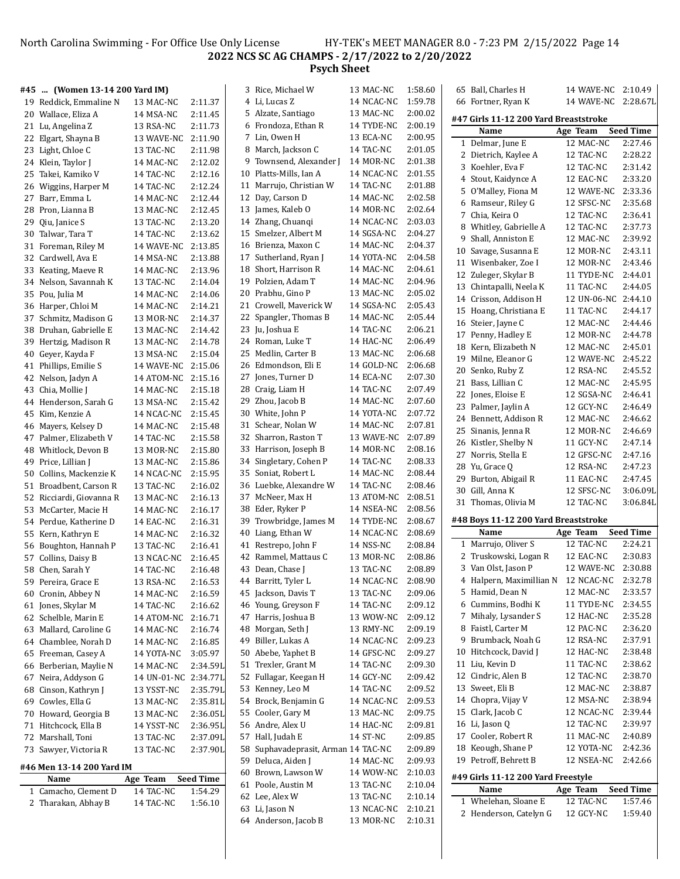## #45 ... (Women 13-14 200 Yard IM)

| | Name | Age | Team | Seed Time |
|---|---|---|---|---|
| 19 | Reddick, Emmaline N | 13 | MAC-NC | 2:11.37 |
| 20 | Wallace, Eliza A | 14 | MSA-NC | 2:11.45 |
| 21 | Lu, Angelina Z | 13 | RSA-NC | 2:11.73 |
| 22 | Elgart, Shayna B | 13 | WAVE-NC | 2:11.90 |
| 23 | Light, Chloe C | 13 | TAC-NC | 2:11.98 |
| 24 | Klein, Taylor J | 14 | MAC-NC | 2:12.02 |
| 25 | Takei, Kamiko V | 14 | TAC-NC | 2:12.16 |
| 26 | Wiggins, Harper M | 14 | TAC-NC | 2:12.24 |
| 27 | Barr, Emma L | 14 | MAC-NC | 2:12.44 |
| 28 | Pron, Lianna B | 13 | MAC-NC | 2:12.45 |
| 29 | Qiu, Janice S | 13 | TAC-NC | 2:13.20 |
| 30 | Talwar, Tara T | 14 | TAC-NC | 2:13.62 |
| 31 | Foreman, Riley M | 14 | WAVE-NC | 2:13.85 |
| 32 | Cardwell, Ava E | 14 | MSA-NC | 2:13.88 |
| 33 | Keating, Maeve R | 14 | MAC-NC | 2:13.96 |
| 34 | Nelson, Savannah K | 13 | TAC-NC | 2:14.04 |
| 35 | Pou, Julia M | 14 | MAC-NC | 2:14.06 |
| 36 | Harper, Chloi M | 14 | MAC-NC | 2:14.21 |
| 37 | Schmitz, Madison G | 13 | MOR-NC | 2:14.37 |
| 38 | Druhan, Gabrielle E | 13 | MAC-NC | 2:14.42 |
| 39 | Hertzig, Madison R | 13 | MAC-NC | 2:14.78 |
| 40 | Geyer, Kayda F | 13 | MSA-NC | 2:15.04 |
| 41 | Phillips, Emilie S | 14 | WAVE-NC | 2:15.06 |
| 42 | Nelson, Jadyn A | 14 | ATOM-NC | 2:15.16 |
| 43 | Chia, Mollie J | 14 | MAC-NC | 2:15.18 |
| 44 | Henderson, Sarah G | 13 | MSA-NC | 2:15.42 |
| 45 | Kim, Kenzie A | 14 | NCAC-NC | 2:15.45 |
| 46 | Mayers, Kelsey D | 14 | MAC-NC | 2:15.48 |
| 47 | Palmer, Elizabeth V | 14 | TAC-NC | 2:15.58 |
| 48 | Whitlock, Devon B | 13 | MOR-NC | 2:15.80 |
| 49 | Price, Lillian J | 13 | MAC-NC | 2:15.86 |
| 50 | Collins, Mackenzie K | 14 | NCAC-NC | 2:15.95 |
| 51 | Broadbent, Carson R | 13 | TAC-NC | 2:16.02 |
| 52 | Ricciardi, Giovanna R | 13 | MAC-NC | 2:16.13 |
| 53 | McCarter, Macie H | 14 | MAC-NC | 2:16.17 |
| 54 | Perdue, Katherine D | 14 | EAC-NC | 2:16.31 |
| 55 | Kern, Kathryn E | 14 | MAC-NC | 2:16.32 |
| 56 | Boughton, Hannah P | 13 | TAC-NC | 2:16.41 |
| 57 | Collins, Daisy B | 13 | NCAC-NC | 2:16.45 |
| 58 | Chen, Sarah Y | 14 | TAC-NC | 2:16.48 |
| 59 | Pereira, Grace E | 13 | RSA-NC | 2:16.53 |
| 60 | Cronin, Abbey N | 14 | MAC-NC | 2:16.59 |
| 61 | Jones, Skylar M | 14 | TAC-NC | 2:16.62 |
| 62 | Schelble, Marin E | 14 | ATOM-NC | 2:16.71 |
| 63 | Mallard, Caroline G | 14 | MAC-NC | 2:16.74 |
| 64 | Chamblee, Norah D | 14 | MAC-NC | 2:16.85 |
| 65 | Freeman, Casey A | 14 | YOTA-NC | 3:05.97 |
| 66 | Berberian, Maylie N | 14 | MAC-NC | 2:34.59L |
| 67 | Neira, Addyson G | 14 | UN-01-NC | 2:34.77L |
| 68 | Cinson, Kathryn J | 13 | YSST-NC | 2:35.79L |
| 69 | Cowles, Ella G | 13 | MAC-NC | 2:35.81L |
| 70 | Howard, Georgia B | 13 | MAC-NC | 2:36.05L |
| 71 | Hitchcock, Ella B | 14 | YSST-NC | 2:36.95L |
| 72 | Marshall, Toni | 13 | TAC-NC | 2:37.09L |
| 73 | Sawyer, Victoria R | 13 | TAC-NC | 2:37.90L |

## #46 Men 13-14 200 Yard IM

| | Name | Age | Team | Seed Time |
|---|---|---|---|---|
| 1 | Camacho, Clement D | 14 | TAC-NC | 1:54.29 |
| 2 | Tharakan, Abhay B | 14 | TAC-NC | 1:56.10 |
| 3 | Rice, Michael W | 13 | MAC-NC | 1:58.60 |
| 4 | Li, Lucas Z | 14 | NCAC-NC | 1:59.78 |
| 5 | Alzate, Santiago | 13 | MAC-NC | 2:00.02 |
| 6 | Frondoza, Ethan R | 14 | TYDE-NC | 2:00.19 |
| 7 | Lin, Owen H | 13 | ECA-NC | 2:00.95 |
| 8 | March, Jackson C | 14 | TAC-NC | 2:01.05 |
| 9 | Townsend, Alexander J | 14 | MOR-NC | 2:01.38 |
| 10 | Platts-Mills, Ian A | 14 | NCAC-NC | 2:01.55 |
| 11 | Marrujo, Christian W | 14 | TAC-NC | 2:01.88 |
| 12 | Day, Carson D | 14 | MAC-NC | 2:02.58 |
| 13 | James, Kaleb O | 14 | MOR-NC | 2:02.64 |
| 14 | Zhang, Chuanqi | 14 | NCAC-NC | 2:03.03 |
| 15 | Smelzer, Albert M | 14 | SGSA-NC | 2:04.27 |
| 16 | Brienza, Maxon C | 14 | MAC-NC | 2:04.37 |
| 17 | Sutherland, Ryan J | 14 | YOTA-NC | 2:04.58 |
| 18 | Short, Harrison R | 14 | MAC-NC | 2:04.61 |
| 19 | Polzien, Adam T | 14 | MAC-NC | 2:04.96 |
| 20 | Prabhu, Gino P | 13 | MAC-NC | 2:05.02 |
| 21 | Crowell, Maverick W | 14 | SGSA-NC | 2:05.43 |
| 22 | Spangler, Thomas B | 14 | MAC-NC | 2:05.44 |
| 23 | Ju, Joshua E | 14 | TAC-NC | 2:06.21 |
| 24 | Roman, Luke T | 14 | HAC-NC | 2:06.49 |
| 25 | Medlin, Carter B | 13 | MAC-NC | 2:06.68 |
| 26 | Edmondson, Eli E | 14 | GOLD-NC | 2:06.68 |
| 27 | Jones, Turner D | 14 | ECA-NC | 2:07.30 |
| 28 | Craig, Liam H | 14 | TAC-NC | 2:07.49 |
| 29 | Zhou, Jacob B | 14 | MAC-NC | 2:07.60 |
| 30 | White, John P | 14 | YOTA-NC | 2:07.72 |
| 31 | Schear, Nolan W | 14 | MAC-NC | 2:07.81 |
| 32 | Sharron, Raston T | 13 | WAVE-NC | 2:07.89 |
| 33 | Harrison, Joseph B | 14 | MOR-NC | 2:08.16 |
| 34 | Singletary, Cohen P | 14 | TAC-NC | 2:08.33 |
| 35 | Soniat, Robert L | 14 | MAC-NC | 2:08.44 |
| 36 | Luebke, Alexandre W | 14 | TAC-NC | 2:08.46 |
| 37 | McNeer, Max H | 13 | ATOM-NC | 2:08.51 |
| 38 | Eder, Ryker P | 14 | NSEA-NC | 2:08.56 |
| 39 | Trowbridge, James M | 14 | TYDE-NC | 2:08.67 |
| 40 | Liang, Ethan W | 14 | NCAC-NC | 2:08.69 |
| 41 | Restrepo, John F | 14 | NSS-NC | 2:08.84 |
| 42 | Rammel, Mattaus C | 13 | MOR-NC | 2:08.86 |
| 43 | Dean, Chase J | 13 | TAC-NC | 2:08.89 |
| 44 | Barritt, Tyler L | 14 | NCAC-NC | 2:08.90 |
| 45 | Jackson, Davis T | 13 | TAC-NC | 2:09.06 |
| 46 | Young, Greyson F | 14 | TAC-NC | 2:09.12 |
| 47 | Harris, Joshua B | 13 | WOW-NC | 2:09.12 |
| 48 | Morgan, Seth J | 13 | RMY-NC | 2:09.19 |
| 49 | Biller, Lukas A | 14 | NCAC-NC | 2:09.23 |
| 50 | Abebe, Yaphet B | 14 | GFSC-NC | 2:09.27 |
| 51 | Trexler, Grant M | 14 | TAC-NC | 2:09.30 |
| 52 | Fullagar, Keegan H | 14 | GCY-NC | 2:09.42 |
| 53 | Kenney, Leo M | 14 | TAC-NC | 2:09.52 |
| 54 | Brock, Benjamin G | 14 | NCAC-NC | 2:09.53 |
| 55 | Cooler, Gary M | 13 | MAC-NC | 2:09.75 |
| 56 | Andre, Alex U | 14 | HAC-NC | 2:09.81 |
| 57 | Hall, Judah E | 14 | ST-NC | 2:09.85 |
| 58 | Suphavadeprasit, Arman | 14 | TAC-NC | 2:09.89 |
| 59 | Deluca, Aiden J | 14 | MAC-NC | 2:09.93 |
| 60 | Brown, Lawson W | 14 | WOW-NC | 2:10.03 |
| 61 | Poole, Austin M | 13 | TAC-NC | 2:10.04 |
| 62 | Lee, Alex W | 13 | TAC-NC | 2:10.14 |
| 63 | Li, Jason N | 13 | NCAC-NC | 2:10.21 |
| 64 | Anderson, Jacob B | 13 | MOR-NC | 2:10.31 |
| 65 | Ball, Charles H | 14 | WAVE-NC | 2:10.49 |
| 66 | Fortner, Ryan K | 14 | WAVE-NC | 2:28.67L |

## #47 Girls 11-12 200 Yard Breaststroke

| | Name | Age | Team | Seed Time |
|---|---|---|---|---|
| 1 | Delmar, June E | 12 | MAC-NC | 2:27.46 |
| 2 | Dietrich, Kaylee A | 12 | TAC-NC | 2:28.22 |
| 3 | Koehler, Eva F | 12 | TAC-NC | 2:31.42 |
| 4 | Stout, Kaidynce A | 12 | EAC-NC | 2:33.20 |
| 5 | O'Malley, Fiona M | 12 | WAVE-NC | 2:33.36 |
| 6 | Ramseur, Riley G | 12 | SFSC-NC | 2:35.68 |
| 7 | Chia, Keira O | 12 | TAC-NC | 2:36.41 |
| 8 | Whitley, Gabrielle A | 12 | TAC-NC | 2:37.73 |
| 9 | Shall, Anniston E | 12 | MAC-NC | 2:39.92 |
| 10 | Savage, Susanna E | 12 | MOR-NC | 2:43.11 |
| 11 | Wisenbaker, Zoe I | 12 | MOR-NC | 2:43.46 |
| 12 | Zuleger, Skylar B | 11 | TYDE-NC | 2:44.01 |
| 13 | Chintapalli, Neela K | 11 | TAC-NC | 2:44.05 |
| 14 | Crisson, Addison H | 12 | UN-06-NC | 2:44.10 |
| 15 | Hoang, Christiana E | 11 | TAC-NC | 2:44.17 |
| 16 | Steier, Jayne C | 12 | MAC-NC | 2:44.46 |
| 17 | Penny, Hadley E | 12 | MOR-NC | 2:44.78 |
| 18 | Kern, Elizabeth N | 12 | MAC-NC | 2:45.01 |
| 19 | Milne, Eleanor G | 12 | WAVE-NC | 2:45.22 |
| 20 | Senko, Ruby Z | 12 | RSA-NC | 2:45.52 |
| 21 | Bass, Lillian C | 12 | MAC-NC | 2:45.95 |
| 22 | Jones, Eloise E | 12 | SGSA-NC | 2:46.41 |
| 23 | Palmer, Jaylin A | 12 | GCY-NC | 2:46.49 |
| 24 | Bennett, Addison R | 12 | MAC-NC | 2:46.62 |
| 25 | Sinanis, Jenna R | 12 | MOR-NC | 2:46.69 |
| 26 | Kistler, Shelby N | 11 | GCY-NC | 2:47.14 |
| 27 | Norris, Stella E | 12 | GFSC-NC | 2:47.16 |
| 28 | Yu, Grace Q | 12 | RSA-NC | 2:47.23 |
| 29 | Burton, Abigail R | 11 | EAC-NC | 2:47.45 |
| 30 | Gill, Anna K | 12 | SFSC-NC | 3:06.09L |
| 31 | Thomas, Olivia M | 12 | TAC-NC | 3:06.84L |

## #48 Boys 11-12 200 Yard Breaststroke

| | Name | Age | Team | Seed Time |
|---|---|---|---|---|
| 1 | Marrujo, Oliver S | 12 | TAC-NC | 2:24.21 |
| 2 | Truskowski, Logan R | 12 | EAC-NC | 2:30.83 |
| 3 | Van Olst, Jason P | 12 | WAVE-NC | 2:30.88 |
| 4 | Halpern, Maximillian N | 12 | NCAC-NC | 2:32.78 |
| 5 | Hamid, Dean N | 12 | MAC-NC | 2:33.57 |
| 6 | Cummins, Bodhi K | 11 | TYDE-NC | 2:34.55 |
| 7 | Mihaly, Lysander S | 12 | HAC-NC | 2:35.28 |
| 8 | Faistl, Carter M | 12 | PAC-NC | 2:36.20 |
| 9 | Brumback, Noah G | 12 | RSA-NC | 2:37.91 |
| 10 | Hitchcock, David J | 12 | HAC-NC | 2:38.48 |
| 11 | Liu, Kevin D | 11 | TAC-NC | 2:38.62 |
| 12 | Cindric, Alen B | 12 | TAC-NC | 2:38.70 |
| 13 | Sweet, Eli B | 12 | MAC-NC | 2:38.87 |
| 14 | Chopra, Vijay V | 12 | MSA-NC | 2:38.94 |
| 15 | Clark, Jacob C | 12 | NCAC-NC | 2:39.44 |
| 16 | Li, Jason Q | 12 | TAC-NC | 2:39.97 |
| 17 | Cooler, Robert R | 11 | MAC-NC | 2:40.89 |
| 18 | Keough, Shane P | 12 | YOTA-NC | 2:42.36 |
| 19 | Petroff, Behrett B | 12 | NSEA-NC | 2:42.66 |

## #49 Girls 11-12 200 Yard Freestyle

| | Name | Age | Team | Seed Time |
|---|---|---|---|---|
| 1 | Whelehan, Sloane E | 12 | TAC-NC | 1:57.46 |
| 2 | Henderson, Catelyn G | 12 | GCY-NC | 1:59.40 |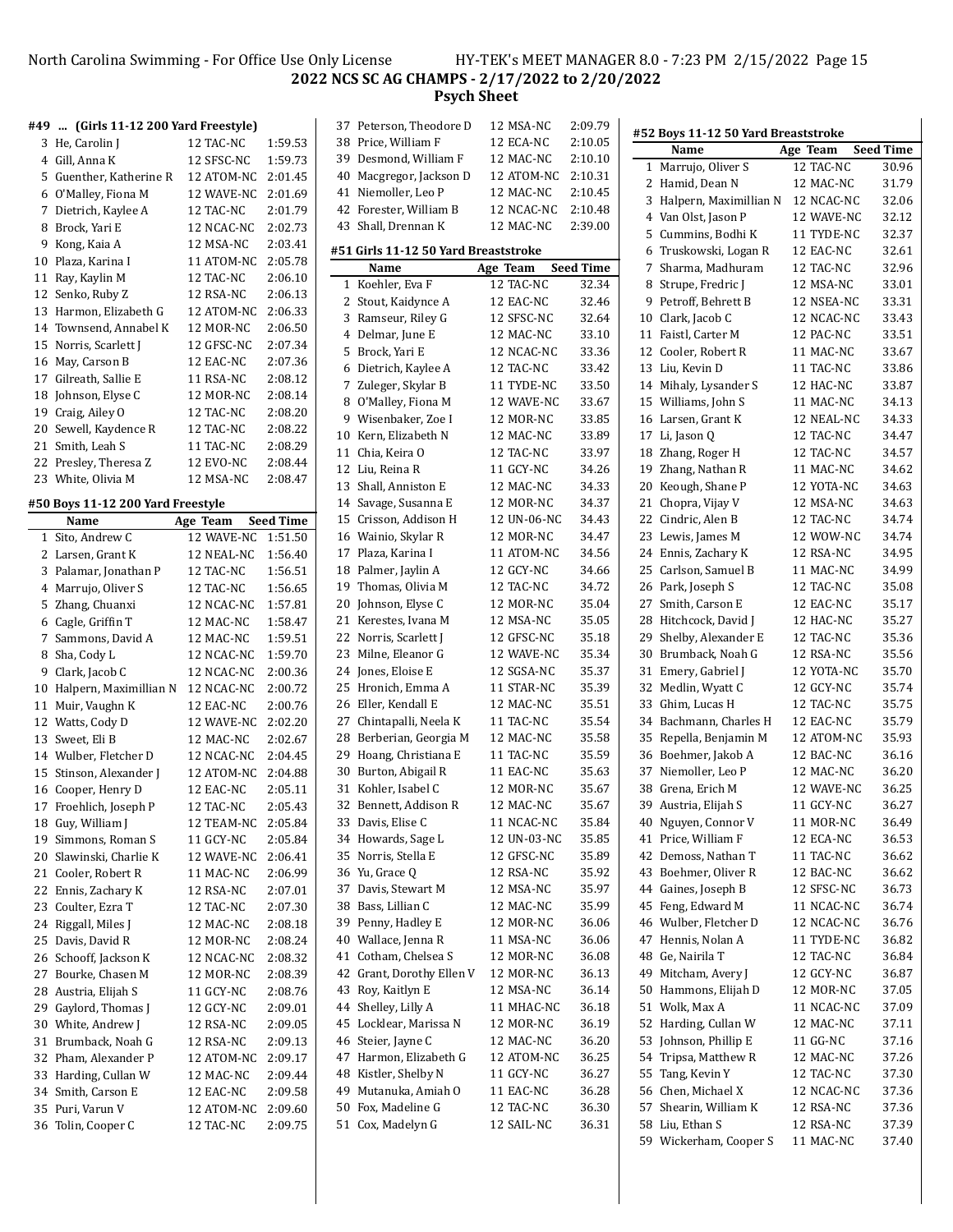North Carolina Swimming - For Office Use Only License HY-TEK's MEET MANAGER 8.0 - 7:23 PM 2/15/2022

**2022 NCS SC AG CHAMPS - 2/17/2022 to 2/20/2022**

**Psych Sheet**

### #49 ... (Girls 11-12 200 Yard Freestyle)

| | Name | Age | Team | Seed Time |
|---|---|---|---|---|
| 3 | He, Carolin J | 12 | TAC-NC | 1:59.53 |
| 4 | Gill, Anna K | 12 | SFSC-NC | 1:59.73 |
| 5 | Guenther, Katherine R | 12 | ATOM-NC | 2:01.45 |
| 6 | O'Malley, Fiona M | 12 | WAVE-NC | 2:01.69 |
| 7 | Dietrich, Kaylee A | 12 | TAC-NC | 2:01.79 |
| 8 | Brock, Yari E | 12 | NCAC-NC | 2:02.73 |
| 9 | Kong, Kaia A | 12 | MSA-NC | 2:03.41 |
| 10 | Plaza, Karina I | 11 | ATOM-NC | 2:05.78 |
| 11 | Ray, Kaylin M | 12 | TAC-NC | 2:06.10 |
| 12 | Senko, Ruby Z | 12 | RSA-NC | 2:06.13 |
| 13 | Harmon, Elizabeth G | 12 | ATOM-NC | 2:06.33 |
| 14 | Townsend, Annabel K | 12 | MOR-NC | 2:06.50 |
| 15 | Norris, Scarlett J | 12 | GFSC-NC | 2:07.34 |
| 16 | May, Carson B | 12 | EAC-NC | 2:07.36 |
| 17 | Gilreath, Sallie E | 11 | RSA-NC | 2:08.12 |
| 18 | Johnson, Elyse C | 12 | MOR-NC | 2:08.14 |
| 19 | Craig, Ailey O | 12 | TAC-NC | 2:08.20 |
| 20 | Sewell, Kaydence R | 12 | TAC-NC | 2:08.22 |
| 21 | Smith, Leah S | 11 | TAC-NC | 2:08.29 |
| 22 | Presley, Theresa Z | 12 | EVO-NC | 2:08.44 |
| 23 | White, Olivia M | 12 | MSA-NC | 2:08.47 |

### #50 Boys 11-12 200 Yard Freestyle

| | Name | Age | Team | Seed Time |
|---|---|---|---|---|
| 1 | Sito, Andrew C | 12 | WAVE-NC | 1:51.50 |
| 2 | Larsen, Grant K | 12 | NEAL-NC | 1:56.40 |
| 3 | Palamar, Jonathan P | 12 | TAC-NC | 1:56.51 |
| 4 | Marrujo, Oliver S | 12 | TAC-NC | 1:56.65 |
| 5 | Zhang, Chuanxi | 12 | NCAC-NC | 1:57.81 |
| 6 | Cagle, Griffin T | 12 | MAC-NC | 1:58.47 |
| 7 | Sammons, David A | 12 | MAC-NC | 1:59.51 |
| 8 | Sha, Cody L | 12 | NCAC-NC | 1:59.70 |
| 9 | Clark, Jacob C | 12 | NCAC-NC | 2:00.36 |
| 10 | Halpern, Maximillian N | 12 | NCAC-NC | 2:00.72 |
| 11 | Muir, Vaughn K | 12 | EAC-NC | 2:00.76 |
| 12 | Watts, Cody D | 12 | WAVE-NC | 2:02.20 |
| 13 | Sweet, Eli B | 12 | MAC-NC | 2:02.67 |
| 14 | Wulber, Fletcher D | 12 | NCAC-NC | 2:04.45 |
| 15 | Stinson, Alexander J | 12 | ATOM-NC | 2:04.88 |
| 16 | Cooper, Henry D | 12 | EAC-NC | 2:05.11 |
| 17 | Froehlich, Joseph P | 12 | TAC-NC | 2:05.43 |
| 18 | Guy, William J | 12 | TEAM-NC | 2:05.84 |
| 19 | Simmons, Roman S | 11 | GCY-NC | 2:05.84 |
| 20 | Slawinski, Charlie K | 12 | WAVE-NC | 2:06.41 |
| 21 | Cooler, Robert R | 11 | MAC-NC | 2:06.99 |
| 22 | Ennis, Zachary K | 12 | RSA-NC | 2:07.01 |
| 23 | Coulter, Ezra T | 12 | TAC-NC | 2:07.30 |
| 24 | Riggall, Miles J | 12 | MAC-NC | 2:08.18 |
| 25 | Davis, David R | 12 | MOR-NC | 2:08.24 |
| 26 | Schooff, Jackson K | 12 | NCAC-NC | 2:08.32 |
| 27 | Bourke, Chasen M | 12 | MOR-NC | 2:08.39 |
| 28 | Austria, Elijah S | 11 | GCY-NC | 2:08.76 |
| 29 | Gaylord, Thomas J | 12 | GCY-NC | 2:09.01 |
| 30 | White, Andrew J | 12 | RSA-NC | 2:09.05 |
| 31 | Brumback, Noah G | 12 | RSA-NC | 2:09.13 |
| 32 | Pham, Alexander P | 12 | ATOM-NC | 2:09.17 |
| 33 | Harding, Cullan W | 12 | MAC-NC | 2:09.44 |
| 34 | Smith, Carson E | 12 | EAC-NC | 2:09.58 |
| 35 | Puri, Varun V | 12 | ATOM-NC | 2:09.60 |
| 36 | Tolin, Cooper C | 12 | TAC-NC | 2:09.75 |
| 37 | Peterson, Theodore D | 12 | MSA-NC | 2:09.79 |
| 38 | Price, William F | 12 | ECA-NC | 2:10.05 |
| 39 | Desmond, William F | 12 | MAC-NC | 2:10.10 |
| 40 | Macgregor, Jackson D | 12 | ATOM-NC | 2:10.31 |
| 41 | Niemoller, Leo P | 12 | MAC-NC | 2:10.45 |
| 42 | Forester, William B | 12 | NCAC-NC | 2:10.48 |
| 43 | Shall, Drennan K | 12 | MAC-NC | 2:39.00 |

### #51 Girls 11-12 50 Yard Breaststroke

| | Name | Age | Team | Seed Time |
|---|---|---|---|---|
| 1 | Koehler, Eva F | 12 | TAC-NC | 32.34 |
| 2 | Stout, Kaidynce A | 12 | EAC-NC | 32.46 |
| 3 | Ramseur, Riley G | 12 | SFSC-NC | 32.64 |
| 4 | Delmar, June E | 12 | MAC-NC | 33.10 |
| 5 | Brock, Yari E | 12 | NCAC-NC | 33.36 |
| 6 | Dietrich, Kaylee A | 12 | TAC-NC | 33.42 |
| 7 | Zuleger, Skylar B | 11 | TYDE-NC | 33.50 |
| 8 | O'Malley, Fiona M | 12 | WAVE-NC | 33.67 |
| 9 | Wisenbaker, Zoe I | 12 | MOR-NC | 33.85 |
| 10 | Kern, Elizabeth N | 12 | MAC-NC | 33.89 |
| 11 | Chia, Keira O | 12 | TAC-NC | 33.97 |
| 12 | Liu, Reina R | 11 | GCY-NC | 34.26 |
| 13 | Shall, Anniston E | 12 | MAC-NC | 34.33 |
| 14 | Savage, Susanna E | 12 | MOR-NC | 34.37 |
| 15 | Crisson, Addison H | 12 | UN-06-NC | 34.43 |
| 16 | Wainio, Skylar R | 12 | MOR-NC | 34.47 |
| 17 | Plaza, Karina I | 11 | ATOM-NC | 34.56 |
| 18 | Palmer, Jaylin A | 12 | GCY-NC | 34.66 |
| 19 | Thomas, Olivia M | 12 | TAC-NC | 34.72 |
| 20 | Johnson, Elyse C | 12 | MOR-NC | 35.04 |
| 21 | Kerestes, Ivana M | 12 | MSA-NC | 35.05 |
| 22 | Norris, Scarlett J | 12 | GFSC-NC | 35.18 |
| 23 | Milne, Eleanor G | 12 | WAVE-NC | 35.34 |
| 24 | Jones, Eloise E | 12 | SGSA-NC | 35.37 |
| 25 | Hronich, Emma A | 11 | STAR-NC | 35.39 |
| 26 | Eller, Kendall E | 12 | MAC-NC | 35.51 |
| 27 | Chintapalli, Neela K | 11 | TAC-NC | 35.54 |
| 28 | Berberian, Georgia M | 12 | MAC-NC | 35.58 |
| 29 | Hoang, Christiana E | 11 | TAC-NC | 35.59 |
| 30 | Burton, Abigail R | 11 | EAC-NC | 35.63 |
| 31 | Kohler, Isabel C | 12 | MOR-NC | 35.67 |
| 32 | Bennett, Addison R | 12 | MAC-NC | 35.67 |
| 33 | Davis, Elise C | 11 | NCAC-NC | 35.84 |
| 34 | Howards, Sage L | 12 | UN-03-NC | 35.85 |
| 35 | Norris, Stella E | 12 | GFSC-NC | 35.89 |
| 36 | Yu, Grace Q | 12 | RSA-NC | 35.92 |
| 37 | Davis, Stewart M | 12 | MSA-NC | 35.97 |
| 38 | Bass, Lillian C | 12 | MAC-NC | 35.99 |
| 39 | Penny, Hadley E | 12 | MOR-NC | 36.06 |
| 40 | Wallace, Jenna R | 11 | MSA-NC | 36.06 |
| 41 | Cotham, Chelsea S | 12 | MOR-NC | 36.08 |
| 42 | Grant, Dorothy Ellen V | 12 | MOR-NC | 36.13 |
| 43 | Roy, Kaitlyn E | 12 | MSA-NC | 36.14 |
| 44 | Shelley, Lilly A | 11 | MHAC-NC | 36.18 |
| 45 | Locklear, Marissa N | 12 | MOR-NC | 36.19 |
| 46 | Steier, Jayne C | 12 | MAC-NC | 36.20 |
| 47 | Harmon, Elizabeth G | 12 | ATOM-NC | 36.25 |
| 48 | Kistler, Shelby N | 11 | GCY-NC | 36.27 |
| 49 | Mutanuka, Amiah O | 11 | EAC-NC | 36.28 |
| 50 | Fox, Madeline G | 12 | TAC-NC | 36.30 |
| 51 | Cox, Madelyn G | 12 | SAIL-NC | 36.31 |

### #52 Boys 11-12 50 Yard Breaststroke

| | Name | Age | Team | Seed Time |
|---|---|---|---|---|
| 1 | Marrujo, Oliver S | 12 | TAC-NC | 30.96 |
| 2 | Hamid, Dean N | 12 | MAC-NC | 31.79 |
| 3 | Halpern, Maximillian N | 12 | NCAC-NC | 32.06 |
| 4 | Van Olst, Jason P | 12 | WAVE-NC | 32.12 |
| 5 | Cummins, Bodhi K | 11 | TYDE-NC | 32.37 |
| 6 | Truskowski, Logan R | 12 | EAC-NC | 32.61 |
| 7 | Sharma, Madhuram | 12 | TAC-NC | 32.96 |
| 8 | Strupe, Fredric J | 12 | MSA-NC | 33.01 |
| 9 | Petroff, Behrett B | 12 | NSEA-NC | 33.31 |
| 10 | Clark, Jacob C | 12 | NCAC-NC | 33.43 |
| 11 | Faistl, Carter M | 12 | PAC-NC | 33.51 |
| 12 | Cooler, Robert R | 11 | MAC-NC | 33.67 |
| 13 | Liu, Kevin D | 11 | TAC-NC | 33.86 |
| 14 | Mihaly, Lysander S | 12 | HAC-NC | 33.87 |
| 15 | Williams, John S | 11 | MAC-NC | 34.13 |
| 16 | Larsen, Grant K | 12 | NEAL-NC | 34.33 |
| 17 | Li, Jason Q | 12 | TAC-NC | 34.47 |
| 18 | Zhang, Roger H | 12 | TAC-NC | 34.57 |
| 19 | Zhang, Nathan R | 11 | MAC-NC | 34.62 |
| 20 | Keough, Shane P | 12 | YOTA-NC | 34.63 |
| 21 | Chopra, Vijay V | 12 | MSA-NC | 34.63 |
| 22 | Cindric, Alen B | 12 | TAC-NC | 34.74 |
| 23 | Lewis, James M | 12 | WOW-NC | 34.74 |
| 24 | Ennis, Zachary K | 12 | RSA-NC | 34.95 |
| 25 | Carlson, Samuel B | 11 | MAC-NC | 34.99 |
| 26 | Park, Joseph S | 12 | TAC-NC | 35.08 |
| 27 | Smith, Carson E | 12 | EAC-NC | 35.17 |
| 28 | Hitchcock, David J | 12 | HAC-NC | 35.27 |
| 29 | Shelby, Alexander E | 12 | TAC-NC | 35.36 |
| 30 | Brumback, Noah G | 12 | RSA-NC | 35.56 |
| 31 | Emery, Gabriel J | 12 | YOTA-NC | 35.70 |
| 32 | Medlin, Wyatt C | 12 | GCY-NC | 35.74 |
| 33 | Ghim, Lucas H | 12 | TAC-NC | 35.75 |
| 34 | Bachmann, Charles H | 12 | EAC-NC | 35.79 |
| 35 | Repella, Benjamin M | 12 | ATOM-NC | 35.93 |
| 36 | Boehmer, Jakob A | 12 | BAC-NC | 36.16 |
| 37 | Niemoller, Leo P | 12 | MAC-NC | 36.20 |
| 38 | Grena, Erich M | 12 | WAVE-NC | 36.25 |
| 39 | Austria, Elijah S | 11 | GCY-NC | 36.27 |
| 40 | Nguyen, Connor V | 11 | MOR-NC | 36.49 |
| 41 | Price, William F | 12 | ECA-NC | 36.53 |
| 42 | Demoss, Nathan T | 11 | TAC-NC | 36.62 |
| 43 | Boehmer, Oliver R | 12 | BAC-NC | 36.62 |
| 44 | Gaines, Joseph B | 12 | SFSC-NC | 36.73 |
| 45 | Feng, Edward M | 11 | NCAC-NC | 36.74 |
| 46 | Wulber, Fletcher D | 12 | NCAC-NC | 36.76 |
| 47 | Hennis, Nolan A | 11 | TYDE-NC | 36.82 |
| 48 | Ge, Nairila T | 12 | TAC-NC | 36.84 |
| 49 | Mitcham, Avery J | 12 | GCY-NC | 36.87 |
| 50 | Hammons, Elijah D | 12 | MOR-NC | 37.05 |
| 51 | Wolk, Max A | 11 | NCAC-NC | 37.09 |
| 52 | Harding, Cullan W | 12 | MAC-NC | 37.11 |
| 53 | Johnson, Phillip E | 11 | GG-NC | 37.16 |
| 54 | Tripsa, Matthew R | 12 | MAC-NC | 37.26 |
| 55 | Tang, Kevin Y | 12 | TAC-NC | 37.30 |
| 56 | Chen, Michael X | 12 | NCAC-NC | 37.36 |
| 57 | Shearin, William K | 12 | RSA-NC | 37.36 |
| 58 | Liu, Ethan S | 12 | RSA-NC | 37.39 |
| 59 | Wickerham, Cooper S | 11 | MAC-NC | 37.40 |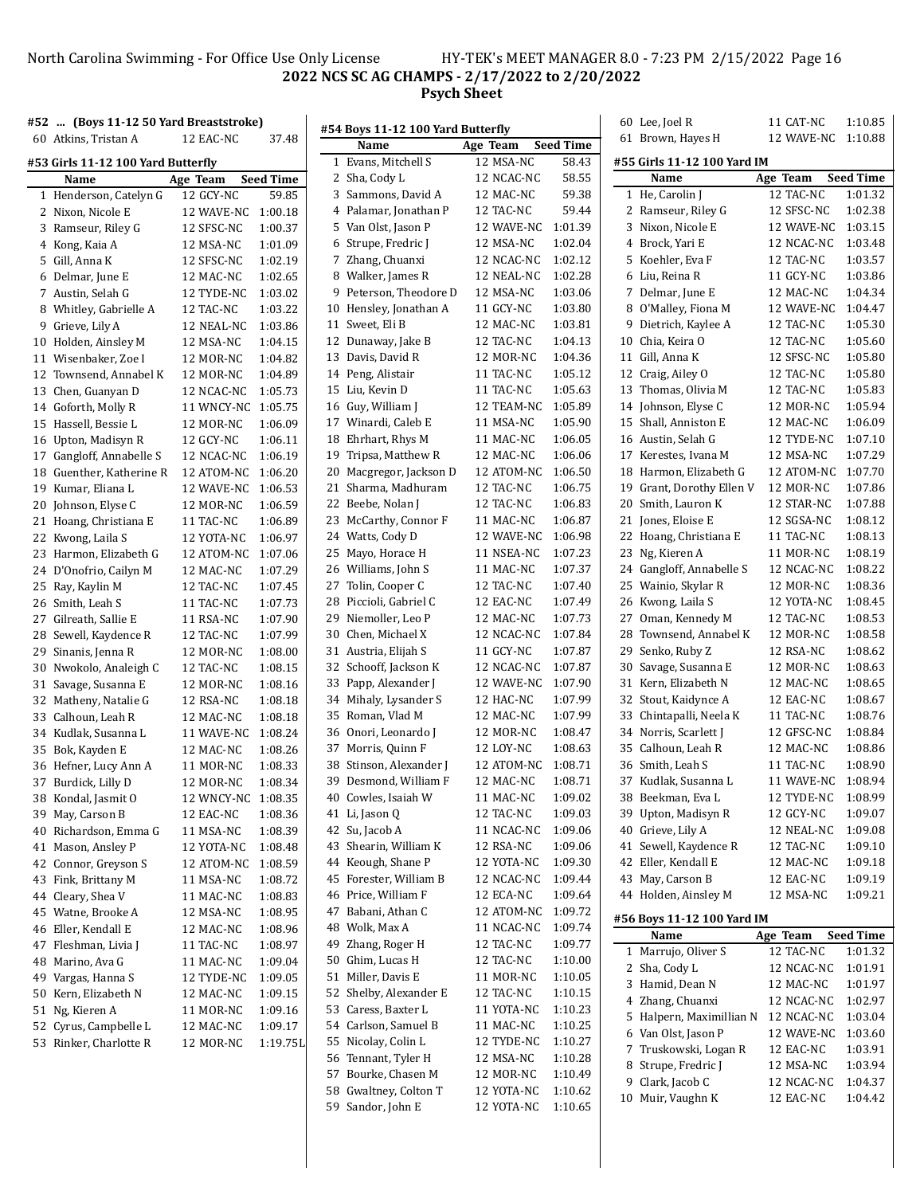# 2022 NCS SC AG CHAMPS - 2/17/2022 to 2/20/2022

## Psych Sheet

### #52 ... (Boys 11-12 50 Yard Breaststroke)

| | Name | Age | Team | Seed Time |
|---|---|---|---|---|
| 60 | Atkins, Tristan A | 12 | EAC-NC | 37.48 |

### #53 Girls 11-12 100 Yard Butterfly

| | Name | Age | Team | Seed Time |
|---|---|---|---|---|
| 1 | Henderson, Catelyn G | 12 | GCY-NC | 59.85 |
| 2 | Nixon, Nicole E | 12 | WAVE-NC | 1:00.18 |
| 3 | Ramseur, Riley G | 12 | SFSC-NC | 1:00.37 |
| 4 | Kong, Kaia A | 12 | MSA-NC | 1:01.09 |
| 5 | Gill, Anna K | 12 | SFSC-NC | 1:02.19 |
| 6 | Delmar, June E | 12 | MAC-NC | 1:02.65 |
| 7 | Austin, Selah G | 12 | TYDE-NC | 1:03.02 |
| 8 | Whitley, Gabrielle A | 12 | TAC-NC | 1:03.22 |
| 9 | Grieve, Lily A | 12 | NEAL-NC | 1:03.86 |
| 10 | Holden, Ainsley M | 12 | MSA-NC | 1:04.15 |
| 11 | Wisenbaker, Zoe I | 12 | MOR-NC | 1:04.82 |
| 12 | Townsend, Annabel K | 12 | MOR-NC | 1:04.89 |
| 13 | Chen, Guanyan D | 12 | NCAC-NC | 1:05.73 |
| 14 | Goforth, Molly R | 11 | WNCY-NC | 1:05.75 |
| 15 | Hassell, Bessie L | 12 | MOR-NC | 1:06.09 |
| 16 | Upton, Madisyn R | 12 | GCY-NC | 1:06.11 |
| 17 | Gangloff, Annabelle S | 12 | NCAC-NC | 1:06.19 |
| 18 | Guenther, Katherine R | 12 | ATOM-NC | 1:06.20 |
| 19 | Kumar, Eliana L | 12 | WAVE-NC | 1:06.53 |
| 20 | Johnson, Elyse C | 12 | MOR-NC | 1:06.59 |
| 21 | Hoang, Christiana E | 11 | TAC-NC | 1:06.89 |
| 22 | Kwong, Laila S | 12 | YOTA-NC | 1:06.97 |
| 23 | Harmon, Elizabeth G | 12 | ATOM-NC | 1:07.06 |
| 24 | D'Onofrio, Cailyn M | 12 | MAC-NC | 1:07.29 |
| 25 | Ray, Kaylin M | 12 | TAC-NC | 1:07.45 |
| 26 | Smith, Leah S | 11 | TAC-NC | 1:07.73 |
| 27 | Gilreath, Sallie E | 11 | RSA-NC | 1:07.90 |
| 28 | Sewell, Kaydence R | 12 | TAC-NC | 1:07.99 |
| 29 | Sinanis, Jenna R | 12 | MOR-NC | 1:08.00 |
| 30 | Nwokolo, Analeigh C | 12 | TAC-NC | 1:08.15 |
| 31 | Savage, Susanna E | 12 | MOR-NC | 1:08.16 |
| 32 | Matheny, Natalie G | 12 | RSA-NC | 1:08.18 |
| 33 | Calhoun, Leah R | 12 | MAC-NC | 1:08.18 |
| 34 | Kudlak, Susanna L | 11 | WAVE-NC | 1:08.24 |
| 35 | Bok, Kayden E | 12 | MAC-NC | 1:08.26 |
| 36 | Hefner, Lucy Ann A | 11 | MOR-NC | 1:08.33 |
| 37 | Burdick, Lilly D | 12 | MOR-NC | 1:08.34 |
| 38 | Kondal, Jasmit O | 12 | WNCY-NC | 1:08.35 |
| 39 | May, Carson B | 12 | EAC-NC | 1:08.36 |
| 40 | Richardson, Emma G | 11 | MSA-NC | 1:08.39 |
| 41 | Mason, Ansley P | 12 | YOTA-NC | 1:08.48 |
| 42 | Connor, Greyson S | 12 | ATOM-NC | 1:08.59 |
| 43 | Fink, Brittany M | 11 | MSA-NC | 1:08.72 |
| 44 | Cleary, Shea V | 11 | MAC-NC | 1:08.83 |
| 45 | Watne, Brooke A | 12 | MSA-NC | 1:08.95 |
| 46 | Eller, Kendall E | 12 | MAC-NC | 1:08.96 |
| 47 | Fleshman, Livia J | 11 | TAC-NC | 1:08.97 |
| 48 | Marino, Ava G | 11 | MAC-NC | 1:09.04 |
| 49 | Vargas, Hanna S | 12 | TYDE-NC | 1:09.05 |
| 50 | Kern, Elizabeth N | 12 | MAC-NC | 1:09.15 |
| 51 | Ng, Kieren A | 11 | MOR-NC | 1:09.16 |
| 52 | Cyrus, Campbelle L | 12 | MAC-NC | 1:09.17 |
| 53 | Rinker, Charlotte R | 12 | MOR-NC | 1:19.75L |

### #54 Boys 11-12 100 Yard Butterfly

| | Name | Age | Team | Seed Time |
|---|---|---|---|---|
| 1 | Evans, Mitchell S | 12 | MSA-NC | 58.43 |
| 2 | Sha, Cody L | 12 | NCAC-NC | 58.55 |
| 3 | Sammons, David A | 12 | MAC-NC | 59.38 |
| 4 | Palamar, Jonathan P | 12 | TAC-NC | 59.44 |
| 5 | Van Olst, Jason P | 12 | WAVE-NC | 1:01.39 |
| 6 | Strupe, Fredric J | 12 | MSA-NC | 1:02.04 |
| 7 | Zhang, Chuanxi | 12 | NCAC-NC | 1:02.12 |
| 8 | Walker, James R | 12 | NEAL-NC | 1:02.28 |
| 9 | Peterson, Theodore D | 12 | MSA-NC | 1:03.06 |
| 10 | Hensley, Jonathan A | 11 | GCY-NC | 1:03.80 |
| 11 | Sweet, Eli B | 12 | MAC-NC | 1:03.81 |
| 12 | Dunaway, Jake B | 12 | TAC-NC | 1:04.13 |
| 13 | Davis, David R | 12 | MOR-NC | 1:04.36 |
| 14 | Peng, Alistair | 11 | TAC-NC | 1:05.12 |
| 15 | Liu, Kevin D | 11 | TAC-NC | 1:05.63 |
| 16 | Guy, William J | 12 | TEAM-NC | 1:05.89 |
| 17 | Winardi, Caleb E | 11 | MSA-NC | 1:05.90 |
| 18 | Ehrhart, Rhys M | 11 | MAC-NC | 1:06.05 |
| 19 | Tripsa, Matthew R | 12 | MAC-NC | 1:06.06 |
| 20 | Macgregor, Jackson D | 12 | ATOM-NC | 1:06.50 |
| 21 | Sharma, Madhuram | 12 | TAC-NC | 1:06.75 |
| 22 | Beebe, Nolan J | 12 | TAC-NC | 1:06.83 |
| 23 | McCarthy, Connor F | 11 | MAC-NC | 1:06.87 |
| 24 | Watts, Cody D | 12 | WAVE-NC | 1:06.98 |
| 25 | Mayo, Horace H | 11 | NSEA-NC | 1:07.23 |
| 26 | Williams, John S | 11 | MAC-NC | 1:07.37 |
| 27 | Tolin, Cooper C | 12 | TAC-NC | 1:07.40 |
| 28 | Piccioli, Gabriel C | 12 | EAC-NC | 1:07.49 |
| 29 | Niemoller, Leo P | 12 | MAC-NC | 1:07.73 |
| 30 | Chen, Michael X | 12 | NCAC-NC | 1:07.84 |
| 31 | Austria, Elijah S | 11 | GCY-NC | 1:07.87 |
| 32 | Schooff, Jackson K | 12 | NCAC-NC | 1:07.87 |
| 33 | Papp, Alexander J | 12 | WAVE-NC | 1:07.90 |
| 34 | Mihaly, Lysander S | 12 | HAC-NC | 1:07.99 |
| 35 | Roman, Vlad M | 12 | MAC-NC | 1:07.99 |
| 36 | Onori, Leonardo J | 12 | MOR-NC | 1:08.47 |
| 37 | Morris, Quinn F | 12 | LOY-NC | 1:08.63 |
| 38 | Stinson, Alexander J | 12 | ATOM-NC | 1:08.71 |
| 39 | Desmond, William F | 12 | MAC-NC | 1:08.71 |
| 40 | Cowles, Isaiah W | 11 | MAC-NC | 1:09.02 |
| 41 | Li, Jason Q | 12 | TAC-NC | 1:09.03 |
| 42 | Su, Jacob A | 11 | NCAC-NC | 1:09.06 |
| 43 | Shearin, William K | 12 | RSA-NC | 1:09.06 |
| 44 | Keough, Shane P | 12 | YOTA-NC | 1:09.30 |
| 45 | Forester, William B | 12 | NCAC-NC | 1:09.44 |
| 46 | Price, William F | 12 | ECA-NC | 1:09.64 |
| 47 | Babani, Athan C | 12 | ATOM-NC | 1:09.72 |
| 48 | Wolk, Max A | 11 | NCAC-NC | 1:09.74 |
| 49 | Zhang, Roger H | 12 | TAC-NC | 1:09.77 |
| 50 | Ghim, Lucas H | 12 | TAC-NC | 1:10.00 |
| 51 | Miller, Davis E | 11 | MOR-NC | 1:10.05 |
| 52 | Shelby, Alexander E | 12 | TAC-NC | 1:10.15 |
| 53 | Caress, Baxter L | 11 | YOTA-NC | 1:10.23 |
| 54 | Carlson, Samuel B | 11 | MAC-NC | 1:10.25 |
| 55 | Nicolay, Colin L | 12 | TYDE-NC | 1:10.27 |
| 56 | Tennant, Tyler H | 12 | MSA-NC | 1:10.28 |
| 57 | Bourke, Chasen M | 12 | MOR-NC | 1:10.49 |
| 58 | Gwaltney, Colton T | 12 | YOTA-NC | 1:10.62 |
| 59 | Sandor, John E | 12 | YOTA-NC | 1:10.65 |
| 60 | Lee, Joel R | 11 | CAT-NC | 1:10.85 |
| 61 | Brown, Hayes H | 12 | WAVE-NC | 1:10.88 |

### #55 Girls 11-12 100 Yard IM

| | Name | Age | Team | Seed Time |
|---|---|---|---|---|
| 1 | He, Carolin J | 12 | TAC-NC | 1:01.32 |
| 2 | Ramseur, Riley G | 12 | SFSC-NC | 1:02.38 |
| 3 | Nixon, Nicole E | 12 | WAVE-NC | 1:03.15 |
| 4 | Brock, Yari E | 12 | NCAC-NC | 1:03.48 |
| 5 | Koehler, Eva F | 12 | TAC-NC | 1:03.57 |
| 6 | Liu, Reina R | 11 | GCY-NC | 1:03.86 |
| 7 | Delmar, June E | 12 | MAC-NC | 1:04.34 |
| 8 | O'Malley, Fiona M | 12 | WAVE-NC | 1:04.47 |
| 9 | Dietrich, Kaylee A | 12 | TAC-NC | 1:05.30 |
| 10 | Chia, Keira O | 12 | TAC-NC | 1:05.60 |
| 11 | Gill, Anna K | 12 | SFSC-NC | 1:05.80 |
| 12 | Craig, Ailey O | 12 | TAC-NC | 1:05.80 |
| 13 | Thomas, Olivia M | 12 | TAC-NC | 1:05.83 |
| 14 | Johnson, Elyse C | 12 | MOR-NC | 1:05.94 |
| 15 | Shall, Anniston E | 12 | MAC-NC | 1:06.09 |
| 16 | Austin, Selah G | 12 | TYDE-NC | 1:07.10 |
| 17 | Kerestes, Ivana M | 12 | MSA-NC | 1:07.29 |
| 18 | Harmon, Elizabeth G | 12 | ATOM-NC | 1:07.70 |
| 19 | Grant, Dorothy Ellen V | 12 | MOR-NC | 1:07.86 |
| 20 | Smith, Lauron K | 12 | STAR-NC | 1:07.88 |
| 21 | Jones, Eloise E | 12 | SGSA-NC | 1:08.12 |
| 22 | Hoang, Christiana E | 11 | TAC-NC | 1:08.13 |
| 23 | Ng, Kieren A | 11 | MOR-NC | 1:08.19 |
| 24 | Gangloff, Annabelle S | 12 | NCAC-NC | 1:08.22 |
| 25 | Wainio, Skylar R | 12 | MOR-NC | 1:08.36 |
| 26 | Kwong, Laila S | 12 | YOTA-NC | 1:08.45 |
| 27 | Oman, Kennedy M | 12 | TAC-NC | 1:08.53 |
| 28 | Townsend, Annabel K | 12 | MOR-NC | 1:08.58 |
| 29 | Senko, Ruby Z | 12 | RSA-NC | 1:08.62 |
| 30 | Savage, Susanna E | 12 | MOR-NC | 1:08.63 |
| 31 | Kern, Elizabeth N | 12 | MAC-NC | 1:08.65 |
| 32 | Stout, Kaidynce A | 12 | EAC-NC | 1:08.67 |
| 33 | Chintapalli, Neela K | 11 | TAC-NC | 1:08.76 |
| 34 | Norris, Scarlett J | 12 | GFSC-NC | 1:08.84 |
| 35 | Calhoun, Leah R | 12 | MAC-NC | 1:08.86 |
| 36 | Smith, Leah S | 11 | TAC-NC | 1:08.90 |
| 37 | Kudlak, Susanna L | 11 | WAVE-NC | 1:08.94 |
| 38 | Beekman, Eva L | 12 | TYDE-NC | 1:08.99 |
| 39 | Upton, Madisyn R | 12 | GCY-NC | 1:09.07 |
| 40 | Grieve, Lily A | 12 | NEAL-NC | 1:09.08 |
| 41 | Sewell, Kaydence R | 12 | TAC-NC | 1:09.10 |
| 42 | Eller, Kendall E | 12 | MAC-NC | 1:09.18 |
| 43 | May, Carson B | 12 | EAC-NC | 1:09.19 |
| 44 | Holden, Ainsley M | 12 | MSA-NC | 1:09.21 |

### #56 Boys 11-12 100 Yard IM

| | Name | Age | Team | Seed Time |
|---|---|---|---|---|
| 1 | Marrujo, Oliver S | 12 | TAC-NC | 1:01.32 |
| 2 | Sha, Cody L | 12 | NCAC-NC | 1:01.91 |
| 3 | Hamid, Dean N | 12 | MAC-NC | 1:01.97 |
| 4 | Zhang, Chuanxi | 12 | NCAC-NC | 1:02.97 |
| 5 | Halpern, Maximillian N | 12 | NCAC-NC | 1:03.04 |
| 6 | Van Olst, Jason P | 12 | WAVE-NC | 1:03.60 |
| 7 | Truskowski, Logan R | 12 | EAC-NC | 1:03.91 |
| 8 | Strupe, Fredric J | 12 | MSA-NC | 1:03.94 |
| 9 | Clark, Jacob C | 12 | NCAC-NC | 1:04.37 |
| 10 | Muir, Vaughn K | 12 | EAC-NC | 1:04.42 |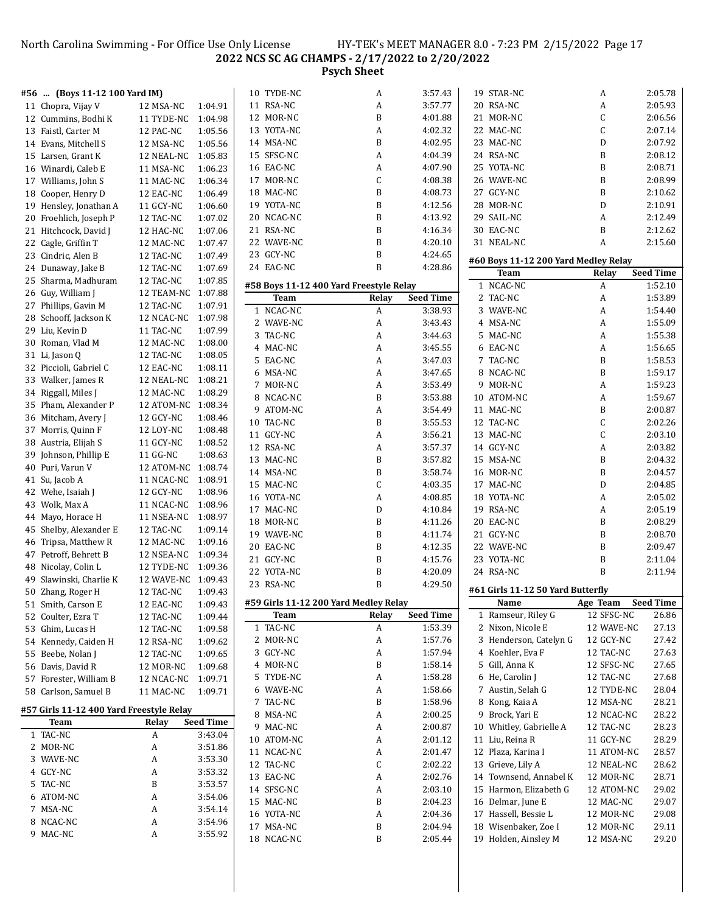2022 NCS SC AG CHAMPS - 2/17/2022 to 2/20/2022

Psych Sheet

#56 ... (Boys 11-12 100 Yard IM)

| | Name | Age Team | Seed Time |
|---|---|---|---|
| 11 | Chopra, Vijay V | 12 MSA-NC | 1:04.91 |
| 12 | Cummins, Bodhi K | 11 TYDE-NC | 1:04.98 |
| 13 | Faistl, Carter M | 12 PAC-NC | 1:05.56 |
| 14 | Evans, Mitchell S | 12 MSA-NC | 1:05.56 |
| 15 | Larsen, Grant K | 12 NEAL-NC | 1:05.83 |
| 16 | Winardi, Caleb E | 11 MSA-NC | 1:06.23 |
| 17 | Williams, John S | 11 MAC-NC | 1:06.34 |
| 18 | Cooper, Henry D | 12 EAC-NC | 1:06.49 |
| 19 | Hensley, Jonathan A | 11 GCY-NC | 1:06.60 |
| 20 | Froehlich, Joseph P | 12 TAC-NC | 1:07.02 |
| 21 | Hitchcock, David J | 12 HAC-NC | 1:07.06 |
| 22 | Cagle, Griffin T | 12 MAC-NC | 1:07.47 |
| 23 | Cindric, Alen B | 12 TAC-NC | 1:07.49 |
| 24 | Dunaway, Jake B | 12 TAC-NC | 1:07.69 |
| 25 | Sharma, Madhuram | 12 TAC-NC | 1:07.85 |
| 26 | Guy, William J | 12 TEAM-NC | 1:07.88 |
| 27 | Phillips, Gavin M | 12 TAC-NC | 1:07.91 |
| 28 | Schooff, Jackson K | 12 NCAC-NC | 1:07.98 |
| 29 | Liu, Kevin D | 11 TAC-NC | 1:07.99 |
| 30 | Roman, Vlad M | 12 MAC-NC | 1:08.00 |
| 31 | Li, Jason Q | 12 TAC-NC | 1:08.05 |
| 32 | Piccioli, Gabriel C | 12 EAC-NC | 1:08.11 |
| 33 | Walker, James R | 12 NEAL-NC | 1:08.21 |
| 34 | Riggall, Miles J | 12 MAC-NC | 1:08.29 |
| 35 | Pham, Alexander P | 12 ATOM-NC | 1:08.34 |
| 36 | Mitcham, Avery J | 12 GCY-NC | 1:08.46 |
| 37 | Morris, Quinn F | 12 LOY-NC | 1:08.48 |
| 38 | Austria, Elijah S | 11 GCY-NC | 1:08.52 |
| 39 | Johnson, Phillip E | 11 GG-NC | 1:08.63 |
| 40 | Puri, Varun V | 12 ATOM-NC | 1:08.74 |
| 41 | Su, Jacob A | 11 NCAC-NC | 1:08.91 |
| 42 | Wehe, Isaiah J | 12 GCY-NC | 1:08.96 |
| 43 | Wolk, Max A | 11 NCAC-NC | 1:08.96 |
| 44 | Mayo, Horace H | 11 NSEA-NC | 1:08.97 |
| 45 | Shelby, Alexander E | 12 TAC-NC | 1:09.14 |
| 46 | Tripsa, Matthew R | 12 MAC-NC | 1:09.16 |
| 47 | Petroff, Behrett B | 12 NSEA-NC | 1:09.34 |
| 48 | Nicolay, Colin L | 12 TYDE-NC | 1:09.36 |
| 49 | Slawinski, Charlie K | 12 WAVE-NC | 1:09.43 |
| 50 | Zhang, Roger H | 12 TAC-NC | 1:09.43 |
| 51 | Smith, Carson E | 12 EAC-NC | 1:09.43 |
| 52 | Coulter, Ezra T | 12 TAC-NC | 1:09.44 |
| 53 | Ghim, Lucas H | 12 TAC-NC | 1:09.58 |
| 54 | Kennedy, Caiden H | 12 RSA-NC | 1:09.62 |
| 55 | Beebe, Nolan J | 12 TAC-NC | 1:09.65 |
| 56 | Davis, David R | 12 MOR-NC | 1:09.68 |
| 57 | Forester, William B | 12 NCAC-NC | 1:09.71 |
| 58 | Carlson, Samuel B | 11 MAC-NC | 1:09.71 |

#57 Girls 11-12 400 Yard Freestyle Relay

| | Team | Relay | Seed Time |
|---|---|---|---|
| 1 | TAC-NC | A | 3:43.04 |
| 2 | MOR-NC | A | 3:51.86 |
| 3 | WAVE-NC | A | 3:53.30 |
| 4 | GCY-NC | A | 3:53.32 |
| 5 | TAC-NC | B | 3:53.57 |
| 6 | ATOM-NC | A | 3:54.06 |
| 7 | MSA-NC | A | 3:54.14 |
| 8 | NCAC-NC | A | 3:54.96 |
| 9 | MAC-NC | A | 3:55.92 |
| 10 | TYDE-NC | A | 3:57.43 |
| 11 | RSA-NC | A | 3:57.77 |
| 12 | MOR-NC | B | 4:01.88 |
| 13 | YOTA-NC | A | 4:02.32 |
| 14 | MSA-NC | B | 4:02.95 |
| 15 | SFSC-NC | A | 4:04.39 |
| 16 | EAC-NC | A | 4:07.90 |
| 17 | MOR-NC | C | 4:08.38 |
| 18 | MAC-NC | B | 4:08.73 |
| 19 | YOTA-NC | B | 4:12.56 |
| 20 | NCAC-NC | B | 4:13.92 |
| 21 | RSA-NC | B | 4:16.34 |
| 22 | WAVE-NC | B | 4:20.10 |
| 23 | GCY-NC | B | 4:24.65 |
| 24 | EAC-NC | B | 4:28.86 |

#58 Boys 11-12 400 Yard Freestyle Relay

| | Team | Relay | Seed Time |
|---|---|---|---|
| 1 | NCAC-NC | A | 3:38.93 |
| 2 | WAVE-NC | A | 3:43.43 |
| 3 | TAC-NC | A | 3:44.63 |
| 4 | MAC-NC | A | 3:45.55 |
| 5 | EAC-NC | A | 3:47.03 |
| 6 | MSA-NC | A | 3:47.65 |
| 7 | MOR-NC | A | 3:53.49 |
| 8 | NCAC-NC | B | 3:53.88 |
| 9 | ATOM-NC | A | 3:54.49 |
| 10 | TAC-NC | B | 3:55.53 |
| 11 | GCY-NC | A | 3:56.21 |
| 12 | RSA-NC | A | 3:57.37 |
| 13 | MAC-NC | B | 3:57.82 |
| 14 | MSA-NC | B | 3:58.74 |
| 15 | MAC-NC | C | 4:03.35 |
| 16 | YOTA-NC | A | 4:08.85 |
| 17 | MAC-NC | D | 4:10.84 |
| 18 | MOR-NC | B | 4:11.26 |
| 19 | WAVE-NC | B | 4:11.74 |
| 20 | EAC-NC | B | 4:12.35 |
| 21 | GCY-NC | B | 4:15.76 |
| 22 | YOTA-NC | B | 4:20.09 |
| 23 | RSA-NC | B | 4:29.50 |

#59 Girls 11-12 200 Yard Medley Relay

| | Team | Relay | Seed Time |
|---|---|---|---|
| 1 | TAC-NC | A | 1:53.39 |
| 2 | MOR-NC | A | 1:57.76 |
| 3 | GCY-NC | A | 1:57.94 |
| 4 | MOR-NC | B | 1:58.14 |
| 5 | TYDE-NC | A | 1:58.28 |
| 6 | WAVE-NC | A | 1:58.66 |
| 7 | TAC-NC | B | 1:58.96 |
| 8 | MSA-NC | A | 2:00.25 |
| 9 | MAC-NC | A | 2:00.87 |
| 10 | ATOM-NC | A | 2:01.12 |
| 11 | NCAC-NC | A | 2:01.47 |
| 12 | TAC-NC | C | 2:02.22 |
| 13 | EAC-NC | A | 2:02.76 |
| 14 | SFSC-NC | A | 2:03.10 |
| 15 | MAC-NC | B | 2:04.23 |
| 16 | YOTA-NC | A | 2:04.36 |
| 17 | MSA-NC | B | 2:04.94 |
| 18 | NCAC-NC | B | 2:05.44 |
| 19 | STAR-NC | A | 2:05.78 |
| 20 | RSA-NC | A | 2:05.93 |
| 21 | MOR-NC | C | 2:06.56 |
| 22 | MAC-NC | C | 2:07.14 |
| 23 | MAC-NC | D | 2:07.92 |
| 24 | RSA-NC | B | 2:08.12 |
| 25 | YOTA-NC | B | 2:08.71 |
| 26 | WAVE-NC | B | 2:08.99 |
| 27 | GCY-NC | B | 2:10.62 |
| 28 | MOR-NC | D | 2:10.91 |
| 29 | SAIL-NC | A | 2:12.49 |
| 30 | EAC-NC | B | 2:12.62 |
| 31 | NEAL-NC | A | 2:15.60 |

#60 Boys 11-12 200 Yard Medley Relay

| | Team | Relay | Seed Time |
|---|---|---|---|
| 1 | NCAC-NC | A | 1:52.10 |
| 2 | TAC-NC | A | 1:53.89 |
| 3 | WAVE-NC | A | 1:54.40 |
| 4 | MSA-NC | A | 1:55.09 |
| 5 | MAC-NC | A | 1:55.38 |
| 6 | EAC-NC | A | 1:56.65 |
| 7 | TAC-NC | B | 1:58.53 |
| 8 | NCAC-NC | B | 1:59.17 |
| 9 | MOR-NC | A | 1:59.23 |
| 10 | ATOM-NC | A | 1:59.67 |
| 11 | MAC-NC | B | 2:00.87 |
| 12 | TAC-NC | C | 2:02.26 |
| 13 | MAC-NC | C | 2:03.10 |
| 14 | GCY-NC | A | 2:03.82 |
| 15 | MSA-NC | B | 2:04.32 |
| 16 | MOR-NC | B | 2:04.57 |
| 17 | MAC-NC | D | 2:04.85 |
| 18 | YOTA-NC | A | 2:05.02 |
| 19 | RSA-NC | A | 2:05.19 |
| 20 | EAC-NC | B | 2:08.29 |
| 21 | GCY-NC | B | 2:08.70 |
| 22 | WAVE-NC | B | 2:09.47 |
| 23 | YOTA-NC | B | 2:11.04 |
| 24 | RSA-NC | B | 2:11.94 |

#61 Girls 11-12 50 Yard Butterfly

| | Name | Age Team | Seed Time |
|---|---|---|---|
| 1 | Ramseur, Riley G | 12 SFSC-NC | 26.86 |
| 2 | Nixon, Nicole E | 12 WAVE-NC | 27.13 |
| 3 | Henderson, Catelyn G | 12 GCY-NC | 27.42 |
| 4 | Koehler, Eva F | 12 TAC-NC | 27.63 |
| 5 | Gill, Anna K | 12 SFSC-NC | 27.65 |
| 6 | He, Carolin J | 12 TAC-NC | 27.68 |
| 7 | Austin, Selah G | 12 TYDE-NC | 28.04 |
| 8 | Kong, Kaia A | 12 MSA-NC | 28.21 |
| 9 | Brock, Yari E | 12 NCAC-NC | 28.22 |
| 10 | Whitley, Gabrielle A | 12 TAC-NC | 28.23 |
| 11 | Liu, Reina R | 11 GCY-NC | 28.29 |
| 12 | Plaza, Karina I | 11 ATOM-NC | 28.57 |
| 13 | Grieve, Lily A | 12 NEAL-NC | 28.62 |
| 14 | Townsend, Annabel K | 12 MOR-NC | 28.71 |
| 15 | Harmon, Elizabeth G | 12 ATOM-NC | 29.02 |
| 16 | Delmar, June E | 12 MAC-NC | 29.07 |
| 17 | Hassell, Bessie L | 12 MOR-NC | 29.08 |
| 18 | Wisenbaker, Zoe I | 12 MOR-NC | 29.11 |
| 19 | Holden, Ainsley M | 12 MSA-NC | 29.20 |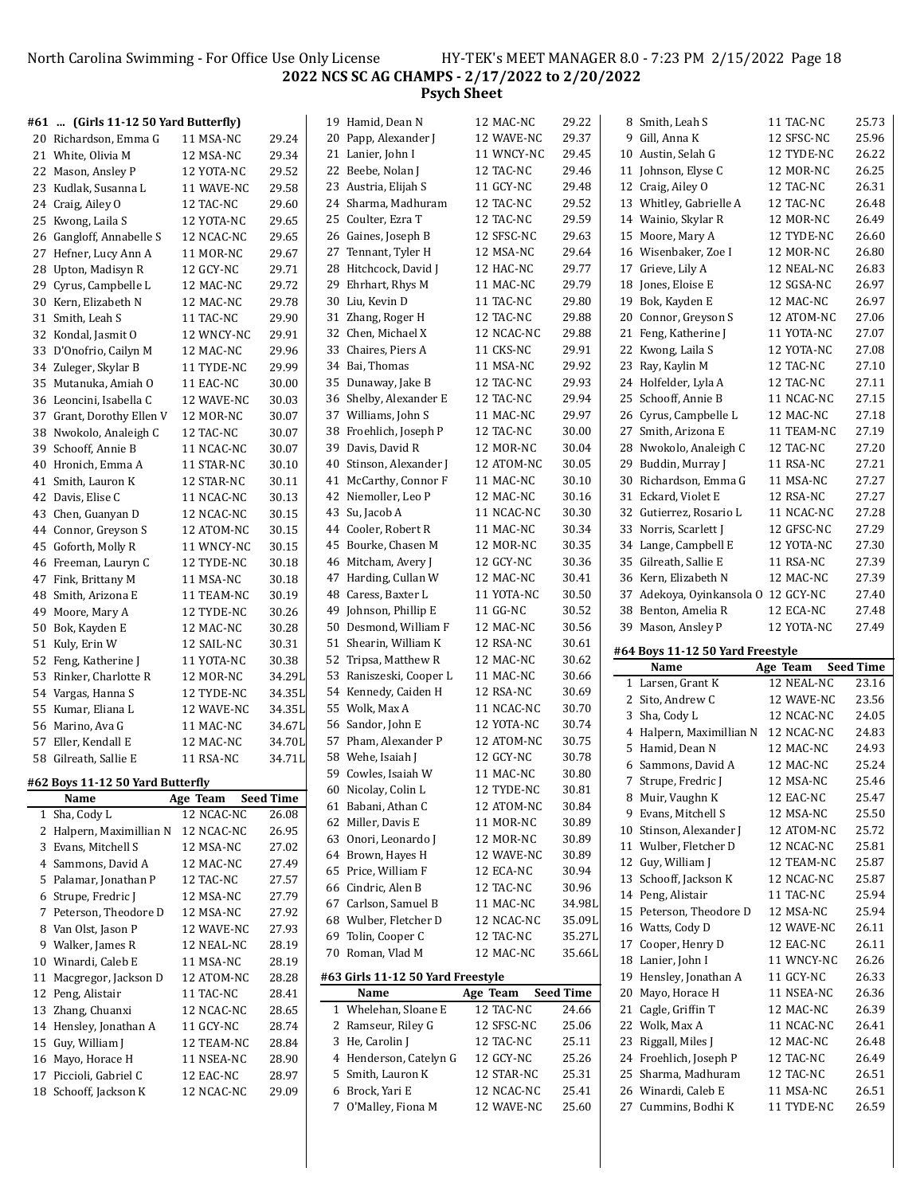## 2022 NCS SC AG CHAMPS - 2/17/2022 to 2/20/2022

### Psych Sheet

#### #61 ... (Girls 11-12 50 Yard Butterfly)

| | Name | Age | Team | Seed Time |
|---|---|---|---|---|
| 20 | Richardson, Emma G | 11 | MSA-NC | 29.24 |
| 21 | White, Olivia M | 12 | MSA-NC | 29.34 |
| 22 | Mason, Ansley P | 12 | YOTA-NC | 29.52 |
| 23 | Kudlak, Susanna L | 11 | WAVE-NC | 29.58 |
| 24 | Craig, Ailey O | 12 | TAC-NC | 29.60 |
| 25 | Kwong, Laila S | 12 | YOTA-NC | 29.65 |
| 26 | Gangloff, Annabelle S | 12 | NCAC-NC | 29.65 |
| 27 | Hefner, Lucy Ann A | 11 | MOR-NC | 29.67 |
| 28 | Upton, Madisyn R | 12 | GCY-NC | 29.71 |
| 29 | Cyrus, Campbelle L | 12 | MAC-NC | 29.72 |
| 30 | Kern, Elizabeth N | 12 | MAC-NC | 29.78 |
| 31 | Smith, Leah S | 11 | TAC-NC | 29.90 |
| 32 | Kondal, Jasmit O | 12 | WNCY-NC | 29.91 |
| 33 | D'Onofrio, Cailyn M | 12 | MAC-NC | 29.96 |
| 34 | Zuleger, Skylar B | 11 | TYDE-NC | 29.99 |
| 35 | Mutanuka, Amiah O | 11 | EAC-NC | 30.00 |
| 36 | Leoncini, Isabella C | 12 | WAVE-NC | 30.03 |
| 37 | Grant, Dorothy Ellen V | 12 | MOR-NC | 30.07 |
| 38 | Nwokolo, Analeigh C | 12 | TAC-NC | 30.07 |
| 39 | Schooff, Annie B | 11 | NCAC-NC | 30.07 |
| 40 | Hronich, Emma A | 11 | STAR-NC | 30.10 |
| 41 | Smith, Lauron K | 12 | STAR-NC | 30.11 |
| 42 | Davis, Elise C | 11 | NCAC-NC | 30.13 |
| 43 | Chen, Guanyan D | 12 | NCAC-NC | 30.15 |
| 44 | Connor, Greyson S | 12 | ATOM-NC | 30.15 |
| 45 | Goforth, Molly R | 11 | WNCY-NC | 30.15 |
| 46 | Freeman, Lauryn C | 12 | TYDE-NC | 30.18 |
| 47 | Fink, Brittany M | 11 | MSA-NC | 30.18 |
| 48 | Smith, Arizona E | 11 | TEAM-NC | 30.19 |
| 49 | Moore, Mary A | 12 | TYDE-NC | 30.26 |
| 50 | Bok, Kayden E | 12 | MAC-NC | 30.28 |
| 51 | Kuly, Erin W | 12 | SAIL-NC | 30.31 |
| 52 | Feng, Katherine J | 11 | YOTA-NC | 30.38 |
| 53 | Rinker, Charlotte R | 12 | MOR-NC | 34.29L |
| 54 | Vargas, Hanna S | 12 | TYDE-NC | 34.35L |
| 55 | Kumar, Eliana L | 12 | WAVE-NC | 34.35L |
| 56 | Marino, Ava G | 11 | MAC-NC | 34.67L |
| 57 | Eller, Kendall E | 12 | MAC-NC | 34.70L |
| 58 | Gilreath, Sallie E | 11 | RSA-NC | 34.71L |

#### #62 Boys 11-12 50 Yard Butterfly

| | Name | Age | Team | Seed Time |
|---|---|---|---|---|
| 1 | Sha, Cody L | 12 | NCAC-NC | 26.08 |
| 2 | Halpern, Maximillian N | 12 | NCAC-NC | 26.95 |
| 3 | Evans, Mitchell S | 12 | MSA-NC | 27.02 |
| 4 | Sammons, David A | 12 | MAC-NC | 27.49 |
| 5 | Palamar, Jonathan P | 12 | TAC-NC | 27.57 |
| 6 | Strupe, Fredric J | 12 | MSA-NC | 27.79 |
| 7 | Peterson, Theodore D | 12 | MSA-NC | 27.92 |
| 8 | Van Olst, Jason P | 12 | WAVE-NC | 27.93 |
| 9 | Walker, James R | 12 | NEAL-NC | 28.19 |
| 10 | Winardi, Caleb E | 11 | MSA-NC | 28.19 |
| 11 | Macgregor, Jackson D | 12 | ATOM-NC | 28.28 |
| 12 | Peng, Alistair | 11 | TAC-NC | 28.41 |
| 13 | Zhang, Chuanxi | 12 | NCAC-NC | 28.65 |
| 14 | Hensley, Jonathan A | 11 | GCY-NC | 28.74 |
| 15 | Guy, William J | 12 | TEAM-NC | 28.84 |
| 16 | Mayo, Horace H | 11 | NSEA-NC | 28.90 |
| 17 | Piccioli, Gabriel C | 12 | EAC-NC | 28.97 |
| 18 | Schooff, Jackson K | 12 | NCAC-NC | 29.09 |
| 19 | Hamid, Dean N | 12 | MAC-NC | 29.22 |
| 20 | Papp, Alexander J | 12 | WAVE-NC | 29.37 |
| 21 | Lanier, John I | 11 | WNCY-NC | 29.45 |
| 22 | Beebe, Nolan J | 12 | TAC-NC | 29.46 |
| 23 | Austria, Elijah S | 11 | GCY-NC | 29.48 |
| 24 | Sharma, Madhuram | 12 | TAC-NC | 29.52 |
| 25 | Coulter, Ezra T | 12 | TAC-NC | 29.59 |
| 26 | Gaines, Joseph B | 12 | SFSC-NC | 29.63 |
| 27 | Tennant, Tyler H | 12 | MSA-NC | 29.64 |
| 28 | Hitchcock, David J | 12 | HAC-NC | 29.77 |
| 29 | Ehrhart, Rhys M | 11 | MAC-NC | 29.79 |
| 30 | Liu, Kevin D | 11 | TAC-NC | 29.80 |
| 31 | Zhang, Roger H | 12 | TAC-NC | 29.88 |
| 32 | Chen, Michael X | 12 | NCAC-NC | 29.88 |
| 33 | Chaires, Piers A | 11 | CKS-NC | 29.91 |
| 34 | Bai, Thomas | 11 | MSA-NC | 29.92 |
| 35 | Dunaway, Jake B | 12 | TAC-NC | 29.93 |
| 36 | Shelby, Alexander E | 12 | TAC-NC | 29.94 |
| 37 | Williams, John S | 11 | MAC-NC | 29.97 |
| 38 | Froehlich, Joseph P | 12 | TAC-NC | 30.00 |
| 39 | Davis, David R | 12 | MOR-NC | 30.04 |
| 40 | Stinson, Alexander J | 12 | ATOM-NC | 30.05 |
| 41 | McCarthy, Connor F | 11 | MAC-NC | 30.10 |
| 42 | Niemoller, Leo P | 12 | MAC-NC | 30.16 |
| 43 | Su, Jacob A | 11 | NCAC-NC | 30.30 |
| 44 | Cooler, Robert R | 11 | MAC-NC | 30.34 |
| 45 | Bourke, Chasen M | 12 | MOR-NC | 30.35 |
| 46 | Mitcham, Avery J | 12 | GCY-NC | 30.36 |
| 47 | Harding, Cullan W | 12 | MAC-NC | 30.41 |
| 48 | Caress, Baxter L | 11 | YOTA-NC | 30.50 |
| 49 | Johnson, Phillip E | 11 | GG-NC | 30.52 |
| 50 | Desmond, William F | 12 | MAC-NC | 30.56 |
| 51 | Shearin, William K | 12 | RSA-NC | 30.61 |
| 52 | Tripsa, Matthew R | 12 | MAC-NC | 30.62 |
| 53 | Raniszeski, Cooper L | 11 | MAC-NC | 30.66 |
| 54 | Kennedy, Caiden H | 12 | RSA-NC | 30.69 |
| 55 | Wolk, Max A | 11 | NCAC-NC | 30.70 |
| 56 | Sandor, John E | 12 | YOTA-NC | 30.74 |
| 57 | Pham, Alexander P | 12 | ATOM-NC | 30.75 |
| 58 | Wehe, Isaiah J | 12 | GCY-NC | 30.78 |
| 59 | Cowles, Isaiah W | 11 | MAC-NC | 30.80 |
| 60 | Nicolay, Colin L | 12 | TYDE-NC | 30.81 |
| 61 | Babani, Athan C | 12 | ATOM-NC | 30.84 |
| 62 | Miller, Davis E | 11 | MOR-NC | 30.89 |
| 63 | Onori, Leonardo J | 12 | MOR-NC | 30.89 |
| 64 | Brown, Hayes H | 12 | WAVE-NC | 30.89 |
| 65 | Price, William F | 12 | ECA-NC | 30.94 |
| 66 | Cindric, Alen B | 12 | TAC-NC | 30.96 |
| 67 | Carlson, Samuel B | 11 | MAC-NC | 34.98L |
| 68 | Wulber, Fletcher D | 12 | NCAC-NC | 35.09L |
| 69 | Tolin, Cooper C | 12 | TAC-NC | 35.27L |
| 70 | Roman, Vlad M | 12 | MAC-NC | 35.66L |

#### #63 Girls 11-12 50 Yard Freestyle

| | Name | Age | Team | Seed Time |
|---|---|---|---|---|
| 1 | Whelehan, Sloane E | 12 | TAC-NC | 24.66 |
| 2 | Ramseur, Riley G | 12 | SFSC-NC | 25.06 |
| 3 | He, Carolin J | 12 | TAC-NC | 25.11 |
| 4 | Henderson, Catelyn G | 12 | GCY-NC | 25.26 |
| 5 | Smith, Lauron K | 12 | STAR-NC | 25.31 |
| 6 | Brock, Yari E | 12 | NCAC-NC | 25.41 |
| 7 | O'Malley, Fiona M | 12 | WAVE-NC | 25.60 |
| 8 | Smith, Leah S | 11 | TAC-NC | 25.73 |
| 9 | Gill, Anna K | 12 | SFSC-NC | 25.96 |
| 10 | Austin, Selah G | 12 | TYDE-NC | 26.22 |
| 11 | Johnson, Elyse C | 12 | MOR-NC | 26.25 |
| 12 | Craig, Ailey O | 12 | TAC-NC | 26.31 |
| 13 | Whitley, Gabrielle A | 12 | TAC-NC | 26.48 |
| 14 | Wainio, Skylar R | 12 | MOR-NC | 26.49 |
| 15 | Moore, Mary A | 12 | TYDE-NC | 26.60 |
| 16 | Wisenbaker, Zoe I | 12 | MOR-NC | 26.80 |
| 17 | Grieve, Lily A | 12 | NEAL-NC | 26.83 |
| 18 | Jones, Eloise E | 12 | SGSA-NC | 26.97 |
| 19 | Bok, Kayden E | 12 | MAC-NC | 26.97 |
| 20 | Connor, Greyson S | 12 | ATOM-NC | 27.06 |
| 21 | Feng, Katherine J | 11 | YOTA-NC | 27.07 |
| 22 | Kwong, Laila S | 12 | YOTA-NC | 27.08 |
| 23 | Ray, Kaylin M | 12 | TAC-NC | 27.10 |
| 24 | Holfelder, Lyla A | 12 | TAC-NC | 27.11 |
| 25 | Schooff, Annie B | 11 | NCAC-NC | 27.15 |
| 26 | Cyrus, Campbelle L | 12 | MAC-NC | 27.18 |
| 27 | Smith, Arizona E | 11 | TEAM-NC | 27.19 |
| 28 | Nwokolo, Analeigh C | 12 | TAC-NC | 27.20 |
| 29 | Buddin, Murray J | 11 | RSA-NC | 27.21 |
| 30 | Richardson, Emma G | 11 | MSA-NC | 27.27 |
| 31 | Eckard, Violet E | 12 | RSA-NC | 27.27 |
| 32 | Gutierrez, Rosario L | 11 | NCAC-NC | 27.28 |
| 33 | Norris, Scarlett J | 12 | GFSC-NC | 27.29 |
| 34 | Lange, Campbell E | 12 | YOTA-NC | 27.30 |
| 35 | Gilreath, Sallie E | 11 | RSA-NC | 27.39 |
| 36 | Kern, Elizabeth N | 12 | MAC-NC | 27.39 |
| 37 | Adekoya, Oyinkansola O | 12 | GCY-NC | 27.40 |
| 38 | Benton, Amelia R | 12 | ECA-NC | 27.48 |
| 39 | Mason, Ansley P | 12 | YOTA-NC | 27.49 |

#### #64 Boys 11-12 50 Yard Freestyle

| | Name | Age | Team | Seed Time |
|---|---|---|---|---|
| 1 | Larsen, Grant K | 12 | NEAL-NC | 23.16 |
| 2 | Sito, Andrew C | 12 | WAVE-NC | 23.56 |
| 3 | Sha, Cody L | 12 | NCAC-NC | 24.05 |
| 4 | Halpern, Maximillian N | 12 | NCAC-NC | 24.83 |
| 5 | Hamid, Dean N | 12 | MAC-NC | 24.93 |
| 6 | Sammons, David A | 12 | MAC-NC | 25.24 |
| 7 | Strupe, Fredric J | 12 | MSA-NC | 25.46 |
| 8 | Muir, Vaughn K | 12 | EAC-NC | 25.47 |
| 9 | Evans, Mitchell S | 12 | MSA-NC | 25.50 |
| 10 | Stinson, Alexander J | 12 | ATOM-NC | 25.72 |
| 11 | Wulber, Fletcher D | 12 | NCAC-NC | 25.81 |
| 12 | Guy, William J | 12 | TEAM-NC | 25.87 |
| 13 | Schooff, Jackson K | 12 | NCAC-NC | 25.87 |
| 14 | Peng, Alistair | 11 | TAC-NC | 25.94 |
| 15 | Peterson, Theodore D | 12 | MSA-NC | 25.94 |
| 16 | Watts, Cody D | 12 | WAVE-NC | 26.11 |
| 17 | Cooper, Henry D | 12 | EAC-NC | 26.11 |
| 18 | Lanier, John I | 11 | WNCY-NC | 26.26 |
| 19 | Hensley, Jonathan A | 11 | GCY-NC | 26.33 |
| 20 | Mayo, Horace H | 11 | NSEA-NC | 26.36 |
| 21 | Cagle, Griffin T | 12 | MAC-NC | 26.39 |
| 22 | Wolk, Max A | 11 | NCAC-NC | 26.41 |
| 23 | Riggall, Miles J | 12 | MAC-NC | 26.48 |
| 24 | Froehlich, Joseph P | 12 | TAC-NC | 26.49 |
| 25 | Sharma, Madhuram | 12 | TAC-NC | 26.51 |
| 26 | Winardi, Caleb E | 11 | MSA-NC | 26.51 |
| 27 | Cummins, Bodhi K | 11 | TYDE-NC | 26.59 |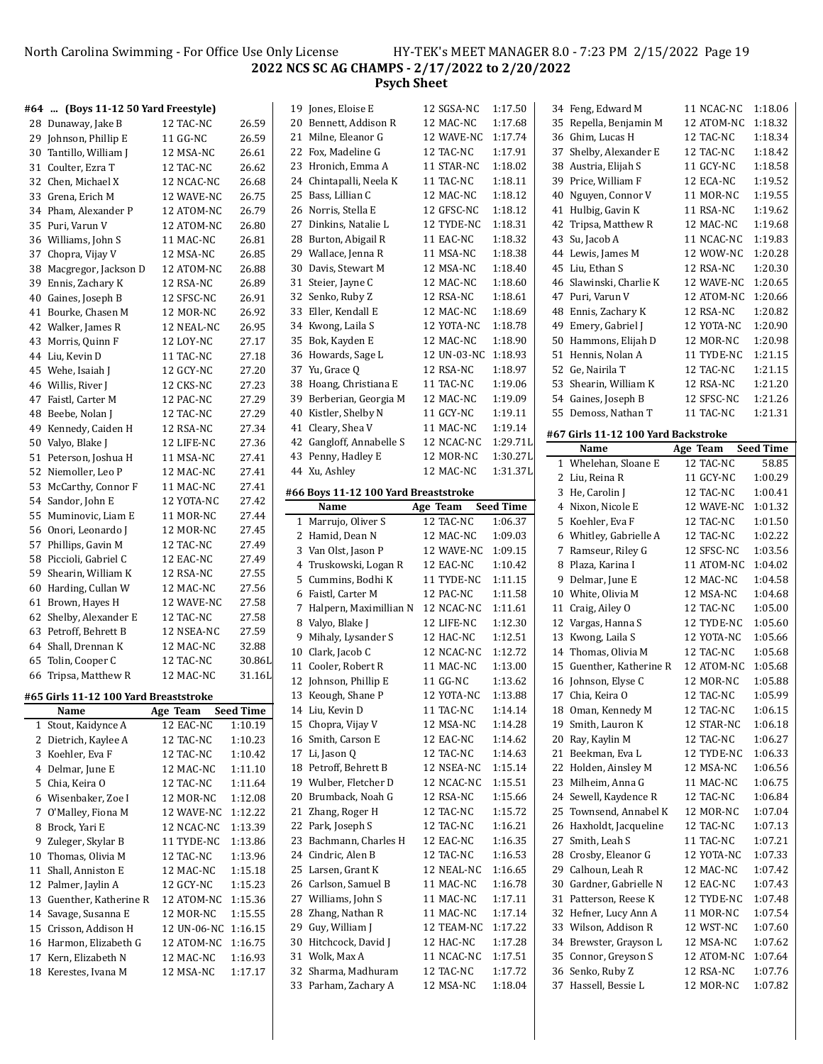## #64 ... (Boys 11-12 50 Yard Freestyle)

| # | Name | Age Team | Seed Time |
|---|---|---|---|
| 28 | Dunaway, Jake B | 12 TAC-NC | 26.59 |
| 29 | Johnson, Phillip E | 11 GG-NC | 26.59 |
| 30 | Tantillo, William J | 12 MSA-NC | 26.61 |
| 31 | Coulter, Ezra T | 12 TAC-NC | 26.62 |
| 32 | Chen, Michael X | 12 NCAC-NC | 26.68 |
| 33 | Grena, Erich M | 12 WAVE-NC | 26.75 |
| 34 | Pham, Alexander P | 12 ATOM-NC | 26.79 |
| 35 | Puri, Varun V | 12 ATOM-NC | 26.80 |
| 36 | Williams, John S | 11 MAC-NC | 26.81 |
| 37 | Chopra, Vijay V | 12 MSA-NC | 26.85 |
| 38 | Macgregor, Jackson D | 12 ATOM-NC | 26.88 |
| 39 | Ennis, Zachary K | 12 RSA-NC | 26.89 |
| 40 | Gaines, Joseph B | 12 SFSC-NC | 26.91 |
| 41 | Bourke, Chasen M | 12 MOR-NC | 26.92 |
| 42 | Walker, James R | 12 NEAL-NC | 26.95 |
| 43 | Morris, Quinn F | 12 LOY-NC | 27.17 |
| 44 | Liu, Kevin D | 11 TAC-NC | 27.18 |
| 45 | Wehe, Isaiah J | 12 GCY-NC | 27.20 |
| 46 | Willis, River J | 12 CKS-NC | 27.23 |
| 47 | Faistl, Carter M | 12 PAC-NC | 27.29 |
| 48 | Beebe, Nolan J | 12 TAC-NC | 27.29 |
| 49 | Kennedy, Caiden H | 12 RSA-NC | 27.34 |
| 50 | Valyo, Blake J | 12 LIFE-NC | 27.36 |
| 51 | Peterson, Joshua H | 11 MSA-NC | 27.41 |
| 52 | Niemoller, Leo P | 12 MAC-NC | 27.41 |
| 53 | McCarthy, Connor F | 11 MAC-NC | 27.41 |
| 54 | Sandor, John E | 12 YOTA-NC | 27.42 |
| 55 | Muminovic, Liam E | 11 MOR-NC | 27.44 |
| 56 | Onori, Leonardo J | 12 MOR-NC | 27.45 |
| 57 | Phillips, Gavin M | 12 TAC-NC | 27.49 |
| 58 | Piccioli, Gabriel C | 12 EAC-NC | 27.49 |
| 59 | Shearin, William K | 12 RSA-NC | 27.55 |
| 60 | Harding, Cullan W | 12 MAC-NC | 27.56 |
| 61 | Brown, Hayes H | 12 WAVE-NC | 27.58 |
| 62 | Shelby, Alexander E | 12 TAC-NC | 27.58 |
| 63 | Petroff, Behrett B | 12 NSEA-NC | 27.59 |
| 64 | Shall, Drennan K | 12 MAC-NC | 32.88 |
| 65 | Tolin, Cooper C | 12 TAC-NC | 30.86L |
| 66 | Tripsa, Matthew R | 12 MAC-NC | 31.16L |

## #65 Girls 11-12 100 Yard Breaststroke

| # | Name | Age Team | Seed Time |
|---|---|---|---|
| 1 | Stout, Kaidynce A | 12 EAC-NC | 1:10.19 |
| 2 | Dietrich, Kaylee A | 12 TAC-NC | 1:10.23 |
| 3 | Koehler, Eva F | 12 TAC-NC | 1:10.42 |
| 4 | Delmar, June E | 12 MAC-NC | 1:11.10 |
| 5 | Chia, Keira O | 12 TAC-NC | 1:11.64 |
| 6 | Wisenbaker, Zoe I | 12 MOR-NC | 1:12.08 |
| 7 | O'Malley, Fiona M | 12 WAVE-NC | 1:12.22 |
| 8 | Brock, Yari E | 12 NCAC-NC | 1:13.39 |
| 9 | Zuleger, Skylar B | 11 TYDE-NC | 1:13.86 |
| 10 | Thomas, Olivia M | 12 TAC-NC | 1:13.96 |
| 11 | Shall, Anniston E | 12 MAC-NC | 1:15.18 |
| 12 | Palmer, Jaylin A | 12 GCY-NC | 1:15.23 |
| 13 | Guenther, Katherine R | 12 ATOM-NC | 1:15.36 |
| 14 | Savage, Susanna E | 12 MOR-NC | 1:15.55 |
| 15 | Crisson, Addison H | 12 UN-06-NC | 1:16.15 |
| 16 | Harmon, Elizabeth G | 12 ATOM-NC | 1:16.75 |
| 17 | Kern, Elizabeth N | 12 MAC-NC | 1:16.93 |
| 18 | Kerestes, Ivana M | 12 MSA-NC | 1:17.17 |
| 19 | Jones, Eloise E | 12 SGSA-NC | 1:17.50 |
| 20 | Bennett, Addison R | 12 MAC-NC | 1:17.68 |
| 21 | Milne, Eleanor G | 12 WAVE-NC | 1:17.74 |
| 22 | Fox, Madeline G | 12 TAC-NC | 1:17.91 |
| 23 | Hronich, Emma A | 11 STAR-NC | 1:18.02 |
| 24 | Chintapalli, Neela K | 11 TAC-NC | 1:18.11 |
| 25 | Bass, Lillian C | 12 MAC-NC | 1:18.12 |
| 26 | Norris, Stella E | 12 GFSC-NC | 1:18.12 |
| 27 | Dinkins, Natalie L | 12 TYDE-NC | 1:18.31 |
| 28 | Burton, Abigail R | 11 EAC-NC | 1:18.32 |
| 29 | Wallace, Jenna R | 11 MSA-NC | 1:18.38 |
| 30 | Davis, Stewart M | 12 MSA-NC | 1:18.40 |
| 31 | Steier, Jayne C | 12 MAC-NC | 1:18.60 |
| 32 | Senko, Ruby Z | 12 RSA-NC | 1:18.61 |
| 33 | Eller, Kendall E | 12 MAC-NC | 1:18.69 |
| 34 | Kwong, Laila S | 12 YOTA-NC | 1:18.78 |
| 35 | Bok, Kayden E | 12 MAC-NC | 1:18.90 |
| 36 | Howards, Sage L | 12 UN-03-NC | 1:18.93 |
| 37 | Yu, Grace Q | 12 RSA-NC | 1:18.97 |
| 38 | Hoang, Christiana E | 11 TAC-NC | 1:19.06 |
| 39 | Berberian, Georgia M | 12 MAC-NC | 1:19.09 |
| 40 | Kistler, Shelby N | 11 GCY-NC | 1:19.11 |
| 41 | Cleary, Shea V | 11 MAC-NC | 1:19.14 |
| 42 | Gangloff, Annabelle S | 12 NCAC-NC | 1:29.71L |
| 43 | Penny, Hadley E | 12 MOR-NC | 1:30.27L |
| 44 | Xu, Ashley | 12 MAC-NC | 1:31.37L |

## #66 Boys 11-12 100 Yard Breaststroke

| # | Name | Age Team | Seed Time |
|---|---|---|---|
| 1 | Marrujo, Oliver S | 12 TAC-NC | 1:06.37 |
| 2 | Hamid, Dean N | 12 MAC-NC | 1:09.03 |
| 3 | Van Olst, Jason P | 12 WAVE-NC | 1:09.15 |
| 4 | Truskowski, Logan R | 12 EAC-NC | 1:10.42 |
| 5 | Cummins, Bodhi K | 11 TYDE-NC | 1:11.15 |
| 6 | Faistl, Carter M | 12 PAC-NC | 1:11.58 |
| 7 | Halpern, Maximillian N | 12 NCAC-NC | 1:11.61 |
| 8 | Valyo, Blake J | 12 LIFE-NC | 1:12.30 |
| 9 | Mihaly, Lysander S | 12 HAC-NC | 1:12.51 |
| 10 | Clark, Jacob C | 12 NCAC-NC | 1:12.72 |
| 11 | Cooler, Robert R | 11 MAC-NC | 1:13.00 |
| 12 | Johnson, Phillip E | 11 GG-NC | 1:13.62 |
| 13 | Keough, Shane P | 12 YOTA-NC | 1:13.88 |
| 14 | Liu, Kevin D | 11 TAC-NC | 1:14.14 |
| 15 | Chopra, Vijay V | 12 MSA-NC | 1:14.28 |
| 16 | Smith, Carson E | 12 EAC-NC | 1:14.62 |
| 17 | Li, Jason Q | 12 TAC-NC | 1:14.63 |
| 18 | Petroff, Behrett B | 12 NSEA-NC | 1:15.14 |
| 19 | Wulber, Fletcher D | 12 NCAC-NC | 1:15.51 |
| 20 | Brumback, Noah G | 12 RSA-NC | 1:15.66 |
| 21 | Zhang, Roger H | 12 TAC-NC | 1:15.72 |
| 22 | Park, Joseph S | 12 TAC-NC | 1:16.21 |
| 23 | Bachmann, Charles H | 12 EAC-NC | 1:16.35 |
| 24 | Cindric, Alen B | 12 TAC-NC | 1:16.53 |
| 25 | Larsen, Grant K | 12 NEAL-NC | 1:16.65 |
| 26 | Carlson, Samuel B | 11 MAC-NC | 1:16.78 |
| 27 | Williams, John S | 11 MAC-NC | 1:17.11 |
| 28 | Zhang, Nathan R | 11 MAC-NC | 1:17.14 |
| 29 | Guy, William J | 12 TEAM-NC | 1:17.22 |
| 30 | Hitchcock, David J | 12 HAC-NC | 1:17.28 |
| 31 | Wolk, Max A | 11 NCAC-NC | 1:17.51 |
| 32 | Sharma, Madhuram | 12 TAC-NC | 1:17.72 |
| 33 | Parham, Zachary A | 12 MSA-NC | 1:18.04 |
| 34 | Feng, Edward M | 11 NCAC-NC | 1:18.06 |
| 35 | Repella, Benjamin M | 12 ATOM-NC | 1:18.32 |
| 36 | Ghim, Lucas H | 12 TAC-NC | 1:18.34 |
| 37 | Shelby, Alexander E | 12 TAC-NC | 1:18.42 |
| 38 | Austria, Elijah S | 11 GCY-NC | 1:18.58 |
| 39 | Price, William F | 12 ECA-NC | 1:19.52 |
| 40 | Nguyen, Connor V | 11 MOR-NC | 1:19.55 |
| 41 | Hulbig, Gavin K | 11 RSA-NC | 1:19.62 |
| 42 | Tripsa, Matthew R | 12 MAC-NC | 1:19.68 |
| 43 | Su, Jacob A | 11 NCAC-NC | 1:19.83 |
| 44 | Lewis, James M | 12 WOW-NC | 1:20.28 |
| 45 | Liu, Ethan S | 12 RSA-NC | 1:20.30 |
| 46 | Slawinski, Charlie K | 12 WAVE-NC | 1:20.65 |
| 47 | Puri, Varun V | 12 ATOM-NC | 1:20.66 |
| 48 | Ennis, Zachary K | 12 RSA-NC | 1:20.82 |
| 49 | Emery, Gabriel J | 12 YOTA-NC | 1:20.90 |
| 50 | Hammons, Elijah D | 12 MOR-NC | 1:20.98 |
| 51 | Hennis, Nolan A | 11 TYDE-NC | 1:21.15 |
| 52 | Ge, Nairila T | 12 TAC-NC | 1:21.15 |
| 53 | Shearin, William K | 12 RSA-NC | 1:21.20 |
| 54 | Gaines, Joseph B | 12 SFSC-NC | 1:21.26 |
| 55 | Demoss, Nathan T | 11 TAC-NC | 1:21.31 |

## #67 Girls 11-12 100 Yard Backstroke

| # | Name | Age Team | Seed Time |
|---|---|---|---|
| 1 | Whelehan, Sloane E | 12 TAC-NC | 58.85 |
| 2 | Liu, Reina R | 11 GCY-NC | 1:00.29 |
| 3 | He, Carolin J | 12 TAC-NC | 1:00.41 |
| 4 | Nixon, Nicole E | 12 WAVE-NC | 1:01.32 |
| 5 | Koehler, Eva F | 12 TAC-NC | 1:01.50 |
| 6 | Whitley, Gabrielle A | 12 TAC-NC | 1:02.22 |
| 7 | Ramseur, Riley G | 12 SFSC-NC | 1:03.56 |
| 8 | Plaza, Karina I | 11 ATOM-NC | 1:04.02 |
| 9 | Delmar, June E | 12 MAC-NC | 1:04.58 |
| 10 | White, Olivia M | 12 MSA-NC | 1:04.68 |
| 11 | Craig, Ailey O | 12 TAC-NC | 1:05.00 |
| 12 | Vargas, Hanna S | 12 TYDE-NC | 1:05.60 |
| 13 | Kwong, Laila S | 12 YOTA-NC | 1:05.66 |
| 14 | Thomas, Olivia M | 12 TAC-NC | 1:05.68 |
| 15 | Guenther, Katherine R | 12 ATOM-NC | 1:05.68 |
| 16 | Johnson, Elyse C | 12 MOR-NC | 1:05.88 |
| 17 | Chia, Keira O | 12 TAC-NC | 1:05.99 |
| 18 | Oman, Kennedy M | 12 TAC-NC | 1:06.15 |
| 19 | Smith, Lauron K | 12 STAR-NC | 1:06.18 |
| 20 | Ray, Kaylin M | 12 TAC-NC | 1:06.27 |
| 21 | Beekman, Eva L | 12 TYDE-NC | 1:06.33 |
| 22 | Holden, Ainsley M | 12 MSA-NC | 1:06.56 |
| 23 | Milheim, Anna G | 11 MAC-NC | 1:06.75 |
| 24 | Sewell, Kaydence R | 12 TAC-NC | 1:06.84 |
| 25 | Townsend, Annabel K | 12 MOR-NC | 1:07.04 |
| 26 | Haxholdt, Jacqueline | 12 TAC-NC | 1:07.13 |
| 27 | Smith, Leah S | 11 TAC-NC | 1:07.21 |
| 28 | Crosby, Eleanor G | 12 YOTA-NC | 1:07.33 |
| 29 | Calhoun, Leah R | 12 MAC-NC | 1:07.42 |
| 30 | Gardner, Gabrielle N | 12 EAC-NC | 1:07.43 |
| 31 | Patterson, Reese K | 12 TYDE-NC | 1:07.48 |
| 32 | Hefner, Lucy Ann A | 11 MOR-NC | 1:07.54 |
| 33 | Wilson, Addison R | 12 WST-NC | 1:07.60 |
| 34 | Brewster, Grayson L | 12 MSA-NC | 1:07.62 |
| 35 | Connor, Greyson S | 12 ATOM-NC | 1:07.64 |
| 36 | Senko, Ruby Z | 12 RSA-NC | 1:07.76 |
| 37 | Hassell, Bessie L | 12 MOR-NC | 1:07.82 |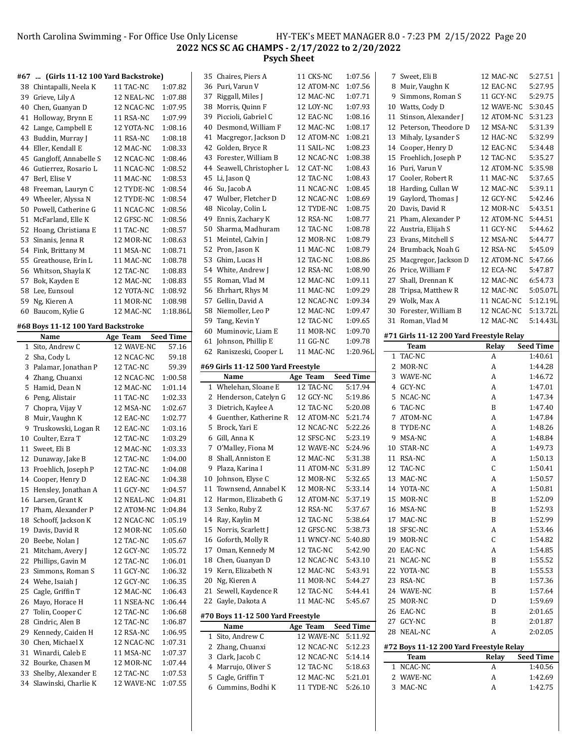## 2022 NCS SC AG CHAMPS - 2/17/2022 to 2/20/2022

### Psych Sheet

#### #67 ... (Girls 11-12 100 Yard Backstroke)

| | Name | Age | Team | Seed Time |
|---|---|---|---|---|
| 38 | Chintapalli, Neela K | 11 | TAC-NC | 1:07.82 |
| 39 | Grieve, Lily A | 12 | NEAL-NC | 1:07.88 |
| 40 | Chen, Guanyan D | 12 | NCAC-NC | 1:07.95 |
| 41 | Holloway, Brynn E | 11 | RSA-NC | 1:07.99 |
| 42 | Lange, Campbell E | 12 | YOTA-NC | 1:08.16 |
| 43 | Buddin, Murray J | 11 | RSA-NC | 1:08.18 |
| 44 | Eller, Kendall E | 12 | MAC-NC | 1:08.33 |
| 45 | Gangloff, Annabelle S | 12 | NCAC-NC | 1:08.46 |
| 46 | Gutierrez, Rosario L | 11 | NCAC-NC | 1:08.52 |
| 47 | Berl, Elise V | 11 | MAC-NC | 1:08.53 |
| 48 | Freeman, Lauryn C | 12 | TYDE-NC | 1:08.54 |
| 49 | Wheeler, Alyssa N | 12 | TYDE-NC | 1:08.54 |
| 50 | Powell, Catherine G | 11 | NCAC-NC | 1:08.56 |
| 51 | McFarland, Elle K | 12 | GFSC-NC | 1:08.56 |
| 52 | Hoang, Christiana E | 11 | TAC-NC | 1:08.57 |
| 53 | Sinanis, Jenna R | 12 | MOR-NC | 1:08.63 |
| 54 | Fink, Brittany M | 11 | MSA-NC | 1:08.71 |
| 55 | Greathouse, Erin L | 11 | MAC-NC | 1:08.78 |
| 56 | Whitson, Shayla K | 12 | TAC-NC | 1:08.83 |
| 57 | Bok, Kayden E | 12 | MAC-NC | 1:08.83 |
| 58 | Lee, Eunsoul | 12 | YOTA-NC | 1:08.92 |
| 59 | Ng, Kieren A | 11 | MOR-NC | 1:08.98 |
| 60 | Baucom, Kylie G | 12 | MAC-NC | 1:18.86L |

#### #68 Boys 11-12 100 Yard Backstroke

| | Name | Age | Team | Seed Time |
|---|---|---|---|---|
| 1 | Sito, Andrew C | 12 | WAVE-NC | 57.16 |
| 2 | Sha, Cody L | 12 | NCAC-NC | 59.18 |
| 3 | Palamar, Jonathan P | 12 | TAC-NC | 59.39 |
| 4 | Zhang, Chuanxi | 12 | NCAC-NC | 1:00.58 |
| 5 | Hamid, Dean N | 12 | MAC-NC | 1:01.14 |
| 6 | Peng, Alistair | 11 | TAC-NC | 1:02.33 |
| 7 | Chopra, Vijay V | 12 | MSA-NC | 1:02.67 |
| 8 | Muir, Vaughn K | 12 | EAC-NC | 1:02.77 |
| 9 | Truskowski, Logan R | 12 | EAC-NC | 1:03.16 |
| 10 | Coulter, Ezra T | 12 | TAC-NC | 1:03.29 |
| 11 | Sweet, Eli B | 12 | MAC-NC | 1:03.33 |
| 12 | Dunaway, Jake B | 12 | TAC-NC | 1:04.00 |
| 13 | Froehlich, Joseph P | 12 | TAC-NC | 1:04.08 |
| 14 | Cooper, Henry D | 12 | EAC-NC | 1:04.38 |
| 15 | Hensley, Jonathan A | 11 | GCY-NC | 1:04.57 |
| 16 | Larsen, Grant K | 12 | NEAL-NC | 1:04.81 |
| 17 | Pham, Alexander P | 12 | ATOM-NC | 1:04.84 |
| 18 | Schoff, Jackson K | 12 | NCAC-NC | 1:05.19 |
| 19 | Davis, David R | 12 | MOR-NC | 1:05.60 |
| 20 | Beebe, Nolan J | 12 | TAC-NC | 1:05.67 |
| 21 | Mitcham, Avery J | 12 | GCY-NC | 1:05.72 |
| 22 | Phillips, Gavin M | 12 | TAC-NC | 1:06.01 |
| 23 | Simmons, Roman S | 11 | GCY-NC | 1:06.32 |
| 24 | Wehe, Isaiah J | 12 | GCY-NC | 1:06.35 |
| 25 | Cagle, Griffin T | 12 | MAC-NC | 1:06.43 |
| 26 | Mayo, Horace H | 11 | NSEA-NC | 1:06.44 |
| 27 | Tolin, Cooper C | 12 | TAC-NC | 1:06.68 |
| 28 | Cindric, Alen B | 12 | TAC-NC | 1:06.87 |
| 29 | Kennedy, Caiden H | 12 | RSA-NC | 1:06.95 |
| 30 | Chen, Michael X | 12 | NCAC-NC | 1:07.31 |
| 31 | Winardi, Caleb E | 11 | MSA-NC | 1:07.37 |
| 32 | Bourke, Chasen M | 12 | MOR-NC | 1:07.44 |
| 33 | Shelby, Alexander E | 12 | TAC-NC | 1:07.53 |
| 34 | Slawinski, Charlie K | 12 | WAVE-NC | 1:07.55 |
| 35 | Chaires, Piers A | 11 | CKS-NC | 1:07.56 |
| 36 | Puri, Varun V | 12 | ATOM-NC | 1:07.56 |
| 37 | Riggall, Miles J | 12 | MAC-NC | 1:07.71 |
| 38 | Morris, Quinn F | 12 | LOY-NC | 1:07.93 |
| 39 | Piccioli, Gabriel C | 12 | EAC-NC | 1:08.16 |
| 40 | Desmond, William F | 12 | MAC-NC | 1:08.17 |
| 41 | Macgregor, Jackson D | 12 | ATOM-NC | 1:08.21 |
| 42 | Golden, Bryce R | 11 | SAIL-NC | 1:08.23 |
| 43 | Forester, William B | 12 | NCAC-NC | 1:08.38 |
| 44 | Seawell, Christopher L | 12 | CAT-NC | 1:08.43 |
| 45 | Li, Jason Q | 12 | TAC-NC | 1:08.43 |
| 46 | Su, Jacob A | 11 | NCAC-NC | 1:08.45 |
| 47 | Wulber, Fletcher D | 12 | NCAC-NC | 1:08.69 |
| 48 | Nicolay, Colin L | 12 | TYDE-NC | 1:08.75 |
| 49 | Ennis, Zachary K | 12 | RSA-NC | 1:08.77 |
| 50 | Sharma, Madhuram | 12 | TAC-NC | 1:08.78 |
| 51 | Meintel, Calvin J | 12 | MOR-NC | 1:08.79 |
| 52 | Pron, Jason K | 11 | MAC-NC | 1:08.79 |
| 53 | Ghim, Lucas H | 12 | TAC-NC | 1:08.86 |
| 54 | White, Andrew J | 12 | RSA-NC | 1:08.90 |
| 55 | Roman, Vlad M | 12 | MAC-NC | 1:09.11 |
| 56 | Ehrhart, Rhys M | 11 | MAC-NC | 1:09.29 |
| 57 | Gellin, David A | 12 | NCAC-NC | 1:09.34 |
| 58 | Niemoller, Leo P | 12 | MAC-NC | 1:09.47 |
| 59 | Tang, Kevin Y | 12 | TAC-NC | 1:09.65 |
| 60 | Muminovic, Liam E | 11 | MOR-NC | 1:09.70 |
| 61 | Johnson, Phillip E | 11 | GG-NC | 1:09.78 |
| 62 | Raniszeski, Cooper L | 11 | MAC-NC | 1:20.96L |

#### #69 Girls 11-12 500 Yard Freestyle

| | Name | Age | Team | Seed Time |
|---|---|---|---|---|
| 1 | Whelehan, Sloane E | 12 | TAC-NC | 5:17.94 |
| 2 | Henderson, Catelyn G | 12 | GCY-NC | 5:19.86 |
| 3 | Dietrich, Kaylee A | 12 | TAC-NC | 5:20.08 |
| 4 | Guenther, Katherine R | 12 | ATOM-NC | 5:21.74 |
| 5 | Brock, Yari E | 12 | NCAC-NC | 5:22.26 |
| 6 | Gill, Anna K | 12 | SFSC-NC | 5:23.19 |
| 7 | O'Malley, Fiona M | 12 | WAVE-NC | 5:24.96 |
| 8 | Shall, Anniston E | 12 | MAC-NC | 5:31.38 |
| 9 | Plaza, Karina I | 11 | ATOM-NC | 5:31.89 |
| 10 | Johnson, Elyse C | 12 | MOR-NC | 5:32.65 |
| 11 | Townsend, Annabel K | 12 | MOR-NC | 5:33.14 |
| 12 | Harmon, Elizabeth G | 12 | ATOM-NC | 5:37.19 |
| 13 | Senko, Ruby Z | 12 | RSA-NC | 5:37.67 |
| 14 | Ray, Kaylin M | 12 | TAC-NC | 5:38.64 |
| 15 | Norris, Scarlett J | 12 | GFSC-NC | 5:38.73 |
| 16 | Goforth, Molly R | 11 | WNCY-NC | 5:40.80 |
| 17 | Oman, Kennedy M | 12 | TAC-NC | 5:42.90 |
| 18 | Chen, Guanyan D | 12 | NCAC-NC | 5:43.10 |
| 19 | Kern, Elizabeth N | 12 | MAC-NC | 5:43.91 |
| 20 | Ng, Kieren A | 11 | MOR-NC | 5:44.27 |
| 21 | Sewell, Kaydence R | 12 | TAC-NC | 5:44.41 |
| 22 | Gayle, Dakota A | 11 | MAC-NC | 5:45.67 |

#### #70 Boys 11-12 500 Yard Freestyle

| | Name | Age | Team | Seed Time |
|---|---|---|---|---|
| 1 | Sito, Andrew C | 12 | WAVE-NC | 5:11.92 |
| 2 | Zhang, Chuanxi | 12 | NCAC-NC | 5:12.23 |
| 3 | Clark, Jacob C | 12 | NCAC-NC | 5:14.14 |
| 4 | Marrujo, Oliver S | 12 | TAC-NC | 5:18.63 |
| 5 | Cagle, Griffin T | 12 | MAC-NC | 5:21.01 |
| 6 | Cummins, Bodhi K | 11 | TYDE-NC | 5:26.10 |
| 7 | Sweet, Eli B | 12 | MAC-NC | 5:27.51 |
| 8 | Muir, Vaughn K | 12 | EAC-NC | 5:27.95 |
| 9 | Simmons, Roman S | 11 | GCY-NC | 5:29.75 |
| 10 | Watts, Cody D | 12 | WAVE-NC | 5:30.45 |
| 11 | Stinson, Alexander J | 12 | ATOM-NC | 5:31.23 |
| 12 | Peterson, Theodore D | 12 | MSA-NC | 5:31.39 |
| 13 | Mihaly, Lysander S | 12 | HAC-NC | 5:32.99 |
| 14 | Cooper, Henry D | 12 | EAC-NC | 5:34.48 |
| 15 | Froehlich, Joseph P | 12 | TAC-NC | 5:35.27 |
| 16 | Puri, Varun V | 12 | ATOM-NC | 5:35.98 |
| 17 | Cooler, Robert R | 11 | MAC-NC | 5:37.65 |
| 18 | Harding, Cullan W | 12 | MAC-NC | 5:39.11 |
| 19 | Gaylord, Thomas J | 12 | GCY-NC | 5:42.46 |
| 20 | Davis, David R | 12 | MOR-NC | 5:43.51 |
| 21 | Pham, Alexander P | 12 | ATOM-NC | 5:44.51 |
| 22 | Austria, Elijah S | 11 | GCY-NC | 5:44.62 |
| 23 | Evans, Mitchell S | 12 | MSA-NC | 5:44.77 |
| 24 | Brumback, Noah G | 12 | RSA-NC | 5:45.09 |
| 25 | Macgregor, Jackson D | 12 | ATOM-NC | 5:47.66 |
| 26 | Price, William F | 12 | ECA-NC | 5:47.87 |
| 27 | Shall, Drennan K | 12 | MAC-NC | 6:54.73 |
| 28 | Tripsa, Matthew R | 12 | MAC-NC | 5:05.07L |
| 29 | Wolk, Max A | 11 | NCAC-NC | 5:12.19L |
| 30 | Forester, William B | 12 | NCAC-NC | 5:13.72L |
| 31 | Roman, Vlad M | 12 | MAC-NC | 5:14.43L |

#### #71 Girls 11-12 200 Yard Freestyle Relay

| | Team | Relay | Seed Time |
|---|---|---|---|
| 1 | TAC-NC | A | 1:40.61 |
| 2 | MOR-NC | A | 1:44.28 |
| 3 | WAVE-NC | A | 1:46.72 |
| 4 | GCY-NC | A | 1:47.01 |
| 5 | NCAC-NC | A | 1:47.34 |
| 6 | TAC-NC | B | 1:47.40 |
| 7 | ATOM-NC | A | 1:47.84 |
| 8 | TYDE-NC | A | 1:48.26 |
| 9 | MSA-NC | A | 1:48.84 |
| 10 | STAR-NC | A | 1:49.73 |
| 11 | RSA-NC | A | 1:50.13 |
| 12 | TAC-NC | C | 1:50.41 |
| 13 | MAC-NC | A | 1:50.57 |
| 14 | YOTA-NC | A | 1:50.81 |
| 15 | MOR-NC | B | 1:52.09 |
| 16 | MSA-NC | B | 1:52.93 |
| 17 | MAC-NC | B | 1:52.99 |
| 18 | SFSC-NC | A | 1:53.46 |
| 19 | MOR-NC | C | 1:54.82 |
| 20 | EAC-NC | A | 1:54.85 |
| 21 | NCAC-NC | B | 1:55.52 |
| 22 | YOTA-NC | B | 1:55.53 |
| 23 | RSA-NC | B | 1:57.36 |
| 24 | WAVE-NC | B | 1:57.64 |
| 25 | MOR-NC | D | 1:59.69 |
| 26 | EAC-NC | B | 2:01.65 |
| 27 | GCY-NC | B | 2:01.87 |
| 28 | NEAL-NC | A | 2:02.05 |

#### #72 Boys 11-12 200 Yard Freestyle Relay

| | Team | Relay | Seed Time |
|---|---|---|---|
| 1 | NCAC-NC | A | 1:40.56 |
| 2 | WAVE-NC | A | 1:42.69 |
| 3 | MAC-NC | A | 1:42.75 |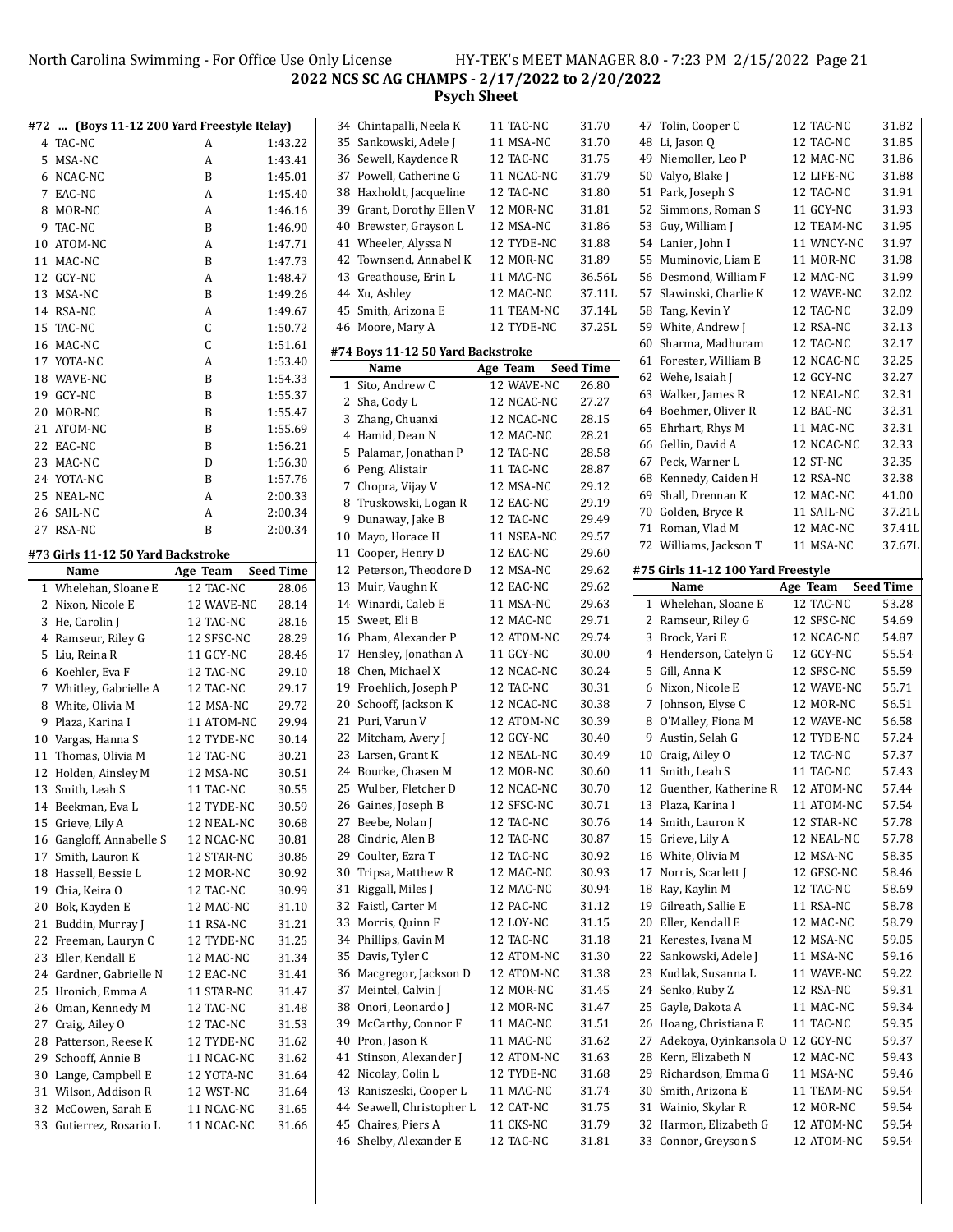**2022 NCS SC AG CHAMPS - 2/17/2022 to 2/20/2022**

**Psych Sheet**

#### #72 ... (Boys 11-12 200 Yard Freestyle Relay)

| | Team | Relay | Seed Time |
|---|---|---|---|
| 4 | TAC-NC | A | 1:43.22 |
| 5 | MSA-NC | A | 1:43.41 |
| 6 | NCAC-NC | B | 1:45.01 |
| 7 | EAC-NC | A | 1:45.40 |
| 8 | MOR-NC | A | 1:46.16 |
| 9 | TAC-NC | B | 1:46.90 |
| 10 | ATOM-NC | A | 1:47.71 |
| 11 | MAC-NC | B | 1:47.73 |
| 12 | GCY-NC | A | 1:48.47 |
| 13 | MSA-NC | B | 1:49.26 |
| 14 | RSA-NC | A | 1:49.67 |
| 15 | TAC-NC | C | 1:50.72 |
| 16 | MAC-NC | C | 1:51.61 |
| 17 | YOTA-NC | A | 1:53.40 |
| 18 | WAVE-NC | B | 1:54.33 |
| 19 | GCY-NC | B | 1:55.37 |
| 20 | MOR-NC | B | 1:55.47 |
| 21 | ATOM-NC | B | 1:55.69 |
| 22 | EAC-NC | B | 1:56.21 |
| 23 | MAC-NC | D | 1:56.30 |
| 24 | YOTA-NC | B | 1:57.76 |
| 25 | NEAL-NC | A | 2:00.33 |
| 26 | SAIL-NC | A | 2:00.34 |
| 27 | RSA-NC | B | 2:00.34 |

#### #73 Girls 11-12 50 Yard Backstroke

| | Name | Age | Team | Seed Time |
|---|---|---|---|---|
| 1 | Whelehan, Sloane E | 12 | TAC-NC | 28.06 |
| 2 | Nixon, Nicole E | 12 | WAVE-NC | 28.14 |
| 3 | He, Carolin J | 12 | TAC-NC | 28.16 |
| 4 | Ramseur, Riley G | 12 | SFSC-NC | 28.29 |
| 5 | Liu, Reina R | 11 | GCY-NC | 28.46 |
| 6 | Koehler, Eva F | 12 | TAC-NC | 29.10 |
| 7 | Whitley, Gabrielle A | 12 | TAC-NC | 29.17 |
| 8 | White, Olivia M | 12 | MSA-NC | 29.72 |
| 9 | Plaza, Karina I | 11 | ATOM-NC | 29.94 |
| 10 | Vargas, Hanna S | 12 | TYDE-NC | 30.14 |
| 11 | Thomas, Olivia M | 12 | TAC-NC | 30.21 |
| 12 | Holden, Ainsley M | 12 | MSA-NC | 30.51 |
| 13 | Smith, Leah S | 11 | TAC-NC | 30.55 |
| 14 | Beekman, Eva L | 12 | TYDE-NC | 30.59 |
| 15 | Grieve, Lily A | 12 | NEAL-NC | 30.68 |
| 16 | Gangloff, Annabelle S | 12 | NCAC-NC | 30.81 |
| 17 | Smith, Lauron K | 12 | STAR-NC | 30.86 |
| 18 | Hassell, Bessie L | 12 | MOR-NC | 30.92 |
| 19 | Chia, Keira O | 12 | TAC-NC | 30.99 |
| 20 | Bok, Kayden E | 12 | MAC-NC | 31.10 |
| 21 | Buddin, Murray J | 11 | RSA-NC | 31.21 |
| 22 | Freeman, Lauryn C | 12 | TYDE-NC | 31.25 |
| 23 | Eller, Kendall E | 12 | MAC-NC | 31.34 |
| 24 | Gardner, Gabrielle N | 12 | EAC-NC | 31.41 |
| 25 | Hronich, Emma A | 11 | STAR-NC | 31.47 |
| 26 | Oman, Kennedy M | 12 | TAC-NC | 31.48 |
| 27 | Craig, Ailey O | 12 | TAC-NC | 31.53 |
| 28 | Patterson, Reese K | 12 | TYDE-NC | 31.62 |
| 29 | Schooff, Annie B | 11 | NCAC-NC | 31.62 |
| 30 | Lange, Campbell E | 12 | YOTA-NC | 31.64 |
| 31 | Wilson, Addison R | 12 | WST-NC | 31.64 |
| 32 | McCowen, Sarah E | 11 | NCAC-NC | 31.65 |
| 33 | Gutierrez, Rosario L | 11 | NCAC-NC | 31.66 |
| 34 | Chintapalli, Neela K | 11 | TAC-NC | 31.70 |
| 35 | Sankowski, Adele J | 11 | MSA-NC | 31.70 |
| 36 | Sewell, Kaydence R | 12 | TAC-NC | 31.75 |
| 37 | Powell, Catherine G | 11 | NCAC-NC | 31.79 |
| 38 | Haxholdt, Jacqueline | 12 | TAC-NC | 31.80 |
| 39 | Grant, Dorothy Ellen V | 12 | MOR-NC | 31.81 |
| 40 | Brewster, Grayson L | 12 | MSA-NC | 31.86 |
| 41 | Wheeler, Alyssa N | 12 | TYDE-NC | 31.88 |
| 42 | Townsend, Annabel K | 12 | MOR-NC | 31.89 |
| 43 | Greathouse, Erin L | 11 | MAC-NC | 36.56L |
| 44 | Xu, Ashley | 12 | MAC-NC | 37.11L |
| 45 | Smith, Arizona E | 11 | TEAM-NC | 37.14L |
| 46 | Moore, Mary A | 12 | TYDE-NC | 37.25L |

#### #74 Boys 11-12 50 Yard Backstroke

| | Name | Age | Team | Seed Time |
|---|---|---|---|---|
| 1 | Sito, Andrew C | 12 | WAVE-NC | 26.80 |
| 2 | Sha, Cody L | 12 | NCAC-NC | 27.27 |
| 3 | Zhang, Chuanxi | 12 | NCAC-NC | 28.15 |
| 4 | Hamid, Dean N | 12 | MAC-NC | 28.21 |
| 5 | Palamar, Jonathan P | 12 | TAC-NC | 28.58 |
| 6 | Peng, Alistair | 11 | TAC-NC | 28.87 |
| 7 | Chopra, Vijay V | 12 | MSA-NC | 29.12 |
| 8 | Truskowski, Logan R | 12 | EAC-NC | 29.19 |
| 9 | Dunaway, Jake B | 12 | TAC-NC | 29.49 |
| 10 | Mayo, Horace H | 11 | NSEA-NC | 29.57 |
| 11 | Cooper, Henry D | 12 | EAC-NC | 29.60 |
| 12 | Peterson, Theodore D | 12 | MSA-NC | 29.62 |
| 13 | Muir, Vaughn K | 12 | EAC-NC | 29.62 |
| 14 | Winardi, Caleb E | 11 | MSA-NC | 29.63 |
| 15 | Sweet, Eli B | 12 | MAC-NC | 29.71 |
| 16 | Pham, Alexander P | 12 | ATOM-NC | 29.74 |
| 17 | Hensley, Jonathan A | 11 | GCY-NC | 30.00 |
| 18 | Chen, Michael X | 12 | NCAC-NC | 30.24 |
| 19 | Froehlich, Joseph P | 12 | TAC-NC | 30.31 |
| 20 | Schooff, Jackson K | 12 | NCAC-NC | 30.38 |
| 21 | Puri, Varun V | 12 | ATOM-NC | 30.39 |
| 22 | Mitcham, Avery J | 12 | GCY-NC | 30.40 |
| 23 | Larsen, Grant K | 12 | NEAL-NC | 30.49 |
| 24 | Bourke, Chasen M | 12 | MOR-NC | 30.60 |
| 25 | Wulber, Fletcher D | 12 | NCAC-NC | 30.70 |
| 26 | Gaines, Joseph B | 12 | SFSC-NC | 30.71 |
| 27 | Beebe, Nolan J | 12 | TAC-NC | 30.76 |
| 28 | Cindric, Alen B | 12 | TAC-NC | 30.87 |
| 29 | Coulter, Ezra T | 12 | TAC-NC | 30.92 |
| 30 | Tripsa, Matthew R | 12 | MAC-NC | 30.93 |
| 31 | Riggall, Miles J | 12 | MAC-NC | 30.94 |
| 32 | Faistl, Carter M | 12 | PAC-NC | 31.12 |
| 33 | Morris, Quinn F | 12 | LOY-NC | 31.15 |
| 34 | Phillips, Gavin M | 12 | TAC-NC | 31.18 |
| 35 | Davis, Tyler C | 12 | ATOM-NC | 31.30 |
| 36 | Macgregor, Jackson D | 12 | ATOM-NC | 31.38 |
| 37 | Meintel, Calvin J | 12 | MOR-NC | 31.45 |
| 38 | Onori, Leonardo J | 12 | MOR-NC | 31.47 |
| 39 | McCarthy, Connor F | 11 | MAC-NC | 31.51 |
| 40 | Pron, Jason K | 11 | MAC-NC | 31.62 |
| 41 | Stinson, Alexander J | 12 | ATOM-NC | 31.63 |
| 42 | Nicolay, Colin L | 12 | TYDE-NC | 31.68 |
| 43 | Raniszeski, Cooper L | 11 | MAC-NC | 31.74 |
| 44 | Seawell, Christopher L | 12 | CAT-NC | 31.75 |
| 45 | Chaires, Piers A | 11 | CKS-NC | 31.79 |
| 46 | Shelby, Alexander E | 12 | TAC-NC | 31.81 |
| 47 | Tolin, Cooper C | 12 | TAC-NC | 31.82 |
| 48 | Li, Jason Q | 12 | TAC-NC | 31.85 |
| 49 | Niemoller, Leo P | 12 | MAC-NC | 31.86 |
| 50 | Valyo, Blake J | 12 | LIFE-NC | 31.88 |
| 51 | Park, Joseph S | 12 | TAC-NC | 31.91 |
| 52 | Simmons, Roman S | 11 | GCY-NC | 31.93 |
| 53 | Guy, William J | 12 | TEAM-NC | 31.95 |
| 54 | Lanier, John I | 11 | WNCY-NC | 31.97 |
| 55 | Muminovic, Liam E | 11 | MOR-NC | 31.98 |
| 56 | Desmond, William F | 12 | MAC-NC | 31.99 |
| 57 | Slawinski, Charlie K | 12 | WAVE-NC | 32.02 |
| 58 | Tang, Kevin Y | 12 | TAC-NC | 32.09 |
| 59 | White, Andrew J | 12 | RSA-NC | 32.13 |
| 60 | Sharma, Madhuram | 12 | TAC-NC | 32.17 |
| 61 | Forester, William B | 12 | NCAC-NC | 32.25 |
| 62 | Wehe, Isaiah J | 12 | GCY-NC | 32.27 |
| 63 | Walker, James R | 12 | NEAL-NC | 32.31 |
| 64 | Boehmer, Oliver R | 12 | BAC-NC | 32.31 |
| 65 | Ehrhart, Rhys M | 11 | MAC-NC | 32.31 |
| 66 | Gellin, David A | 12 | NCAC-NC | 32.33 |
| 67 | Peck, Warner L | 12 | ST-NC | 32.35 |
| 68 | Kennedy, Caiden H | 12 | RSA-NC | 32.38 |
| 69 | Shall, Drennan K | 12 | MAC-NC | 41.00 |
| 70 | Golden, Bryce R | 11 | SAIL-NC | 37.21L |
| 71 | Roman, Vlad M | 12 | MAC-NC | 37.41L |
| 72 | Williams, Jackson T | 11 | MSA-NC | 37.67L |

#### #75 Girls 11-12 100 Yard Freestyle

| | Name | Age | Team | Seed Time |
|---|---|---|---|---|
| 1 | Whelehan, Sloane E | 12 | TAC-NC | 53.28 |
| 2 | Ramseur, Riley G | 12 | SFSC-NC | 54.69 |
| 3 | Brock, Yari E | 12 | NCAC-NC | 54.87 |
| 4 | Henderson, Catelyn G | 12 | GCY-NC | 55.54 |
| 5 | Gill, Anna K | 12 | SFSC-NC | 55.59 |
| 6 | Nixon, Nicole E | 12 | WAVE-NC | 55.71 |
| 7 | Johnson, Elyse C | 12 | MOR-NC | 56.51 |
| 8 | O'Malley, Fiona M | 12 | WAVE-NC | 56.58 |
| 9 | Austin, Selah G | 12 | TYDE-NC | 57.24 |
| 10 | Craig, Ailey O | 12 | TAC-NC | 57.37 |
| 11 | Smith, Leah S | 11 | TAC-NC | 57.43 |
| 12 | Guenther, Katherine R | 12 | ATOM-NC | 57.44 |
| 13 | Plaza, Karina I | 11 | ATOM-NC | 57.54 |
| 14 | Smith, Lauron K | 12 | STAR-NC | 57.78 |
| 15 | Grieve, Lily A | 12 | NEAL-NC | 57.78 |
| 16 | White, Olivia M | 12 | MSA-NC | 58.35 |
| 17 | Norris, Scarlett J | 12 | GFSC-NC | 58.46 |
| 18 | Ray, Kaylin M | 12 | TAC-NC | 58.69 |
| 19 | Gilreath, Sallie E | 11 | RSA-NC | 58.78 |
| 20 | Eller, Kendall E | 12 | MAC-NC | 58.79 |
| 21 | Kerestes, Ivana M | 12 | MSA-NC | 59.05 |
| 22 | Sankowski, Adele J | 11 | MSA-NC | 59.16 |
| 23 | Kudlak, Susanna L | 11 | WAVE-NC | 59.22 |
| 24 | Senko, Ruby Z | 12 | RSA-NC | 59.31 |
| 25 | Gayle, Dakota A | 11 | MAC-NC | 59.34 |
| 26 | Hoang, Christiana E | 11 | TAC-NC | 59.35 |
| 27 | Adekoya, Oyinkansola O | 12 | GCY-NC | 59.37 |
| 28 | Kern, Elizabeth N | 12 | MAC-NC | 59.43 |
| 29 | Richardson, Emma G | 11 | MSA-NC | 59.46 |
| 30 | Smith, Arizona E | 11 | TEAM-NC | 59.54 |
| 31 | Wainio, Skylar R | 12 | MOR-NC | 59.54 |
| 32 | Harmon, Elizabeth G | 12 | ATOM-NC | 59.54 |
| 33 | Connor, Greyson S | 12 | ATOM-NC | 59.54 |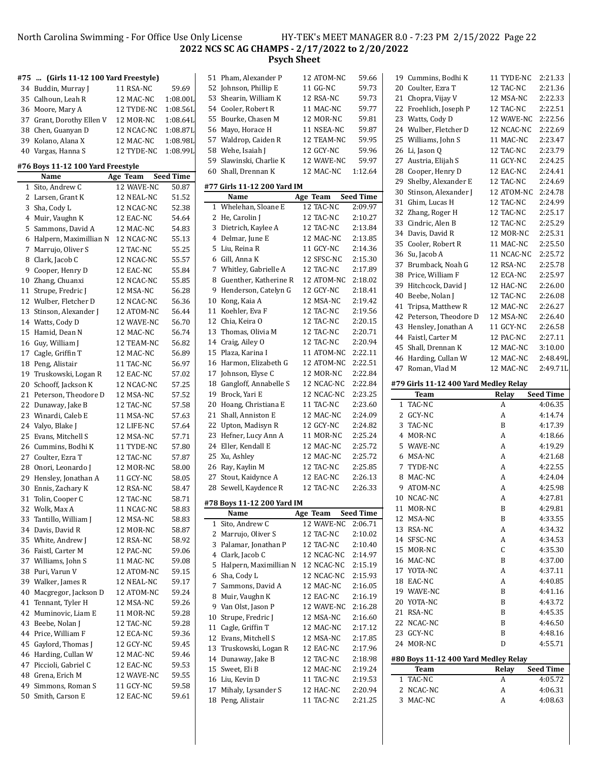## 2022 NCS SC AG CHAMPS - 2/17/2022 to 2/20/2022

### Psych Sheet

#### #75 ... (Girls 11-12 100 Yard Freestyle)

| | Name | Age | Team | Seed Time |
|---|---|---|---|---|
| 34 | Buddin, Murray J | 11 | RSA-NC | 59.69 |
| 35 | Calhoun, Leah R | 12 | MAC-NC | 1:08.00L |
| 36 | Moore, Mary A | 12 | TYDE-NC | 1:08.56L |
| 37 | Grant, Dorothy Ellen V | 12 | MOR-NC | 1:08.64L |
| 38 | Chen, Guanyan D | 12 | NCAC-NC | 1:08.87L |
| 39 | Kolano, Alana X | 12 | MAC-NC | 1:08.98L |
| 40 | Vargas, Hanna S | 12 | TYDE-NC | 1:08.99L |

#### #76 Boys 11-12 100 Yard Freestyle

| | Name | Age | Team | Seed Time |
|---|---|---|---|---|
| 1 | Sito, Andrew C | 12 | WAVE-NC | 50.87 |
| 2 | Larsen, Grant K | 12 | NEAL-NC | 51.52 |
| 3 | Sha, Cody L | 12 | NCAC-NC | 52.38 |
| 4 | Muir, Vaughn K | 12 | EAC-NC | 54.64 |
| 5 | Sammons, David A | 12 | MAC-NC | 54.83 |
| 6 | Halpern, Maximillian N | 12 | NCAC-NC | 55.13 |
| 7 | Marrujo, Oliver S | 12 | TAC-NC | 55.25 |
| 8 | Clark, Jacob C | 12 | NCAC-NC | 55.57 |
| 9 | Cooper, Henry D | 12 | EAC-NC | 55.84 |
| 10 | Zhang, Chuanxi | 12 | NCAC-NC | 55.85 |
| 11 | Strupe, Fredric J | 12 | MSA-NC | 56.28 |
| 12 | Wulber, Fletcher D | 12 | NCAC-NC | 56.36 |
| 13 | Stinson, Alexander J | 12 | ATOM-NC | 56.44 |
| 14 | Watts, Cody D | 12 | WAVE-NC | 56.70 |
| 15 | Hamid, Dean N | 12 | MAC-NC | 56.74 |
| 16 | Guy, William J | 12 | TEAM-NC | 56.82 |
| 17 | Cagle, Griffin T | 12 | MAC-NC | 56.89 |
| 18 | Peng, Alistair | 11 | TAC-NC | 56.97 |
| 19 | Truskowski, Logan R | 12 | EAC-NC | 57.02 |
| 20 | Schooff, Jackson K | 12 | NCAC-NC | 57.25 |
| 21 | Peterson, Theodore D | 12 | MSA-NC | 57.52 |
| 22 | Dunaway, Jake B | 12 | TAC-NC | 57.58 |
| 23 | Winardi, Caleb E | 11 | MSA-NC | 57.63 |
| 24 | Valyo, Blake J | 12 | LIFE-NC | 57.64 |
| 25 | Evans, Mitchell S | 12 | MSA-NC | 57.71 |
| 26 | Cummins, Bodhi K | 11 | TYDE-NC | 57.80 |
| 27 | Coulter, Ezra T | 12 | TAC-NC | 57.87 |
| 28 | Onori, Leonardo J | 12 | MOR-NC | 58.00 |
| 29 | Hensley, Jonathan A | 11 | GCY-NC | 58.05 |
| 30 | Ennis, Zachary K | 12 | RSA-NC | 58.47 |
| 31 | Tolin, Cooper C | 12 | TAC-NC | 58.71 |
| 32 | Wolk, Max A | 11 | NCAC-NC | 58.83 |
| 33 | Tantillo, William J | 12 | MSA-NC | 58.83 |
| 34 | Davis, David R | 12 | MOR-NC | 58.87 |
| 35 | White, Andrew J | 12 | RSA-NC | 58.92 |
| 36 | Faistl, Carter M | 12 | PAC-NC | 59.06 |
| 37 | Williams, John S | 11 | MAC-NC | 59.08 |
| 38 | Puri, Varun V | 12 | ATOM-NC | 59.15 |
| 39 | Walker, James R | 12 | NEAL-NC | 59.17 |
| 40 | Macgregor, Jackson D | 12 | ATOM-NC | 59.24 |
| 41 | Tennant, Tyler H | 12 | MSA-NC | 59.26 |
| 42 | Muminovic, Liam E | 11 | MOR-NC | 59.28 |
| 43 | Beebe, Nolan J | 12 | TAC-NC | 59.28 |
| 44 | Price, William F | 12 | ECA-NC | 59.36 |
| 45 | Gaylord, Thomas J | 12 | GCY-NC | 59.45 |
| 46 | Harding, Cullan W | 12 | MAC-NC | 59.46 |
| 47 | Piccioli, Gabriel C | 12 | EAC-NC | 59.53 |
| 48 | Grena, Erich M | 12 | WAVE-NC | 59.55 |
| 49 | Simmons, Roman S | 11 | GCY-NC | 59.58 |
| 50 | Smith, Carson E | 12 | EAC-NC | 59.61 |
| 51 | Pham, Alexander P | 12 | ATOM-NC | 59.66 |
| 52 | Johnson, Phillip E | 11 | GG-NC | 59.73 |
| 53 | Shearin, William K | 12 | RSA-NC | 59.73 |
| 54 | Cooler, Robert R | 11 | MAC-NC | 59.77 |
| 55 | Bourke, Chasen M | 12 | MOR-NC | 59.81 |
| 56 | Mayo, Horace H | 11 | NSEA-NC | 59.87 |
| 57 | Waldrop, Caiden R | 12 | TEAM-NC | 59.95 |
| 58 | Wehe, Isaiah J | 12 | GCY-NC | 59.96 |
| 59 | Slawinski, Charlie K | 12 | WAVE-NC | 59.97 |
| 60 | Shall, Drennan K | 12 | MAC-NC | 1:12.64 |

#### #77 Girls 11-12 200 Yard IM

| | Name | Age | Team | Seed Time |
|---|---|---|---|---|
| 1 | Whelehan, Sloane E | 12 | TAC-NC | 2:09.97 |
| 2 | He, Carolin J | 12 | TAC-NC | 2:10.27 |
| 3 | Dietrich, Kaylee A | 12 | TAC-NC | 2:13.84 |
| 4 | Delmar, June E | 12 | MAC-NC | 2:13.85 |
| 5 | Liu, Reina R | 11 | GCY-NC | 2:14.36 |
| 6 | Gill, Anna K | 12 | SFSC-NC | 2:15.30 |
| 7 | Whitley, Gabrielle A | 12 | TAC-NC | 2:17.89 |
| 8 | Guenther, Katherine R | 12 | ATOM-NC | 2:18.02 |
| 9 | Henderson, Catelyn G | 12 | GCY-NC | 2:18.41 |
| 10 | Kong, Kaia A | 12 | MSA-NC | 2:19.42 |
| 11 | Koehler, Eva F | 12 | TAC-NC | 2:19.56 |
| 12 | Chia, Keira O | 12 | TAC-NC | 2:20.15 |
| 13 | Thomas, Olivia M | 12 | TAC-NC | 2:20.71 |
| 14 | Craig, Ailey O | 12 | TAC-NC | 2:20.94 |
| 15 | Plaza, Karina I | 11 | ATOM-NC | 2:22.11 |
| 16 | Harmon, Elizabeth G | 12 | ATOM-NC | 2:22.51 |
| 17 | Johnson, Elyse C | 12 | MOR-NC | 2:22.84 |
| 18 | Gangloff, Annabelle S | 12 | NCAC-NC | 2:22.84 |
| 19 | Brock, Yari E | 12 | NCAC-NC | 2:23.25 |
| 20 | Hoang, Christiana E | 11 | TAC-NC | 2:23.60 |
| 21 | Shall, Anniston E | 12 | MAC-NC | 2:24.09 |
| 22 | Upton, Madisyn R | 12 | GCY-NC | 2:24.82 |
| 23 | Hefner, Lucy Ann A | 11 | MOR-NC | 2:25.24 |
| 24 | Eller, Kendall E | 12 | MAC-NC | 2:25.72 |
| 25 | Xu, Ashley | 12 | MAC-NC | 2:25.72 |
| 26 | Ray, Kaylin M | 12 | TAC-NC | 2:25.85 |
| 27 | Stout, Kaidynce A | 12 | EAC-NC | 2:26.13 |
| 28 | Sewell, Kaydence R | 12 | TAC-NC | 2:26.33 |

#### #78 Boys 11-12 200 Yard IM

| | Name | Age | Team | Seed Time |
|---|---|---|---|---|
| 1 | Sito, Andrew C | 12 | WAVE-NC | 2:06.71 |
| 2 | Marrujo, Oliver S | 12 | TAC-NC | 2:10.02 |
| 3 | Palamar, Jonathan P | 12 | TAC-NC | 2:10.40 |
| 4 | Clark, Jacob C | 12 | NCAC-NC | 2:14.97 |
| 5 | Halpern, Maximillian N | 12 | NCAC-NC | 2:15.19 |
| 6 | Sha, Cody L | 12 | NCAC-NC | 2:15.93 |
| 7 | Sammons, David A | 12 | MAC-NC | 2:16.05 |
| 8 | Muir, Vaughn K | 12 | EAC-NC | 2:16.19 |
| 9 | Van Olst, Jason P | 12 | WAVE-NC | 2:16.28 |
| 10 | Strupe, Fredric J | 12 | MSA-NC | 2:16.60 |
| 11 | Cagle, Griffin T | 12 | MAC-NC | 2:17.12 |
| 12 | Evans, Mitchell S | 12 | MSA-NC | 2:17.85 |
| 13 | Truskowski, Logan R | 12 | EAC-NC | 2:17.96 |
| 14 | Dunaway, Jake B | 12 | TAC-NC | 2:18.98 |
| 15 | Sweet, Eli B | 12 | MAC-NC | 2:19.24 |
| 16 | Liu, Kevin D | 11 | TAC-NC | 2:19.53 |
| 17 | Mihaly, Lysander S | 12 | HAC-NC | 2:20.94 |
| 18 | Peng, Alistair | 11 | TAC-NC | 2:21.25 |
| 19 | Cummins, Bodhi K | 11 | TYDE-NC | 2:21.33 |
| 20 | Coulter, Ezra T | 12 | TAC-NC | 2:21.36 |
| 21 | Chopra, Vijay V | 12 | MSA-NC | 2:22.33 |
| 22 | Froehlich, Joseph P | 12 | TAC-NC | 2:22.51 |
| 23 | Watts, Cody D | 12 | WAVE-NC | 2:22.56 |
| 24 | Wulber, Fletcher D | 12 | NCAC-NC | 2:22.69 |
| 25 | Williams, John S | 11 | MAC-NC | 2:23.47 |
| 26 | Li, Jason Q | 12 | TAC-NC | 2:23.79 |
| 27 | Austria, Elijah S | 11 | GCY-NC | 2:24.25 |
| 28 | Cooper, Henry D | 12 | EAC-NC | 2:24.41 |
| 29 | Shelby, Alexander E | 12 | TAC-NC | 2:24.69 |
| 30 | Stinson, Alexander J | 12 | ATOM-NC | 2:24.78 |
| 31 | Ghim, Lucas H | 12 | TAC-NC | 2:24.99 |
| 32 | Zhang, Roger H | 12 | TAC-NC | 2:25.17 |
| 33 | Cindric, Alen B | 12 | TAC-NC | 2:25.29 |
| 34 | Davis, David R | 12 | MOR-NC | 2:25.31 |
| 35 | Cooler, Robert R | 11 | MAC-NC | 2:25.50 |
| 36 | Su, Jacob A | 11 | NCAC-NC | 2:25.72 |
| 37 | Brumback, Noah G | 12 | RSA-NC | 2:25.78 |
| 38 | Price, William F | 12 | ECA-NC | 2:25.97 |
| 39 | Hitchcock, David J | 12 | HAC-NC | 2:26.00 |
| 40 | Beebe, Nolan J | 12 | TAC-NC | 2:26.08 |
| 41 | Tripsa, Matthew R | 12 | MAC-NC | 2:26.27 |
| 42 | Peterson, Theodore D | 12 | MSA-NC | 2:26.40 |
| 43 | Hensley, Jonathan A | 11 | GCY-NC | 2:26.58 |
| 44 | Faistl, Carter M | 12 | PAC-NC | 2:27.11 |
| 45 | Shall, Drennan K | 12 | MAC-NC | 3:10.00 |
| 46 | Harding, Cullan W | 12 | MAC-NC | 2:48.49L |
| 47 | Roman, Vlad M | 12 | MAC-NC | 2:49.71L |

#### #79 Girls 11-12 400 Yard Medley Relay

| | Team | Relay | Seed Time |
|---|---|---|---|
| 1 | TAC-NC | A | 4:06.35 |
| 2 | GCY-NC | A | 4:14.74 |
| 3 | TAC-NC | B | 4:17.39 |
| 4 | MOR-NC | A | 4:18.66 |
| 5 | WAVE-NC | A | 4:19.29 |
| 6 | MSA-NC | A | 4:21.68 |
| 7 | TYDE-NC | A | 4:22.55 |
| 8 | MAC-NC | A | 4:24.04 |
| 9 | ATOM-NC | A | 4:25.98 |
| 10 | NCAC-NC | A | 4:27.81 |
| 11 | MOR-NC | B | 4:29.81 |
| 12 | MSA-NC | B | 4:33.55 |
| 13 | RSA-NC | A | 4:34.32 |
| 14 | SFSC-NC | A | 4:34.53 |
| 15 | MOR-NC | C | 4:35.30 |
| 16 | MAC-NC | B | 4:37.00 |
| 17 | YOTA-NC | A | 4:37.11 |
| 18 | EAC-NC | A | 4:40.85 |
| 19 | WAVE-NC | B | 4:41.16 |
| 20 | YOTA-NC | B | 4:43.72 |
| 21 | RSA-NC | B | 4:45.35 |
| 22 | NCAC-NC | B | 4:46.50 |
| 23 | GCY-NC | B | 4:48.16 |
| 24 | MOR-NC | D | 4:55.71 |

#### #80 Boys 11-12 400 Yard Medley Relay

| | Team | Relay | Seed Time |
|---|---|---|---|
| 1 | TAC-NC | A | 4:05.72 |
| 2 | NCAC-NC | A | 4:06.31 |
| 3 | MAC-NC | A | 4:08.63 |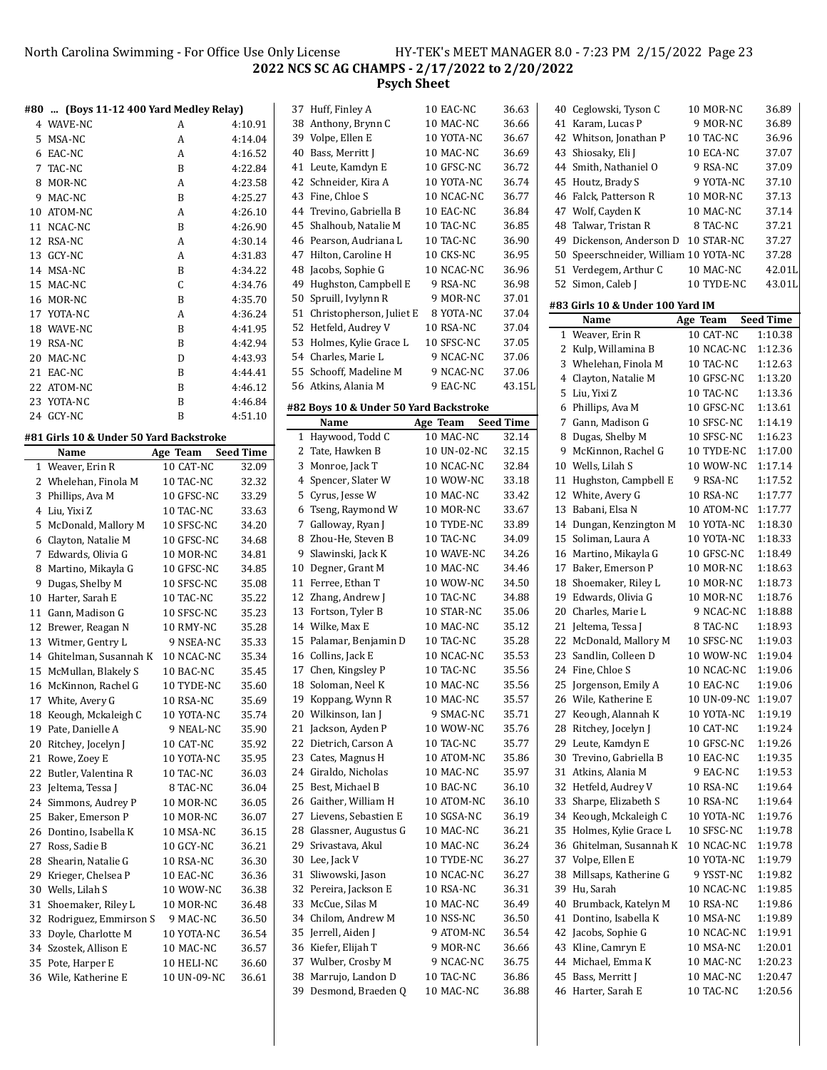## 2022 NCS SC AG CHAMPS - 2/17/2022 to 2/20/2022

### Psych Sheet

#### #80 ... (Boys 11-12 400 Yard Medley Relay)

| | Team | Relay | Seed Time |
|---|---|---|---|
| 4 | WAVE-NC | A | 4:10.91 |
| 5 | MSA-NC | A | 4:14.04 |
| 6 | EAC-NC | A | 4:16.52 |
| 7 | TAC-NC | B | 4:22.84 |
| 8 | MOR-NC | A | 4:23.58 |
| 9 | MAC-NC | B | 4:25.27 |
| 10 | ATOM-NC | A | 4:26.10 |
| 11 | NCAC-NC | B | 4:26.90 |
| 12 | RSA-NC | A | 4:30.14 |
| 13 | GCY-NC | A | 4:31.83 |
| 14 | MSA-NC | B | 4:34.22 |
| 15 | MAC-NC | C | 4:34.76 |
| 16 | MOR-NC | B | 4:35.70 |
| 17 | YOTA-NC | A | 4:36.24 |
| 18 | WAVE-NC | B | 4:41.95 |
| 19 | RSA-NC | B | 4:42.94 |
| 20 | MAC-NC | D | 4:43.93 |
| 21 | EAC-NC | B | 4:44.41 |
| 22 | ATOM-NC | B | 4:46.12 |
| 23 | YOTA-NC | B | 4:46.84 |
| 24 | GCY-NC | B | 4:51.10 |

#### #81 Girls 10 & Under 50 Yard Backstroke

| | Name | Age | Team | Seed Time |
|---|---|---|---|---|
| 1 | Weaver, Erin R | 10 | CAT-NC | 32.09 |
| 2 | Whelehan, Finola M | 10 | TAC-NC | 32.32 |
| 3 | Phillips, Ava M | 10 | GFSC-NC | 33.29 |
| 4 | Liu, Yixi Z | 10 | TAC-NC | 33.63 |
| 5 | McDonald, Mallory M | 10 | SFSC-NC | 34.20 |
| 6 | Clayton, Natalie M | 10 | GFSC-NC | 34.68 |
| 7 | Edwards, Olivia G | 10 | MOR-NC | 34.81 |
| 8 | Martino, Mikayla G | 10 | GFSC-NC | 34.85 |
| 9 | Dugas, Shelby M | 10 | SFSC-NC | 35.08 |
| 10 | Harter, Sarah E | 10 | TAC-NC | 35.22 |
| 11 | Gann, Madison G | 10 | SFSC-NC | 35.23 |
| 12 | Brewer, Reagan N | 10 | RMY-NC | 35.28 |
| 13 | Witmer, Gentry L | 9 | NSEA-NC | 35.33 |
| 14 | Ghitelman, Susannah K | 10 | NCAC-NC | 35.34 |
| 15 | McMullan, Blakely S | 10 | BAC-NC | 35.45 |
| 16 | McKinnon, Rachel G | 10 | TYDE-NC | 35.60 |
| 17 | White, Avery G | 10 | RSA-NC | 35.69 |
| 18 | Keough, Mckaleigh C | 10 | YOTA-NC | 35.74 |
| 19 | Pate, Danielle A | 9 | NEAL-NC | 35.90 |
| 20 | Ritchey, Jocelyn J | 10 | CAT-NC | 35.92 |
| 21 | Rowe, Zoey E | 10 | YOTA-NC | 35.95 |
| 22 | Butler, Valentina R | 10 | TAC-NC | 36.03 |
| 23 | Jeltema, Tessa J | 8 | TAC-NC | 36.04 |
| 24 | Simmons, Audrey P | 10 | MOR-NC | 36.05 |
| 25 | Baker, Emerson P | 10 | MOR-NC | 36.07 |
| 26 | Dontino, Isabella K | 10 | MSA-NC | 36.15 |
| 27 | Ross, Sadie B | 10 | GCY-NC | 36.21 |
| 28 | Shearin, Natalie G | 10 | RSA-NC | 36.30 |
| 29 | Krieger, Chelsea P | 10 | EAC-NC | 36.36 |
| 30 | Wells, Lilah S | 10 | WOW-NC | 36.38 |
| 31 | Shoemaker, Riley L | 10 | MOR-NC | 36.48 |
| 32 | Rodriguez, Emmirson S | 9 | MAC-NC | 36.50 |
| 33 | Doyle, Charlotte M | 10 | YOTA-NC | 36.54 |
| 34 | Szostek, Allison E | 10 | MAC-NC | 36.57 |
| 35 | Pote, Harper E | 10 | HELI-NC | 36.60 |
| 36 | Wile, Katherine E | 10 | UN-09-NC | 36.61 |
| 37 | Huff, Finley A | 10 | EAC-NC | 36.63 |
| 38 | Anthony, Brynn C | 10 | MAC-NC | 36.66 |
| 39 | Volpe, Ellen E | 10 | YOTA-NC | 36.67 |
| 40 | Bass, Merritt J | 10 | MAC-NC | 36.69 |
| 41 | Leute, Kamdyn E | 10 | GFSC-NC | 36.72 |
| 42 | Schneider, Kira A | 10 | YOTA-NC | 36.74 |
| 43 | Fine, Chloe S | 10 | NCAC-NC | 36.77 |
| 44 | Trevino, Gabriella B | 10 | EAC-NC | 36.84 |
| 45 | Shalhoub, Natalie M | 10 | TAC-NC | 36.85 |
| 46 | Pearson, Audriana L | 10 | TAC-NC | 36.90 |
| 47 | Hilton, Caroline H | 10 | CKS-NC | 36.95 |
| 48 | Jacobs, Sophie G | 10 | NCAC-NC | 36.96 |
| 49 | Hughston, Campbell E | 9 | RSA-NC | 36.98 |
| 50 | Spruill, Ivylynn R | 9 | MOR-NC | 37.01 |
| 51 | Christopherson, Juliet E | 8 | YOTA-NC | 37.04 |
| 52 | Hetfeld, Audrey V | 10 | RSA-NC | 37.04 |
| 53 | Holmes, Kylie Grace L | 10 | SFSC-NC | 37.05 |
| 54 | Charles, Marie L | 9 | NCAC-NC | 37.06 |
| 55 | Schooff, Madeline M | 9 | NCAC-NC | 37.06 |
| 56 | Atkins, Alania M | 9 | EAC-NC | 43.15L |

#### #82 Boys 10 & Under 50 Yard Backstroke

| | Name | Age | Team | Seed Time |
|---|---|---|---|---|
| 1 | Haywood, Todd C | 10 | MAC-NC | 32.14 |
| 2 | Tate, Hawken B | 10 | UN-02-NC | 32.15 |
| 3 | Monroe, Jack T | 10 | NCAC-NC | 32.84 |
| 4 | Spencer, Slater W | 10 | WOW-NC | 33.18 |
| 5 | Cyrus, Jesse W | 10 | MAC-NC | 33.42 |
| 6 | Tseng, Raymond W | 10 | MOR-NC | 33.67 |
| 7 | Galloway, Ryan J | 10 | TYDE-NC | 33.89 |
| 8 | Zhou-He, Steven B | 10 | TAC-NC | 34.09 |
| 9 | Slawinski, Jack K | 10 | WAVE-NC | 34.26 |
| 10 | Degner, Grant M | 10 | MAC-NC | 34.46 |
| 11 | Ferree, Ethan T | 10 | WOW-NC | 34.50 |
| 12 | Zhang, Andrew J | 10 | TAC-NC | 34.88 |
| 13 | Fortson, Tyler B | 10 | STAR-NC | 35.06 |
| 14 | Wilke, Max E | 10 | MAC-NC | 35.12 |
| 15 | Palamar, Benjamin D | 10 | TAC-NC | 35.28 |
| 16 | Collins, Jack E | 10 | NCAC-NC | 35.53 |
| 17 | Chen, Kingsley P | 10 | TAC-NC | 35.56 |
| 18 | Soloman, Neel K | 10 | MAC-NC | 35.56 |
| 19 | Koppang, Wynn R | 10 | MAC-NC | 35.57 |
| 20 | Wilkinson, Ian J | 9 | SMAC-NC | 35.71 |
| 21 | Jackson, Ayden P | 10 | WOW-NC | 35.76 |
| 22 | Dietrich, Carson A | 10 | TAC-NC | 35.77 |
| 23 | Cates, Magnus H | 10 | ATOM-NC | 35.86 |
| 24 | Giraldo, Nicholas | 10 | MAC-NC | 35.97 |
| 25 | Best, Michael B | 10 | BAC-NC | 36.10 |
| 26 | Gaither, William H | 10 | ATOM-NC | 36.10 |
| 27 | Lievens, Sebastien E | 10 | SGSA-NC | 36.19 |
| 28 | Glassner, Augustus G | 10 | MAC-NC | 36.21 |
| 29 | Srivastava, Akul | 10 | MAC-NC | 36.24 |
| 30 | Lee, Jack V | 10 | TYDE-NC | 36.27 |
| 31 | Sliwowski, Jason | 10 | NCAC-NC | 36.27 |
| 32 | Pereira, Jackson E | 10 | RSA-NC | 36.31 |
| 33 | McCue, Silas M | 10 | MAC-NC | 36.49 |
| 34 | Chilom, Andrew M | 10 | NSS-NC | 36.50 |
| 35 | Jerrell, Aiden J | 9 | ATOM-NC | 36.54 |
| 36 | Kiefer, Elijah T | 9 | MOR-NC | 36.66 |
| 37 | Wulber, Crosby M | 9 | NCAC-NC | 36.75 |
| 38 | Marrujo, Landon D | 10 | TAC-NC | 36.86 |
| 39 | Desmond, Braeden Q | 10 | MAC-NC | 36.88 |
| 40 | Ceglowski, Tyson C | 10 | MOR-NC | 36.89 |
| 41 | Karam, Lucas P | 9 | MOR-NC | 36.89 |
| 42 | Whitson, Jonathan P | 10 | TAC-NC | 36.96 |
| 43 | Shiosaky, Eli J | 10 | ECA-NC | 37.07 |
| 44 | Smith, Nathaniel O | 9 | RSA-NC | 37.09 |
| 45 | Houtz, Brady S | 9 | YOTA-NC | 37.10 |
| 46 | Falck, Patterson R | 10 | MOR-NC | 37.13 |
| 47 | Wolf, Cayden K | 10 | MAC-NC | 37.14 |
| 48 | Talwar, Tristan R | 8 | TAC-NC | 37.21 |
| 49 | Dickenson, Anderson D | 10 | STAR-NC | 37.27 |
| 50 | Speerschneider, William | 10 | YOTA-NC | 37.28 |
| 51 | Verdegem, Arthur C | 10 | MAC-NC | 42.01L |
| 52 | Simon, Caleb J | 10 | TYDE-NC | 43.01L |

#### #83 Girls 10 & Under 100 Yard IM

| | Name | Age | Team | Seed Time |
|---|---|---|---|---|
| 1 | Weaver, Erin R | 10 | CAT-NC | 1:10.38 |
| 2 | Kulp, Willamina B | 10 | NCAC-NC | 1:12.36 |
| 3 | Whelehan, Finola M | 10 | TAC-NC | 1:12.63 |
| 4 | Clayton, Natalie M | 10 | GFSC-NC | 1:13.20 |
| 5 | Liu, Yixi Z | 10 | TAC-NC | 1:13.36 |
| 6 | Phillips, Ava M | 10 | GFSC-NC | 1:13.61 |
| 7 | Gann, Madison G | 10 | SFSC-NC | 1:14.19 |
| 8 | Dugas, Shelby M | 10 | SFSC-NC | 1:16.23 |
| 9 | McKinnon, Rachel G | 10 | TYDE-NC | 1:17.00 |
| 10 | Wells, Lilah S | 10 | WOW-NC | 1:17.14 |
| 11 | Hughston, Campbell E | 9 | RSA-NC | 1:17.52 |
| 12 | White, Avery G | 10 | RSA-NC | 1:17.77 |
| 13 | Babani, Elsa N | 10 | ATOM-NC | 1:17.77 |
| 14 | Dungan, Kenzington M | 10 | YOTA-NC | 1:18.30 |
| 15 | Soliman, Laura A | 10 | YOTA-NC | 1:18.33 |
| 16 | Martino, Mikayla G | 10 | GFSC-NC | 1:18.49 |
| 17 | Baker, Emerson P | 10 | MOR-NC | 1:18.63 |
| 18 | Shoemaker, Riley L | 10 | MOR-NC | 1:18.73 |
| 19 | Edwards, Olivia G | 10 | MOR-NC | 1:18.76 |
| 20 | Charles, Marie L | 9 | NCAC-NC | 1:18.88 |
| 21 | Jeltema, Tessa J | 8 | TAC-NC | 1:18.93 |
| 22 | McDonald, Mallory M | 10 | SFSC-NC | 1:19.03 |
| 23 | Sandlin, Colleen D | 10 | WOW-NC | 1:19.04 |
| 24 | Fine, Chloe S | 10 | NCAC-NC | 1:19.06 |
| 25 | Jorgenson, Emily A | 10 | EAC-NC | 1:19.06 |
| 26 | Wile, Katherine E | 10 | UN-09-NC | 1:19.07 |
| 27 | Keough, Alannah K | 10 | YOTA-NC | 1:19.19 |
| 28 | Ritchey, Jocelyn J | 10 | CAT-NC | 1:19.24 |
| 29 | Leute, Kamdyn E | 10 | GFSC-NC | 1:19.26 |
| 30 | Trevino, Gabriella B | 10 | EAC-NC | 1:19.35 |
| 31 | Atkins, Alania M | 9 | EAC-NC | 1:19.53 |
| 32 | Hetfeld, Audrey V | 10 | RSA-NC | 1:19.64 |
| 33 | Sharpe, Elizabeth S | 10 | RSA-NC | 1:19.64 |
| 34 | Keough, Mckaleigh C | 10 | YOTA-NC | 1:19.76 |
| 35 | Holmes, Kylie Grace L | 10 | SFSC-NC | 1:19.78 |
| 36 | Ghitelman, Susannah K | 10 | NCAC-NC | 1:19.78 |
| 37 | Volpe, Ellen E | 10 | YOTA-NC | 1:19.79 |
| 38 | Millsaps, Katherine G | 9 | YSST-NC | 1:19.82 |
| 39 | Hu, Sarah | 10 | NCAC-NC | 1:19.85 |
| 40 | Brumback, Katelyn M | 10 | RSA-NC | 1:19.86 |
| 41 | Dontino, Isabella K | 10 | MSA-NC | 1:19.89 |
| 42 | Jacobs, Sophie G | 10 | NCAC-NC | 1:19.91 |
| 43 | Kline, Camryn E | 10 | MSA-NC | 1:20.01 |
| 44 | Michael, Emma K | 10 | MAC-NC | 1:20.23 |
| 45 | Bass, Merritt J | 10 | MAC-NC | 1:20.47 |
| 46 | Harter, Sarah E | 10 | TAC-NC | 1:20.56 |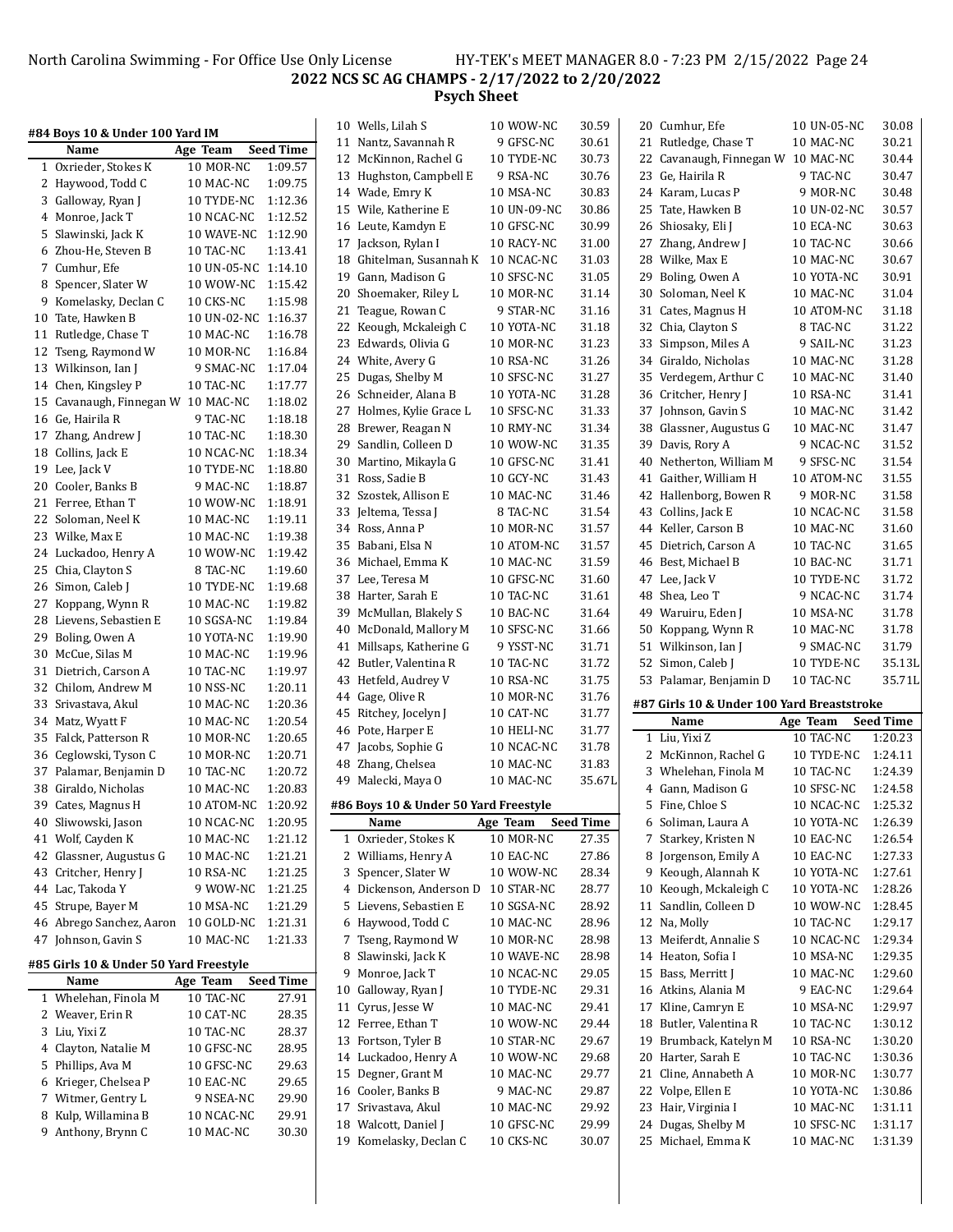## 2022 NCS SC AG CHAMPS - 2/17/2022 to 2/20/2022

### Psych Sheet

#### #84 Boys 10 & Under 100 Yard IM

| | Name | Age | Team | Seed Time |
|---|---|---|---|---|
| 1 | Oxrieder, Stokes K | 10 | MOR-NC | 1:09.57 |
| 2 | Haywood, Todd C | 10 | MAC-NC | 1:09.75 |
| 3 | Galloway, Ryan J | 10 | TYDE-NC | 1:12.36 |
| 4 | Monroe, Jack T | 10 | NCAC-NC | 1:12.52 |
| 5 | Slawinski, Jack K | 10 | WAVE-NC | 1:12.90 |
| 6 | Zhou-He, Steven B | 10 | TAC-NC | 1:13.41 |
| 7 | Cumhur, Efe | 10 | UN-05-NC | 1:14.10 |
| 8 | Spencer, Slater W | 10 | WOW-NC | 1:15.42 |
| 9 | Komelasky, Declan C | 10 | CKS-NC | 1:15.98 |
| 10 | Tate, Hawken B | 10 | UN-02-NC | 1:16.37 |
| 11 | Rutledge, Chase T | 10 | MAC-NC | 1:16.78 |
| 12 | Tseng, Raymond W | 10 | MOR-NC | 1:16.84 |
| 13 | Wilkinson, Ian J | 9 | SMAC-NC | 1:17.04 |
| 14 | Chen, Kingsley P | 10 | TAC-NC | 1:17.77 |
| 15 | Cavanaugh, Finnegan W | 10 | MAC-NC | 1:18.02 |
| 16 | Ge, Hairila R | 9 | TAC-NC | 1:18.18 |
| 17 | Zhang, Andrew J | 10 | TAC-NC | 1:18.30 |
| 18 | Collins, Jack E | 10 | NCAC-NC | 1:18.34 |
| 19 | Lee, Jack V | 10 | TYDE-NC | 1:18.80 |
| 20 | Cooler, Banks B | 9 | MAC-NC | 1:18.87 |
| 21 | Ferree, Ethan T | 10 | WOW-NC | 1:18.91 |
| 22 | Soloman, Neel K | 10 | MAC-NC | 1:19.11 |
| 23 | Wilke, Max E | 10 | MAC-NC | 1:19.38 |
| 24 | Luckadoo, Henry A | 10 | WOW-NC | 1:19.42 |
| 25 | Chia, Clayton S | 8 | TAC-NC | 1:19.60 |
| 26 | Simon, Caleb J | 10 | TYDE-NC | 1:19.68 |
| 27 | Koppang, Wynn R | 10 | MAC-NC | 1:19.82 |
| 28 | Lievens, Sebastien E | 10 | SGSA-NC | 1:19.84 |
| 29 | Boling, Owen A | 10 | YOTA-NC | 1:19.90 |
| 30 | McCue, Silas M | 10 | MAC-NC | 1:19.96 |
| 31 | Dietrich, Carson A | 10 | TAC-NC | 1:19.97 |
| 32 | Chilom, Andrew M | 10 | NSS-NC | 1:20.11 |
| 33 | Srivastava, Akul | 10 | MAC-NC | 1:20.36 |
| 34 | Matz, Wyatt F | 10 | MAC-NC | 1:20.54 |
| 35 | Falck, Patterson R | 10 | MOR-NC | 1:20.65 |
| 36 | Ceglowski, Tyson C | 10 | MOR-NC | 1:20.71 |
| 37 | Palamar, Benjamin D | 10 | TAC-NC | 1:20.72 |
| 38 | Giraldo, Nicholas | 10 | MAC-NC | 1:20.83 |
| 39 | Cates, Magnus H | 10 | ATOM-NC | 1:20.92 |
| 40 | Sliwowski, Jason | 10 | NCAC-NC | 1:20.95 |
| 41 | Wolf, Cayden K | 10 | MAC-NC | 1:21.12 |
| 42 | Glassner, Augustus G | 10 | MAC-NC | 1:21.21 |
| 43 | Critcher, Henry J | 10 | RSA-NC | 1:21.25 |
| 44 | Lac, Takoda Y | 9 | WOW-NC | 1:21.25 |
| 45 | Strupe, Bayer M | 10 | MSA-NC | 1:21.29 |
| 46 | Abrego Sanchez, Aaron | 10 | GOLD-NC | 1:21.31 |
| 47 | Johnson, Gavin S | 10 | MAC-NC | 1:21.33 |

#### #85 Girls 10 & Under 50 Yard Freestyle

| | Name | Age | Team | Seed Time |
|---|---|---|---|---|
| 1 | Whelehan, Finola M | 10 | TAC-NC | 27.91 |
| 2 | Weaver, Erin R | 10 | CAT-NC | 28.35 |
| 3 | Liu, Yixi Z | 10 | TAC-NC | 28.37 |
| 4 | Clayton, Natalie M | 10 | GFSC-NC | 28.95 |
| 5 | Phillips, Ava M | 10 | GFSC-NC | 29.63 |
| 6 | Krieger, Chelsea P | 10 | EAC-NC | 29.65 |
| 7 | Witmer, Gentry L | 9 | NSEA-NC | 29.90 |
| 8 | Kulp, Willamina B | 10 | NCAC-NC | 29.91 |
| 9 | Anthony, Brynn C | 10 | MAC-NC | 30.30 |
| 10 | Wells, Lilah S | 10 | WOW-NC | 30.59 |
| 11 | Nantz, Savannah R | 9 | GFSC-NC | 30.61 |
| 12 | McKinnon, Rachel G | 10 | TYDE-NC | 30.73 |
| 13 | Hughston, Campbell E | 9 | RSA-NC | 30.76 |
| 14 | Wade, Emry K | 10 | MSA-NC | 30.83 |
| 15 | Wile, Katherine E | 10 | UN-09-NC | 30.86 |
| 16 | Leute, Kamdyn E | 10 | GFSC-NC | 30.99 |
| 17 | Jackson, Rylan I | 10 | RACY-NC | 31.00 |
| 18 | Ghitelman, Susannah K | 10 | NCAC-NC | 31.03 |
| 19 | Gann, Madison G | 10 | SFSC-NC | 31.05 |
| 20 | Shoemaker, Riley L | 10 | MOR-NC | 31.14 |
| 21 | Teague, Rowan C | 9 | STAR-NC | 31.16 |
| 22 | Keough, Mckaleigh C | 10 | YOTA-NC | 31.18 |
| 23 | Edwards, Olivia G | 10 | MOR-NC | 31.23 |
| 24 | White, Avery G | 10 | RSA-NC | 31.26 |
| 25 | Dugas, Shelby M | 10 | SFSC-NC | 31.27 |
| 26 | Schneider, Alana B | 10 | YOTA-NC | 31.28 |
| 27 | Holmes, Kylie Grace L | 10 | SFSC-NC | 31.33 |
| 28 | Brewer, Reagan N | 10 | RMY-NC | 31.34 |
| 29 | Sandlin, Colleen D | 10 | WOW-NC | 31.35 |
| 30 | Martino, Mikayla G | 10 | GFSC-NC | 31.41 |
| 31 | Ross, Sadie B | 10 | GCY-NC | 31.43 |
| 32 | Szostek, Allison E | 10 | MAC-NC | 31.46 |
| 33 | Jeltema, Tessa J | 8 | TAC-NC | 31.54 |
| 34 | Ross, Anna P | 10 | MOR-NC | 31.57 |
| 35 | Babani, Elsa N | 10 | ATOM-NC | 31.57 |
| 36 | Michael, Emma K | 10 | MAC-NC | 31.59 |
| 37 | Lee, Teresa M | 10 | GFSC-NC | 31.60 |
| 38 | Harter, Sarah E | 10 | TAC-NC | 31.61 |
| 39 | McMullan, Blakely S | 10 | BAC-NC | 31.64 |
| 40 | McDonald, Mallory M | 10 | SFSC-NC | 31.66 |
| 41 | Millsaps, Katherine G | 9 | YSST-NC | 31.71 |
| 42 | Butler, Valentina R | 10 | TAC-NC | 31.72 |
| 43 | Hetfeld, Audrey V | 10 | RSA-NC | 31.75 |
| 44 | Gage, Olive R | 10 | MOR-NC | 31.76 |
| 45 | Ritchey, Jocelyn J | 10 | CAT-NC | 31.77 |
| 46 | Pote, Harper E | 10 | HELI-NC | 31.77 |
| 47 | Jacobs, Sophie G | 10 | NCAC-NC | 31.78 |
| 48 | Zhang, Chelsea | 10 | MAC-NC | 31.83 |
| 49 | Malecki, Maya O | 10 | MAC-NC | 35.67L |

#### #86 Boys 10 & Under 50 Yard Freestyle

| | Name | Age | Team | Seed Time |
|---|---|---|---|---|
| 1 | Oxrieder, Stokes K | 10 | MOR-NC | 27.35 |
| 2 | Williams, Henry A | 10 | EAC-NC | 27.86 |
| 3 | Spencer, Slater W | 10 | WOW-NC | 28.34 |
| 4 | Dickenson, Anderson D | 10 | STAR-NC | 28.77 |
| 5 | Lievens, Sebastien E | 10 | SGSA-NC | 28.92 |
| 6 | Haywood, Todd C | 10 | MAC-NC | 28.96 |
| 7 | Tseng, Raymond W | 10 | MOR-NC | 28.98 |
| 8 | Slawinski, Jack K | 10 | WAVE-NC | 28.98 |
| 9 | Monroe, Jack T | 10 | NCAC-NC | 29.05 |
| 10 | Galloway, Ryan J | 10 | TYDE-NC | 29.31 |
| 11 | Cyrus, Jesse W | 10 | MAC-NC | 29.41 |
| 12 | Ferree, Ethan T | 10 | WOW-NC | 29.44 |
| 13 | Fortson, Tyler B | 10 | STAR-NC | 29.67 |
| 14 | Luckadoo, Henry A | 10 | WOW-NC | 29.68 |
| 15 | Degner, Grant M | 10 | MAC-NC | 29.77 |
| 16 | Cooler, Banks B | 9 | MAC-NC | 29.87 |
| 17 | Srivastava, Akul | 10 | MAC-NC | 29.92 |
| 18 | Walcott, Daniel J | 10 | GFSC-NC | 29.99 |
| 19 | Komelasky, Declan C | 10 | CKS-NC | 30.07 |
| 20 | Cumhur, Efe | 10 | UN-05-NC | 30.08 |
| 21 | Rutledge, Chase T | 10 | MAC-NC | 30.21 |
| 22 | Cavanaugh, Finnegan W | 10 | MAC-NC | 30.44 |
| 23 | Ge, Hairila R | 9 | TAC-NC | 30.47 |
| 24 | Karam, Lucas P | 9 | MOR-NC | 30.48 |
| 25 | Tate, Hawken B | 10 | UN-02-NC | 30.57 |
| 26 | Shiosaky, Eli J | 10 | ECA-NC | 30.63 |
| 27 | Zhang, Andrew J | 10 | TAC-NC | 30.66 |
| 28 | Wilke, Max E | 10 | MAC-NC | 30.67 |
| 29 | Boling, Owen A | 10 | YOTA-NC | 30.91 |
| 30 | Soloman, Neel K | 10 | MAC-NC | 31.04 |
| 31 | Cates, Magnus H | 10 | ATOM-NC | 31.18 |
| 32 | Chia, Clayton S | 8 | TAC-NC | 31.22 |
| 33 | Simpson, Miles A | 9 | SAIL-NC | 31.23 |
| 34 | Giraldo, Nicholas | 10 | MAC-NC | 31.28 |
| 35 | Verdegem, Arthur C | 10 | MAC-NC | 31.40 |
| 36 | Critcher, Henry J | 10 | RSA-NC | 31.41 |
| 37 | Johnson, Gavin S | 10 | MAC-NC | 31.42 |
| 38 | Glassner, Augustus G | 10 | MAC-NC | 31.47 |
| 39 | Davis, Rory A | 9 | NCAC-NC | 31.52 |
| 40 | Netherton, William M | 9 | SFSC-NC | 31.54 |
| 41 | Gaither, William H | 10 | ATOM-NC | 31.55 |
| 42 | Hallenborg, Bowen R | 9 | MOR-NC | 31.58 |
| 43 | Collins, Jack E | 10 | NCAC-NC | 31.58 |
| 44 | Keller, Carson B | 10 | MAC-NC | 31.60 |
| 45 | Dietrich, Carson A | 10 | TAC-NC | 31.65 |
| 46 | Best, Michael B | 10 | BAC-NC | 31.71 |
| 47 | Lee, Jack V | 10 | TYDE-NC | 31.72 |
| 48 | Shea, Leo T | 9 | NCAC-NC | 31.74 |
| 49 | Waruiru, Eden J | 10 | MSA-NC | 31.78 |
| 50 | Koppang, Wynn R | 10 | MAC-NC | 31.78 |
| 51 | Wilkinson, Ian J | 9 | SMAC-NC | 31.79 |
| 52 | Simon, Caleb J | 10 | TYDE-NC | 35.13L |
| 53 | Palamar, Benjamin D | 10 | TAC-NC | 35.71L |

#### #87 Girls 10 & Under 100 Yard Breaststroke

| | Name | Age | Team | Seed Time |
|---|---|---|---|---|
| 1 | Liu, Yixi Z | 10 | TAC-NC | 1:20.23 |
| 2 | McKinnon, Rachel G | 10 | TYDE-NC | 1:24.11 |
| 3 | Whelehan, Finola M | 10 | TAC-NC | 1:24.39 |
| 4 | Gann, Madison G | 10 | SFSC-NC | 1:24.58 |
| 5 | Fine, Chloe S | 10 | NCAC-NC | 1:25.32 |
| 6 | Soliman, Laura A | 10 | YOTA-NC | 1:26.39 |
| 7 | Starkey, Kristen N | 10 | EAC-NC | 1:26.54 |
| 8 | Jorgenson, Emily A | 10 | EAC-NC | 1:27.33 |
| 9 | Keough, Alannah K | 10 | YOTA-NC | 1:27.61 |
| 10 | Keough, Mckaleigh C | 10 | YOTA-NC | 1:28.26 |
| 11 | Sandlin, Colleen D | 10 | WOW-NC | 1:28.45 |
| 12 | Na, Molly | 10 | TAC-NC | 1:29.17 |
| 13 | Meiferdt, Annalie S | 10 | NCAC-NC | 1:29.34 |
| 14 | Heaton, Sofia I | 10 | MSA-NC | 1:29.35 |
| 15 | Bass, Merritt J | 10 | MAC-NC | 1:29.60 |
| 16 | Atkins, Alania M | 9 | EAC-NC | 1:29.64 |
| 17 | Kline, Camryn E | 10 | MSA-NC | 1:29.97 |
| 18 | Butler, Valentina R | 10 | TAC-NC | 1:30.12 |
| 19 | Brumback, Katelyn M | 10 | RSA-NC | 1:30.20 |
| 20 | Harter, Sarah E | 10 | TAC-NC | 1:30.36 |
| 21 | Cline, Annabeth A | 10 | MOR-NC | 1:30.77 |
| 22 | Volpe, Ellen E | 10 | YOTA-NC | 1:30.86 |
| 23 | Hair, Virginia I | 10 | MAC-NC | 1:31.11 |
| 24 | Dugas, Shelby M | 10 | SFSC-NC | 1:31.17 |
| 25 | Michael, Emma K | 10 | MAC-NC | 1:31.39 |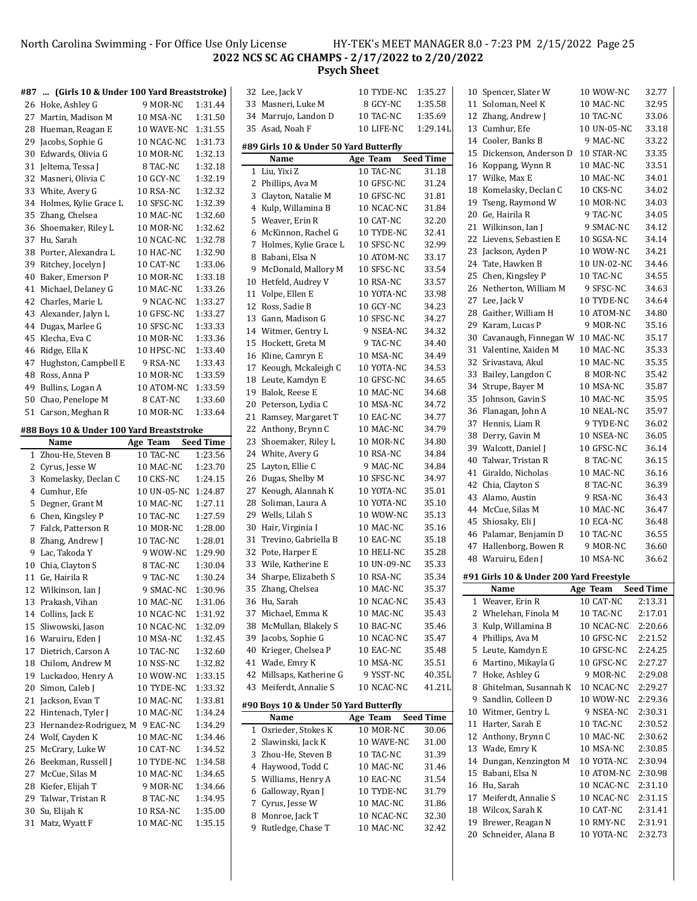# 2022 NCS SC AG CHAMPS - 2/17/2022 to 2/20/2022

**Psych Sheet**

## #87 ... (Girls 10 & Under 100 Yard Breaststroke)

| | Name | Age | Team | Seed Time |
|---|---|---|---|---|
| 26 | Hoke, Ashley G | 9 | MOR-NC | 1:31.44 |
| 27 | Martin, Madison M | 10 | MSA-NC | 1:31.50 |
| 28 | Hueman, Reagan E | 10 | WAVE-NC | 1:31.55 |
| 29 | Jacobs, Sophie G | 10 | NCAC-NC | 1:31.73 |
| 30 | Edwards, Olivia G | 10 | MOR-NC | 1:32.13 |
| 31 | Jeltema, Tessa J | 8 | TAC-NC | 1:32.18 |
| 32 | Masneri, Olivia C | 10 | GCY-NC | 1:32.19 |
| 33 | White, Avery G | 10 | RSA-NC | 1:32.32 |
| 34 | Holmes, Kylie Grace L | 10 | SFSC-NC | 1:32.39 |
| 35 | Zhang, Chelsea | 10 | MAC-NC | 1:32.60 |
| 36 | Shoemaker, Riley L | 10 | MOR-NC | 1:32.62 |
| 37 | Hu, Sarah | 10 | NCAC-NC | 1:32.78 |
| 38 | Porter, Alexandra L | 10 | HAC-NC | 1:32.90 |
| 39 | Ritchey, Jocelyn J | 10 | CAT-NC | 1:33.06 |
| 40 | Baker, Emerson P | 10 | MOR-NC | 1:33.18 |
| 41 | Michael, Delaney G | 10 | MAC-NC | 1:33.26 |
| 42 | Charles, Marie L | 9 | NCAC-NC | 1:33.27 |
| 43 | Alexander, Jalyn L | 10 | GFSC-NC | 1:33.27 |
| 44 | Dugas, Marlee G | 10 | SFSC-NC | 1:33.33 |
| 45 | Klecha, Eva C | 10 | MOR-NC | 1:33.36 |
| 46 | Ridge, Ella K | 10 | HPSC-NC | 1:33.40 |
| 47 | Hughston, Campbell E | 9 | RSA-NC | 1:33.43 |
| 48 | Ross, Anna P | 10 | MOR-NC | 1:33.59 |
| 49 | Bullins, Logan A | 10 | ATOM-NC | 1:33.59 |
| 50 | Chao, Penelope M | 8 | CAT-NC | 1:33.60 |
| 51 | Carson, Meghan R | 10 | MOR-NC | 1:33.64 |

## #88 Boys 10 & Under 100 Yard Breaststroke

| | Name | Age | Team | Seed Time |
|---|---|---|---|---|
| 1 | Zhou-He, Steven B | 10 | TAC-NC | 1:23.56 |
| 2 | Cyrus, Jesse W | 10 | MAC-NC | 1:23.70 |
| 3 | Komelasky, Declan C | 10 | CKS-NC | 1:24.15 |
| 4 | Cumhur, Efe | 10 | UN-05-NC | 1:24.87 |
| 5 | Degner, Grant M | 10 | MAC-NC | 1:27.11 |
| 6 | Chen, Kingsley P | 10 | TAC-NC | 1:27.59 |
| 7 | Falck, Patterson R | 10 | MOR-NC | 1:28.00 |
| 8 | Zhang, Andrew J | 10 | TAC-NC | 1:28.01 |
| 9 | Lac, Takoda Y | 9 | WOW-NC | 1:29.90 |
| 10 | Chia, Clayton S | 8 | TAC-NC | 1:30.04 |
| 11 | Ge, Hairila R | 9 | TAC-NC | 1:30.24 |
| 12 | Wilkinson, Ian J | 9 | SMAC-NC | 1:30.96 |
| 13 | Prakash, Vihan | 10 | MAC-NC | 1:31.06 |
| 14 | Collins, Jack E | 10 | NCAC-NC | 1:31.92 |
| 15 | Sliwowski, Jason | 10 | NCAC-NC | 1:32.09 |
| 16 | Waruiru, Eden J | 10 | MSA-NC | 1:32.45 |
| 17 | Dietrich, Carson A | 10 | TAC-NC | 1:32.60 |
| 18 | Chilom, Andrew M | 10 | NSS-NC | 1:32.82 |
| 19 | Luckadoo, Henry A | 10 | WOW-NC | 1:33.15 |
| 20 | Simon, Caleb J | 10 | TYDE-NC | 1:33.32 |
| 21 | Jackson, Evan T | 10 | MAC-NC | 1:33.81 |
| 22 | Hintenach, Tyler J | 10 | MAC-NC | 1:34.24 |
| 23 | Hernandez-Rodriguez, M | 9 | EAC-NC | 1:34.29 |
| 24 | Wolf, Cayden K | 10 | MAC-NC | 1:34.46 |
| 25 | McCrary, Luke W | 10 | CAT-NC | 1:34.52 |
| 26 | Beekman, Russell J | 10 | TYDE-NC | 1:34.58 |
| 27 | McCue, Silas M | 10 | MAC-NC | 1:34.65 |
| 28 | Kiefer, Elijah T | 9 | MOR-NC | 1:34.66 |
| 29 | Talwar, Tristan R | 8 | TAC-NC | 1:34.95 |
| 30 | Su, Elijah K | 10 | RSA-NC | 1:35.00 |
| 31 | Matz, Wyatt F | 10 | MAC-NC | 1:35.15 |
| 32 | Lee, Jack V | 10 | TYDE-NC | 1:35.27 |
| 33 | Masneri, Luke M | 8 | GCY-NC | 1:35.58 |
| 34 | Marrujo, Landon D | 10 | TAC-NC | 1:35.69 |
| 35 | Asad, Noah F | 10 | LIFE-NC | 1:29.14L |

## #89 Girls 10 & Under 50 Yard Butterfly

| | Name | Age | Team | Seed Time |
|---|---|---|---|---|
| 1 | Liu, Yixi Z | 10 | TAC-NC | 31.18 |
| 2 | Phillips, Ava M | 10 | GFSC-NC | 31.24 |
| 3 | Clayton, Natalie M | 10 | GFSC-NC | 31.81 |
| 4 | Kulp, Willamina B | 10 | NCAC-NC | 31.84 |
| 5 | Weaver, Erin R | 10 | CAT-NC | 32.20 |
| 6 | McKinnon, Rachel G | 10 | TYDE-NC | 32.41 |
| 7 | Holmes, Kylie Grace L | 10 | SFSC-NC | 32.99 |
| 8 | Babani, Elsa N | 10 | ATOM-NC | 33.17 |
| 9 | McDonald, Mallory M | 10 | SFSC-NC | 33.54 |
| 10 | Hetfeld, Audrey V | 10 | RSA-NC | 33.57 |
| 11 | Volpe, Ellen E | 10 | YOTA-NC | 33.98 |
| 12 | Ross, Sadie B | 10 | GCY-NC | 34.23 |
| 13 | Gann, Madison G | 10 | SFSC-NC | 34.27 |
| 14 | Witmer, Gentry L | 9 | NSEA-NC | 34.32 |
| 15 | Hockett, Greta M | 9 | TAC-NC | 34.40 |
| 16 | Kline, Camryn E | 10 | MSA-NC | 34.49 |
| 17 | Keough, Mckaleigh C | 10 | YOTA-NC | 34.53 |
| 18 | Leute, Kamdyn E | 10 | GFSC-NC | 34.65 |
| 19 | Balok, Reese E | 10 | MAC-NC | 34.68 |
| 20 | Peterson, Lydia C | 10 | MSA-NC | 34.72 |
| 21 | Ramsey, Margaret T | 10 | EAC-NC | 34.77 |
| 22 | Anthony, Brynn C | 10 | MAC-NC | 34.79 |
| 23 | Shoemaker, Riley L | 10 | MOR-NC | 34.80 |
| 24 | White, Avery G | 10 | RSA-NC | 34.84 |
| 25 | Layton, Ellie C | 9 | MAC-NC | 34.84 |
| 26 | Dugas, Shelby M | 10 | SFSC-NC | 34.97 |
| 27 | Keough, Alannah K | 10 | YOTA-NC | 35.01 |
| 28 | Soliman, Laura A | 10 | YOTA-NC | 35.10 |
| 29 | Wells, Lilah S | 10 | WOW-NC | 35.13 |
| 30 | Hair, Virginia I | 10 | MAC-NC | 35.16 |
| 31 | Trevino, Gabriella B | 10 | EAC-NC | 35.18 |
| 32 | Pote, Harper E | 10 | HELI-NC | 35.28 |
| 33 | Wile, Katherine E | 10 | UN-09-NC | 35.33 |
| 34 | Sharpe, Elizabeth S | 10 | RSA-NC | 35.34 |
| 35 | Zhang, Chelsea | 10 | MAC-NC | 35.37 |
| 36 | Hu, Sarah | 10 | NCAC-NC | 35.43 |
| 37 | Michael, Emma K | 10 | MAC-NC | 35.43 |
| 38 | McMullan, Blakely S | 10 | BAC-NC | 35.46 |
| 39 | Jacobs, Sophie G | 10 | NCAC-NC | 35.47 |
| 40 | Krieger, Chelsea P | 10 | EAC-NC | 35.48 |
| 41 | Wade, Emry K | 10 | MSA-NC | 35.51 |
| 42 | Millsaps, Katherine G | 9 | YSST-NC | 40.35L |
| 43 | Meiferdt, Annalie S | 10 | NCAC-NC | 41.21L |

## #90 Boys 10 & Under 50 Yard Butterfly

| | Name | Age | Team | Seed Time |
|---|---|---|---|---|
| 1 | Oxrieder, Stokes K | 10 | MOR-NC | 30.06 |
| 2 | Slawinski, Jack K | 10 | WAVE-NC | 31.00 |
| 3 | Zhou-He, Steven B | 10 | TAC-NC | 31.39 |
| 4 | Haywood, Todd C | 10 | MAC-NC | 31.46 |
| 5 | Williams, Henry A | 10 | EAC-NC | 31.54 |
| 6 | Galloway, Ryan J | 10 | TYDE-NC | 31.79 |
| 7 | Cyrus, Jesse W | 10 | MAC-NC | 31.86 |
| 8 | Monroe, Jack T | 10 | NCAC-NC | 32.30 |
| 9 | Rutledge, Chase T | 10 | MAC-NC | 32.42 |
| 10 | Spencer, Slater W | 10 | WOW-NC | 32.77 |
| 11 | Soloman, Neel K | 10 | MAC-NC | 32.95 |
| 12 | Zhang, Andrew J | 10 | TAC-NC | 33.06 |
| 13 | Cumhur, Efe | 10 | UN-05-NC | 33.18 |
| 14 | Cooler, Banks B | 9 | MAC-NC | 33.22 |
| 15 | Dickenson, Anderson D | 10 | STAR-NC | 33.35 |
| 16 | Koppang, Wynn R | 10 | MAC-NC | 33.51 |
| 17 | Wilke, Max E | 10 | MAC-NC | 34.01 |
| 18 | Komelasky, Declan C | 10 | CKS-NC | 34.02 |
| 19 | Tseng, Raymond W | 10 | MOR-NC | 34.03 |
| 20 | Ge, Hairila R | 9 | TAC-NC | 34.05 |
| 21 | Wilkinson, Ian J | 9 | SMAC-NC | 34.12 |
| 22 | Lievens, Sebastien E | 10 | SGSA-NC | 34.14 |
| 23 | Jackson, Ayden P | 10 | WOW-NC | 34.21 |
| 24 | Tate, Hawken B | 10 | UN-02-NC | 34.46 |
| 25 | Chen, Kingsley P | 10 | TAC-NC | 34.55 |
| 26 | Netherton, William M | 9 | SFSC-NC | 34.63 |
| 27 | Lee, Jack V | 10 | TYDE-NC | 34.64 |
| 28 | Gaither, William H | 10 | ATOM-NC | 34.80 |
| 29 | Karam, Lucas P | 9 | MOR-NC | 35.16 |
| 30 | Cavanaugh, Finnegan W | 10 | MAC-NC | 35.17 |
| 31 | Valentine, Xaiden M | 10 | MAC-NC | 35.33 |
| 32 | Srivastava, Akul | 10 | MAC-NC | 35.35 |
| 33 | Bailey, Langdon C | 8 | MOR-NC | 35.42 |
| 34 | Strupe, Bayer M | 10 | MSA-NC | 35.87 |
| 35 | Johnson, Gavin S | 10 | MAC-NC | 35.95 |
| 36 | Flanagan, John A | 10 | NEAL-NC | 35.97 |
| 37 | Hennis, Liam R | 9 | TYDE-NC | 36.02 |
| 38 | Derry, Gavin M | 10 | NSEA-NC | 36.05 |
| 39 | Walcott, Daniel J | 10 | GFSC-NC | 36.14 |
| 40 | Talwar, Tristan R | 8 | TAC-NC | 36.15 |
| 41 | Giraldo, Nicholas | 10 | MAC-NC | 36.16 |
| 42 | Chia, Clayton S | 8 | TAC-NC | 36.39 |
| 43 | Alamo, Austin | 9 | RSA-NC | 36.43 |
| 44 | McCue, Silas M | 10 | MAC-NC | 36.47 |
| 45 | Shiosaky, Eli J | 10 | ECA-NC | 36.48 |
| 46 | Palamar, Benjamin D | 10 | TAC-NC | 36.55 |
| 47 | Hallenborg, Bowen R | 9 | MOR-NC | 36.60 |
| 48 | Waruiru, Eden J | 10 | MSA-NC | 36.62 |

## #91 Girls 10 & Under 200 Yard Freestyle

| | Name | Age | Team | Seed Time |
|---|---|---|---|---|
| 1 | Weaver, Erin R | 10 | CAT-NC | 2:13.31 |
| 2 | Whelehan, Finola M | 10 | TAC-NC | 2:17.01 |
| 3 | Kulp, Willamina B | 10 | NCAC-NC | 2:20.66 |
| 4 | Phillips, Ava M | 10 | GFSC-NC | 2:21.52 |
| 5 | Leute, Kamdyn E | 10 | GFSC-NC | 2:24.25 |
| 6 | Martino, Mikayla G | 10 | GFSC-NC | 2:27.27 |
| 7 | Hoke, Ashley G | 9 | MOR-NC | 2:29.08 |
| 8 | Ghitelman, Susannah K | 10 | NCAC-NC | 2:29.27 |
| 9 | Sandlin, Colleen D | 10 | WOW-NC | 2:29.36 |
| 10 | Witmer, Gentry L | 9 | NSEA-NC | 2:30.31 |
| 11 | Harter, Sarah E | 10 | TAC-NC | 2:30.52 |
| 12 | Anthony, Brynn C | 10 | MAC-NC | 2:30.62 |
| 13 | Wade, Emry K | 10 | MSA-NC | 2:30.85 |
| 14 | Dungan, Kenzington M | 10 | YOTA-NC | 2:30.94 |
| 15 | Babani, Elsa N | 10 | ATOM-NC | 2:30.98 |
| 16 | Hu, Sarah | 10 | NCAC-NC | 2:31.10 |
| 17 | Meiferdt, Annalie S | 10 | NCAC-NC | 2:31.15 |
| 18 | Wilcox, Sarah K | 10 | CAT-NC | 2:31.41 |
| 19 | Brewer, Reagan N | 10 | RMY-NC | 2:31.91 |
| 20 | Schneider, Alana B | 10 | YOTA-NC | 2:32.73 |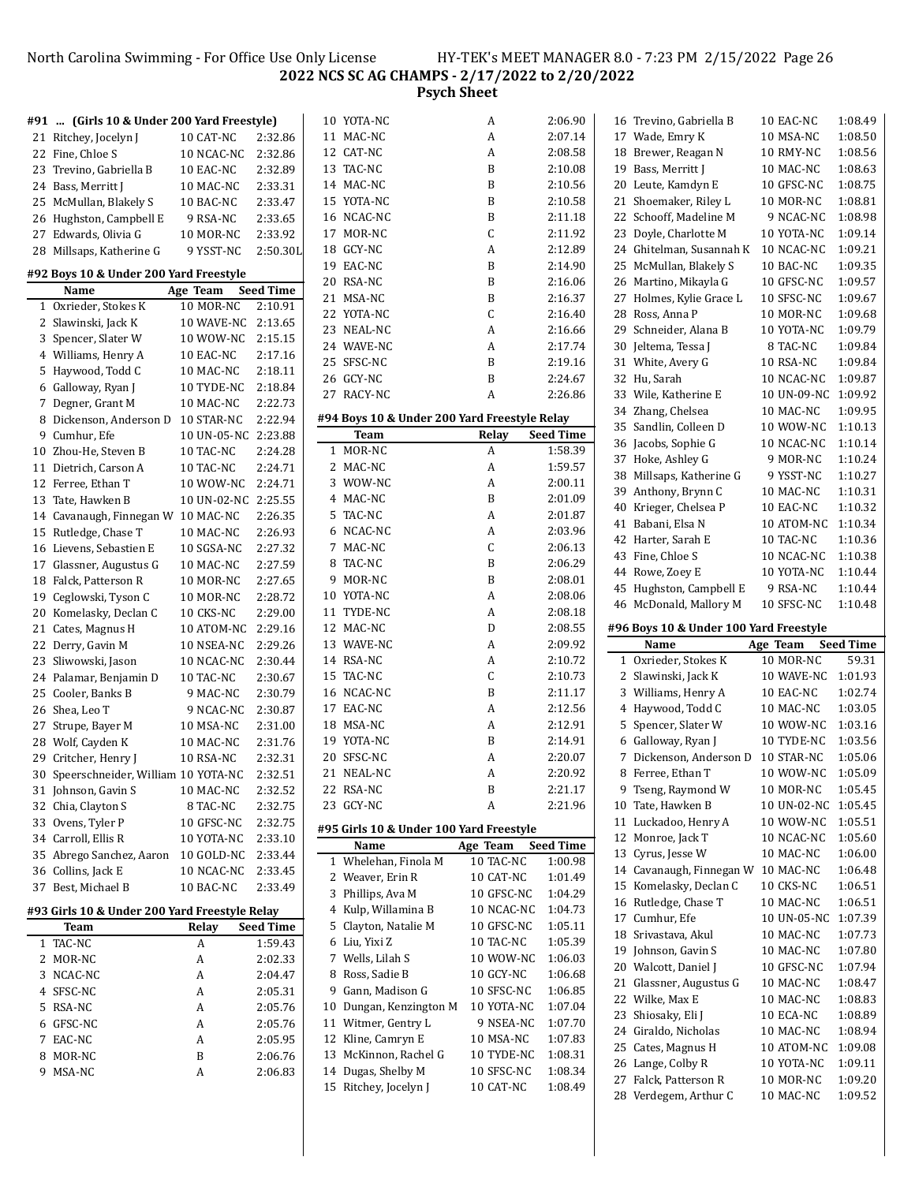**2022 NCS SC AG CHAMPS - 2/17/2022 to 2/20/2022**

**Psych Sheet**

### #91 ... (Girls 10 & Under 200 Yard Freestyle)

| | Name | Age | Team | Seed Time |
|---|---|---|---|---|
| 21 | Ritchey, Jocelyn J | 10 | CAT-NC | 2:32.86 |
| 22 | Fine, Chloe S | 10 | NCAC-NC | 2:32.86 |
| 23 | Trevino, Gabriella B | 10 | EAC-NC | 2:32.89 |
| 24 | Bass, Merritt J | 10 | MAC-NC | 2:33.31 |
| 25 | McMullan, Blakely S | 10 | BAC-NC | 2:33.47 |
| 26 | Hughston, Campbell E | 9 | RSA-NC | 2:33.65 |
| 27 | Edwards, Olivia G | 10 | MOR-NC | 2:33.92 |
| 28 | Millsaps, Katherine G | 9 | YSST-NC | 2:50.30L |

### #92 Boys 10 & Under 200 Yard Freestyle

| | Name | Age | Team | Seed Time |
|---|---|---|---|---|
| 1 | Oxrieder, Stokes K | 10 | MOR-NC | 2:10.91 |
| 2 | Slawinski, Jack K | 10 | WAVE-NC | 2:13.65 |
| 3 | Spencer, Slater W | 10 | WOW-NC | 2:15.15 |
| 4 | Williams, Henry A | 10 | EAC-NC | 2:17.16 |
| 5 | Haywood, Todd C | 10 | MAC-NC | 2:18.11 |
| 6 | Galloway, Ryan J | 10 | TYDE-NC | 2:18.84 |
| 7 | Degner, Grant M | 10 | MAC-NC | 2:22.73 |
| 8 | Dickenson, Anderson D | 10 | STAR-NC | 2:22.94 |
| 9 | Cumhur, Efe | 10 | UN-05-NC | 2:23.88 |
| 10 | Zhou-He, Steven B | 10 | TAC-NC | 2:24.28 |
| 11 | Dietrich, Carson A | 10 | TAC-NC | 2:24.71 |
| 12 | Ferree, Ethan T | 10 | WOW-NC | 2:24.71 |
| 13 | Tate, Hawken B | 10 | UN-02-NC | 2:25.55 |
| 14 | Cavanaugh, Finnegan W | 10 | MAC-NC | 2:26.35 |
| 15 | Rutledge, Chase T | 10 | MAC-NC | 2:26.93 |
| 16 | Lievens, Sebastien E | 10 | SGSA-NC | 2:27.32 |
| 17 | Glassner, Augustus G | 10 | MAC-NC | 2:27.59 |
| 18 | Falck, Patterson R | 10 | MOR-NC | 2:27.65 |
| 19 | Ceglowski, Tyson C | 10 | MOR-NC | 2:28.72 |
| 20 | Komelasky, Declan C | 10 | CKS-NC | 2:29.00 |
| 21 | Cates, Magnus H | 10 | ATOM-NC | 2:29.16 |
| 22 | Derry, Gavin M | 10 | NSEA-NC | 2:29.26 |
| 23 | Sliwowski, Jason | 10 | NCAC-NC | 2:30.44 |
| 24 | Palamar, Benjamin D | 10 | TAC-NC | 2:30.67 |
| 25 | Cooler, Banks B | 9 | MAC-NC | 2:30.79 |
| 26 | Shea, Leo T | 9 | NCAC-NC | 2:30.87 |
| 27 | Strupe, Bayer M | 10 | MSA-NC | 2:31.00 |
| 28 | Wolf, Cayden K | 10 | MAC-NC | 2:31.76 |
| 29 | Critcher, Henry J | 10 | RSA-NC | 2:32.31 |
| 30 | Speerschneider, William | 10 | YOTA-NC | 2:32.51 |
| 31 | Johnson, Gavin S | 10 | MAC-NC | 2:32.52 |
| 32 | Chia, Clayton S | 8 | TAC-NC | 2:32.75 |
| 33 | Ovens, Tyler P | 10 | GFSC-NC | 2:32.75 |
| 34 | Carroll, Ellis R | 10 | YOTA-NC | 2:33.10 |
| 35 | Abrego Sanchez, Aaron | 10 | GOLD-NC | 2:33.44 |
| 36 | Collins, Jack E | 10 | NCAC-NC | 2:33.45 |
| 37 | Best, Michael B | 10 | BAC-NC | 2:33.49 |

### #93 Girls 10 & Under 200 Yard Freestyle Relay

| | Team | Relay | Seed Time |
|---|---|---|---|
| 1 | TAC-NC | A | 1:59.43 |
| 2 | MOR-NC | A | 2:02.33 |
| 3 | NCAC-NC | A | 2:04.47 |
| 4 | SFSC-NC | A | 2:05.31 |
| 5 | RSA-NC | A | 2:05.76 |
| 6 | GFSC-NC | A | 2:05.76 |
| 7 | EAC-NC | A | 2:05.95 |
| 8 | MOR-NC | B | 2:06.76 |
| 9 | MSA-NC | A | 2:06.83 |
| 10 | YOTA-NC | A | 2:06.90 |
| 11 | MAC-NC | A | 2:07.14 |
| 12 | CAT-NC | A | 2:08.58 |
| 13 | TAC-NC | B | 2:10.08 |
| 14 | MAC-NC | B | 2:10.56 |
| 15 | YOTA-NC | B | 2:10.58 |
| 16 | NCAC-NC | B | 2:11.18 |
| 17 | MOR-NC | C | 2:11.92 |
| 18 | GCY-NC | A | 2:12.89 |
| 19 | EAC-NC | B | 2:14.90 |
| 20 | RSA-NC | B | 2:16.06 |
| 21 | MSA-NC | B | 2:16.37 |
| 22 | YOTA-NC | C | 2:16.40 |
| 23 | NEAL-NC | A | 2:16.66 |
| 24 | WAVE-NC | A | 2:17.74 |
| 25 | SFSC-NC | B | 2:19.16 |
| 26 | GCY-NC | B | 2:24.67 |
| 27 | RACY-NC | A | 2:26.86 |

### #94 Boys 10 & Under 200 Yard Freestyle Relay

| | Team | Relay | Seed Time |
|---|---|---|---|
| 1 | MOR-NC | A | 1:58.39 |
| 2 | MAC-NC | A | 1:59.57 |
| 3 | WOW-NC | A | 2:00.11 |
| 4 | MAC-NC | B | 2:01.09 |
| 5 | TAC-NC | A | 2:01.87 |
| 6 | NCAC-NC | A | 2:03.96 |
| 7 | MAC-NC | C | 2:06.13 |
| 8 | TAC-NC | B | 2:06.29 |
| 9 | MOR-NC | B | 2:08.01 |
| 10 | YOTA-NC | A | 2:08.06 |
| 11 | TYDE-NC | A | 2:08.18 |
| 12 | MAC-NC | D | 2:08.55 |
| 13 | WAVE-NC | A | 2:09.92 |
| 14 | RSA-NC | A | 2:10.72 |
| 15 | TAC-NC | C | 2:10.73 |
| 16 | NCAC-NC | B | 2:11.17 |
| 17 | EAC-NC | A | 2:12.56 |
| 18 | MSA-NC | A | 2:12.91 |
| 19 | YOTA-NC | B | 2:14.91 |
| 20 | SFSC-NC | A | 2:20.07 |
| 21 | NEAL-NC | A | 2:20.92 |
| 22 | RSA-NC | B | 2:21.17 |
| 23 | GCY-NC | A | 2:21.96 |

### #95 Girls 10 & Under 100 Yard Freestyle

| | Name | Age | Team | Seed Time |
|---|---|---|---|---|
| 1 | Whelehan, Finola M | 10 | TAC-NC | 1:00.98 |
| 2 | Weaver, Erin R | 10 | CAT-NC | 1:01.49 |
| 3 | Phillips, Ava M | 10 | GFSC-NC | 1:04.29 |
| 4 | Kulp, Willamina B | 10 | NCAC-NC | 1:04.73 |
| 5 | Clayton, Natalie M | 10 | GFSC-NC | 1:05.11 |
| 6 | Liu, Yixi Z | 10 | TAC-NC | 1:05.39 |
| 7 | Wells, Lilah S | 10 | WOW-NC | 1:06.03 |
| 8 | Ross, Sadie B | 10 | GCY-NC | 1:06.68 |
| 9 | Gann, Madison G | 10 | SFSC-NC | 1:06.85 |
| 10 | Dungan, Kenzington M | 10 | YOTA-NC | 1:07.04 |
| 11 | Witmer, Gentry L | 9 | NSEA-NC | 1:07.70 |
| 12 | Kline, Camryn E | 10 | MSA-NC | 1:07.83 |
| 13 | McKinnon, Rachel G | 10 | TYDE-NC | 1:08.31 |
| 14 | Dugas, Shelby M | 10 | SFSC-NC | 1:08.34 |
| 15 | Ritchey, Jocelyn J | 10 | CAT-NC | 1:08.49 |
| 16 | Trevino, Gabriella B | 10 | EAC-NC | 1:08.49 |
| 17 | Wade, Emry K | 10 | MSA-NC | 1:08.50 |
| 18 | Brewer, Reagan N | 10 | RMY-NC | 1:08.56 |
| 19 | Bass, Merritt J | 10 | MAC-NC | 1:08.63 |
| 20 | Leute, Kamdyn E | 10 | GFSC-NC | 1:08.75 |
| 21 | Shoemaker, Riley L | 10 | MOR-NC | 1:08.81 |
| 22 | Schooff, Madeline M | 9 | NCAC-NC | 1:08.98 |
| 23 | Doyle, Charlotte M | 10 | YOTA-NC | 1:09.14 |
| 24 | Ghitelman, Susannah K | 10 | NCAC-NC | 1:09.21 |
| 25 | McMullan, Blakely S | 10 | BAC-NC | 1:09.35 |
| 26 | Martino, Mikayla G | 10 | GFSC-NC | 1:09.57 |
| 27 | Holmes, Kylie Grace L | 10 | SFSC-NC | 1:09.67 |
| 28 | Ross, Anna P | 10 | MOR-NC | 1:09.68 |
| 29 | Schneider, Alana B | 10 | YOTA-NC | 1:09.79 |
| 30 | Jeltema, Tessa J | 8 | TAC-NC | 1:09.84 |
| 31 | White, Avery G | 10 | RSA-NC | 1:09.84 |
| 32 | Hu, Sarah | 10 | NCAC-NC | 1:09.87 |
| 33 | Wile, Katherine E | 10 | UN-09-NC | 1:09.92 |
| 34 | Zhang, Chelsea | 10 | MAC-NC | 1:09.95 |
| 35 | Sandlin, Colleen D | 10 | WOW-NC | 1:10.13 |
| 36 | Jacobs, Sophie G | 10 | NCAC-NC | 1:10.14 |
| 37 | Hoke, Ashley G | 9 | MOR-NC | 1:10.24 |
| 38 | Millsaps, Katherine G | 9 | YSST-NC | 1:10.27 |
| 39 | Anthony, Brynn C | 10 | MAC-NC | 1:10.31 |
| 40 | Krieger, Chelsea P | 10 | EAC-NC | 1:10.32 |
| 41 | Babani, Elsa N | 10 | ATOM-NC | 1:10.34 |
| 42 | Harter, Sarah E | 10 | TAC-NC | 1:10.36 |
| 43 | Fine, Chloe S | 10 | NCAC-NC | 1:10.38 |
| 44 | Rowe, Zoey E | 10 | YOTA-NC | 1:10.44 |
| 45 | Hughston, Campbell E | 9 | RSA-NC | 1:10.44 |
| 46 | McDonald, Mallory M | 10 | SFSC-NC | 1:10.48 |

### #96 Boys 10 & Under 100 Yard Freestyle

| | Name | Age | Team | Seed Time |
|---|---|---|---|---|
| 1 | Oxrieder, Stokes K | 10 | MOR-NC | 59.31 |
| 2 | Slawinski, Jack K | 10 | WAVE-NC | 1:01.93 |
| 3 | Williams, Henry A | 10 | EAC-NC | 1:02.74 |
| 4 | Haywood, Todd C | 10 | MAC-NC | 1:03.05 |
| 5 | Spencer, Slater W | 10 | WOW-NC | 1:03.16 |
| 6 | Galloway, Ryan J | 10 | TYDE-NC | 1:03.56 |
| 7 | Dickenson, Anderson D | 10 | STAR-NC | 1:05.06 |
| 8 | Ferree, Ethan T | 10 | WOW-NC | 1:05.09 |
| 9 | Tseng, Raymond W | 10 | MOR-NC | 1:05.45 |
| 10 | Tate, Hawken B | 10 | UN-02-NC | 1:05.45 |
| 11 | Luckadoo, Henry A | 10 | WOW-NC | 1:05.51 |
| 12 | Monroe, Jack T | 10 | NCAC-NC | 1:05.60 |
| 13 | Cyrus, Jesse W | 10 | MAC-NC | 1:06.00 |
| 14 | Cavanaugh, Finnegan W | 10 | MAC-NC | 1:06.48 |
| 15 | Komelasky, Declan C | 10 | CKS-NC | 1:06.51 |
| 16 | Rutledge, Chase T | 10 | MAC-NC | 1:06.51 |
| 17 | Cumhur, Efe | 10 | UN-05-NC | 1:07.39 |
| 18 | Srivastava, Akul | 10 | MAC-NC | 1:07.73 |
| 19 | Johnson, Gavin S | 10 | MAC-NC | 1:07.80 |
| 20 | Walcott, Daniel J | 10 | GFSC-NC | 1:07.94 |
| 21 | Glassner, Augustus G | 10 | MAC-NC | 1:08.47 |
| 22 | Wilke, Max E | 10 | MAC-NC | 1:08.83 |
| 23 | Shiosaky, Eli J | 10 | ECA-NC | 1:08.89 |
| 24 | Giraldo, Nicholas | 10 | MAC-NC | 1:08.94 |
| 25 | Cates, Magnus H | 10 | ATOM-NC | 1:09.08 |
| 26 | Lange, Colby R | 10 | YOTA-NC | 1:09.11 |
| 27 | Falck, Patterson R | 10 | MOR-NC | 1:09.20 |
| 28 | Verdegem, Arthur C | 10 | MAC-NC | 1:09.52 |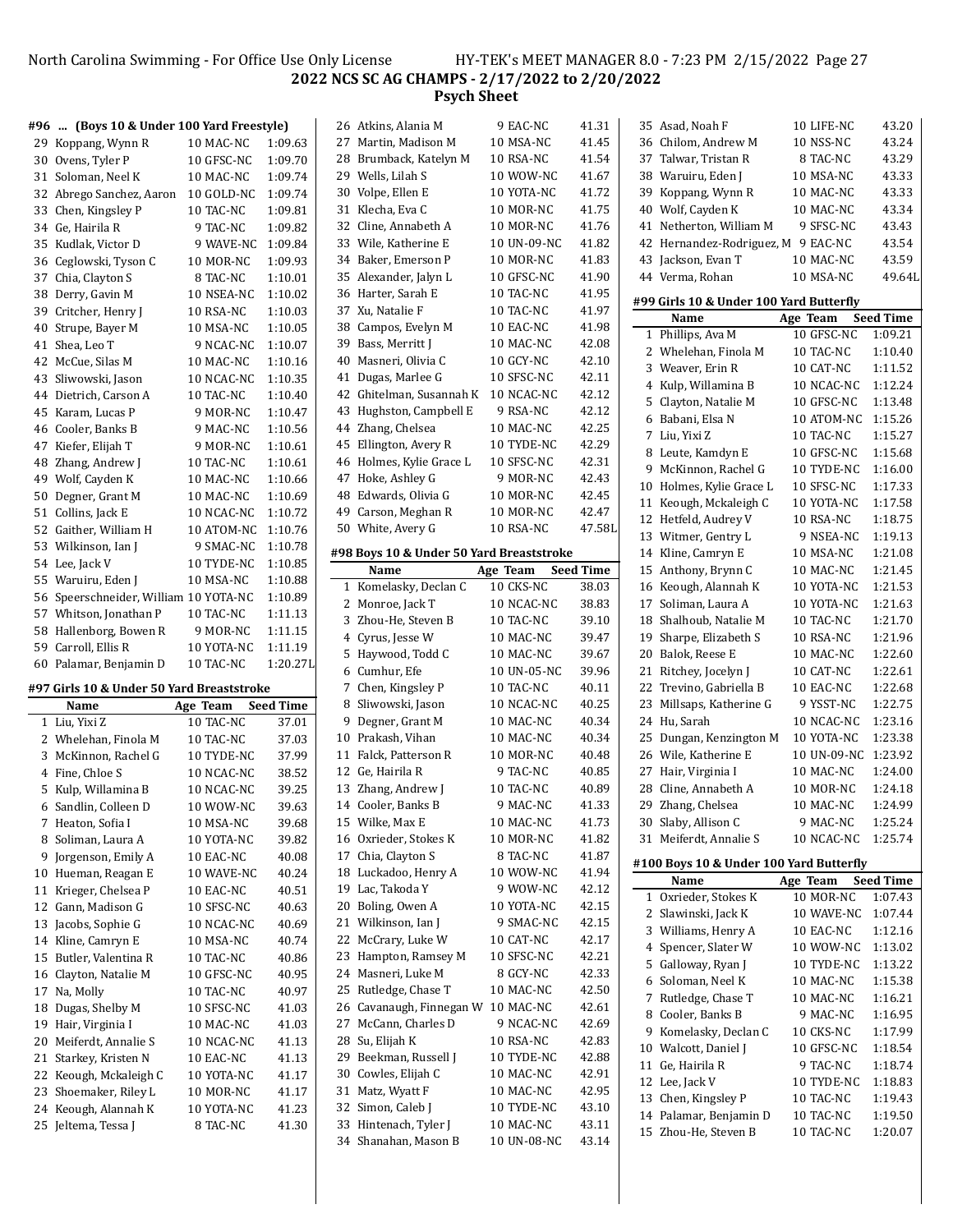North Carolina Swimming - For Office Use Only License HY-TEK's MEET MANAGER 8.0 - 7:23 PM 2/15/2022 Page 27

**2022 NCS SC AG CHAMPS - 2/17/2022 to 2/20/2022**

**Psych Sheet**

#### #96 ... (Boys 10 & Under 100 Yard Freestyle)

| | Name | Age | Team | Seed Time |
|---|---|---|---|---|
| 29 | Koppang, Wynn R | 10 | MAC-NC | 1:09.63 |
| 30 | Ovens, Tyler P | 10 | GFSC-NC | 1:09.70 |
| 31 | Soloman, Neel K | 10 | MAC-NC | 1:09.74 |
| 32 | Abrego Sanchez, Aaron | 10 | GOLD-NC | 1:09.74 |
| 33 | Chen, Kingsley P | 10 | TAC-NC | 1:09.81 |
| 34 | Ge, Hairila R | 9 | TAC-NC | 1:09.82 |
| 35 | Kudlak, Victor D | 9 | WAVE-NC | 1:09.84 |
| 36 | Ceglowski, Tyson C | 10 | MOR-NC | 1:09.93 |
| 37 | Chia, Clayton S | 8 | TAC-NC | 1:10.01 |
| 38 | Derry, Gavin M | 10 | NSEA-NC | 1:10.02 |
| 39 | Critcher, Henry J | 10 | RSA-NC | 1:10.03 |
| 40 | Strupe, Bayer M | 10 | MSA-NC | 1:10.05 |
| 41 | Shea, Leo T | 9 | NCAC-NC | 1:10.07 |
| 42 | McCue, Silas M | 10 | MAC-NC | 1:10.16 |
| 43 | Sliwowski, Jason | 10 | NCAC-NC | 1:10.35 |
| 44 | Dietrich, Carson A | 10 | TAC-NC | 1:10.40 |
| 45 | Karam, Lucas P | 9 | MOR-NC | 1:10.47 |
| 46 | Cooler, Banks B | 9 | MAC-NC | 1:10.56 |
| 47 | Kiefer, Elijah T | 9 | MOR-NC | 1:10.61 |
| 48 | Zhang, Andrew J | 10 | TAC-NC | 1:10.61 |
| 49 | Wolf, Cayden K | 10 | MAC-NC | 1:10.66 |
| 50 | Degner, Grant M | 10 | MAC-NC | 1:10.69 |
| 51 | Collins, Jack E | 10 | NCAC-NC | 1:10.72 |
| 52 | Gaither, William H | 10 | ATOM-NC | 1:10.76 |
| 53 | Wilkinson, Ian J | 9 | SMAC-NC | 1:10.78 |
| 54 | Lee, Jack V | 10 | TYDE-NC | 1:10.85 |
| 55 | Waruiru, Eden J | 10 | MSA-NC | 1:10.88 |
| 56 | Speerschneider, William | 10 | YOTA-NC | 1:10.89 |
| 57 | Whitson, Jonathan P | 10 | TAC-NC | 1:11.13 |
| 58 | Hallenborg, Bowen R | 9 | MOR-NC | 1:11.15 |
| 59 | Carroll, Ellis R | 10 | YOTA-NC | 1:11.19 |
| 60 | Palamar, Benjamin D | 10 | TAC-NC | 1:20.27L |

#### #97 Girls 10 & Under 50 Yard Breaststroke

| | Name | Age | Team | Seed Time |
|---|---|---|---|---|
| 1 | Liu, Yixi Z | 10 | TAC-NC | 37.01 |
| 2 | Whelehan, Finola M | 10 | TAC-NC | 37.03 |
| 3 | McKinnon, Rachel G | 10 | TYDE-NC | 37.99 |
| 4 | Fine, Chloe S | 10 | NCAC-NC | 38.52 |
| 5 | Kulp, Willamina B | 10 | NCAC-NC | 39.25 |
| 6 | Sandlin, Colleen D | 10 | WOW-NC | 39.63 |
| 7 | Heaton, Sofia I | 10 | MSA-NC | 39.68 |
| 8 | Soliman, Laura A | 10 | YOTA-NC | 39.82 |
| 9 | Jorgenson, Emily A | 10 | EAC-NC | 40.08 |
| 10 | Hueman, Reagan E | 10 | WAVE-NC | 40.24 |
| 11 | Krieger, Chelsea P | 10 | EAC-NC | 40.51 |
| 12 | Gann, Madison G | 10 | SFSC-NC | 40.63 |
| 13 | Jacobs, Sophie G | 10 | NCAC-NC | 40.69 |
| 14 | Kline, Camryn E | 10 | MSA-NC | 40.74 |
| 15 | Butler, Valentina R | 10 | TAC-NC | 40.86 |
| 16 | Clayton, Natalie M | 10 | GFSC-NC | 40.95 |
| 17 | Na, Molly | 10 | TAC-NC | 40.97 |
| 18 | Dugas, Shelby M | 10 | SFSC-NC | 41.03 |
| 19 | Hair, Virginia I | 10 | MAC-NC | 41.03 |
| 20 | Meiferdt, Annalie S | 10 | NCAC-NC | 41.13 |
| 21 | Starkey, Kristen N | 10 | EAC-NC | 41.13 |
| 22 | Keough, Mckaleigh C | 10 | YOTA-NC | 41.17 |
| 23 | Shoemaker, Riley L | 10 | MOR-NC | 41.17 |
| 24 | Keough, Alannah K | 10 | YOTA-NC | 41.23 |
| 25 | Jeltema, Tessa J | 8 | TAC-NC | 41.30 |
| 26 | Atkins, Alania M | 9 | EAC-NC | 41.31 |
| 27 | Martin, Madison M | 10 | MSA-NC | 41.45 |
| 28 | Brumback, Katelyn M | 10 | RSA-NC | 41.54 |
| 29 | Wells, Lilah S | 10 | WOW-NC | 41.67 |
| 30 | Volpe, Ellen E | 10 | YOTA-NC | 41.72 |
| 31 | Klecha, Eva C | 10 | MOR-NC | 41.75 |
| 32 | Cline, Annabeth A | 10 | MOR-NC | 41.76 |
| 33 | Wile, Katherine E | 10 | UN-09-NC | 41.82 |
| 34 | Baker, Emerson P | 10 | MOR-NC | 41.83 |
| 35 | Alexander, Jalyn L | 10 | GFSC-NC | 41.90 |
| 36 | Harter, Sarah E | 10 | TAC-NC | 41.95 |
| 37 | Xu, Natalie F | 10 | TAC-NC | 41.97 |
| 38 | Campos, Evelyn M | 10 | EAC-NC | 41.98 |
| 39 | Bass, Merritt J | 10 | MAC-NC | 42.08 |
| 40 | Masneri, Olivia C | 10 | GCY-NC | 42.10 |
| 41 | Dugas, Marlee G | 10 | SFSC-NC | 42.11 |
| 42 | Ghitelman, Susannah K | 10 | NCAC-NC | 42.12 |
| 43 | Hughston, Campbell E | 9 | RSA-NC | 42.12 |
| 44 | Zhang, Chelsea | 10 | MAC-NC | 42.25 |
| 45 | Ellington, Avery R | 10 | TYDE-NC | 42.29 |
| 46 | Holmes, Kylie Grace L | 10 | SFSC-NC | 42.31 |
| 47 | Hoke, Ashley G | 9 | MOR-NC | 42.43 |
| 48 | Edwards, Olivia G | 10 | MOR-NC | 42.45 |
| 49 | Carson, Meghan R | 10 | MOR-NC | 42.47 |
| 50 | White, Avery G | 10 | RSA-NC | 47.58L |

#### #98 Boys 10 & Under 50 Yard Breaststroke

| | Name | Age | Team | Seed Time |
|---|---|---|---|---|
| 1 | Komelasky, Declan C | 10 | CKS-NC | 38.03 |
| 2 | Monroe, Jack T | 10 | NCAC-NC | 38.83 |
| 3 | Zhou-He, Steven B | 10 | TAC-NC | 39.10 |
| 4 | Cyrus, Jesse W | 10 | MAC-NC | 39.47 |
| 5 | Haywood, Todd C | 10 | MAC-NC | 39.67 |
| 6 | Cumhur, Efe | 10 | UN-05-NC | 39.96 |
| 7 | Chen, Kingsley P | 10 | TAC-NC | 40.11 |
| 8 | Sliwowski, Jason | 10 | NCAC-NC | 40.25 |
| 9 | Degner, Grant M | 10 | MAC-NC | 40.34 |
| 10 | Prakash, Vihan | 10 | MAC-NC | 40.34 |
| 11 | Falck, Patterson R | 10 | MOR-NC | 40.48 |
| 12 | Ge, Hairila R | 9 | TAC-NC | 40.85 |
| 13 | Zhang, Andrew J | 10 | TAC-NC | 40.89 |
| 14 | Cooler, Banks B | 9 | MAC-NC | 41.33 |
| 15 | Wilke, Max E | 10 | MAC-NC | 41.73 |
| 16 | Oxrieder, Stokes K | 10 | MOR-NC | 41.82 |
| 17 | Chia, Clayton S | 8 | TAC-NC | 41.87 |
| 18 | Luckadoo, Henry A | 10 | WOW-NC | 41.94 |
| 19 | Lac, Takoda Y | 9 | WOW-NC | 42.12 |
| 20 | Boling, Owen A | 10 | YOTA-NC | 42.15 |
| 21 | Wilkinson, Ian J | 9 | SMAC-NC | 42.15 |
| 22 | McCrary, Luke W | 10 | CAT-NC | 42.17 |
| 23 | Hampton, Ramsey M | 10 | SFSC-NC | 42.21 |
| 24 | Masneri, Luke M | 8 | GCY-NC | 42.33 |
| 25 | Rutledge, Chase T | 10 | MAC-NC | 42.50 |
| 26 | Cavanaugh, Finnegan W | 10 | MAC-NC | 42.61 |
| 27 | McCann, Charles D | 9 | NCAC-NC | 42.69 |
| 28 | Su, Elijah K | 10 | RSA-NC | 42.83 |
| 29 | Beekman, Russell J | 10 | TYDE-NC | 42.88 |
| 30 | Cowles, Elijah C | 10 | MAC-NC | 42.91 |
| 31 | Matz, Wyatt F | 10 | MAC-NC | 42.95 |
| 32 | Simon, Caleb J | 10 | TYDE-NC | 43.10 |
| 33 | Hintenach, Tyler J | 10 | MAC-NC | 43.11 |
| 34 | Shanahan, Mason B | 10 | UN-08-NC | 43.14 |
| 35 | Asad, Noah F | 10 | LIFE-NC | 43.20 |
| 36 | Chilom, Andrew M | 10 | NSS-NC | 43.24 |
| 37 | Talwar, Tristan R | 8 | TAC-NC | 43.29 |
| 38 | Waruiru, Eden J | 10 | MSA-NC | 43.33 |
| 39 | Koppang, Wynn R | 10 | MAC-NC | 43.33 |
| 40 | Wolf, Cayden K | 10 | MAC-NC | 43.34 |
| 41 | Netherton, William M | 9 | SFSC-NC | 43.43 |
| 42 | Hernandez-Rodriguez, M | 9 | EAC-NC | 43.54 |
| 43 | Jackson, Evan T | 10 | MAC-NC | 43.59 |
| 44 | Verma, Rohan | 10 | MSA-NC | 49.64L |

#### #99 Girls 10 & Under 100 Yard Butterfly

| | Name | Age | Team | Seed Time |
|---|---|---|---|---|
| 1 | Phillips, Ava M | 10 | GFSC-NC | 1:09.21 |
| 2 | Whelehan, Finola M | 10 | TAC-NC | 1:10.40 |
| 3 | Weaver, Erin R | 10 | CAT-NC | 1:11.52 |
| 4 | Kulp, Willamina B | 10 | NCAC-NC | 1:12.24 |
| 5 | Clayton, Natalie M | 10 | GFSC-NC | 1:13.48 |
| 6 | Babani, Elsa N | 10 | ATOM-NC | 1:15.26 |
| 7 | Liu, Yixi Z | 10 | TAC-NC | 1:15.27 |
| 8 | Leute, Kamdyn E | 10 | GFSC-NC | 1:15.68 |
| 9 | McKinnon, Rachel G | 10 | TYDE-NC | 1:16.00 |
| 10 | Holmes, Kylie Grace L | 10 | SFSC-NC | 1:17.33 |
| 11 | Keough, Mckaleigh C | 10 | YOTA-NC | 1:17.58 |
| 12 | Hetfeld, Audrey V | 10 | RSA-NC | 1:18.75 |
| 13 | Witmer, Gentry L | 9 | NSEA-NC | 1:19.13 |
| 14 | Kline, Camryn E | 10 | MSA-NC | 1:21.08 |
| 15 | Anthony, Brynn C | 10 | MAC-NC | 1:21.45 |
| 16 | Keough, Alannah K | 10 | YOTA-NC | 1:21.53 |
| 17 | Soliman, Laura A | 10 | YOTA-NC | 1:21.63 |
| 18 | Shalhoub, Natalie M | 10 | TAC-NC | 1:21.70 |
| 19 | Sharpe, Elizabeth S | 10 | RSA-NC | 1:21.96 |
| 20 | Balok, Reese E | 10 | MAC-NC | 1:22.60 |
| 21 | Ritchey, Jocelyn J | 10 | CAT-NC | 1:22.61 |
| 22 | Trevino, Gabriella B | 10 | EAC-NC | 1:22.68 |
| 23 | Millsaps, Katherine G | 9 | YSST-NC | 1:22.75 |
| 24 | Hu, Sarah | 10 | NCAC-NC | 1:23.16 |
| 25 | Dungan, Kenzington M | 10 | YOTA-NC | 1:23.38 |
| 26 | Wile, Katherine E | 10 | UN-09-NC | 1:23.92 |
| 27 | Hair, Virginia I | 10 | MAC-NC | 1:24.00 |
| 28 | Cline, Annabeth A | 10 | MOR-NC | 1:24.18 |
| 29 | Zhang, Chelsea | 10 | MAC-NC | 1:24.99 |
| 30 | Slaby, Allison C | 9 | MAC-NC | 1:25.24 |
| 31 | Meiferdt, Annalie S | 10 | NCAC-NC | 1:25.74 |

#### #100 Boys 10 & Under 100 Yard Butterfly

| | Name | Age | Team | Seed Time |
|---|---|---|---|---|
| 1 | Oxrieder, Stokes K | 10 | MOR-NC | 1:07.43 |
| 2 | Slawinski, Jack K | 10 | WAVE-NC | 1:07.44 |
| 3 | Williams, Henry A | 10 | EAC-NC | 1:12.16 |
| 4 | Spencer, Slater W | 10 | WOW-NC | 1:13.02 |
| 5 | Galloway, Ryan J | 10 | TYDE-NC | 1:13.22 |
| 6 | Soloman, Neel K | 10 | MAC-NC | 1:15.38 |
| 7 | Rutledge, Chase T | 10 | MAC-NC | 1:16.21 |
| 8 | Cooler, Banks B | 9 | MAC-NC | 1:16.95 |
| 9 | Komelasky, Declan C | 10 | CKS-NC | 1:17.99 |
| 10 | Walcott, Daniel J | 10 | GFSC-NC | 1:18.54 |
| 11 | Ge, Hairila R | 9 | TAC-NC | 1:18.74 |
| 12 | Lee, Jack V | 10 | TYDE-NC | 1:18.83 |
| 13 | Chen, Kingsley P | 10 | TAC-NC | 1:19.43 |
| 14 | Palamar, Benjamin D | 10 | TAC-NC | 1:19.50 |
| 15 | Zhou-He, Steven B | 10 | TAC-NC | 1:20.07 |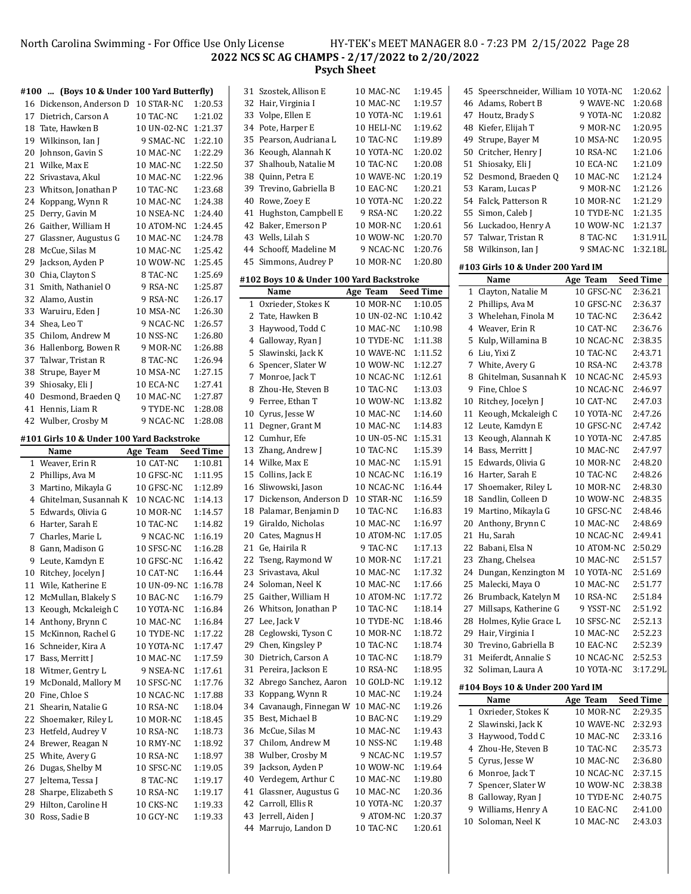**2022 NCS SC AG CHAMPS - 2/17/2022 to 2/20/2022**

**Psych Sheet**

#### #100 ... (Boys 10 & Under 100 Yard Butterfly)

| | Name | Age | Team | Seed Time |
|---|---|---|---|---|
| 16 | Dickenson, Anderson D | 10 | STAR-NC | 1:20.53 |
| 17 | Dietrich, Carson A | 10 | TAC-NC | 1:21.02 |
| 18 | Tate, Hawken B | 10 | UN-02-NC | 1:21.37 |
| 19 | Wilkinson, Ian J | 9 | SMAC-NC | 1:22.10 |
| 20 | Johnson, Gavin S | 10 | MAC-NC | 1:22.29 |
| 21 | Wilke, Max E | 10 | MAC-NC | 1:22.50 |
| 22 | Srivastava, Akul | 10 | MAC-NC | 1:22.96 |
| 23 | Whitson, Jonathan P | 10 | TAC-NC | 1:23.68 |
| 24 | Koppang, Wynn R | 10 | MAC-NC | 1:24.38 |
| 25 | Derry, Gavin M | 10 | NSEA-NC | 1:24.40 |
| 26 | Gaither, William H | 10 | ATOM-NC | 1:24.45 |
| 27 | Glassner, Augustus G | 10 | MAC-NC | 1:24.78 |
| 28 | McCue, Silas M | 10 | MAC-NC | 1:25.42 |
| 29 | Jackson, Ayden P | 10 | WOW-NC | 1:25.45 |
| 30 | Chia, Clayton S | 8 | TAC-NC | 1:25.69 |
| 31 | Smith, Nathaniel O | 9 | RSA-NC | 1:25.87 |
| 32 | Alamo, Austin | 9 | RSA-NC | 1:26.17 |
| 33 | Waruiru, Eden J | 10 | MSA-NC | 1:26.30 |
| 34 | Shea, Leo T | 9 | NCAC-NC | 1:26.57 |
| 35 | Chilom, Andrew M | 10 | NSS-NC | 1:26.80 |
| 36 | Hallenborg, Bowen R | 9 | MOR-NC | 1:26.88 |
| 37 | Talwar, Tristan R | 8 | TAC-NC | 1:26.94 |
| 38 | Strupe, Bayer M | 10 | MSA-NC | 1:27.15 |
| 39 | Shiosaky, Eli J | 10 | ECA-NC | 1:27.41 |
| 40 | Desmond, Braeden Q | 10 | MAC-NC | 1:27.87 |
| 41 | Hennis, Liam R | 9 | TYDE-NC | 1:28.08 |
| 42 | Wulber, Crosby M | 9 | NCAC-NC | 1:28.08 |

#### #101 Girls 10 & Under 100 Yard Backstroke

| | Name | Age | Team | Seed Time |
|---|---|---|---|---|
| 1 | Weaver, Erin R | 10 | CAT-NC | 1:10.81 |
| 2 | Phillips, Ava M | 10 | GFSC-NC | 1:11.95 |
| 3 | Martino, Mikayla G | 10 | GFSC-NC | 1:12.89 |
| 4 | Ghitelman, Susannah K | 10 | NCAC-NC | 1:14.13 |
| 5 | Edwards, Olivia G | 10 | MOR-NC | 1:14.57 |
| 6 | Harter, Sarah E | 10 | TAC-NC | 1:14.82 |
| 7 | Charles, Marie L | 9 | NCAC-NC | 1:16.19 |
| 8 | Gann, Madison G | 10 | SFSC-NC | 1:16.28 |
| 9 | Leute, Kamdyn E | 10 | GFSC-NC | 1:16.42 |
| 10 | Ritchey, Jocelyn J | 10 | CAT-NC | 1:16.44 |
| 11 | Wile, Katherine E | 10 | UN-09-NC | 1:16.78 |
| 12 | McMullan, Blakely S | 10 | BAC-NC | 1:16.79 |
| 13 | Keough, Mckaleigh C | 10 | YOTA-NC | 1:16.84 |
| 14 | Anthony, Brynn C | 10 | MAC-NC | 1:16.84 |
| 15 | McKinnon, Rachel G | 10 | TYDE-NC | 1:17.22 |
| 16 | Schneider, Kira A | 10 | YOTA-NC | 1:17.47 |
| 17 | Bass, Merritt J | 10 | MAC-NC | 1:17.59 |
| 18 | Witmer, Gentry L | 9 | NSEA-NC | 1:17.61 |
| 19 | McDonald, Mallory M | 10 | SFSC-NC | 1:17.76 |
| 20 | Fine, Chloe S | 10 | NCAC-NC | 1:17.88 |
| 21 | Shearin, Natalie G | 10 | RSA-NC | 1:18.04 |
| 22 | Shoemaker, Riley L | 10 | MOR-NC | 1:18.45 |
| 23 | Hetfeld, Audrey V | 10 | RSA-NC | 1:18.73 |
| 24 | Brewer, Reagan N | 10 | RMY-NC | 1:18.92 |
| 25 | White, Avery G | 10 | RSA-NC | 1:18.97 |
| 26 | Dugas, Shelby M | 10 | SFSC-NC | 1:19.05 |
| 27 | Jeltema, Tessa J | 8 | TAC-NC | 1:19.17 |
| 28 | Sharpe, Elizabeth S | 10 | RSA-NC | 1:19.17 |
| 29 | Hilton, Caroline H | 10 | CKS-NC | 1:19.33 |
| 30 | Ross, Sadie B | 10 | GCY-NC | 1:19.33 |
| 31 | Szostek, Allison E | 10 | MAC-NC | 1:19.45 |
| 32 | Hair, Virginia I | 10 | MAC-NC | 1:19.57 |
| 33 | Volpe, Ellen E | 10 | YOTA-NC | 1:19.61 |
| 34 | Pote, Harper E | 10 | HELI-NC | 1:19.62 |
| 35 | Pearson, Audriana L | 10 | TAC-NC | 1:19.89 |
| 36 | Keough, Alannah K | 10 | YOTA-NC | 1:20.02 |
| 37 | Shalhoub, Natalie M | 10 | TAC-NC | 1:20.08 |
| 38 | Quinn, Petra E | 10 | WAVE-NC | 1:20.19 |
| 39 | Trevino, Gabriella B | 10 | EAC-NC | 1:20.21 |
| 40 | Rowe, Zoey E | 10 | YOTA-NC | 1:20.22 |
| 41 | Hughston, Campbell E | 9 | RSA-NC | 1:20.22 |
| 42 | Baker, Emerson P | 10 | MOR-NC | 1:20.61 |
| 43 | Wells, Lilah S | 10 | WOW-NC | 1:20.70 |
| 44 | Schooff, Madeline M | 9 | NCAC-NC | 1:20.76 |
| 45 | Simmons, Audrey P | 10 | MOR-NC | 1:20.80 |

#### #102 Boys 10 & Under 100 Yard Backstroke

| | Name | Age | Team | Seed Time |
|---|---|---|---|---|
| 1 | Oxrieder, Stokes K | 10 | MOR-NC | 1:10.05 |
| 2 | Tate, Hawken B | 10 | UN-02-NC | 1:10.42 |
| 3 | Haywood, Todd C | 10 | MAC-NC | 1:10.98 |
| 4 | Galloway, Ryan J | 10 | TYDE-NC | 1:11.38 |
| 5 | Slawinski, Jack K | 10 | WAVE-NC | 1:11.52 |
| 6 | Spencer, Slater W | 10 | WOW-NC | 1:12.27 |
| 7 | Monroe, Jack T | 10 | NCAC-NC | 1:12.61 |
| 8 | Zhou-He, Steven B | 10 | TAC-NC | 1:13.03 |
| 9 | Ferree, Ethan T | 10 | WOW-NC | 1:13.82 |
| 10 | Cyrus, Jesse W | 10 | MAC-NC | 1:14.60 |
| 11 | Degner, Grant M | 10 | MAC-NC | 1:14.83 |
| 12 | Cumhur, Efe | 10 | UN-05-NC | 1:15.31 |
| 13 | Zhang, Andrew J | 10 | TAC-NC | 1:15.39 |
| 14 | Wilke, Max E | 10 | MAC-NC | 1:15.91 |
| 15 | Collins, Jack E | 10 | NCAC-NC | 1:16.19 |
| 16 | Sliwowski, Jason | 10 | NCAC-NC | 1:16.44 |
| 17 | Dickenson, Anderson D | 10 | STAR-NC | 1:16.59 |
| 18 | Palamar, Benjamin D | 10 | TAC-NC | 1:16.83 |
| 19 | Giraldo, Nicholas | 10 | MAC-NC | 1:16.97 |
| 20 | Cates, Magnus H | 10 | ATOM-NC | 1:17.05 |
| 21 | Ge, Hairila R | 9 | TAC-NC | 1:17.13 |
| 22 | Tseng, Raymond W | 10 | MOR-NC | 1:17.21 |
| 23 | Srivastava, Akul | 10 | MAC-NC | 1:17.32 |
| 24 | Soloman, Neel K | 10 | MAC-NC | 1:17.66 |
| 25 | Gaither, William H | 10 | ATOM-NC | 1:17.72 |
| 26 | Whitson, Jonathan P | 10 | TAC-NC | 1:18.14 |
| 27 | Lee, Jack V | 10 | TYDE-NC | 1:18.46 |
| 28 | Ceglowski, Tyson C | 10 | MOR-NC | 1:18.72 |
| 29 | Chen, Kingsley P | 10 | TAC-NC | 1:18.74 |
| 30 | Dietrich, Carson A | 10 | TAC-NC | 1:18.79 |
| 31 | Pereira, Jackson E | 10 | RSA-NC | 1:18.95 |
| 32 | Abrego Sanchez, Aaron | 10 | GOLD-NC | 1:19.12 |
| 33 | Koppang, Wynn R | 10 | MAC-NC | 1:19.24 |
| 34 | Cavanaugh, Finnegan W | 10 | MAC-NC | 1:19.26 |
| 35 | Best, Michael B | 10 | BAC-NC | 1:19.29 |
| 36 | McCue, Silas M | 10 | MAC-NC | 1:19.43 |
| 37 | Chilom, Andrew M | 10 | NSS-NC | 1:19.48 |
| 38 | Wulber, Crosby M | 9 | NCAC-NC | 1:19.57 |
| 39 | Jackson, Ayden P | 10 | WOW-NC | 1:19.64 |
| 40 | Verdegem, Arthur C | 10 | MAC-NC | 1:19.80 |
| 41 | Glassner, Augustus G | 10 | MAC-NC | 1:20.36 |
| 42 | Carroll, Ellis R | 10 | YOTA-NC | 1:20.37 |
| 43 | Jerrell, Aiden J | 9 | ATOM-NC | 1:20.37 |
| 44 | Marrujo, Landon D | 10 | TAC-NC | 1:20.61 |
| 45 | Speerschneider, William | 10 | YOTA-NC | 1:20.62 |
| 46 | Adams, Robert B | 9 | WAVE-NC | 1:20.68 |
| 47 | Houtz, Brady S | 9 | YOTA-NC | 1:20.82 |
| 48 | Kiefer, Elijah T | 9 | MOR-NC | 1:20.95 |
| 49 | Strupe, Bayer M | 10 | MSA-NC | 1:20.95 |
| 50 | Critcher, Henry J | 10 | RSA-NC | 1:21.06 |
| 51 | Shiosaky, Eli J | 10 | ECA-NC | 1:21.09 |
| 52 | Desmond, Braeden Q | 10 | MAC-NC | 1:21.24 |
| 53 | Karam, Lucas P | 9 | MOR-NC | 1:21.26 |
| 54 | Falck, Patterson R | 10 | MOR-NC | 1:21.29 |
| 55 | Simon, Caleb J | 10 | TYDE-NC | 1:21.35 |
| 56 | Luckadoo, Henry A | 10 | WOW-NC | 1:21.37 |
| 57 | Talwar, Tristan R | 8 | TAC-NC | 1:31.91L |
| 58 | Wilkinson, Ian J | 9 | SMAC-NC | 1:32.18L |

#### #103 Girls 10 & Under 200 Yard IM

| | Name | Age | Team | Seed Time |
|---|---|---|---|---|
| 1 | Clayton, Natalie M | 10 | GFSC-NC | 2:36.21 |
| 2 | Phillips, Ava M | 10 | GFSC-NC | 2:36.37 |
| 3 | Whelehan, Finola M | 10 | TAC-NC | 2:36.42 |
| 4 | Weaver, Erin R | 10 | CAT-NC | 2:36.76 |
| 5 | Kulp, Willamina B | 10 | NCAC-NC | 2:38.35 |
| 6 | Liu, Yixi Z | 10 | TAC-NC | 2:43.71 |
| 7 | White, Avery G | 10 | RSA-NC | 2:43.78 |
| 8 | Ghitelman, Susannah K | 10 | NCAC-NC | 2:45.93 |
| 9 | Fine, Chloe S | 10 | NCAC-NC | 2:46.97 |
| 10 | Ritchey, Jocelyn J | 10 | CAT-NC | 2:47.03 |
| 11 | Keough, Mckaleigh C | 10 | YOTA-NC | 2:47.26 |
| 12 | Leute, Kamdyn E | 10 | GFSC-NC | 2:47.42 |
| 13 | Keough, Alannah K | 10 | YOTA-NC | 2:47.85 |
| 14 | Bass, Merritt J | 10 | MAC-NC | 2:47.97 |
| 15 | Edwards, Olivia G | 10 | MOR-NC | 2:48.20 |
| 16 | Harter, Sarah E | 10 | TAC-NC | 2:48.26 |
| 17 | Shoemaker, Riley L | 10 | MOR-NC | 2:48.30 |
| 18 | Sandlin, Colleen D | 10 | WOW-NC | 2:48.35 |
| 19 | Martino, Mikayla G | 10 | GFSC-NC | 2:48.46 |
| 20 | Anthony, Brynn C | 10 | MAC-NC | 2:48.69 |
| 21 | Hu, Sarah | 10 | NCAC-NC | 2:49.41 |
| 22 | Babani, Elsa N | 10 | ATOM-NC | 2:50.29 |
| 23 | Zhang, Chelsea | 10 | MAC-NC | 2:51.57 |
| 24 | Dungan, Kenzington M | 10 | YOTA-NC | 2:51.69 |
| 25 | Malecki, Maya O | 10 | MAC-NC | 2:51.77 |
| 26 | Brumback, Katelyn M | 10 | RSA-NC | 2:51.84 |
| 27 | Millsaps, Katherine G | 9 | YSST-NC | 2:51.92 |
| 28 | Holmes, Kylie Grace L | 10 | SFSC-NC | 2:52.13 |
| 29 | Hair, Virginia I | 10 | MAC-NC | 2:52.23 |
| 30 | Trevino, Gabriella B | 10 | EAC-NC | 2:52.39 |
| 31 | Meiferdt, Annalie S | 10 | NCAC-NC | 2:52.53 |
| 32 | Soliman, Laura A | 10 | YOTA-NC | 3:17.29L |

#### #104 Boys 10 & Under 200 Yard IM

| | Name | Age | Team | Seed Time |
|---|---|---|---|---|
| 1 | Oxrieder, Stokes K | 10 | MOR-NC | 2:29.35 |
| 2 | Slawinski, Jack K | 10 | WAVE-NC | 2:32.93 |
| 3 | Haywood, Todd C | 10 | MAC-NC | 2:33.16 |
| 4 | Zhou-He, Steven B | 10 | TAC-NC | 2:35.73 |
| 5 | Cyrus, Jesse W | 10 | MAC-NC | 2:36.80 |
| 6 | Monroe, Jack T | 10 | NCAC-NC | 2:37.15 |
| 7 | Spencer, Slater W | 10 | WOW-NC | 2:38.38 |
| 8 | Galloway, Ryan J | 10 | TYDE-NC | 2:40.75 |
| 9 | Williams, Henry A | 10 | EAC-NC | 2:41.00 |
| 10 | Soloman, Neel K | 10 | MAC-NC | 2:43.03 |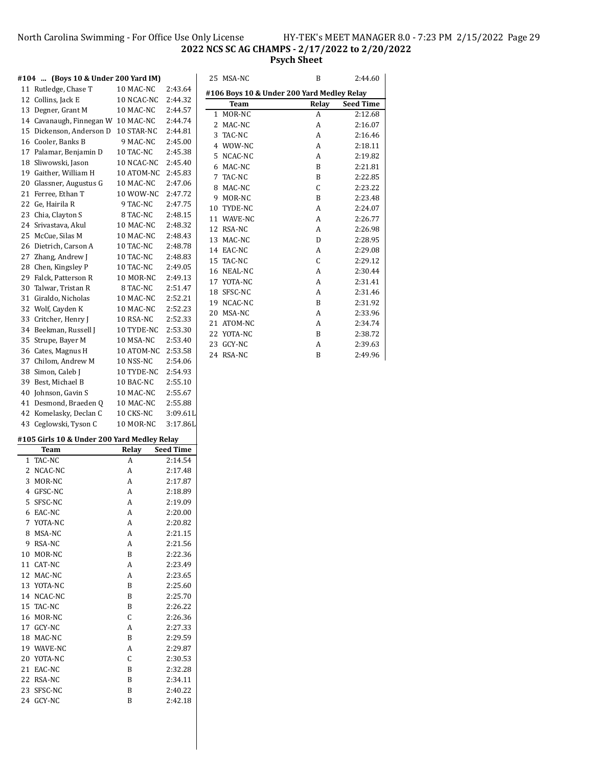#### #104 ... (Boys 10 & Under 200 Yard IM)

| | | | | |
|---|---|---|---|---|
| 11 | Rutledge, Chase T | 10 | MAC-NC | 2:43.64 |
| 12 | Collins, Jack E | 10 | NCAC-NC | 2:44.32 |
| 13 | Degner, Grant M | 10 | MAC-NC | 2:44.57 |
| 14 | Cavanaugh, Finnegan W | 10 | MAC-NC | 2:44.74 |
| 15 | Dickenson, Anderson D | 10 | STAR-NC | 2:44.81 |
| 16 | Cooler, Banks B | 9 | MAC-NC | 2:45.00 |
| 17 | Palamar, Benjamin D | 10 | TAC-NC | 2:45.38 |
| 18 | Sliwowski, Jason | 10 | NCAC-NC | 2:45.40 |
| 19 | Gaither, William H | 10 | ATOM-NC | 2:45.83 |
| 20 | Glassner, Augustus G | 10 | MAC-NC | 2:47.06 |
| 21 | Ferree, Ethan T | 10 | WOW-NC | 2:47.72 |
| 22 | Ge, Hairila R | 9 | TAC-NC | 2:47.75 |
| 23 | Chia, Clayton S | 8 | TAC-NC | 2:48.15 |
| 24 | Srivastava, Akul | 10 | MAC-NC | 2:48.32 |
| 25 | McCue, Silas M | 10 | MAC-NC | 2:48.43 |
| 26 | Dietrich, Carson A | 10 | TAC-NC | 2:48.78 |
| 27 | Zhang, Andrew J | 10 | TAC-NC | 2:48.83 |
| 28 | Chen, Kingsley P | 10 | TAC-NC | 2:49.05 |
| 29 | Falck, Patterson R | 10 | MOR-NC | 2:49.13 |
| 30 | Talwar, Tristan R | 8 | TAC-NC | 2:51.47 |
| 31 | Giraldo, Nicholas | 10 | MAC-NC | 2:52.21 |
| 32 | Wolf, Cayden K | 10 | MAC-NC | 2:52.23 |
| 33 | Critcher, Henry J | 10 | RSA-NC | 2:52.33 |
| 34 | Beekman, Russell J | 10 | TYDE-NC | 2:53.30 |
| 35 | Strupe, Bayer M | 10 | MSA-NC | 2:53.40 |
| 36 | Cates, Magnus H | 10 | ATOM-NC | 2:53.58 |
| 37 | Chilom, Andrew M | 10 | NSS-NC | 2:54.06 |
| 38 | Simon, Caleb J | 10 | TYDE-NC | 2:54.93 |
| 39 | Best, Michael B | 10 | BAC-NC | 2:55.10 |
| 40 | Johnson, Gavin S | 10 | MAC-NC | 2:55.67 |
| 41 | Desmond, Braeden Q | 10 | MAC-NC | 2:55.88 |
| 42 | Komelasky, Declan C | 10 | CKS-NC | 3:09.61L |
| 43 | Ceglowski, Tyson C | 10 | MOR-NC | 3:17.86L |

#### #105 Girls 10 & Under 200 Yard Medley Relay

| | Team | Relay | Seed Time |
|---|---|---|---|
| 1 | TAC-NC | A | 2:14.54 |
| 2 | NCAC-NC | A | 2:17.48 |
| 3 | MOR-NC | A | 2:17.87 |
| 4 | GFSC-NC | A | 2:18.89 |
| 5 | SFSC-NC | A | 2:19.09 |
| 6 | EAC-NC | A | 2:20.00 |
| 7 | YOTA-NC | A | 2:20.82 |
| 8 | MSA-NC | A | 2:21.15 |
| 9 | RSA-NC | A | 2:21.56 |
| 10 | MOR-NC | B | 2:22.36 |
| 11 | CAT-NC | A | 2:23.49 |
| 12 | MAC-NC | A | 2:23.65 |
| 13 | YOTA-NC | B | 2:25.60 |
| 14 | NCAC-NC | B | 2:25.70 |
| 15 | TAC-NC | B | 2:26.22 |
| 16 | MOR-NC | C | 2:26.36 |
| 17 | GCY-NC | A | 2:27.33 |
| 18 | MAC-NC | B | 2:29.59 |
| 19 | WAVE-NC | A | 2:29.87 |
| 20 | YOTA-NC | C | 2:30.53 |
| 21 | EAC-NC | B | 2:32.28 |
| 22 | RSA-NC | B | 2:34.11 |
| 23 | SFSC-NC | B | 2:40.22 |
| 24 | GCY-NC | B | 2:42.18 |
| 25 | MSA-NC | B | 2:44.60 |

#### #106 Boys 10 & Under 200 Yard Medley Relay

| | Team | Relay | Seed Time |
|---|---|---|---|
| 1 | MOR-NC | A | 2:12.68 |
| 2 | MAC-NC | A | 2:16.07 |
| 3 | TAC-NC | A | 2:16.46 |
| 4 | WOW-NC | A | 2:18.11 |
| 5 | NCAC-NC | A | 2:19.82 |
| 6 | MAC-NC | B | 2:21.81 |
| 7 | TAC-NC | B | 2:22.85 |
| 8 | MAC-NC | C | 2:23.22 |
| 9 | MOR-NC | B | 2:23.48 |
| 10 | TYDE-NC | A | 2:24.07 |
| 11 | WAVE-NC | A | 2:26.77 |
| 12 | RSA-NC | A | 2:26.98 |
| 13 | MAC-NC | D | 2:28.95 |
| 14 | EAC-NC | A | 2:29.08 |
| 15 | TAC-NC | C | 2:29.12 |
| 16 | NEAL-NC | A | 2:30.44 |
| 17 | YOTA-NC | A | 2:31.41 |
| 18 | SFSC-NC | A | 2:31.46 |
| 19 | NCAC-NC | B | 2:31.92 |
| 20 | MSA-NC | A | 2:33.96 |
| 21 | ATOM-NC | A | 2:34.74 |
| 22 | YOTA-NC | B | 2:38.72 |
| 23 | GCY-NC | A | 2:39.63 |
| 24 | RSA-NC | B | 2:49.96 |